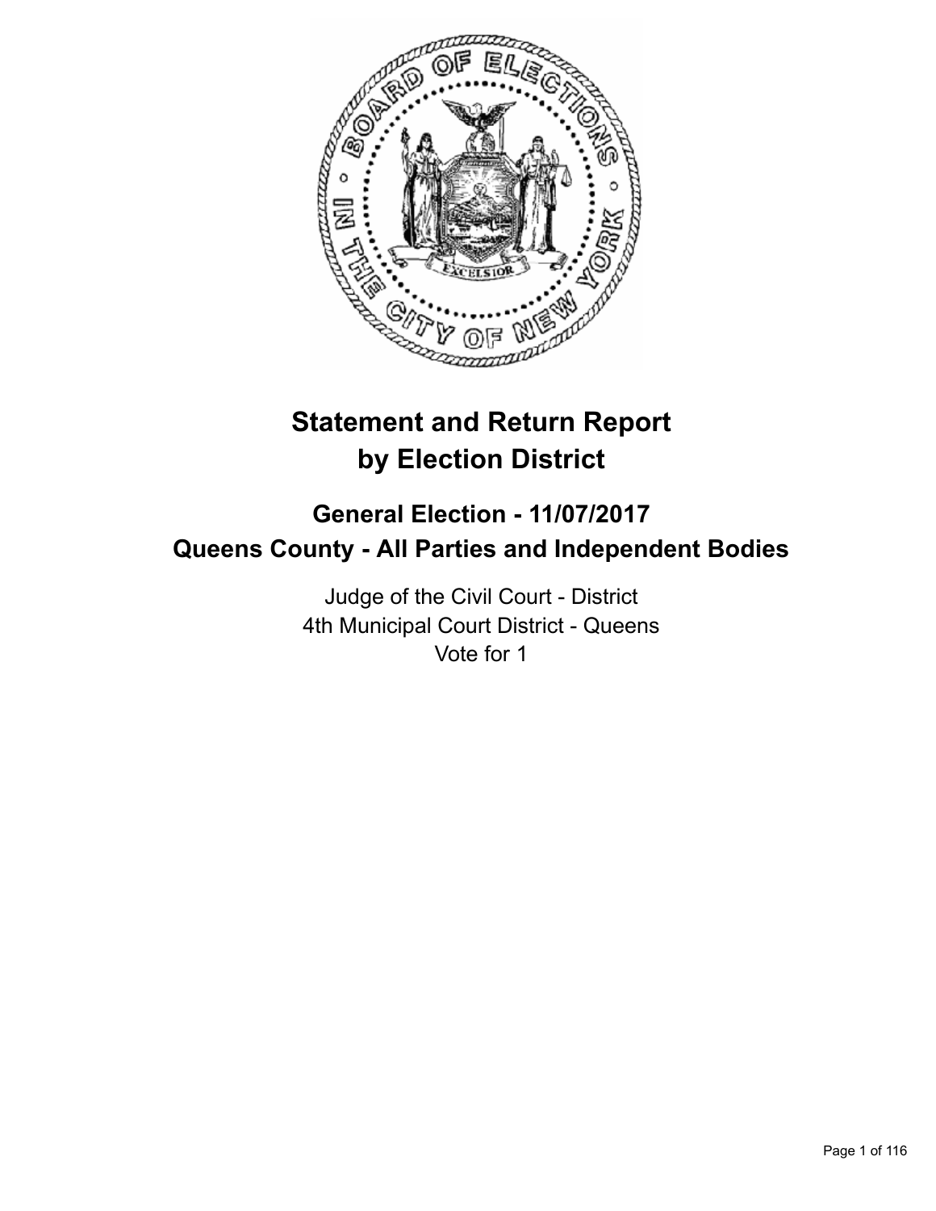# Statement and Return Report by Election District

## General Election - 11/07/2017
## Queens County - All Parties and Independent Bodies

Judge of the Civil Court - District
4th Municipal Court District - Queens
Vote for 1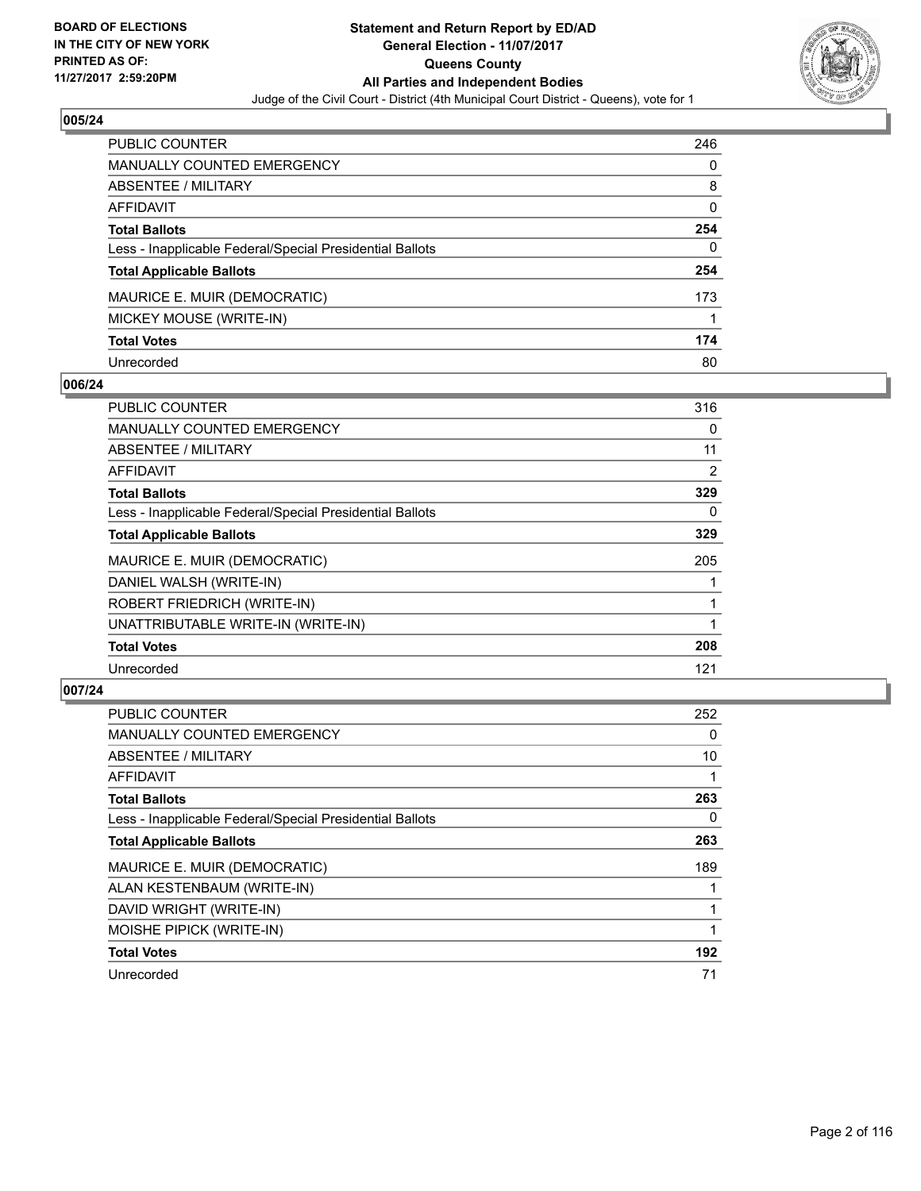**BOARD OF ELECTIONS IN THE CITY OF NEW YORK PRINTED AS OF: 11/27/2017 2:59:20PM**

# Statement and Return Report by ED/AD
## General Election - 11/07/2017
## Queens County
## All Parties and Independent Bodies
Judge of the Civil Court - District (4th Municipal Court District - Queens), vote for 1

### 005/24

| | |
|---|---|
| PUBLIC COUNTER | 246 |
| MANUALLY COUNTED EMERGENCY | 0 |
| ABSENTEE / MILITARY | 8 |
| AFFIDAVIT | 0 |
| **Total Ballots** | **254** |
| Less - Inapplicable Federal/Special Presidential Ballots | 0 |
| **Total Applicable Ballots** | **254** |
| MAURICE E. MUIR (DEMOCRATIC) | 173 |
| MICKEY MOUSE (WRITE-IN) | 1 |
| **Total Votes** | **174** |
| Unrecorded | 80 |

### 006/24

| | |
|---|---|
| PUBLIC COUNTER | 316 |
| MANUALLY COUNTED EMERGENCY | 0 |
| ABSENTEE / MILITARY | 11 |
| AFFIDAVIT | 2 |
| **Total Ballots** | **329** |
| Less - Inapplicable Federal/Special Presidential Ballots | 0 |
| **Total Applicable Ballots** | **329** |
| MAURICE E. MUIR (DEMOCRATIC) | 205 |
| DANIEL WALSH (WRITE-IN) | 1 |
| ROBERT FRIEDRICH (WRITE-IN) | 1 |
| UNATTRIBUTABLE WRITE-IN (WRITE-IN) | 1 |
| **Total Votes** | **208** |
| Unrecorded | 121 |

### 007/24

| | |
|---|---|
| PUBLIC COUNTER | 252 |
| MANUALLY COUNTED EMERGENCY | 0 |
| ABSENTEE / MILITARY | 10 |
| AFFIDAVIT | 1 |
| **Total Ballots** | **263** |
| Less - Inapplicable Federal/Special Presidential Ballots | 0 |
| **Total Applicable Ballots** | **263** |
| MAURICE E. MUIR (DEMOCRATIC) | 189 |
| ALAN KESTENBAUM (WRITE-IN) | 1 |
| DAVID WRIGHT (WRITE-IN) | 1 |
| MOISHE PIPICK (WRITE-IN) | 1 |
| **Total Votes** | **192** |
| Unrecorded | 71 |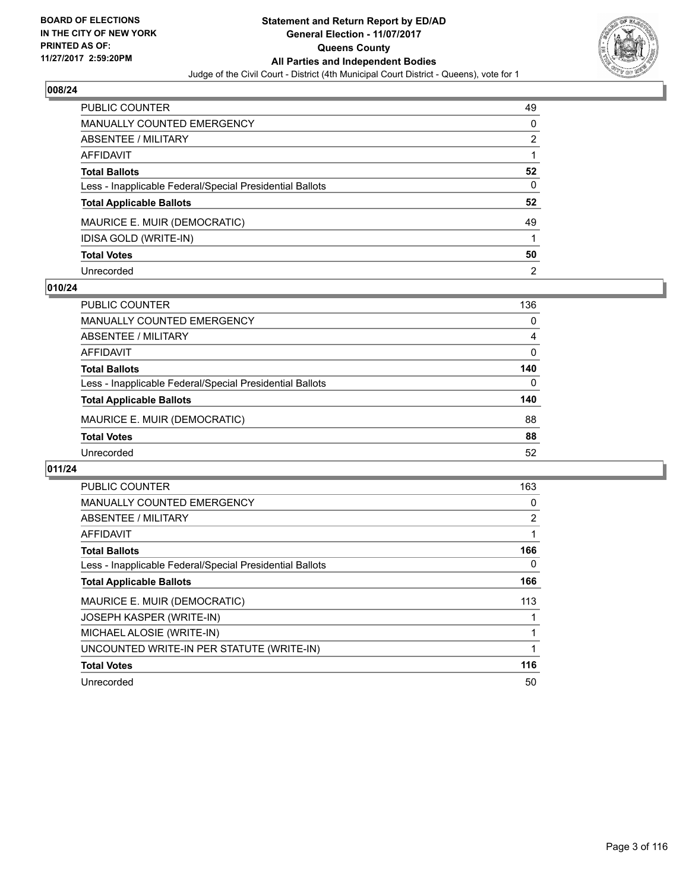## 008/24

| | |
|---|---|
| PUBLIC COUNTER | 49 |
| MANUALLY COUNTED EMERGENCY | 0 |
| ABSENTEE / MILITARY | 2 |
| AFFIDAVIT | 1 |
| **Total Ballots** | **52** |
| Less - Inapplicable Federal/Special Presidential Ballots | 0 |
| **Total Applicable Ballots** | **52** |
| MAURICE E. MUIR (DEMOCRATIC) | 49 |
| IDISA GOLD (WRITE-IN) | 1 |
| **Total Votes** | **50** |
| Unrecorded | 2 |

## 010/24

| | |
|---|---|
| PUBLIC COUNTER | 136 |
| MANUALLY COUNTED EMERGENCY | 0 |
| ABSENTEE / MILITARY | 4 |
| AFFIDAVIT | 0 |
| **Total Ballots** | **140** |
| Less - Inapplicable Federal/Special Presidential Ballots | 0 |
| **Total Applicable Ballots** | **140** |
| MAURICE E. MUIR (DEMOCRATIC) | 88 |
| **Total Votes** | **88** |
| Unrecorded | 52 |

## 011/24

| | |
|---|---|
| PUBLIC COUNTER | 163 |
| MANUALLY COUNTED EMERGENCY | 0 |
| ABSENTEE / MILITARY | 2 |
| AFFIDAVIT | 1 |
| **Total Ballots** | **166** |
| Less - Inapplicable Federal/Special Presidential Ballots | 0 |
| **Total Applicable Ballots** | **166** |
| MAURICE E. MUIR (DEMOCRATIC) | 113 |
| JOSEPH KASPER (WRITE-IN) | 1 |
| MICHAEL ALOSIE (WRITE-IN) | 1 |
| UNCOUNTED WRITE-IN PER STATUTE (WRITE-IN) | 1 |
| **Total Votes** | **116** |
| Unrecorded | 50 |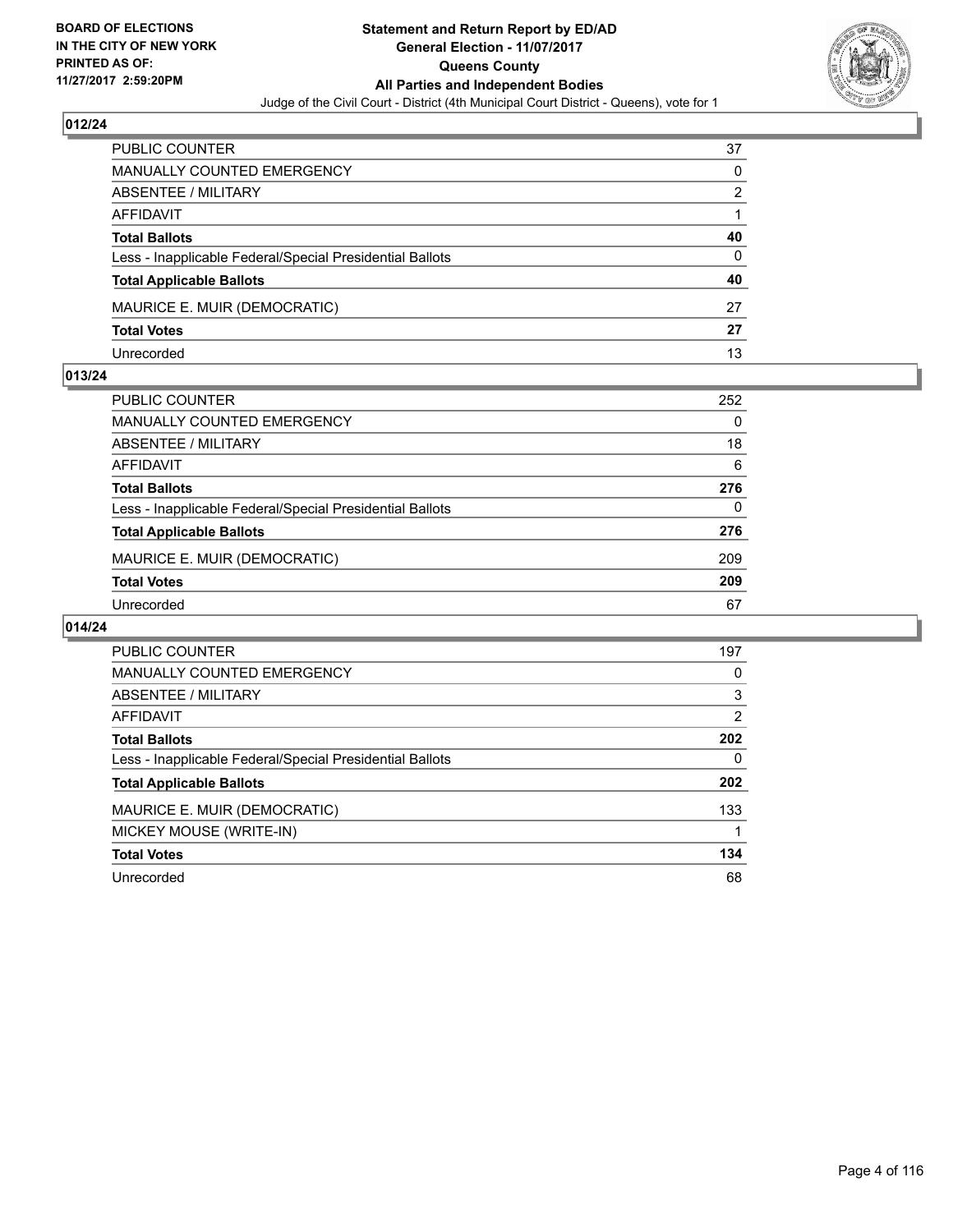**BOARD OF ELECTIONS IN THE CITY OF NEW YORK PRINTED AS OF: 11/27/2017 2:59:20PM**

# Statement and Return Report by ED/AD
## General Election - 11/07/2017
## Queens County
## All Parties and Independent Bodies

Judge of the Civil Court - District (4th Municipal Court District - Queens), vote for 1

### 012/24

| | |
|---|---|
| PUBLIC COUNTER | 37 |
| MANUALLY COUNTED EMERGENCY | 0 |
| ABSENTEE / MILITARY | 2 |
| AFFIDAVIT | 1 |
| **Total Ballots** | **40** |
| Less - Inapplicable Federal/Special Presidential Ballots | 0 |
| **Total Applicable Ballots** | **40** |
| MAURICE E. MUIR (DEMOCRATIC) | 27 |
| **Total Votes** | **27** |
| Unrecorded | 13 |

### 013/24

| | |
|---|---|
| PUBLIC COUNTER | 252 |
| MANUALLY COUNTED EMERGENCY | 0 |
| ABSENTEE / MILITARY | 18 |
| AFFIDAVIT | 6 |
| **Total Ballots** | **276** |
| Less - Inapplicable Federal/Special Presidential Ballots | 0 |
| **Total Applicable Ballots** | **276** |
| MAURICE E. MUIR (DEMOCRATIC) | 209 |
| **Total Votes** | **209** |
| Unrecorded | 67 |

### 014/24

| | |
|---|---|
| PUBLIC COUNTER | 197 |
| MANUALLY COUNTED EMERGENCY | 0 |
| ABSENTEE / MILITARY | 3 |
| AFFIDAVIT | 2 |
| **Total Ballots** | **202** |
| Less - Inapplicable Federal/Special Presidential Ballots | 0 |
| **Total Applicable Ballots** | **202** |
| MAURICE E. MUIR (DEMOCRATIC) | 133 |
| MICKEY MOUSE (WRITE-IN) | 1 |
| **Total Votes** | **134** |
| Unrecorded | 68 |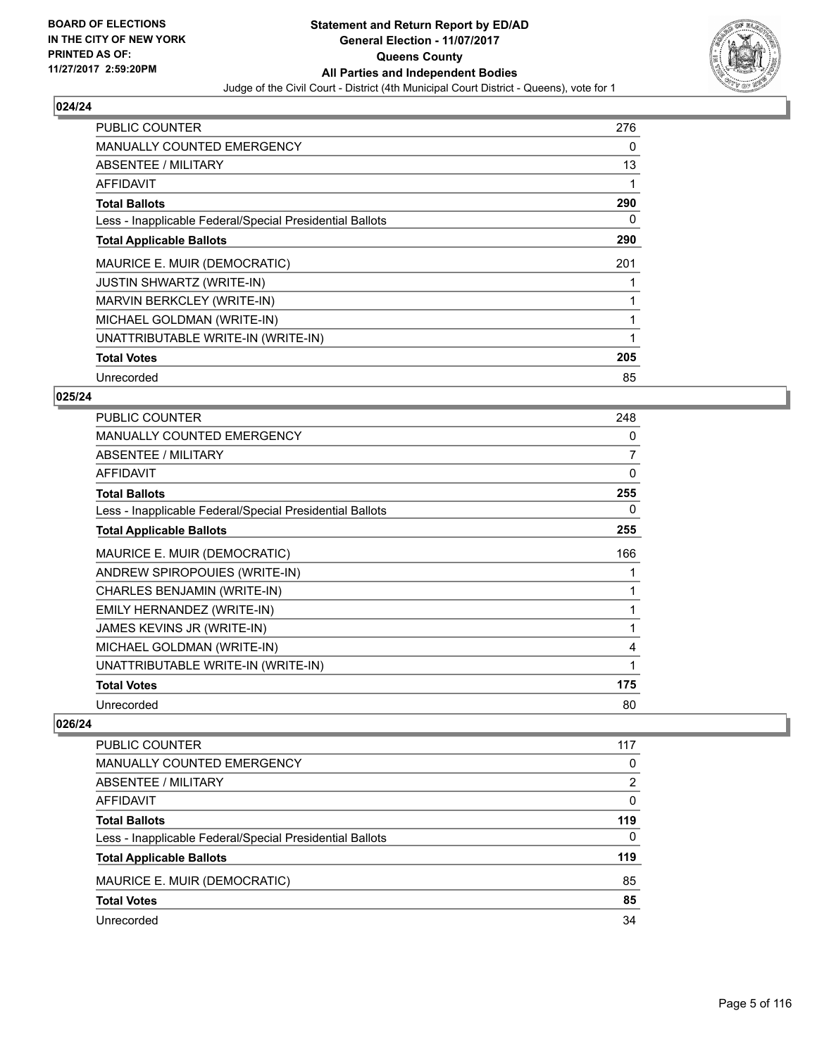## 024/24

| | |
|---|---|
| PUBLIC COUNTER | 276 |
| MANUALLY COUNTED EMERGENCY | 0 |
| ABSENTEE / MILITARY | 13 |
| AFFIDAVIT | 1 |
| **Total Ballots** | **290** |
| Less - Inapplicable Federal/Special Presidential Ballots | 0 |
| **Total Applicable Ballots** | **290** |
| MAURICE E. MUIR (DEMOCRATIC) | 201 |
| JUSTIN SHWARTZ (WRITE-IN) | 1 |
| MARVIN BERKCLEY (WRITE-IN) | 1 |
| MICHAEL GOLDMAN (WRITE-IN) | 1 |
| UNATTRIBUTABLE WRITE-IN (WRITE-IN) | 1 |
| **Total Votes** | **205** |
| Unrecorded | 85 |

## 025/24

| | |
|---|---|
| PUBLIC COUNTER | 248 |
| MANUALLY COUNTED EMERGENCY | 0 |
| ABSENTEE / MILITARY | 7 |
| AFFIDAVIT | 0 |
| **Total Ballots** | **255** |
| Less - Inapplicable Federal/Special Presidential Ballots | 0 |
| **Total Applicable Ballots** | **255** |
| MAURICE E. MUIR (DEMOCRATIC) | 166 |
| ANDREW SPIROPOUIES (WRITE-IN) | 1 |
| CHARLES BENJAMIN (WRITE-IN) | 1 |
| EMILY HERNANDEZ (WRITE-IN) | 1 |
| JAMES KEVINS JR (WRITE-IN) | 1 |
| MICHAEL GOLDMAN (WRITE-IN) | 4 |
| UNATTRIBUTABLE WRITE-IN (WRITE-IN) | 1 |
| **Total Votes** | **175** |
| Unrecorded | 80 |

## 026/24

| | |
|---|---|
| PUBLIC COUNTER | 117 |
| MANUALLY COUNTED EMERGENCY | 0 |
| ABSENTEE / MILITARY | 2 |
| AFFIDAVIT | 0 |
| **Total Ballots** | **119** |
| Less - Inapplicable Federal/Special Presidential Ballots | 0 |
| **Total Applicable Ballots** | **119** |
| MAURICE E. MUIR (DEMOCRATIC) | 85 |
| **Total Votes** | **85** |
| Unrecorded | 34 |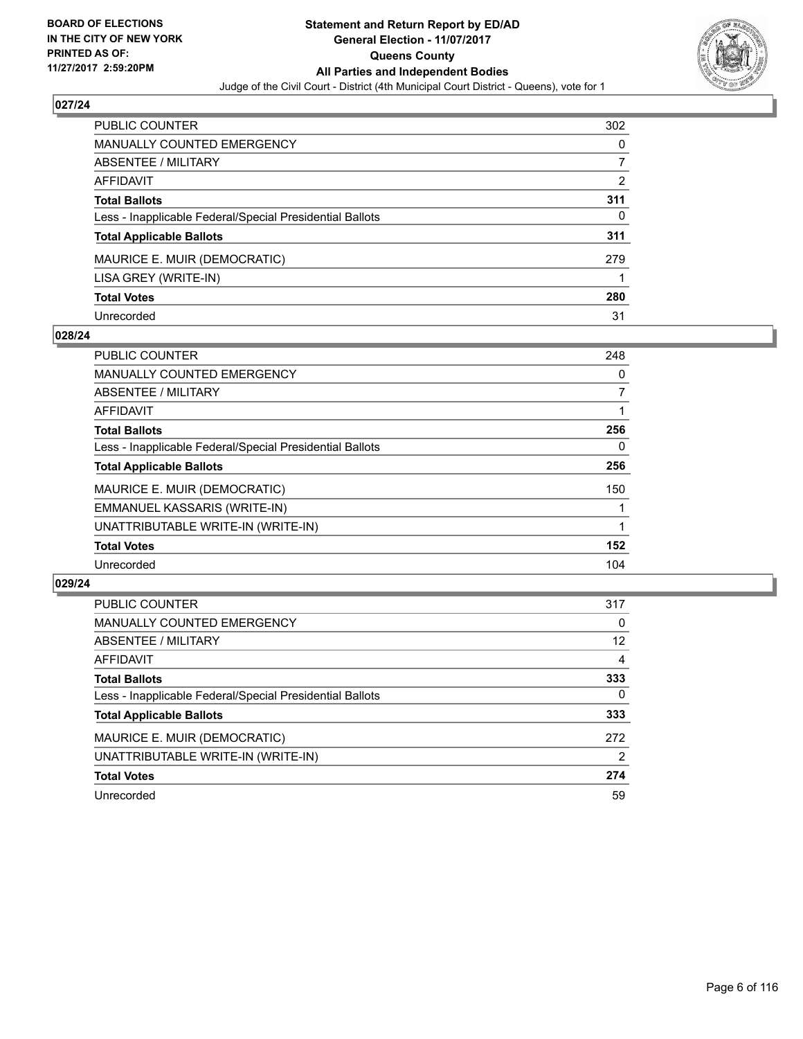## 027/24

| | |
|---|---|
| PUBLIC COUNTER | 302 |
| MANUALLY COUNTED EMERGENCY | 0 |
| ABSENTEE / MILITARY | 7 |
| AFFIDAVIT | 2 |
| **Total Ballots** | **311** |
| Less - Inapplicable Federal/Special Presidential Ballots | 0 |
| **Total Applicable Ballots** | **311** |
| MAURICE E. MUIR (DEMOCRATIC) | 279 |
| LISA GREY (WRITE-IN) | 1 |
| **Total Votes** | **280** |
| Unrecorded | 31 |

## 028/24

| | |
|---|---|
| PUBLIC COUNTER | 248 |
| MANUALLY COUNTED EMERGENCY | 0 |
| ABSENTEE / MILITARY | 7 |
| AFFIDAVIT | 1 |
| **Total Ballots** | **256** |
| Less - Inapplicable Federal/Special Presidential Ballots | 0 |
| **Total Applicable Ballots** | **256** |
| MAURICE E. MUIR (DEMOCRATIC) | 150 |
| EMMANUEL KASSARIS (WRITE-IN) | 1 |
| UNATTRIBUTABLE WRITE-IN (WRITE-IN) | 1 |
| **Total Votes** | **152** |
| Unrecorded | 104 |

## 029/24

| | |
|---|---|
| PUBLIC COUNTER | 317 |
| MANUALLY COUNTED EMERGENCY | 0 |
| ABSENTEE / MILITARY | 12 |
| AFFIDAVIT | 4 |
| **Total Ballots** | **333** |
| Less - Inapplicable Federal/Special Presidential Ballots | 0 |
| **Total Applicable Ballots** | **333** |
| MAURICE E. MUIR (DEMOCRATIC) | 272 |
| UNATTRIBUTABLE WRITE-IN (WRITE-IN) | 2 |
| **Total Votes** | **274** |
| Unrecorded | 59 |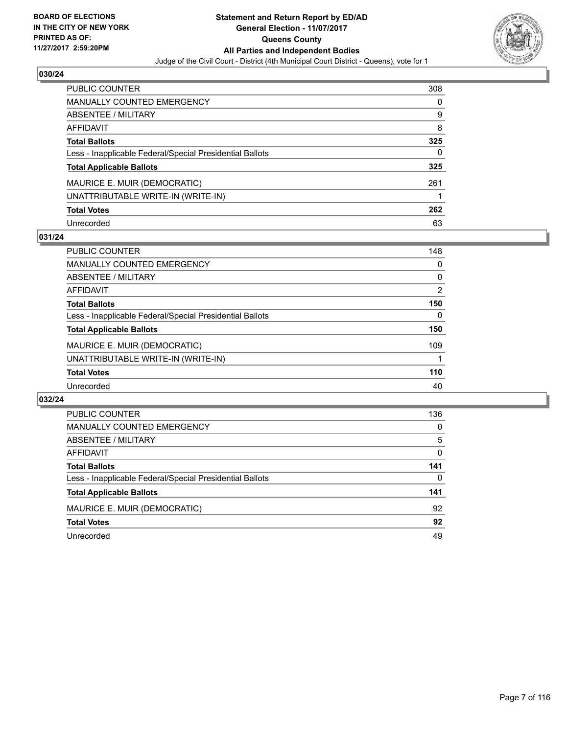## 030/24

| | |
|---|---|
| PUBLIC COUNTER | 308 |
| MANUALLY COUNTED EMERGENCY | 0 |
| ABSENTEE / MILITARY | 9 |
| AFFIDAVIT | 8 |
| **Total Ballots** | **325** |
| Less - Inapplicable Federal/Special Presidential Ballots | 0 |
| **Total Applicable Ballots** | **325** |
| MAURICE E. MUIR (DEMOCRATIC) | 261 |
| UNATTRIBUTABLE WRITE-IN (WRITE-IN) | 1 |
| **Total Votes** | **262** |
| Unrecorded | 63 |

## 031/24

| | |
|---|---|
| PUBLIC COUNTER | 148 |
| MANUALLY COUNTED EMERGENCY | 0 |
| ABSENTEE / MILITARY | 0 |
| AFFIDAVIT | 2 |
| **Total Ballots** | **150** |
| Less - Inapplicable Federal/Special Presidential Ballots | 0 |
| **Total Applicable Ballots** | **150** |
| MAURICE E. MUIR (DEMOCRATIC) | 109 |
| UNATTRIBUTABLE WRITE-IN (WRITE-IN) | 1 |
| **Total Votes** | **110** |
| Unrecorded | 40 |

## 032/24

| | |
|---|---|
| PUBLIC COUNTER | 136 |
| MANUALLY COUNTED EMERGENCY | 0 |
| ABSENTEE / MILITARY | 5 |
| AFFIDAVIT | 0 |
| **Total Ballots** | **141** |
| Less - Inapplicable Federal/Special Presidential Ballots | 0 |
| **Total Applicable Ballots** | **141** |
| MAURICE E. MUIR (DEMOCRATIC) | 92 |
| **Total Votes** | **92** |
| Unrecorded | 49 |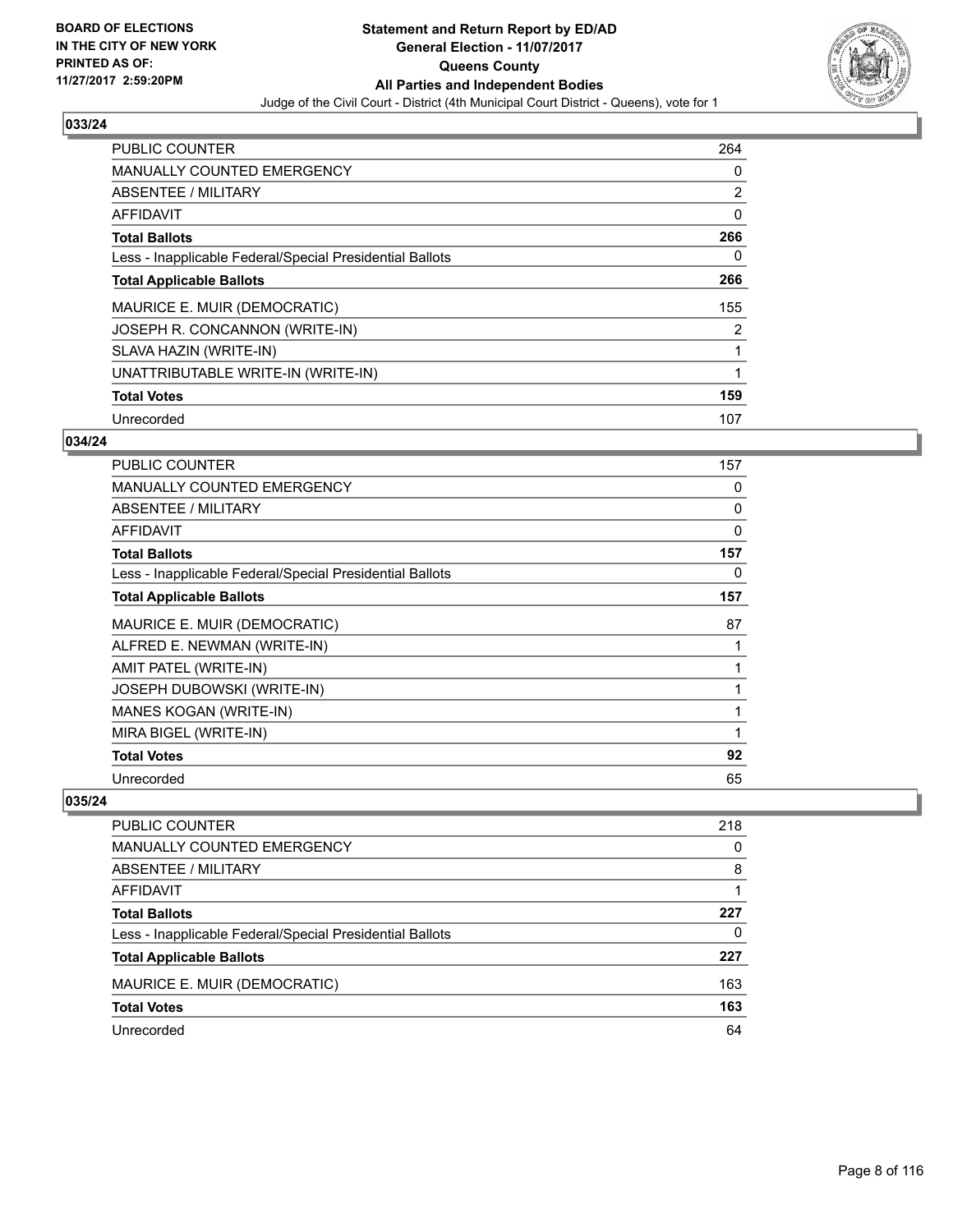## 033/24

| | |
|---|---|
| PUBLIC COUNTER | 264 |
| MANUALLY COUNTED EMERGENCY | 0 |
| ABSENTEE / MILITARY | 2 |
| AFFIDAVIT | 0 |
| **Total Ballots** | **266** |
| Less - Inapplicable Federal/Special Presidential Ballots | 0 |
| **Total Applicable Ballots** | **266** |
| MAURICE E. MUIR (DEMOCRATIC) | 155 |
| JOSEPH R. CONCANNON (WRITE-IN) | 2 |
| SLAVA HAZIN (WRITE-IN) | 1 |
| UNATTRIBUTABLE WRITE-IN (WRITE-IN) | 1 |
| **Total Votes** | **159** |
| Unrecorded | 107 |

## 034/24

| | |
|---|---|
| PUBLIC COUNTER | 157 |
| MANUALLY COUNTED EMERGENCY | 0 |
| ABSENTEE / MILITARY | 0 |
| AFFIDAVIT | 0 |
| **Total Ballots** | **157** |
| Less - Inapplicable Federal/Special Presidential Ballots | 0 |
| **Total Applicable Ballots** | **157** |
| MAURICE E. MUIR (DEMOCRATIC) | 87 |
| ALFRED E. NEWMAN (WRITE-IN) | 1 |
| AMIT PATEL (WRITE-IN) | 1 |
| JOSEPH DUBOWSKI (WRITE-IN) | 1 |
| MANES KOGAN (WRITE-IN) | 1 |
| MIRA BIGEL (WRITE-IN) | 1 |
| **Total Votes** | **92** |
| Unrecorded | 65 |

## 035/24

| | |
|---|---|
| PUBLIC COUNTER | 218 |
| MANUALLY COUNTED EMERGENCY | 0 |
| ABSENTEE / MILITARY | 8 |
| AFFIDAVIT | 1 |
| **Total Ballots** | **227** |
| Less - Inapplicable Federal/Special Presidential Ballots | 0 |
| **Total Applicable Ballots** | **227** |
| MAURICE E. MUIR (DEMOCRATIC) | 163 |
| **Total Votes** | **163** |
| Unrecorded | 64 |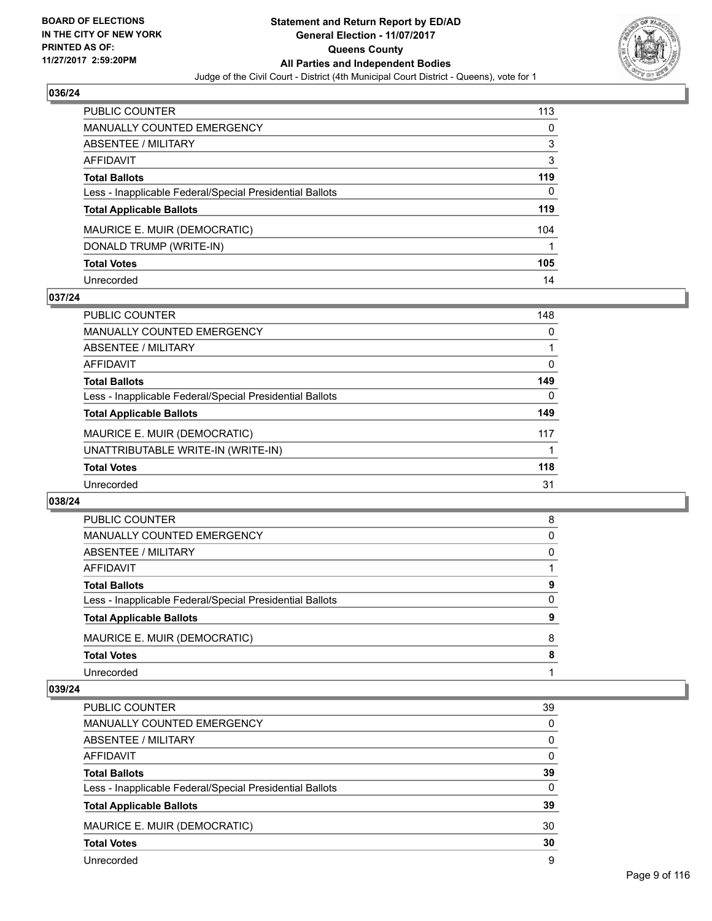**BOARD OF ELECTIONS IN THE CITY OF NEW YORK PRINTED AS OF: 11/27/2017 2:59:20PM**

# Statement and Return Report by ED/AD
## General Election - 11/07/2017
## Queens County
## All Parties and Independent Bodies

Judge of the Civil Court - District (4th Municipal Court District - Queens), vote for 1

### 036/24

| | |
|---|---|
| PUBLIC COUNTER | 113 |
| MANUALLY COUNTED EMERGENCY | 0 |
| ABSENTEE / MILITARY | 3 |
| AFFIDAVIT | 3 |
| **Total Ballots** | **119** |
| Less - Inapplicable Federal/Special Presidential Ballots | 0 |
| **Total Applicable Ballots** | **119** |
| MAURICE E. MUIR (DEMOCRATIC) | 104 |
| DONALD TRUMP (WRITE-IN) | 1 |
| **Total Votes** | **105** |
| Unrecorded | 14 |

### 037/24

| | |
|---|---|
| PUBLIC COUNTER | 148 |
| MANUALLY COUNTED EMERGENCY | 0 |
| ABSENTEE / MILITARY | 1 |
| AFFIDAVIT | 0 |
| **Total Ballots** | **149** |
| Less - Inapplicable Federal/Special Presidential Ballots | 0 |
| **Total Applicable Ballots** | **149** |
| MAURICE E. MUIR (DEMOCRATIC) | 117 |
| UNATTRIBUTABLE WRITE-IN (WRITE-IN) | 1 |
| **Total Votes** | **118** |
| Unrecorded | 31 |

### 038/24

| | |
|---|---|
| PUBLIC COUNTER | 8 |
| MANUALLY COUNTED EMERGENCY | 0 |
| ABSENTEE / MILITARY | 0 |
| AFFIDAVIT | 1 |
| **Total Ballots** | **9** |
| Less - Inapplicable Federal/Special Presidential Ballots | 0 |
| **Total Applicable Ballots** | **9** |
| MAURICE E. MUIR (DEMOCRATIC) | 8 |
| **Total Votes** | **8** |
| Unrecorded | 1 |

### 039/24

| | |
|---|---|
| PUBLIC COUNTER | 39 |
| MANUALLY COUNTED EMERGENCY | 0 |
| ABSENTEE / MILITARY | 0 |
| AFFIDAVIT | 0 |
| **Total Ballots** | **39** |
| Less - Inapplicable Federal/Special Presidential Ballots | 0 |
| **Total Applicable Ballots** | **39** |
| MAURICE E. MUIR (DEMOCRATIC) | 30 |
| **Total Votes** | **30** |
| Unrecorded | 9 |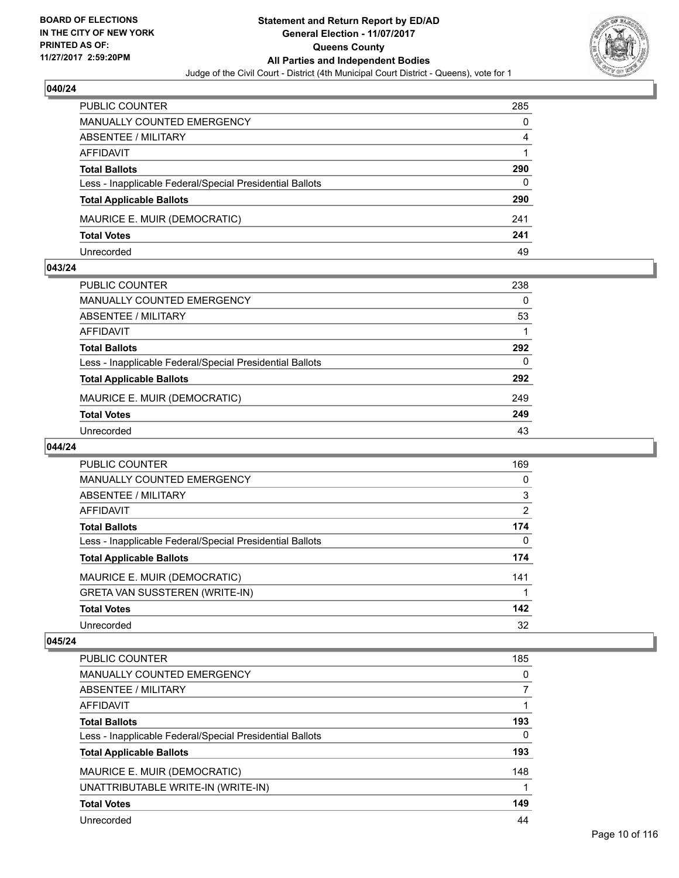## 040/24

| | |
|---|---|
| PUBLIC COUNTER | 285 |
| MANUALLY COUNTED EMERGENCY | 0 |
| ABSENTEE / MILITARY | 4 |
| AFFIDAVIT | 1 |
| **Total Ballots** | **290** |
| Less - Inapplicable Federal/Special Presidential Ballots | 0 |
| **Total Applicable Ballots** | **290** |
| MAURICE E. MUIR (DEMOCRATIC) | 241 |
| **Total Votes** | **241** |
| Unrecorded | 49 |

## 043/24

| | |
|---|---|
| PUBLIC COUNTER | 238 |
| MANUALLY COUNTED EMERGENCY | 0 |
| ABSENTEE / MILITARY | 53 |
| AFFIDAVIT | 1 |
| **Total Ballots** | **292** |
| Less - Inapplicable Federal/Special Presidential Ballots | 0 |
| **Total Applicable Ballots** | **292** |
| MAURICE E. MUIR (DEMOCRATIC) | 249 |
| **Total Votes** | **249** |
| Unrecorded | 43 |

## 044/24

| | |
|---|---|
| PUBLIC COUNTER | 169 |
| MANUALLY COUNTED EMERGENCY | 0 |
| ABSENTEE / MILITARY | 3 |
| AFFIDAVIT | 2 |
| **Total Ballots** | **174** |
| Less - Inapplicable Federal/Special Presidential Ballots | 0 |
| **Total Applicable Ballots** | **174** |
| MAURICE E. MUIR (DEMOCRATIC) | 141 |
| GRETA VAN SUSSTEREN (WRITE-IN) | 1 |
| **Total Votes** | **142** |
| Unrecorded | 32 |

## 045/24

| | |
|---|---|
| PUBLIC COUNTER | 185 |
| MANUALLY COUNTED EMERGENCY | 0 |
| ABSENTEE / MILITARY | 7 |
| AFFIDAVIT | 1 |
| **Total Ballots** | **193** |
| Less - Inapplicable Federal/Special Presidential Ballots | 0 |
| **Total Applicable Ballots** | **193** |
| MAURICE E. MUIR (DEMOCRATIC) | 148 |
| UNATTRIBUTABLE WRITE-IN (WRITE-IN) | 1 |
| **Total Votes** | **149** |
| Unrecorded | 44 |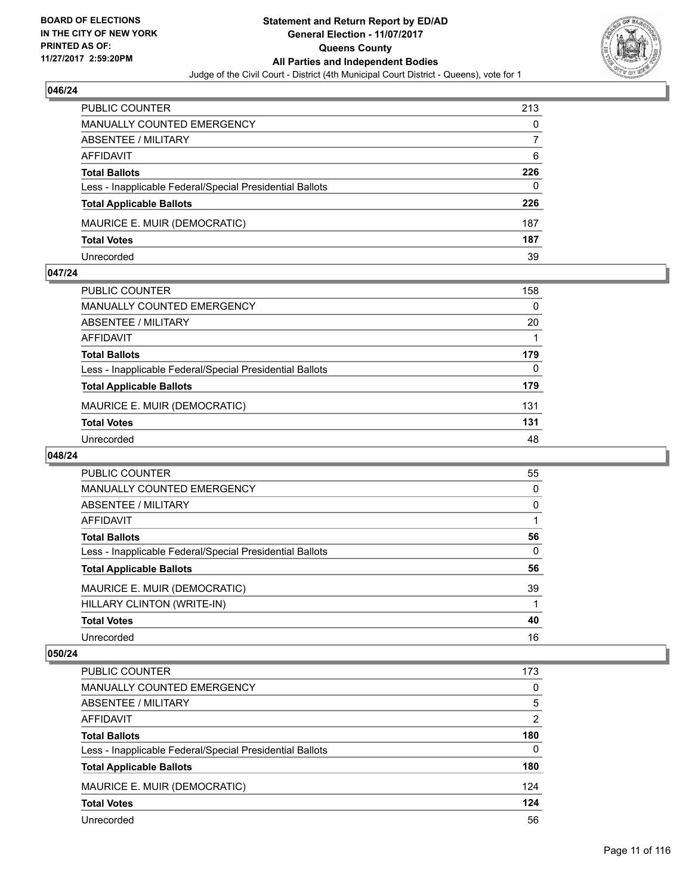**BOARD OF ELECTIONS IN THE CITY OF NEW YORK PRINTED AS OF: 11/27/2017 2:59:20PM**

**Statement and Return Report by ED/AD General Election - 11/07/2017 Queens County All Parties and Independent Bodies**

Judge of the Civil Court - District (4th Municipal Court District - Queens), vote for 1

## 046/24

| | |
|---|---|
| PUBLIC COUNTER | 213 |
| MANUALLY COUNTED EMERGENCY | 0 |
| ABSENTEE / MILITARY | 7 |
| AFFIDAVIT | 6 |
| **Total Ballots** | **226** |
| Less - Inapplicable Federal/Special Presidential Ballots | 0 |
| **Total Applicable Ballots** | **226** |
| MAURICE E. MUIR (DEMOCRATIC) | 187 |
| **Total Votes** | **187** |
| Unrecorded | 39 |

## 047/24

| | |
|---|---|
| PUBLIC COUNTER | 158 |
| MANUALLY COUNTED EMERGENCY | 0 |
| ABSENTEE / MILITARY | 20 |
| AFFIDAVIT | 1 |
| **Total Ballots** | **179** |
| Less - Inapplicable Federal/Special Presidential Ballots | 0 |
| **Total Applicable Ballots** | **179** |
| MAURICE E. MUIR (DEMOCRATIC) | 131 |
| **Total Votes** | **131** |
| Unrecorded | 48 |

## 048/24

| | |
|---|---|
| PUBLIC COUNTER | 55 |
| MANUALLY COUNTED EMERGENCY | 0 |
| ABSENTEE / MILITARY | 0 |
| AFFIDAVIT | 1 |
| **Total Ballots** | **56** |
| Less - Inapplicable Federal/Special Presidential Ballots | 0 |
| **Total Applicable Ballots** | **56** |
| MAURICE E. MUIR (DEMOCRATIC) | 39 |
| HILLARY CLINTON (WRITE-IN) | 1 |
| **Total Votes** | **40** |
| Unrecorded | 16 |

## 050/24

| | |
|---|---|
| PUBLIC COUNTER | 173 |
| MANUALLY COUNTED EMERGENCY | 0 |
| ABSENTEE / MILITARY | 5 |
| AFFIDAVIT | 2 |
| **Total Ballots** | **180** |
| Less - Inapplicable Federal/Special Presidential Ballots | 0 |
| **Total Applicable Ballots** | **180** |
| MAURICE E. MUIR (DEMOCRATIC) | 124 |
| **Total Votes** | **124** |
| Unrecorded | 56 |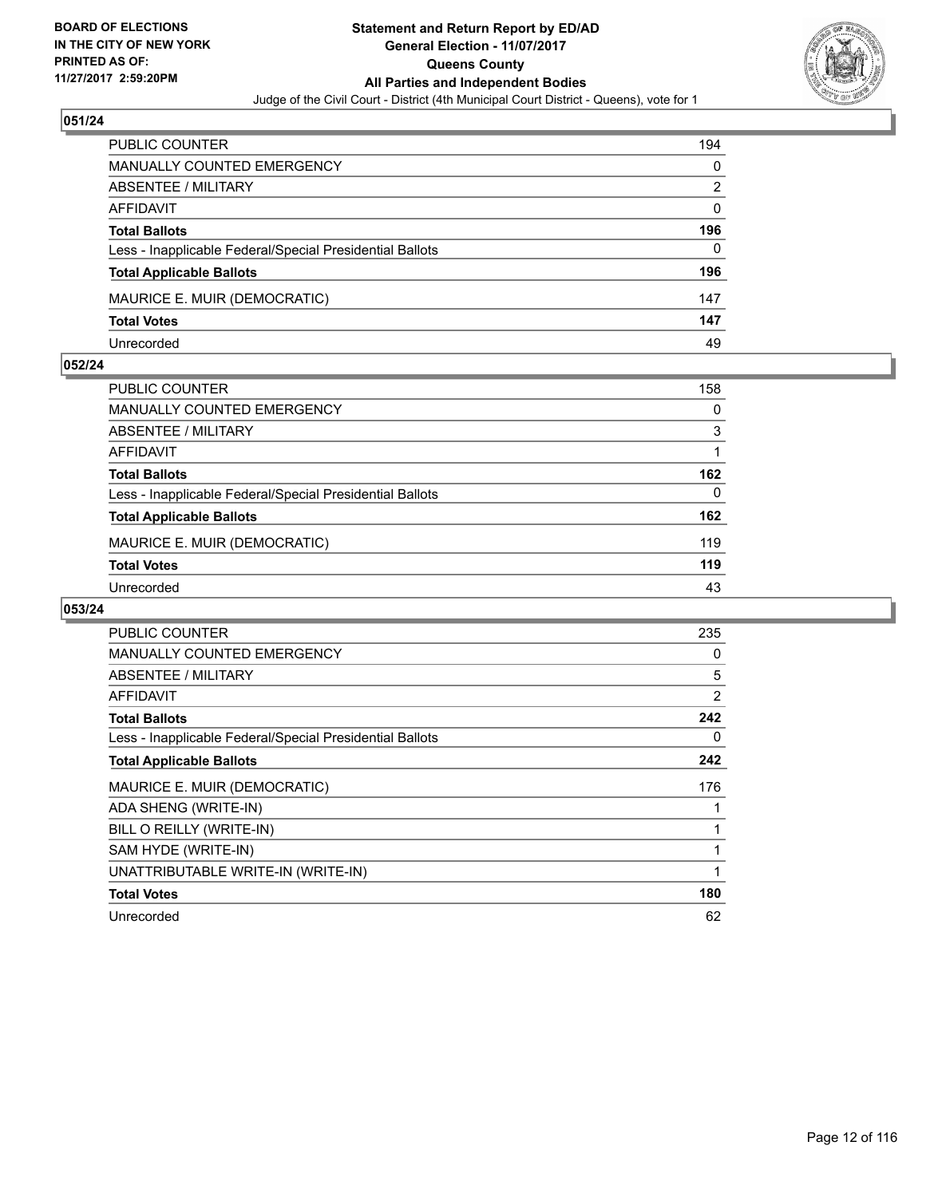**BOARD OF ELECTIONS IN THE CITY OF NEW YORK PRINTED AS OF: 11/27/2017 2:59:20PM**

**Statement and Return Report by ED/AD General Election - 11/07/2017 Queens County All Parties and Independent Bodies**

Judge of the Civil Court - District (4th Municipal Court District - Queens), vote for 1

## 051/24

| | |
|---|---|
| PUBLIC COUNTER | 194 |
| MANUALLY COUNTED EMERGENCY | 0 |
| ABSENTEE / MILITARY | 2 |
| AFFIDAVIT | 0 |
| **Total Ballots** | **196** |
| Less - Inapplicable Federal/Special Presidential Ballots | 0 |
| **Total Applicable Ballots** | **196** |
| MAURICE E. MUIR (DEMOCRATIC) | 147 |
| **Total Votes** | **147** |
| Unrecorded | 49 |

## 052/24

| | |
|---|---|
| PUBLIC COUNTER | 158 |
| MANUALLY COUNTED EMERGENCY | 0 |
| ABSENTEE / MILITARY | 3 |
| AFFIDAVIT | 1 |
| **Total Ballots** | **162** |
| Less - Inapplicable Federal/Special Presidential Ballots | 0 |
| **Total Applicable Ballots** | **162** |
| MAURICE E. MUIR (DEMOCRATIC) | 119 |
| **Total Votes** | **119** |
| Unrecorded | 43 |

## 053/24

| | |
|---|---|
| PUBLIC COUNTER | 235 |
| MANUALLY COUNTED EMERGENCY | 0 |
| ABSENTEE / MILITARY | 5 |
| AFFIDAVIT | 2 |
| **Total Ballots** | **242** |
| Less - Inapplicable Federal/Special Presidential Ballots | 0 |
| **Total Applicable Ballots** | **242** |
| MAURICE E. MUIR (DEMOCRATIC) | 176 |
| ADA SHENG (WRITE-IN) | 1 |
| BILL O REILLY (WRITE-IN) | 1 |
| SAM HYDE (WRITE-IN) | 1 |
| UNATTRIBUTABLE WRITE-IN (WRITE-IN) | 1 |
| **Total Votes** | **180** |
| Unrecorded | 62 |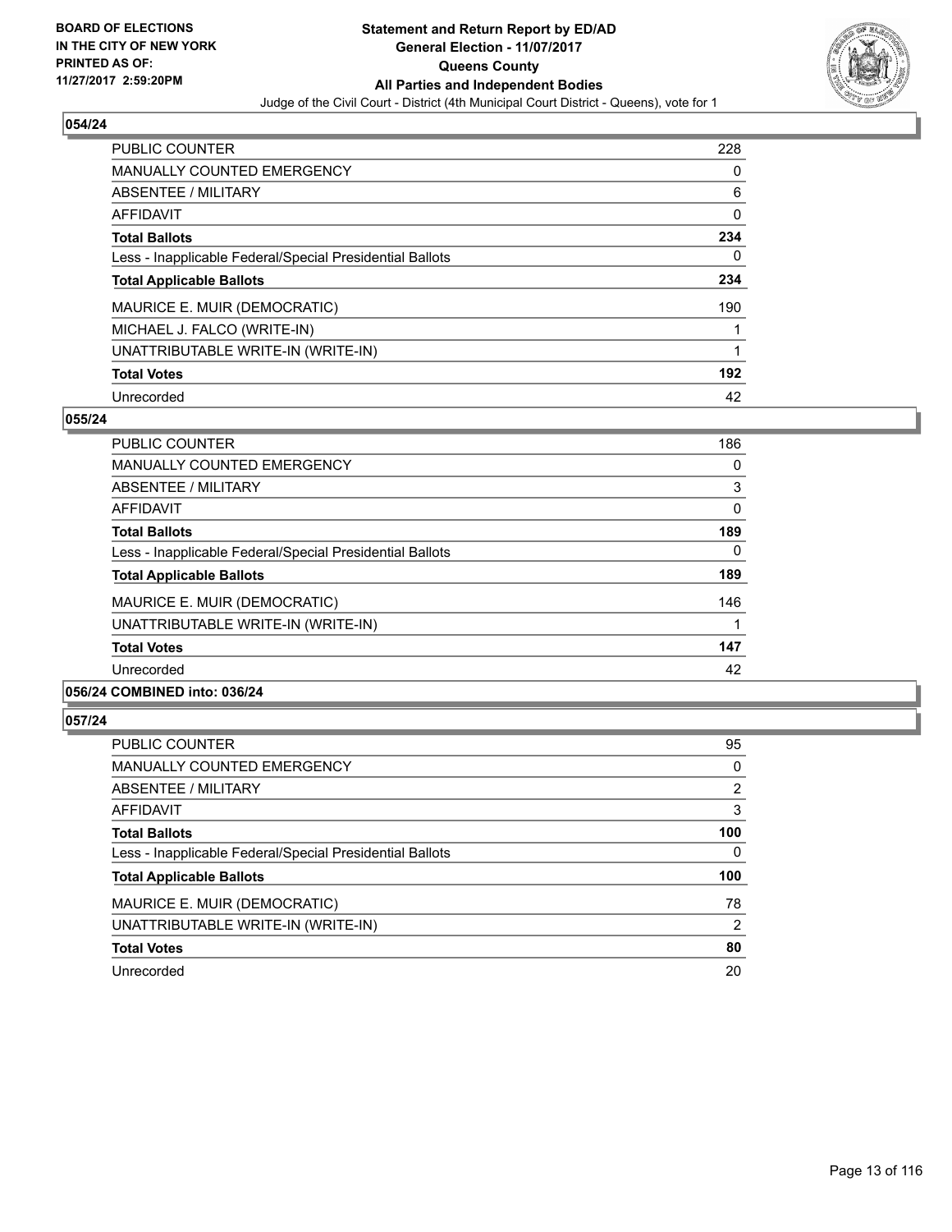## 054/24

| | |
|---|---|
| PUBLIC COUNTER | 228 |
| MANUALLY COUNTED EMERGENCY | 0 |
| ABSENTEE / MILITARY | 6 |
| AFFIDAVIT | 0 |
| **Total Ballots** | **234** |
| Less - Inapplicable Federal/Special Presidential Ballots | 0 |
| **Total Applicable Ballots** | **234** |
| MAURICE E. MUIR (DEMOCRATIC) | 190 |
| MICHAEL J. FALCO (WRITE-IN) | 1 |
| UNATTRIBUTABLE WRITE-IN (WRITE-IN) | 1 |
| **Total Votes** | **192** |
| Unrecorded | 42 |

## 055/24

| | |
|---|---|
| PUBLIC COUNTER | 186 |
| MANUALLY COUNTED EMERGENCY | 0 |
| ABSENTEE / MILITARY | 3 |
| AFFIDAVIT | 0 |
| **Total Ballots** | **189** |
| Less - Inapplicable Federal/Special Presidential Ballots | 0 |
| **Total Applicable Ballots** | **189** |
| MAURICE E. MUIR (DEMOCRATIC) | 146 |
| UNATTRIBUTABLE WRITE-IN (WRITE-IN) | 1 |
| **Total Votes** | **147** |
| Unrecorded | 42 |

## 056/24 COMBINED into: 036/24

## 057/24

| | |
|---|---|
| PUBLIC COUNTER | 95 |
| MANUALLY COUNTED EMERGENCY | 0 |
| ABSENTEE / MILITARY | 2 |
| AFFIDAVIT | 3 |
| **Total Ballots** | **100** |
| Less - Inapplicable Federal/Special Presidential Ballots | 0 |
| **Total Applicable Ballots** | **100** |
| MAURICE E. MUIR (DEMOCRATIC) | 78 |
| UNATTRIBUTABLE WRITE-IN (WRITE-IN) | 2 |
| **Total Votes** | **80** |
| Unrecorded | 20 |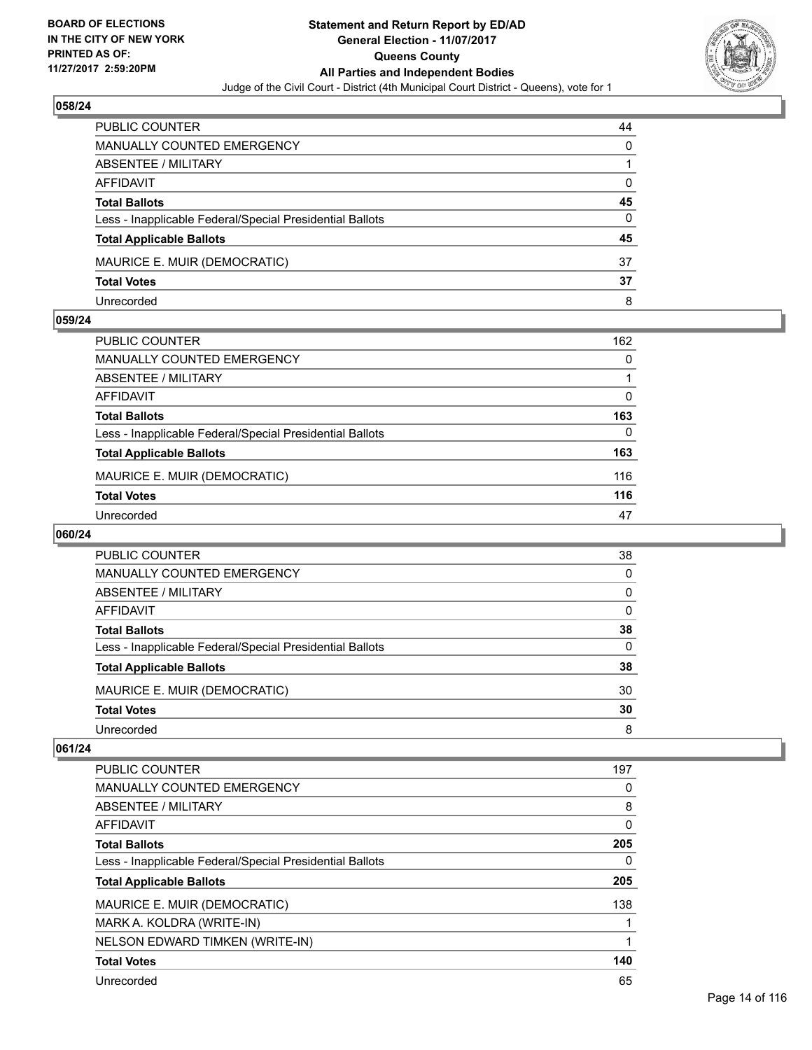BOARD OF ELECTIONS
IN THE CITY OF NEW YORK
PRINTED AS OF:
11/27/2017 2:59:20PM

**Statement and Return Report by ED/AD**
**General Election - 11/07/2017**
**Queens County**
**All Parties and Independent Bodies**
Judge of the Civil Court - District (4th Municipal Court District - Queens), vote for 1

### 058/24

| | |
|---|---|
| PUBLIC COUNTER | 44 |
| MANUALLY COUNTED EMERGENCY | 0 |
| ABSENTEE / MILITARY | 1 |
| AFFIDAVIT | 0 |
| **Total Ballots** | **45** |
| Less - Inapplicable Federal/Special Presidential Ballots | 0 |
| **Total Applicable Ballots** | **45** |
| MAURICE E. MUIR (DEMOCRATIC) | 37 |
| **Total Votes** | **37** |
| Unrecorded | 8 |

### 059/24

| | |
|---|---|
| PUBLIC COUNTER | 162 |
| MANUALLY COUNTED EMERGENCY | 0 |
| ABSENTEE / MILITARY | 1 |
| AFFIDAVIT | 0 |
| **Total Ballots** | **163** |
| Less - Inapplicable Federal/Special Presidential Ballots | 0 |
| **Total Applicable Ballots** | **163** |
| MAURICE E. MUIR (DEMOCRATIC) | 116 |
| **Total Votes** | **116** |
| Unrecorded | 47 |

### 060/24

| | |
|---|---|
| PUBLIC COUNTER | 38 |
| MANUALLY COUNTED EMERGENCY | 0 |
| ABSENTEE / MILITARY | 0 |
| AFFIDAVIT | 0 |
| **Total Ballots** | **38** |
| Less - Inapplicable Federal/Special Presidential Ballots | 0 |
| **Total Applicable Ballots** | **38** |
| MAURICE E. MUIR (DEMOCRATIC) | 30 |
| **Total Votes** | **30** |
| Unrecorded | 8 |

### 061/24

| | |
|---|---|
| PUBLIC COUNTER | 197 |
| MANUALLY COUNTED EMERGENCY | 0 |
| ABSENTEE / MILITARY | 8 |
| AFFIDAVIT | 0 |
| **Total Ballots** | **205** |
| Less - Inapplicable Federal/Special Presidential Ballots | 0 |
| **Total Applicable Ballots** | **205** |
| MAURICE E. MUIR (DEMOCRATIC) | 138 |
| MARK A. KOLDRA (WRITE-IN) | 1 |
| NELSON EDWARD TIMKEN (WRITE-IN) | 1 |
| **Total Votes** | **140** |
| Unrecorded | 65 |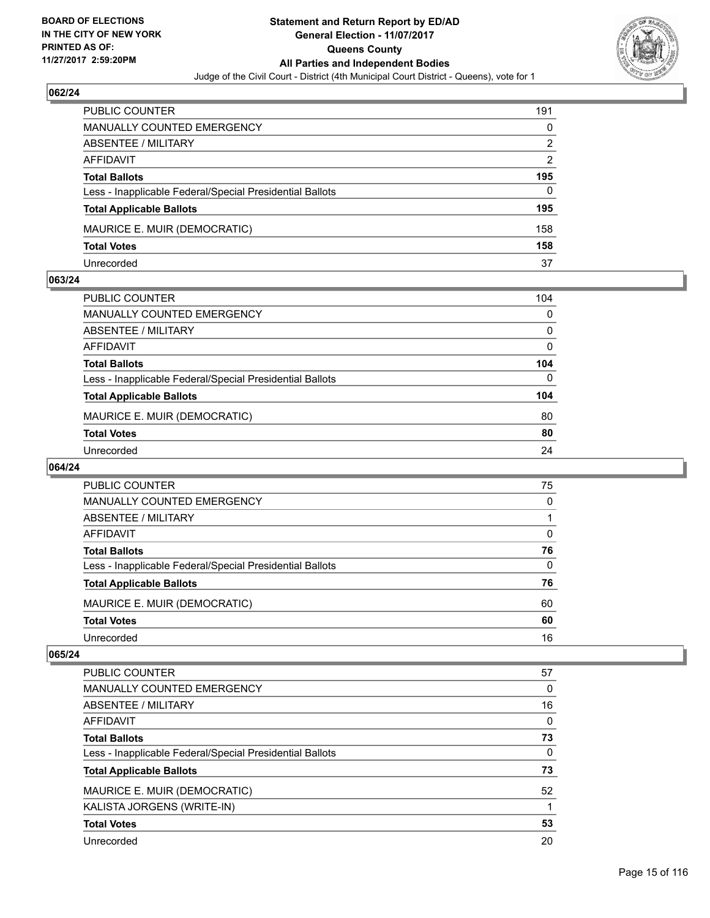BOARD OF ELECTIONS
IN THE CITY OF NEW YORK
PRINTED AS OF:
11/27/2017 2:59:20PM

**Statement and Return Report by ED/AD**
**General Election - 11/07/2017**
**Queens County**
**All Parties and Independent Bodies**
Judge of the Civil Court - District (4th Municipal Court District - Queens), vote for 1

### 062/24

| | |
|---|---|
| PUBLIC COUNTER | 191 |
| MANUALLY COUNTED EMERGENCY | 0 |
| ABSENTEE / MILITARY | 2 |
| AFFIDAVIT | 2 |
| **Total Ballots** | **195** |
| Less - Inapplicable Federal/Special Presidential Ballots | 0 |
| **Total Applicable Ballots** | **195** |
| MAURICE E. MUIR (DEMOCRATIC) | 158 |
| **Total Votes** | **158** |
| Unrecorded | 37 |

### 063/24

| | |
|---|---|
| PUBLIC COUNTER | 104 |
| MANUALLY COUNTED EMERGENCY | 0 |
| ABSENTEE / MILITARY | 0 |
| AFFIDAVIT | 0 |
| **Total Ballots** | **104** |
| Less - Inapplicable Federal/Special Presidential Ballots | 0 |
| **Total Applicable Ballots** | **104** |
| MAURICE E. MUIR (DEMOCRATIC) | 80 |
| **Total Votes** | **80** |
| Unrecorded | 24 |

### 064/24

| | |
|---|---|
| PUBLIC COUNTER | 75 |
| MANUALLY COUNTED EMERGENCY | 0 |
| ABSENTEE / MILITARY | 1 |
| AFFIDAVIT | 0 |
| **Total Ballots** | **76** |
| Less - Inapplicable Federal/Special Presidential Ballots | 0 |
| **Total Applicable Ballots** | **76** |
| MAURICE E. MUIR (DEMOCRATIC) | 60 |
| **Total Votes** | **60** |
| Unrecorded | 16 |

### 065/24

| | |
|---|---|
| PUBLIC COUNTER | 57 |
| MANUALLY COUNTED EMERGENCY | 0 |
| ABSENTEE / MILITARY | 16 |
| AFFIDAVIT | 0 |
| **Total Ballots** | **73** |
| Less - Inapplicable Federal/Special Presidential Ballots | 0 |
| **Total Applicable Ballots** | **73** |
| MAURICE E. MUIR (DEMOCRATIC) | 52 |
| KALISTA JORGENS (WRITE-IN) | 1 |
| **Total Votes** | **53** |
| Unrecorded | 20 |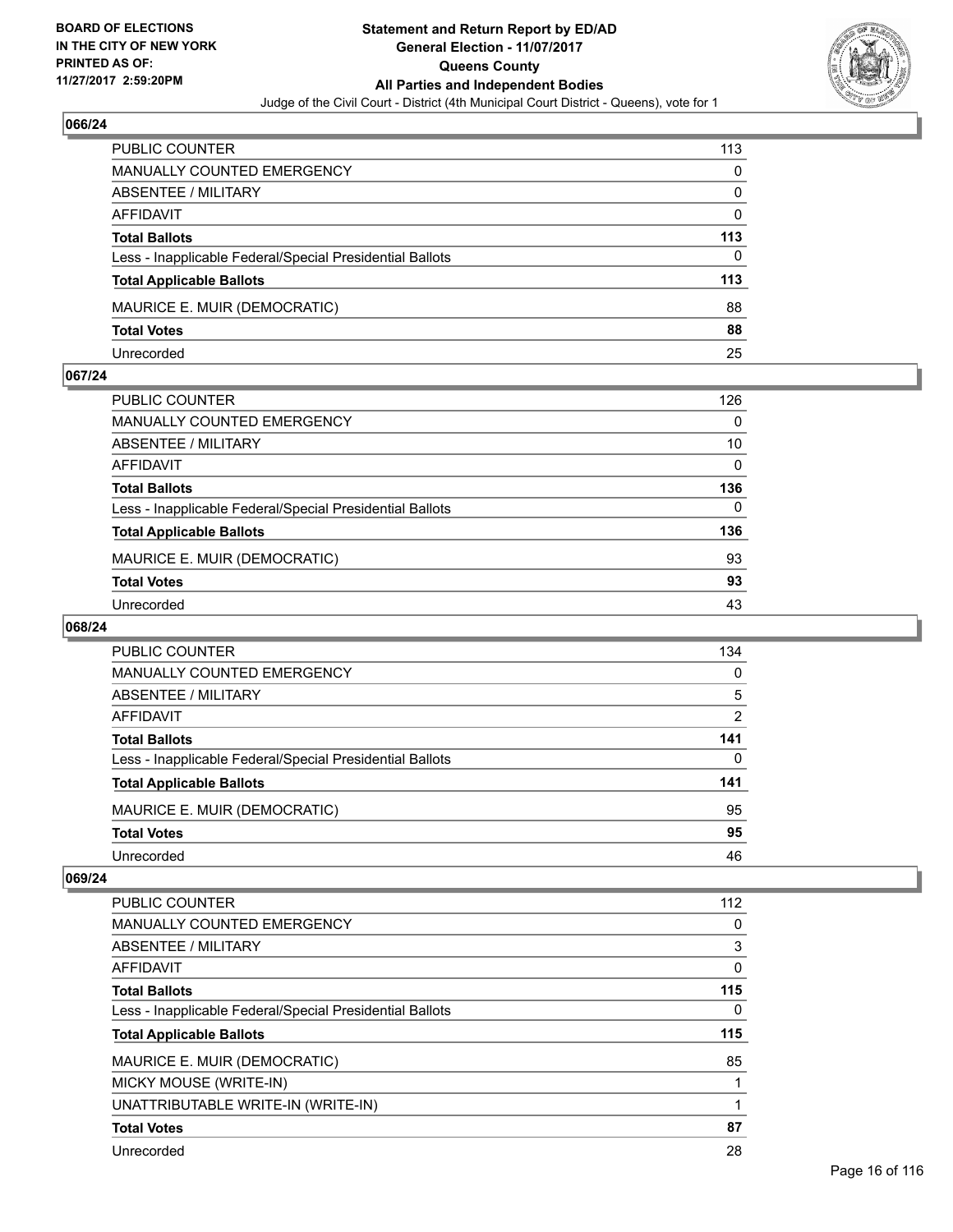### 066/24

| | |
|---|---|
| PUBLIC COUNTER | 113 |
| MANUALLY COUNTED EMERGENCY | 0 |
| ABSENTEE / MILITARY | 0 |
| AFFIDAVIT | 0 |
| **Total Ballots** | **113** |
| Less - Inapplicable Federal/Special Presidential Ballots | 0 |
| **Total Applicable Ballots** | **113** |
| MAURICE E. MUIR (DEMOCRATIC) | 88 |
| **Total Votes** | **88** |
| Unrecorded | 25 |

### 067/24

| | |
|---|---|
| PUBLIC COUNTER | 126 |
| MANUALLY COUNTED EMERGENCY | 0 |
| ABSENTEE / MILITARY | 10 |
| AFFIDAVIT | 0 |
| **Total Ballots** | **136** |
| Less - Inapplicable Federal/Special Presidential Ballots | 0 |
| **Total Applicable Ballots** | **136** |
| MAURICE E. MUIR (DEMOCRATIC) | 93 |
| **Total Votes** | **93** |
| Unrecorded | 43 |

### 068/24

| | |
|---|---|
| PUBLIC COUNTER | 134 |
| MANUALLY COUNTED EMERGENCY | 0 |
| ABSENTEE / MILITARY | 5 |
| AFFIDAVIT | 2 |
| **Total Ballots** | **141** |
| Less - Inapplicable Federal/Special Presidential Ballots | 0 |
| **Total Applicable Ballots** | **141** |
| MAURICE E. MUIR (DEMOCRATIC) | 95 |
| **Total Votes** | **95** |
| Unrecorded | 46 |

### 069/24

| | |
|---|---|
| PUBLIC COUNTER | 112 |
| MANUALLY COUNTED EMERGENCY | 0 |
| ABSENTEE / MILITARY | 3 |
| AFFIDAVIT | 0 |
| **Total Ballots** | **115** |
| Less - Inapplicable Federal/Special Presidential Ballots | 0 |
| **Total Applicable Ballots** | **115** |
| MAURICE E. MUIR (DEMOCRATIC) | 85 |
| MICKY MOUSE (WRITE-IN) | 1 |
| UNATTRIBUTABLE WRITE-IN (WRITE-IN) | 1 |
| **Total Votes** | **87** |
| Unrecorded | 28 |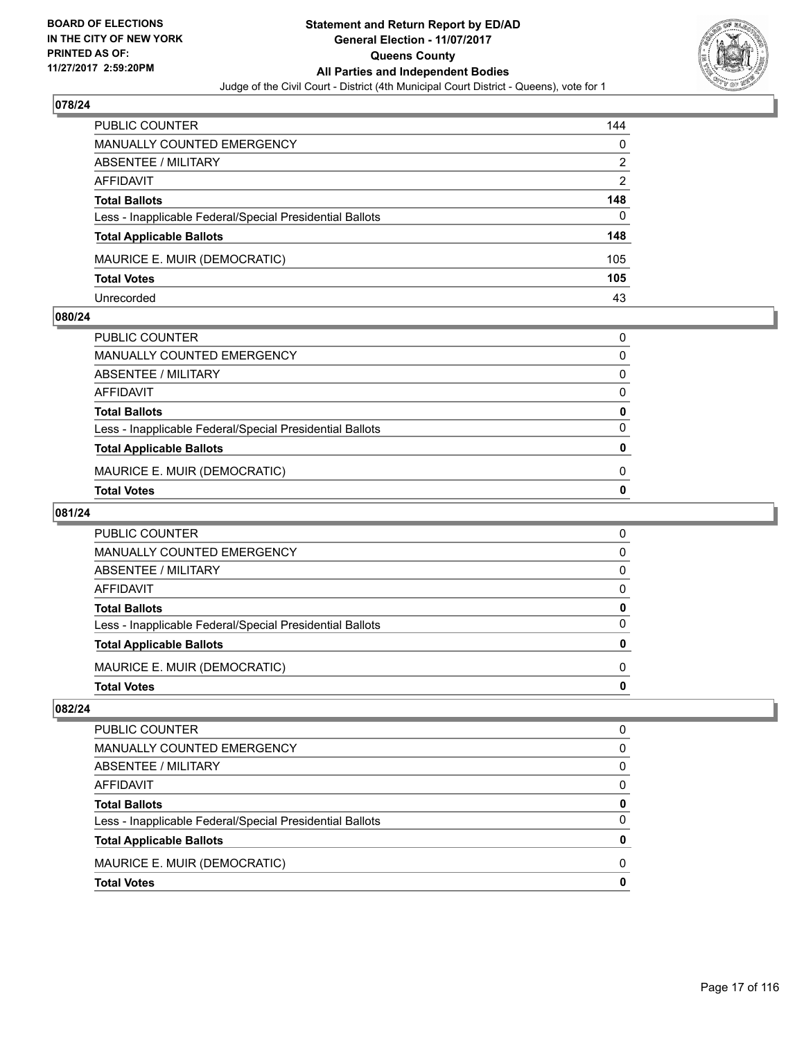**Statement and Return Report by ED/AD**
**General Election - 11/07/2017**
**Queens County**
**All Parties and Independent Bodies**
Judge of the Civil Court - District (4th Municipal Court District - Queens), vote for 1

BOARD OF ELECTIONS IN THE CITY OF NEW YORK PRINTED AS OF: 11/27/2017 2:59:20PM

### 078/24

| | |
|---|---|
| PUBLIC COUNTER | 144 |
| MANUALLY COUNTED EMERGENCY | 0 |
| ABSENTEE / MILITARY | 2 |
| AFFIDAVIT | 2 |
| **Total Ballots** | **148** |
| Less - Inapplicable Federal/Special Presidential Ballots | 0 |
| **Total Applicable Ballots** | **148** |
| MAURICE E. MUIR (DEMOCRATIC) | 105 |
| **Total Votes** | **105** |
| Unrecorded | 43 |

### 080/24

| | |
|---|---|
| PUBLIC COUNTER | 0 |
| MANUALLY COUNTED EMERGENCY | 0 |
| ABSENTEE / MILITARY | 0 |
| AFFIDAVIT | 0 |
| **Total Ballots** | **0** |
| Less - Inapplicable Federal/Special Presidential Ballots | 0 |
| **Total Applicable Ballots** | **0** |
| MAURICE E. MUIR (DEMOCRATIC) | 0 |
| **Total Votes** | **0** |

### 081/24

| | |
|---|---|
| PUBLIC COUNTER | 0 |
| MANUALLY COUNTED EMERGENCY | 0 |
| ABSENTEE / MILITARY | 0 |
| AFFIDAVIT | 0 |
| **Total Ballots** | **0** |
| Less - Inapplicable Federal/Special Presidential Ballots | 0 |
| **Total Applicable Ballots** | **0** |
| MAURICE E. MUIR (DEMOCRATIC) | 0 |
| **Total Votes** | **0** |

### 082/24

| | |
|---|---|
| PUBLIC COUNTER | 0 |
| MANUALLY COUNTED EMERGENCY | 0 |
| ABSENTEE / MILITARY | 0 |
| AFFIDAVIT | 0 |
| **Total Ballots** | **0** |
| Less - Inapplicable Federal/Special Presidential Ballots | 0 |
| **Total Applicable Ballots** | **0** |
| MAURICE E. MUIR (DEMOCRATIC) | 0 |
| **Total Votes** | **0** |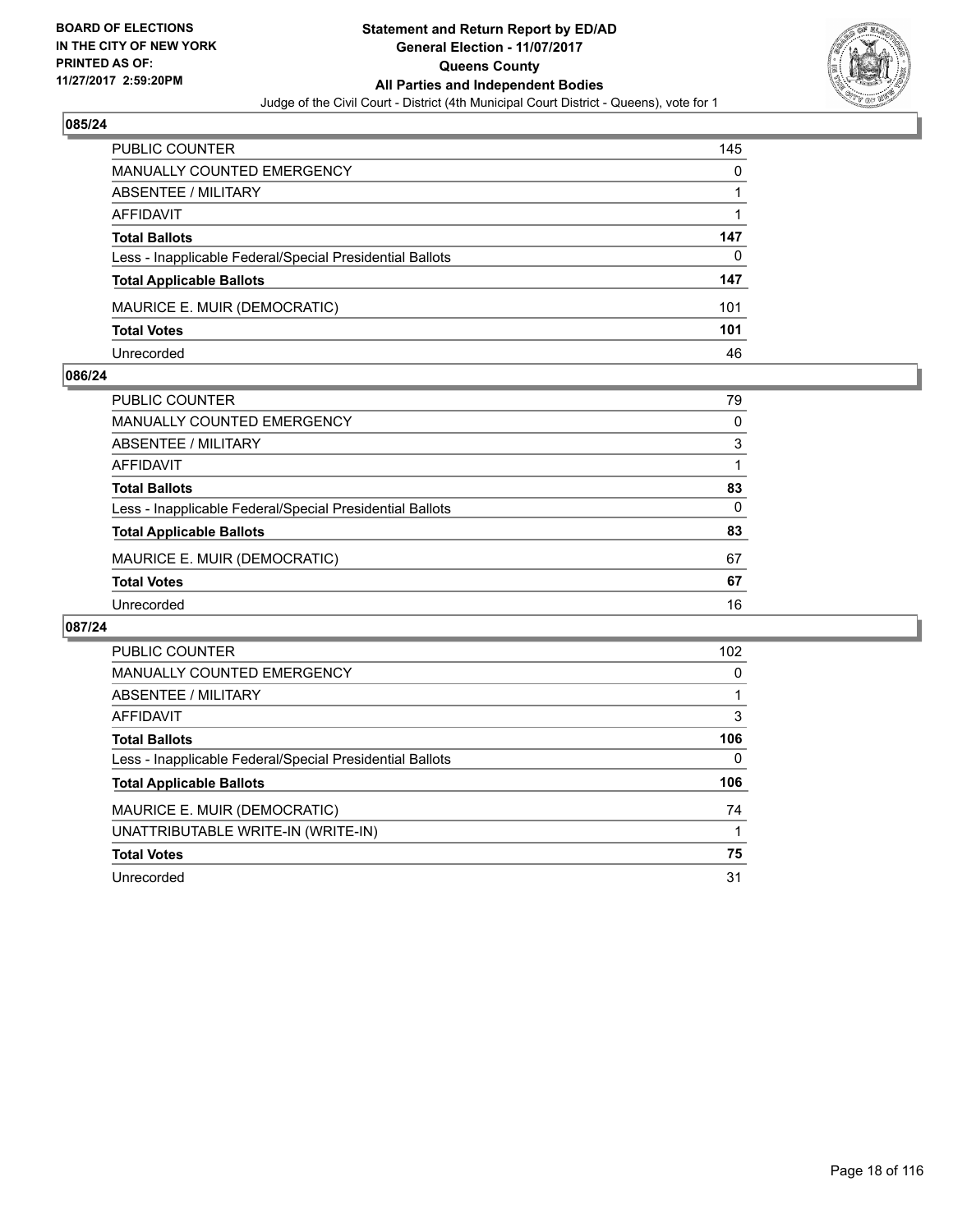## 085/24

| | |
|---|---|
| PUBLIC COUNTER | 145 |
| MANUALLY COUNTED EMERGENCY | 0 |
| ABSENTEE / MILITARY | 1 |
| AFFIDAVIT | 1 |
| **Total Ballots** | **147** |
| Less - Inapplicable Federal/Special Presidential Ballots | 0 |
| **Total Applicable Ballots** | **147** |
| MAURICE E. MUIR (DEMOCRATIC) | 101 |
| **Total Votes** | **101** |
| Unrecorded | 46 |

## 086/24

| | |
|---|---|
| PUBLIC COUNTER | 79 |
| MANUALLY COUNTED EMERGENCY | 0 |
| ABSENTEE / MILITARY | 3 |
| AFFIDAVIT | 1 |
| **Total Ballots** | **83** |
| Less - Inapplicable Federal/Special Presidential Ballots | 0 |
| **Total Applicable Ballots** | **83** |
| MAURICE E. MUIR (DEMOCRATIC) | 67 |
| **Total Votes** | **67** |
| Unrecorded | 16 |

## 087/24

| | |
|---|---|
| PUBLIC COUNTER | 102 |
| MANUALLY COUNTED EMERGENCY | 0 |
| ABSENTEE / MILITARY | 1 |
| AFFIDAVIT | 3 |
| **Total Ballots** | **106** |
| Less - Inapplicable Federal/Special Presidential Ballots | 0 |
| **Total Applicable Ballots** | **106** |
| MAURICE E. MUIR (DEMOCRATIC) | 74 |
| UNATTRIBUTABLE WRITE-IN (WRITE-IN) | 1 |
| **Total Votes** | **75** |
| Unrecorded | 31 |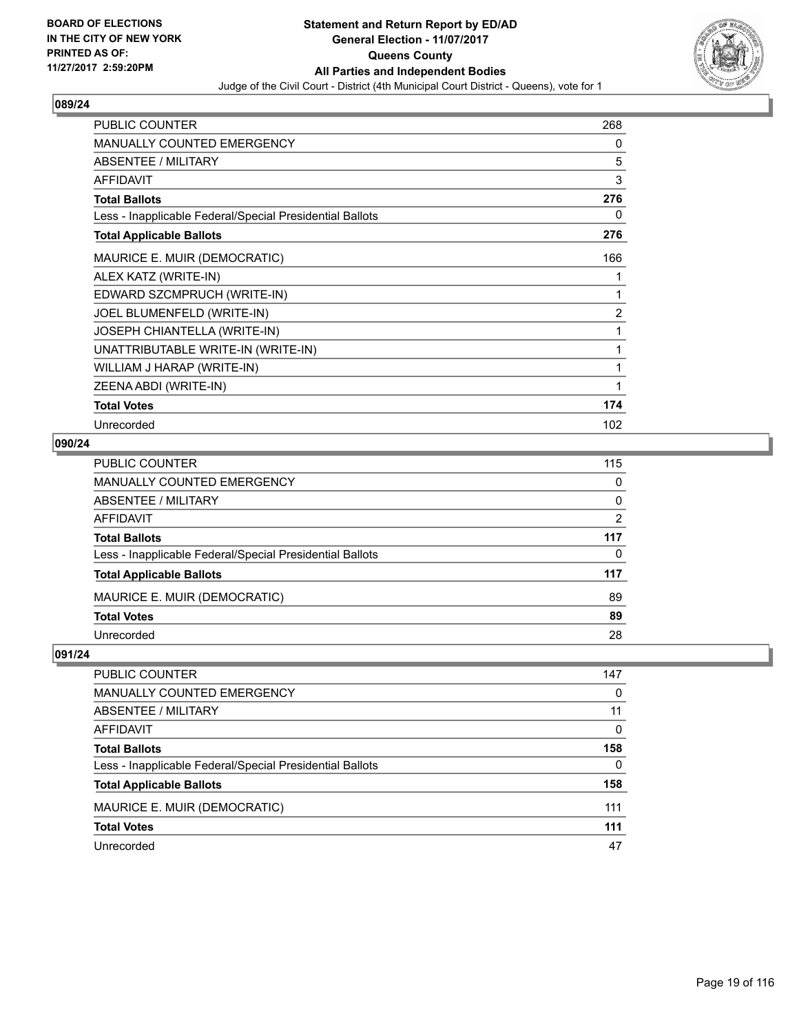**BOARD OF ELECTIONS IN THE CITY OF NEW YORK PRINTED AS OF: 11/27/2017 2:59:20PM**

# Statement and Return Report by ED/AD
## General Election - 11/07/2017
## Queens County
## All Parties and Independent Bodies
Judge of the Civil Court - District (4th Municipal Court District - Queens), vote for 1

### 089/24

| | |
|---|---|
| PUBLIC COUNTER | 268 |
| MANUALLY COUNTED EMERGENCY | 0 |
| ABSENTEE / MILITARY | 5 |
| AFFIDAVIT | 3 |
| **Total Ballots** | **276** |
| Less - Inapplicable Federal/Special Presidential Ballots | 0 |
| **Total Applicable Ballots** | **276** |
| MAURICE E. MUIR (DEMOCRATIC) | 166 |
| ALEX KATZ (WRITE-IN) | 1 |
| EDWARD SZCMPRUCH (WRITE-IN) | 1 |
| JOEL BLUMENFELD (WRITE-IN) | 2 |
| JOSEPH CHIANTELLA (WRITE-IN) | 1 |
| UNATTRIBUTABLE WRITE-IN (WRITE-IN) | 1 |
| WILLIAM J HARAP (WRITE-IN) | 1 |
| ZEENA ABDI (WRITE-IN) | 1 |
| **Total Votes** | **174** |
| Unrecorded | 102 |

### 090/24

| | |
|---|---|
| PUBLIC COUNTER | 115 |
| MANUALLY COUNTED EMERGENCY | 0 |
| ABSENTEE / MILITARY | 0 |
| AFFIDAVIT | 2 |
| **Total Ballots** | **117** |
| Less - Inapplicable Federal/Special Presidential Ballots | 0 |
| **Total Applicable Ballots** | **117** |
| MAURICE E. MUIR (DEMOCRATIC) | 89 |
| **Total Votes** | **89** |
| Unrecorded | 28 |

### 091/24

| | |
|---|---|
| PUBLIC COUNTER | 147 |
| MANUALLY COUNTED EMERGENCY | 0 |
| ABSENTEE / MILITARY | 11 |
| AFFIDAVIT | 0 |
| **Total Ballots** | **158** |
| Less - Inapplicable Federal/Special Presidential Ballots | 0 |
| **Total Applicable Ballots** | **158** |
| MAURICE E. MUIR (DEMOCRATIC) | 111 |
| **Total Votes** | **111** |
| Unrecorded | 47 |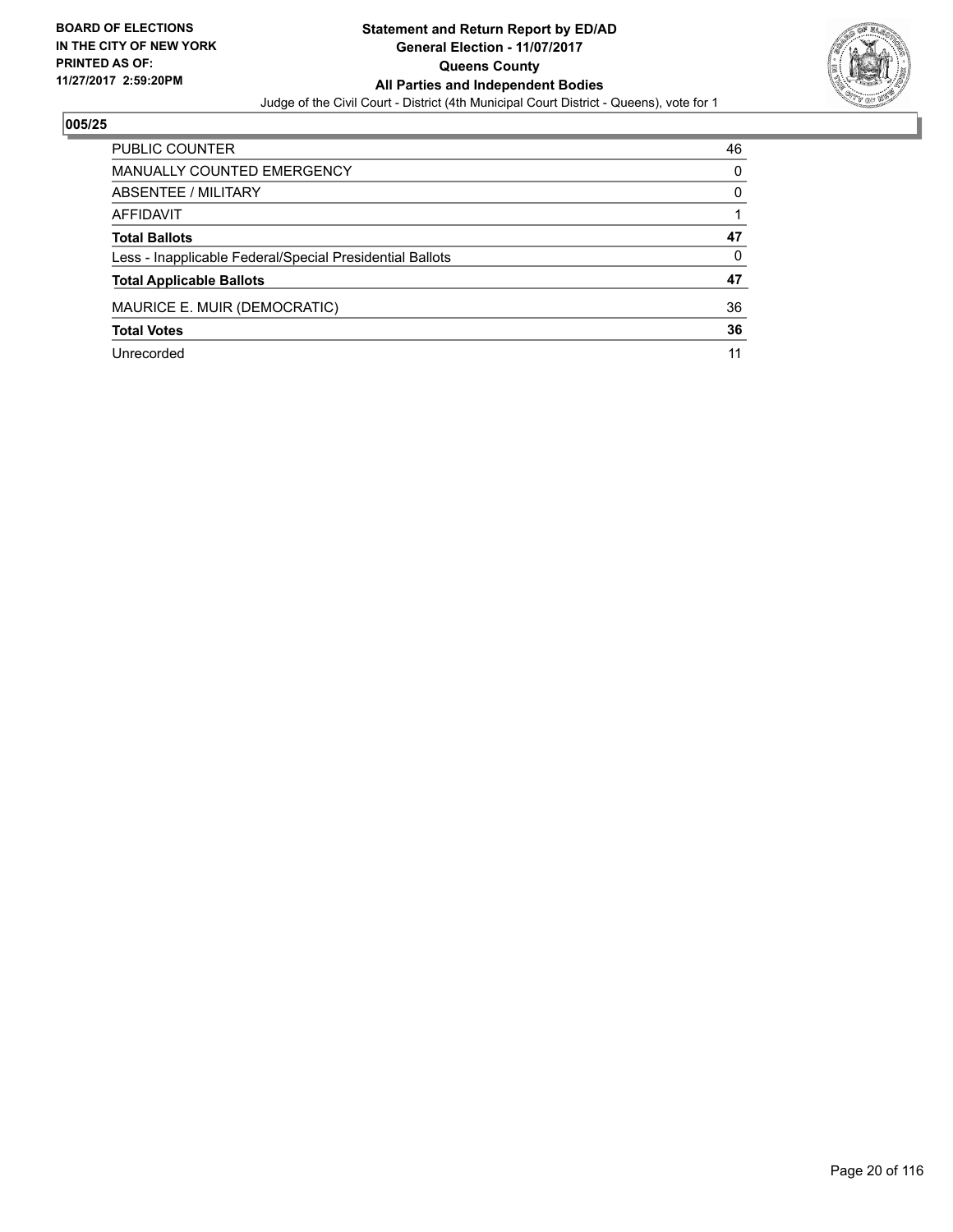**BOARD OF ELECTIONS IN THE CITY OF NEW YORK PRINTED AS OF: 11/27/2017 2:59:20PM**

**Statement and Return Report by ED/AD**
**General Election - 11/07/2017**
**Queens County**
**All Parties and Independent Bodies**
Judge of the Civil Court - District (4th Municipal Court District - Queens), vote for 1

## 005/25

| | |
|---|---|
| PUBLIC COUNTER | 46 |
| MANUALLY COUNTED EMERGENCY | 0 |
| ABSENTEE / MILITARY | 0 |
| AFFIDAVIT | 1 |
| **Total Ballots** | **47** |
| Less - Inapplicable Federal/Special Presidential Ballots | 0 |
| **Total Applicable Ballots** | **47** |
| MAURICE E. MUIR (DEMOCRATIC) | 36 |
| **Total Votes** | **36** |
| Unrecorded | 11 |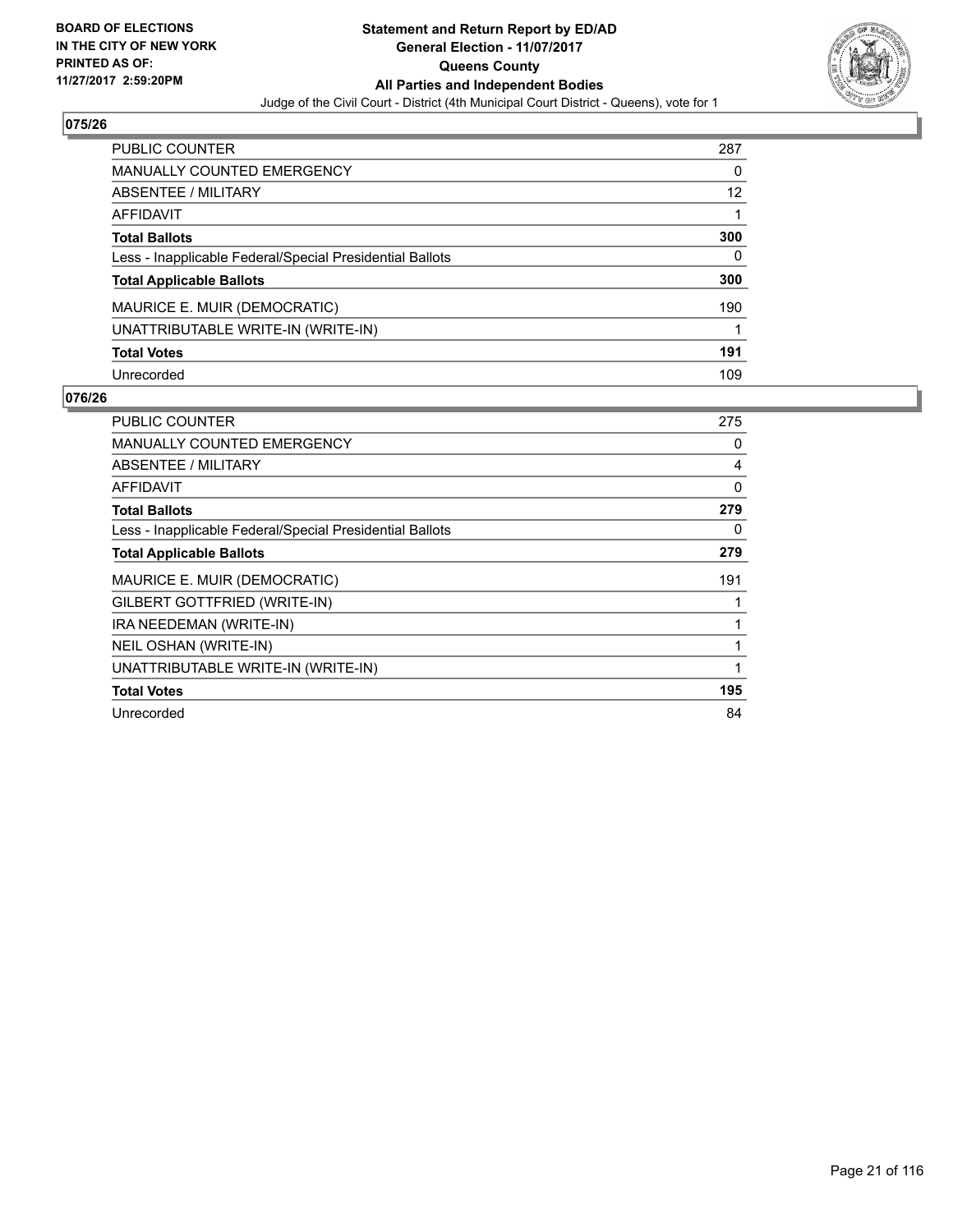**BOARD OF ELECTIONS IN THE CITY OF NEW YORK PRINTED AS OF: 11/27/2017 2:59:20PM**

**Statement and Return Report by ED/AD**
**General Election - 11/07/2017**
**Queens County**
**All Parties and Independent Bodies**
Judge of the Civil Court - District (4th Municipal Court District - Queens), vote for 1

## 075/26

| | |
|---|---|
| PUBLIC COUNTER | 287 |
| MANUALLY COUNTED EMERGENCY | 0 |
| ABSENTEE / MILITARY | 12 |
| AFFIDAVIT | 1 |
| **Total Ballots** | **300** |
| Less - Inapplicable Federal/Special Presidential Ballots | 0 |
| **Total Applicable Ballots** | **300** |
| MAURICE E. MUIR (DEMOCRATIC) | 190 |
| UNATTRIBUTABLE WRITE-IN (WRITE-IN) | 1 |
| **Total Votes** | **191** |
| Unrecorded | 109 |

## 076/26

| | |
|---|---|
| PUBLIC COUNTER | 275 |
| MANUALLY COUNTED EMERGENCY | 0 |
| ABSENTEE / MILITARY | 4 |
| AFFIDAVIT | 0 |
| **Total Ballots** | **279** |
| Less - Inapplicable Federal/Special Presidential Ballots | 0 |
| **Total Applicable Ballots** | **279** |
| MAURICE E. MUIR (DEMOCRATIC) | 191 |
| GILBERT GOTTFRIED (WRITE-IN) | 1 |
| IRA NEEDEMAN (WRITE-IN) | 1 |
| NEIL OSHAN (WRITE-IN) | 1 |
| UNATTRIBUTABLE WRITE-IN (WRITE-IN) | 1 |
| **Total Votes** | **195** |
| Unrecorded | 84 |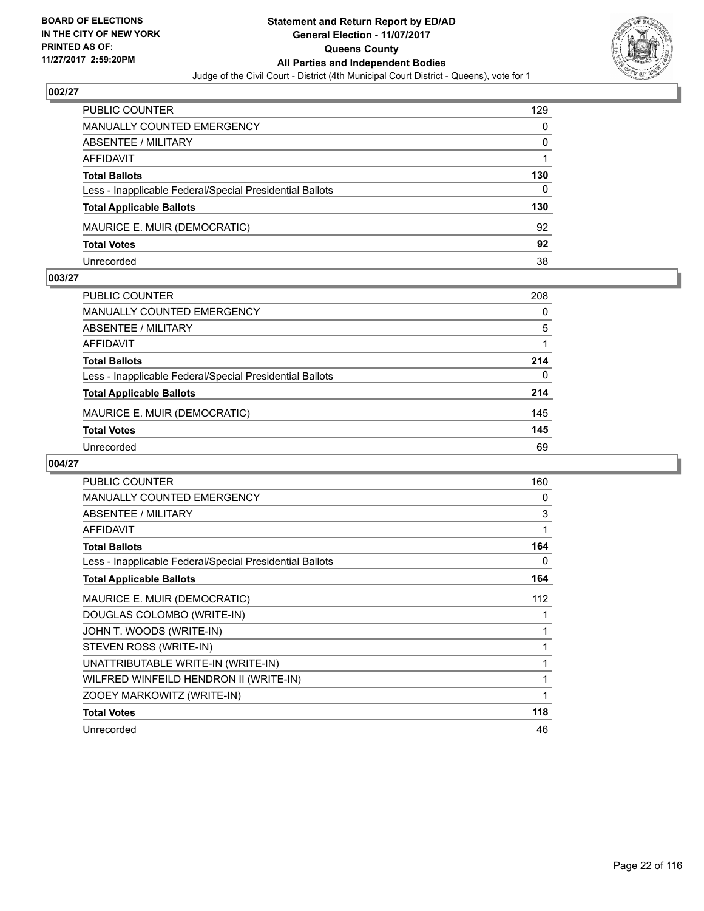## 002/27

| | |
|---|---|
| PUBLIC COUNTER | 129 |
| MANUALLY COUNTED EMERGENCY | 0 |
| ABSENTEE / MILITARY | 0 |
| AFFIDAVIT | 1 |
| **Total Ballots** | **130** |
| Less - Inapplicable Federal/Special Presidential Ballots | 0 |
| **Total Applicable Ballots** | **130** |
| MAURICE E. MUIR (DEMOCRATIC) | 92 |
| **Total Votes** | **92** |
| Unrecorded | 38 |

## 003/27

| | |
|---|---|
| PUBLIC COUNTER | 208 |
| MANUALLY COUNTED EMERGENCY | 0 |
| ABSENTEE / MILITARY | 5 |
| AFFIDAVIT | 1 |
| **Total Ballots** | **214** |
| Less - Inapplicable Federal/Special Presidential Ballots | 0 |
| **Total Applicable Ballots** | **214** |
| MAURICE E. MUIR (DEMOCRATIC) | 145 |
| **Total Votes** | **145** |
| Unrecorded | 69 |

## 004/27

| | |
|---|---|
| PUBLIC COUNTER | 160 |
| MANUALLY COUNTED EMERGENCY | 0 |
| ABSENTEE / MILITARY | 3 |
| AFFIDAVIT | 1 |
| **Total Ballots** | **164** |
| Less - Inapplicable Federal/Special Presidential Ballots | 0 |
| **Total Applicable Ballots** | **164** |
| MAURICE E. MUIR (DEMOCRATIC) | 112 |
| DOUGLAS COLOMBO (WRITE-IN) | 1 |
| JOHN T. WOODS (WRITE-IN) | 1 |
| STEVEN ROSS (WRITE-IN) | 1 |
| UNATTRIBUTABLE WRITE-IN (WRITE-IN) | 1 |
| WILFRED WINFEILD HENDRON II (WRITE-IN) | 1 |
| ZOOEY MARKOWITZ (WRITE-IN) | 1 |
| **Total Votes** | **118** |
| Unrecorded | 46 |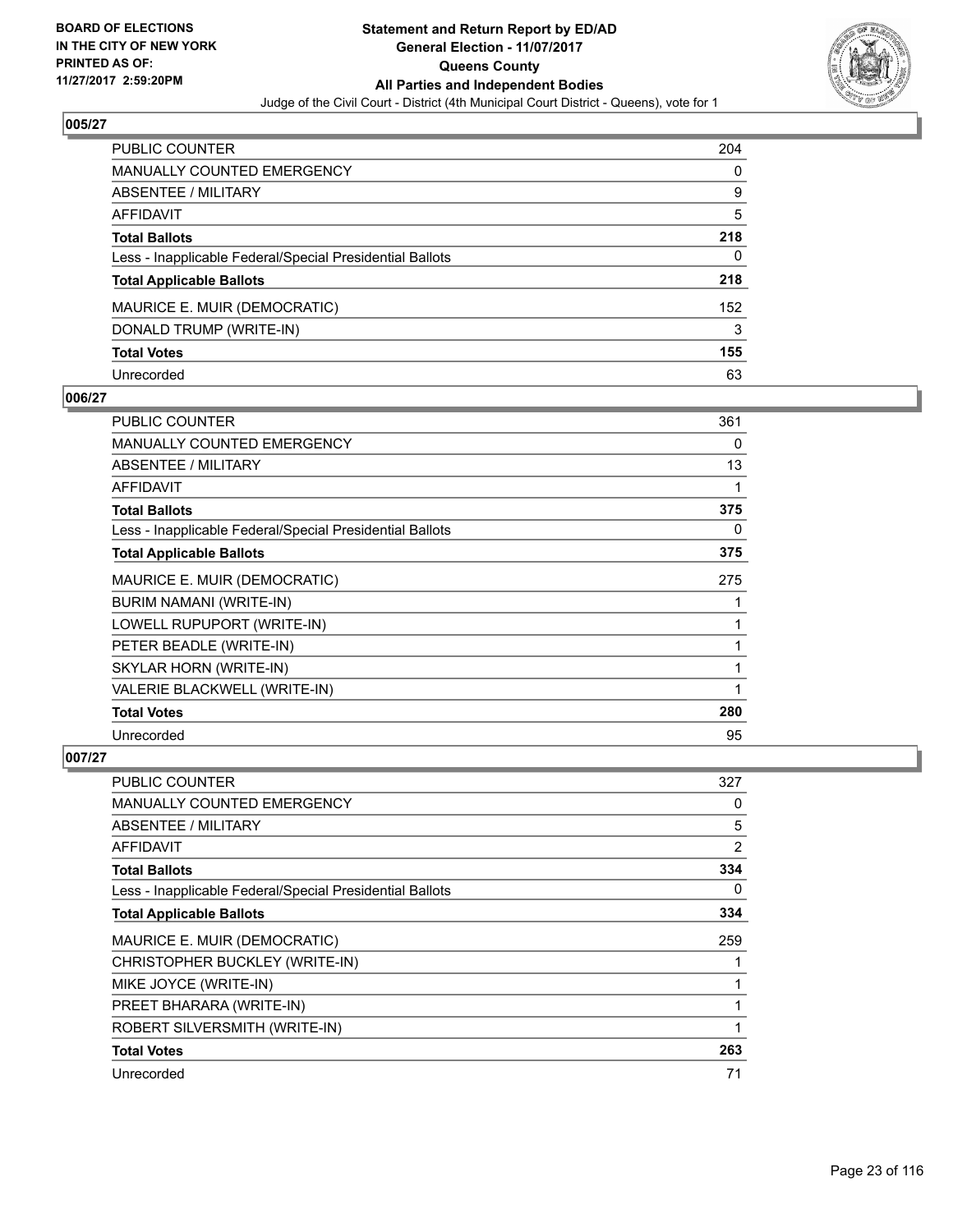## 005/27

| | |
|---|---|
| PUBLIC COUNTER | 204 |
| MANUALLY COUNTED EMERGENCY | 0 |
| ABSENTEE / MILITARY | 9 |
| AFFIDAVIT | 5 |
| **Total Ballots** | **218** |
| Less - Inapplicable Federal/Special Presidential Ballots | 0 |
| **Total Applicable Ballots** | **218** |
| MAURICE E. MUIR (DEMOCRATIC) | 152 |
| DONALD TRUMP (WRITE-IN) | 3 |
| **Total Votes** | **155** |
| Unrecorded | 63 |

## 006/27

| | |
|---|---|
| PUBLIC COUNTER | 361 |
| MANUALLY COUNTED EMERGENCY | 0 |
| ABSENTEE / MILITARY | 13 |
| AFFIDAVIT | 1 |
| **Total Ballots** | **375** |
| Less - Inapplicable Federal/Special Presidential Ballots | 0 |
| **Total Applicable Ballots** | **375** |
| MAURICE E. MUIR (DEMOCRATIC) | 275 |
| BURIM NAMANI (WRITE-IN) | 1 |
| LOWELL RUPUPORT (WRITE-IN) | 1 |
| PETER BEADLE (WRITE-IN) | 1 |
| SKYLAR HORN (WRITE-IN) | 1 |
| VALERIE BLACKWELL (WRITE-IN) | 1 |
| **Total Votes** | **280** |
| Unrecorded | 95 |

## 007/27

| | |
|---|---|
| PUBLIC COUNTER | 327 |
| MANUALLY COUNTED EMERGENCY | 0 |
| ABSENTEE / MILITARY | 5 |
| AFFIDAVIT | 2 |
| **Total Ballots** | **334** |
| Less - Inapplicable Federal/Special Presidential Ballots | 0 |
| **Total Applicable Ballots** | **334** |
| MAURICE E. MUIR (DEMOCRATIC) | 259 |
| CHRISTOPHER BUCKLEY (WRITE-IN) | 1 |
| MIKE JOYCE (WRITE-IN) | 1 |
| PREET BHARARA (WRITE-IN) | 1 |
| ROBERT SILVERSMITH (WRITE-IN) | 1 |
| **Total Votes** | **263** |
| Unrecorded | 71 |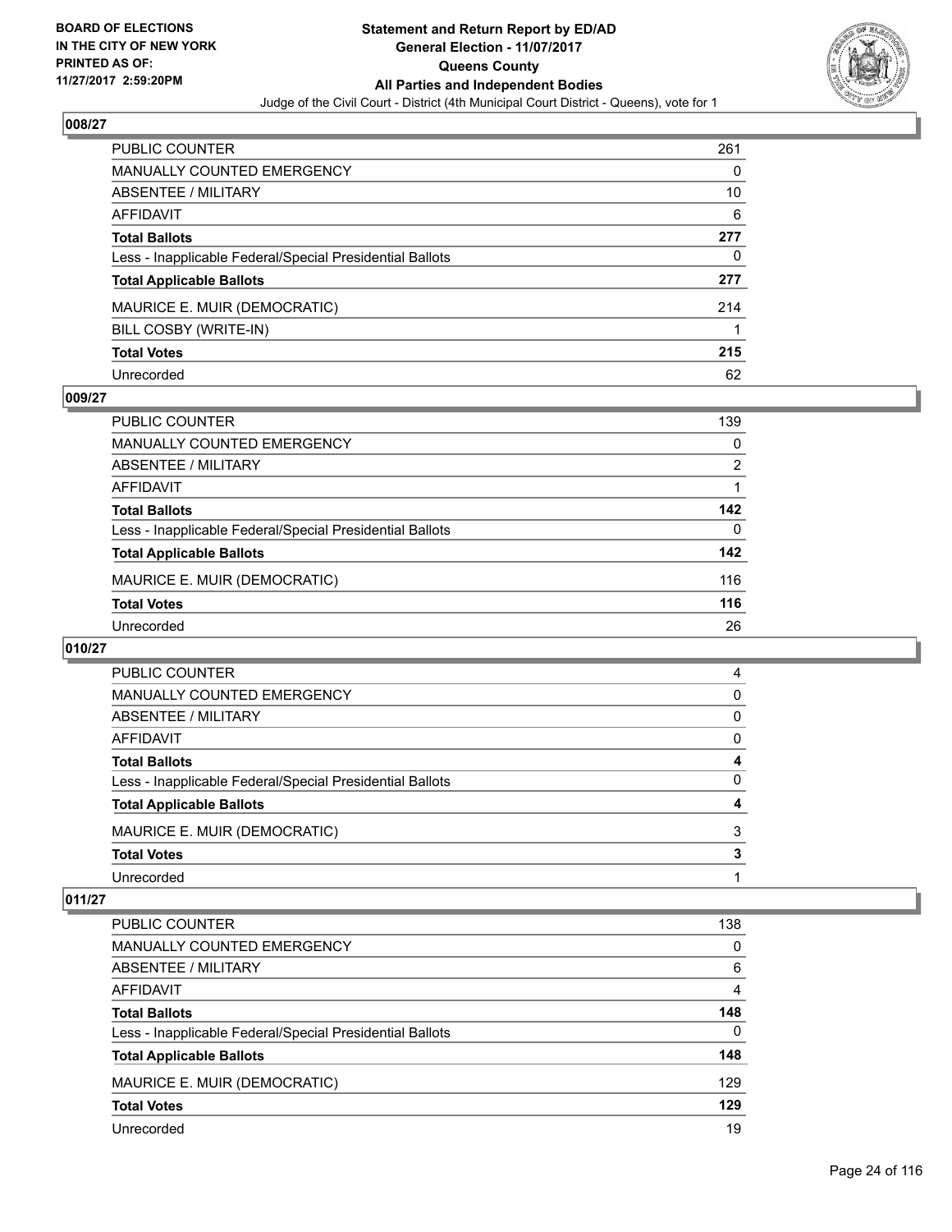## 008/27

| | |
|---|---|
| PUBLIC COUNTER | 261 |
| MANUALLY COUNTED EMERGENCY | 0 |
| ABSENTEE / MILITARY | 10 |
| AFFIDAVIT | 6 |
| **Total Ballots** | **277** |
| Less - Inapplicable Federal/Special Presidential Ballots | 0 |
| **Total Applicable Ballots** | **277** |
| MAURICE E. MUIR (DEMOCRATIC) | 214 |
| BILL COSBY (WRITE-IN) | 1 |
| **Total Votes** | **215** |
| Unrecorded | 62 |

## 009/27

| | |
|---|---|
| PUBLIC COUNTER | 139 |
| MANUALLY COUNTED EMERGENCY | 0 |
| ABSENTEE / MILITARY | 2 |
| AFFIDAVIT | 1 |
| **Total Ballots** | **142** |
| Less - Inapplicable Federal/Special Presidential Ballots | 0 |
| **Total Applicable Ballots** | **142** |
| MAURICE E. MUIR (DEMOCRATIC) | 116 |
| **Total Votes** | **116** |
| Unrecorded | 26 |

## 010/27

| | |
|---|---|
| PUBLIC COUNTER | 4 |
| MANUALLY COUNTED EMERGENCY | 0 |
| ABSENTEE / MILITARY | 0 |
| AFFIDAVIT | 0 |
| **Total Ballots** | **4** |
| Less - Inapplicable Federal/Special Presidential Ballots | 0 |
| **Total Applicable Ballots** | **4** |
| MAURICE E. MUIR (DEMOCRATIC) | 3 |
| **Total Votes** | **3** |
| Unrecorded | 1 |

## 011/27

| | |
|---|---|
| PUBLIC COUNTER | 138 |
| MANUALLY COUNTED EMERGENCY | 0 |
| ABSENTEE / MILITARY | 6 |
| AFFIDAVIT | 4 |
| **Total Ballots** | **148** |
| Less - Inapplicable Federal/Special Presidential Ballots | 0 |
| **Total Applicable Ballots** | **148** |
| MAURICE E. MUIR (DEMOCRATIC) | 129 |
| **Total Votes** | **129** |
| Unrecorded | 19 |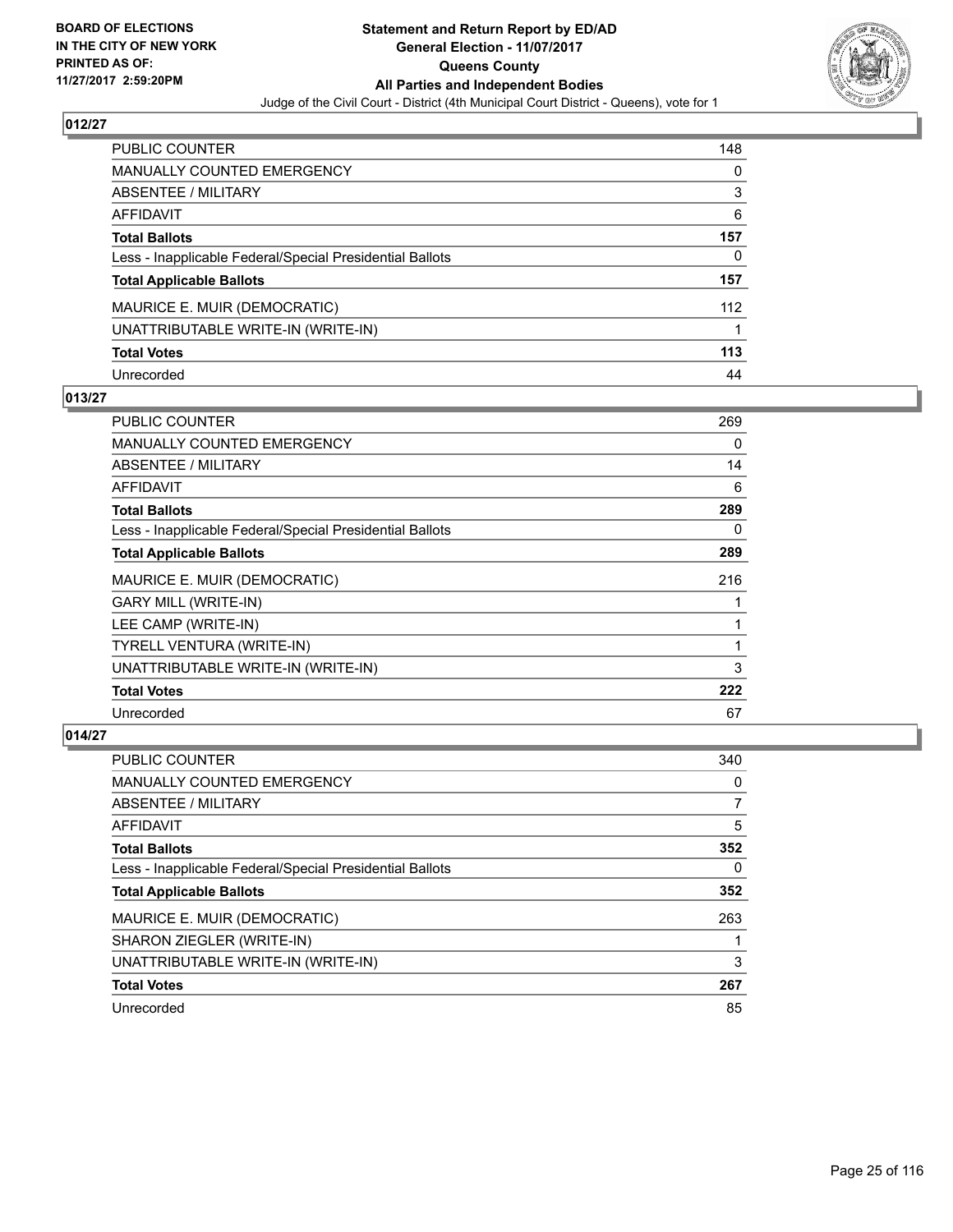## 012/27

| | |
|---|---|
| PUBLIC COUNTER | 148 |
| MANUALLY COUNTED EMERGENCY | 0 |
| ABSENTEE / MILITARY | 3 |
| AFFIDAVIT | 6 |
| **Total Ballots** | **157** |
| Less - Inapplicable Federal/Special Presidential Ballots | 0 |
| **Total Applicable Ballots** | **157** |
| MAURICE E. MUIR (DEMOCRATIC) | 112 |
| UNATTRIBUTABLE WRITE-IN (WRITE-IN) | 1 |
| **Total Votes** | **113** |
| Unrecorded | 44 |

## 013/27

| | |
|---|---|
| PUBLIC COUNTER | 269 |
| MANUALLY COUNTED EMERGENCY | 0 |
| ABSENTEE / MILITARY | 14 |
| AFFIDAVIT | 6 |
| **Total Ballots** | **289** |
| Less - Inapplicable Federal/Special Presidential Ballots | 0 |
| **Total Applicable Ballots** | **289** |
| MAURICE E. MUIR (DEMOCRATIC) | 216 |
| GARY MILL (WRITE-IN) | 1 |
| LEE CAMP (WRITE-IN) | 1 |
| TYRELL VENTURA (WRITE-IN) | 1 |
| UNATTRIBUTABLE WRITE-IN (WRITE-IN) | 3 |
| **Total Votes** | **222** |
| Unrecorded | 67 |

## 014/27

| | |
|---|---|
| PUBLIC COUNTER | 340 |
| MANUALLY COUNTED EMERGENCY | 0 |
| ABSENTEE / MILITARY | 7 |
| AFFIDAVIT | 5 |
| **Total Ballots** | **352** |
| Less - Inapplicable Federal/Special Presidential Ballots | 0 |
| **Total Applicable Ballots** | **352** |
| MAURICE E. MUIR (DEMOCRATIC) | 263 |
| SHARON ZIEGLER (WRITE-IN) | 1 |
| UNATTRIBUTABLE WRITE-IN (WRITE-IN) | 3 |
| **Total Votes** | **267** |
| Unrecorded | 85 |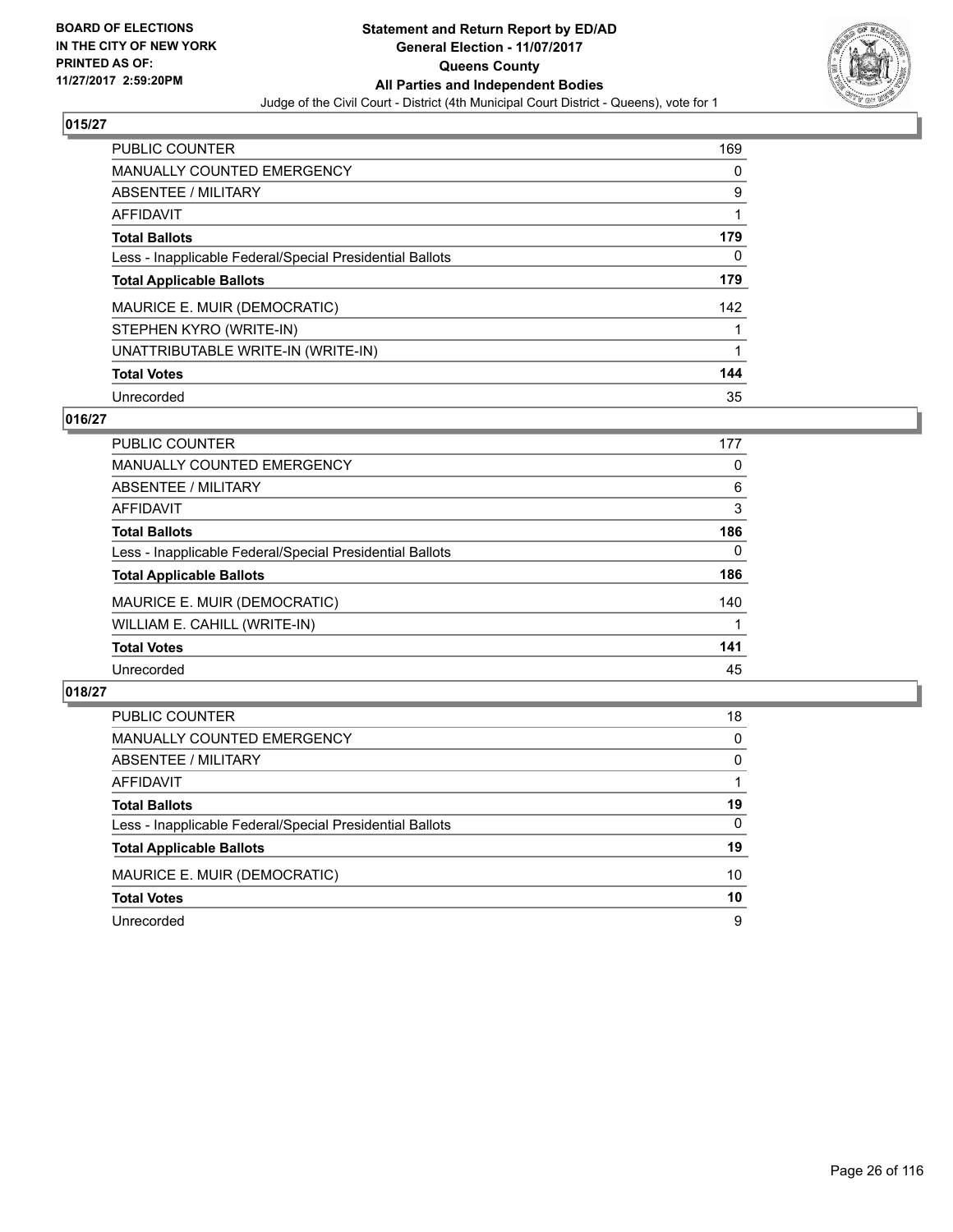BOARD OF ELECTIONS
IN THE CITY OF NEW YORK
PRINTED AS OF:
11/27/2017 2:59:20PM

**Statement and Return Report by ED/AD**
**General Election - 11/07/2017**
**Queens County**
**All Parties and Independent Bodies**
Judge of the Civil Court - District (4th Municipal Court District - Queens), vote for 1

## 015/27

| | |
|---|---|
| PUBLIC COUNTER | 169 |
| MANUALLY COUNTED EMERGENCY | 0 |
| ABSENTEE / MILITARY | 9 |
| AFFIDAVIT | 1 |
| **Total Ballots** | **179** |
| Less - Inapplicable Federal/Special Presidential Ballots | 0 |
| **Total Applicable Ballots** | **179** |
| MAURICE E. MUIR (DEMOCRATIC) | 142 |
| STEPHEN KYRO (WRITE-IN) | 1 |
| UNATTRIBUTABLE WRITE-IN (WRITE-IN) | 1 |
| **Total Votes** | **144** |
| Unrecorded | 35 |

## 016/27

| | |
|---|---|
| PUBLIC COUNTER | 177 |
| MANUALLY COUNTED EMERGENCY | 0 |
| ABSENTEE / MILITARY | 6 |
| AFFIDAVIT | 3 |
| **Total Ballots** | **186** |
| Less - Inapplicable Federal/Special Presidential Ballots | 0 |
| **Total Applicable Ballots** | **186** |
| MAURICE E. MUIR (DEMOCRATIC) | 140 |
| WILLIAM E. CAHILL (WRITE-IN) | 1 |
| **Total Votes** | **141** |
| Unrecorded | 45 |

## 018/27

| | |
|---|---|
| PUBLIC COUNTER | 18 |
| MANUALLY COUNTED EMERGENCY | 0 |
| ABSENTEE / MILITARY | 0 |
| AFFIDAVIT | 1 |
| **Total Ballots** | **19** |
| Less - Inapplicable Federal/Special Presidential Ballots | 0 |
| **Total Applicable Ballots** | **19** |
| MAURICE E. MUIR (DEMOCRATIC) | 10 |
| **Total Votes** | **10** |
| Unrecorded | 9 |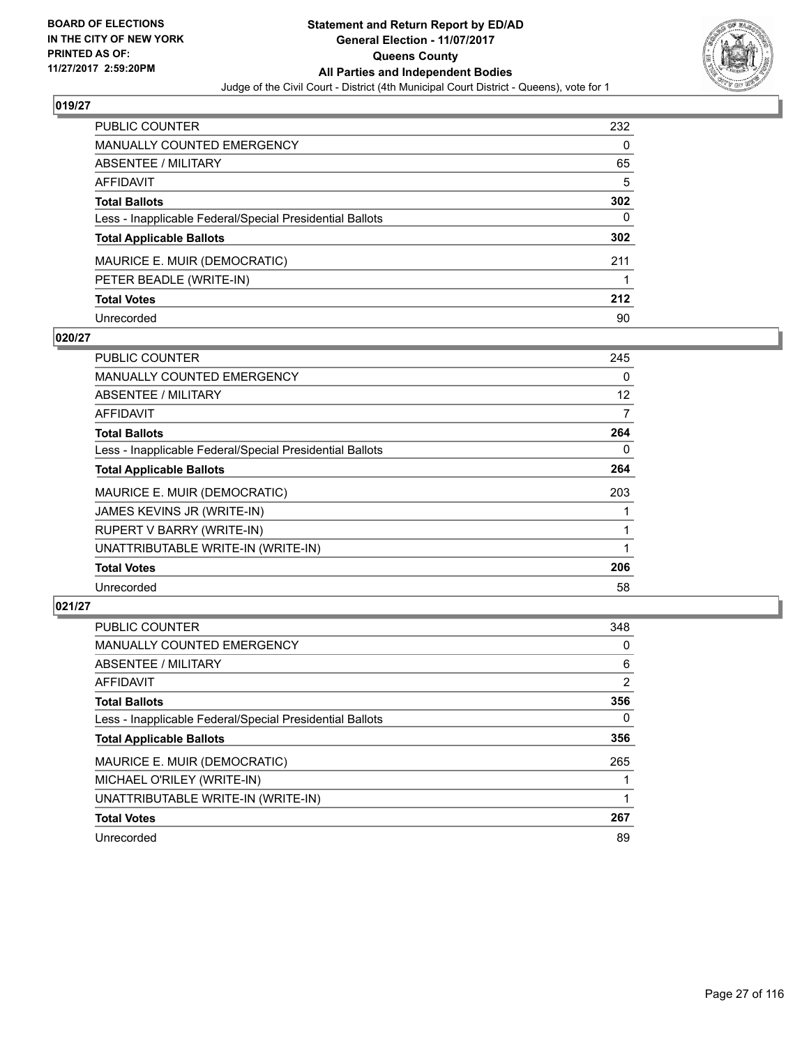## 019/27

| | |
|---|---|
| PUBLIC COUNTER | 232 |
| MANUALLY COUNTED EMERGENCY | 0 |
| ABSENTEE / MILITARY | 65 |
| AFFIDAVIT | 5 |
| **Total Ballots** | **302** |
| Less - Inapplicable Federal/Special Presidential Ballots | 0 |
| **Total Applicable Ballots** | **302** |
| MAURICE E. MUIR (DEMOCRATIC) | 211 |
| PETER BEADLE (WRITE-IN) | 1 |
| **Total Votes** | **212** |
| Unrecorded | 90 |

## 020/27

| | |
|---|---|
| PUBLIC COUNTER | 245 |
| MANUALLY COUNTED EMERGENCY | 0 |
| ABSENTEE / MILITARY | 12 |
| AFFIDAVIT | 7 |
| **Total Ballots** | **264** |
| Less - Inapplicable Federal/Special Presidential Ballots | 0 |
| **Total Applicable Ballots** | **264** |
| MAURICE E. MUIR (DEMOCRATIC) | 203 |
| JAMES KEVINS JR (WRITE-IN) | 1 |
| RUPERT V BARRY (WRITE-IN) | 1 |
| UNATTRIBUTABLE WRITE-IN (WRITE-IN) | 1 |
| **Total Votes** | **206** |
| Unrecorded | 58 |

## 021/27

| | |
|---|---|
| PUBLIC COUNTER | 348 |
| MANUALLY COUNTED EMERGENCY | 0 |
| ABSENTEE / MILITARY | 6 |
| AFFIDAVIT | 2 |
| **Total Ballots** | **356** |
| Less - Inapplicable Federal/Special Presidential Ballots | 0 |
| **Total Applicable Ballots** | **356** |
| MAURICE E. MUIR (DEMOCRATIC) | 265 |
| MICHAEL O'RILEY (WRITE-IN) | 1 |
| UNATTRIBUTABLE WRITE-IN (WRITE-IN) | 1 |
| **Total Votes** | **267** |
| Unrecorded | 89 |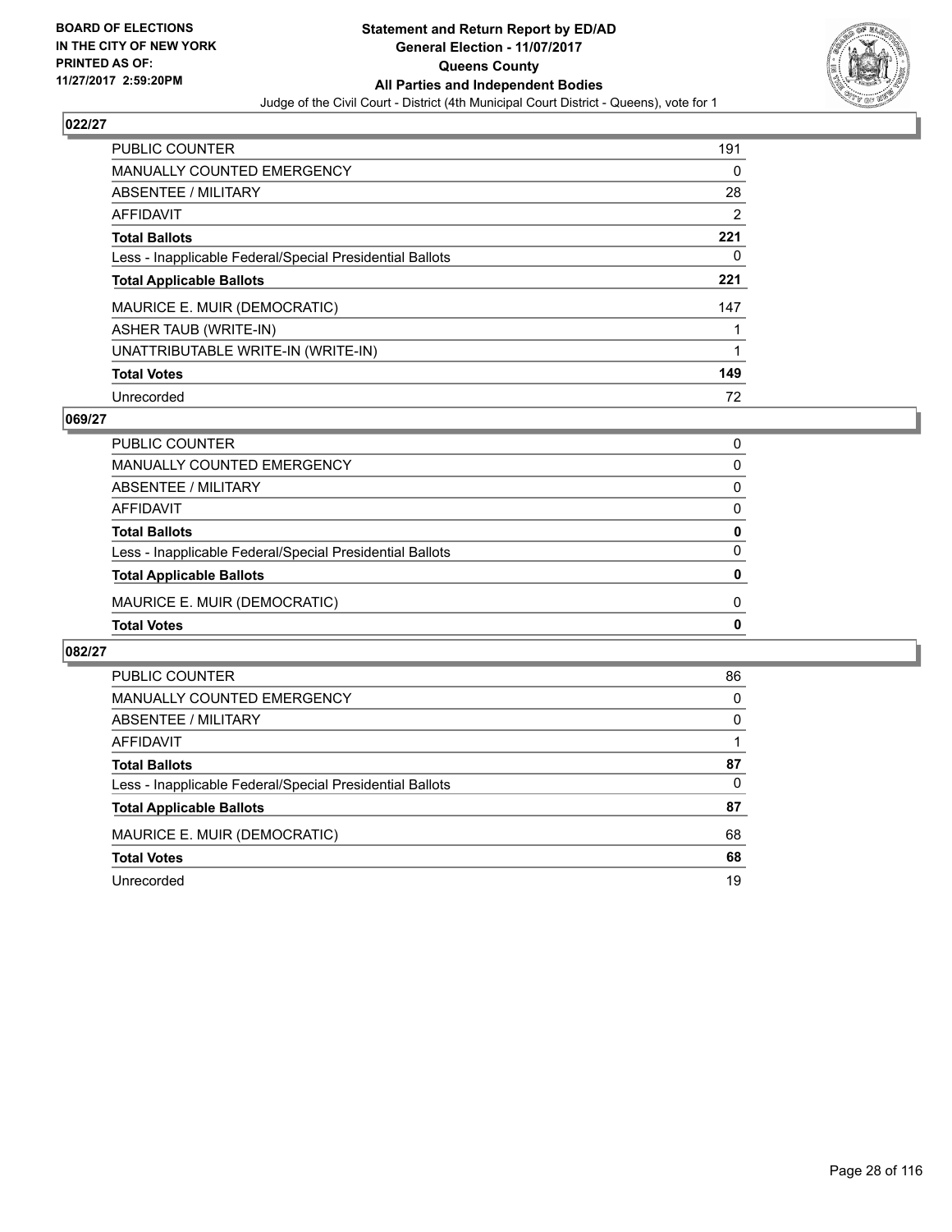## 022/27

| | |
|---|---|
| PUBLIC COUNTER | 191 |
| MANUALLY COUNTED EMERGENCY | 0 |
| ABSENTEE / MILITARY | 28 |
| AFFIDAVIT | 2 |
| **Total Ballots** | **221** |
| Less - Inapplicable Federal/Special Presidential Ballots | 0 |
| **Total Applicable Ballots** | **221** |
| MAURICE E. MUIR (DEMOCRATIC) | 147 |
| ASHER TAUB (WRITE-IN) | 1 |
| UNATTRIBUTABLE WRITE-IN (WRITE-IN) | 1 |
| **Total Votes** | **149** |
| Unrecorded | 72 |

## 069/27

| | |
|---|---|
| PUBLIC COUNTER | 0 |
| MANUALLY COUNTED EMERGENCY | 0 |
| ABSENTEE / MILITARY | 0 |
| AFFIDAVIT | 0 |
| **Total Ballots** | **0** |
| Less - Inapplicable Federal/Special Presidential Ballots | 0 |
| **Total Applicable Ballots** | **0** |
| MAURICE E. MUIR (DEMOCRATIC) | 0 |
| **Total Votes** | **0** |

## 082/27

| | |
|---|---|
| PUBLIC COUNTER | 86 |
| MANUALLY COUNTED EMERGENCY | 0 |
| ABSENTEE / MILITARY | 0 |
| AFFIDAVIT | 1 |
| **Total Ballots** | **87** |
| Less - Inapplicable Federal/Special Presidential Ballots | 0 |
| **Total Applicable Ballots** | **87** |
| MAURICE E. MUIR (DEMOCRATIC) | 68 |
| **Total Votes** | **68** |
| Unrecorded | 19 |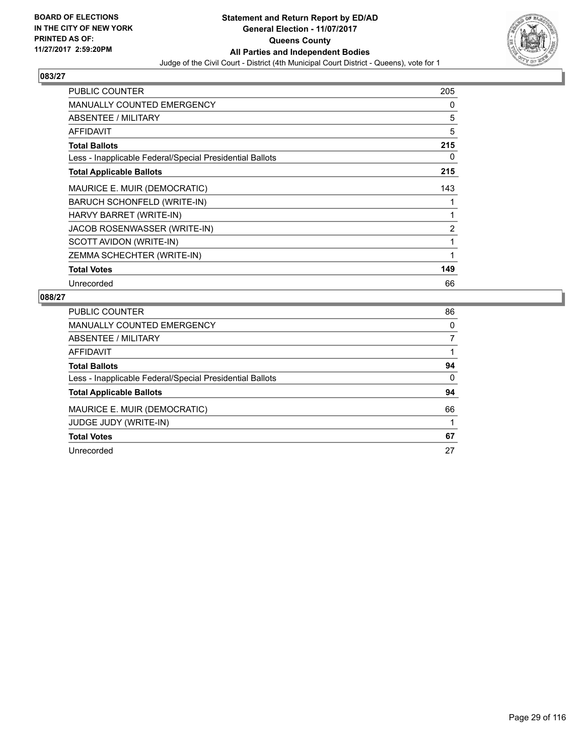BOARD OF ELECTIONS
IN THE CITY OF NEW YORK
PRINTED AS OF:
11/27/2017 2:59:20PM

**Statement and Return Report by ED/AD**
**General Election - 11/07/2017**
**Queens County**
**All Parties and Independent Bodies**
Judge of the Civil Court - District (4th Municipal Court District - Queens), vote for 1

## 083/27

| | |
|---|---|
| PUBLIC COUNTER | 205 |
| MANUALLY COUNTED EMERGENCY | 0 |
| ABSENTEE / MILITARY | 5 |
| AFFIDAVIT | 5 |
| **Total Ballots** | **215** |
| Less - Inapplicable Federal/Special Presidential Ballots | 0 |
| **Total Applicable Ballots** | **215** |
| MAURICE E. MUIR (DEMOCRATIC) | 143 |
| BARUCH SCHONFELD (WRITE-IN) | 1 |
| HARVY BARRET (WRITE-IN) | 1 |
| JACOB ROSENWASSER (WRITE-IN) | 2 |
| SCOTT AVIDON (WRITE-IN) | 1 |
| ZEMMA SCHECHTER (WRITE-IN) | 1 |
| **Total Votes** | **149** |
| Unrecorded | 66 |

## 088/27

| | |
|---|---|
| PUBLIC COUNTER | 86 |
| MANUALLY COUNTED EMERGENCY | 0 |
| ABSENTEE / MILITARY | 7 |
| AFFIDAVIT | 1 |
| **Total Ballots** | **94** |
| Less - Inapplicable Federal/Special Presidential Ballots | 0 |
| **Total Applicable Ballots** | **94** |
| MAURICE E. MUIR (DEMOCRATIC) | 66 |
| JUDGE JUDY (WRITE-IN) | 1 |
| **Total Votes** | **67** |
| Unrecorded | 27 |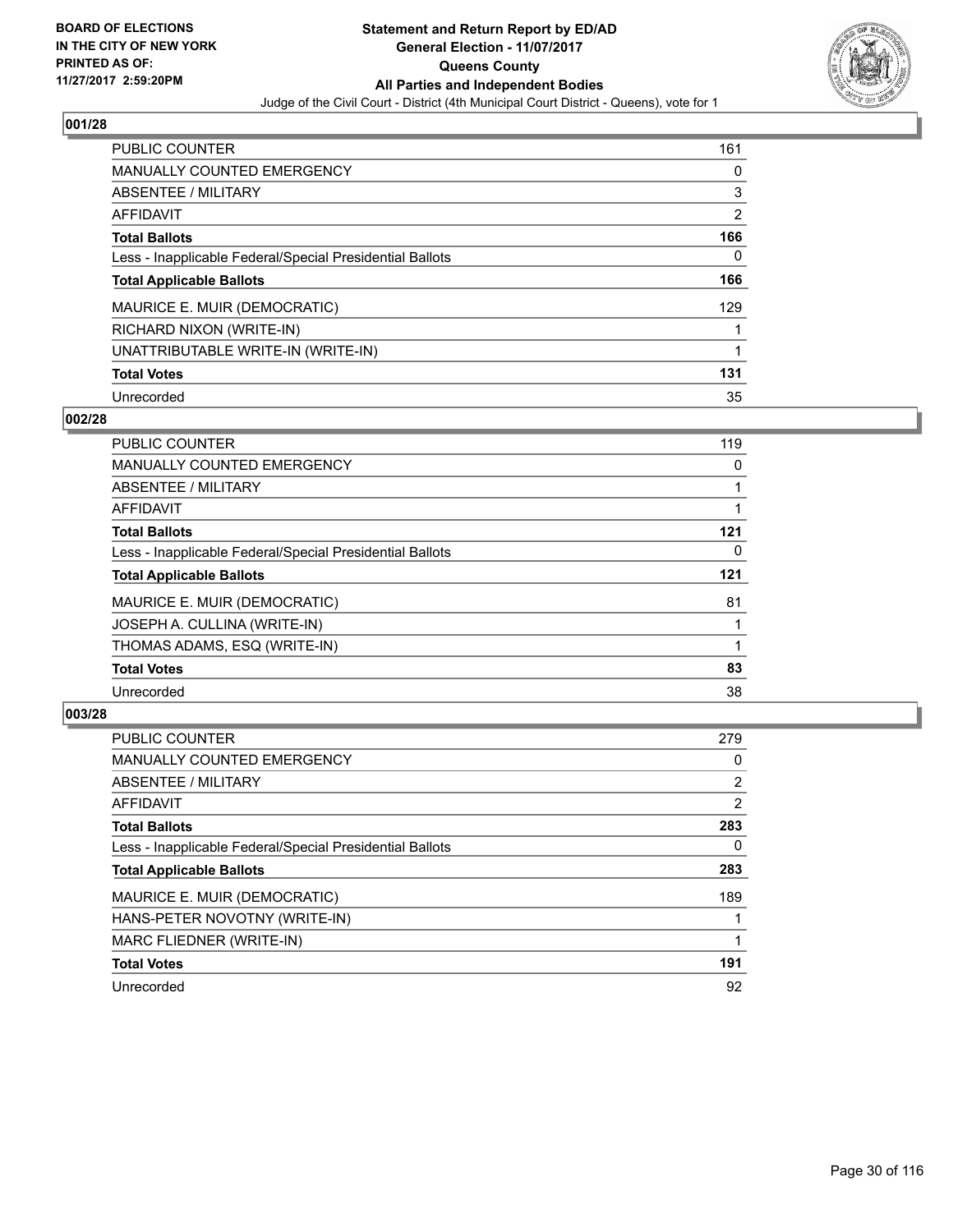**BOARD OF ELECTIONS IN THE CITY OF NEW YORK PRINTED AS OF: 11/27/2017 2:59:20PM**

# Statement and Return Report by ED/AD
## General Election - 11/07/2017
## Queens County
## All Parties and Independent Bodies

Judge of the Civil Court - District (4th Municipal Court District - Queens), vote for 1

### 001/28

| | |
|---|---|
| PUBLIC COUNTER | 161 |
| MANUALLY COUNTED EMERGENCY | 0 |
| ABSENTEE / MILITARY | 3 |
| AFFIDAVIT | 2 |
| **Total Ballots** | **166** |
| Less - Inapplicable Federal/Special Presidential Ballots | 0 |
| **Total Applicable Ballots** | **166** |
| MAURICE E. MUIR (DEMOCRATIC) | 129 |
| RICHARD NIXON (WRITE-IN) | 1 |
| UNATTRIBUTABLE WRITE-IN (WRITE-IN) | 1 |
| **Total Votes** | **131** |
| Unrecorded | 35 |

### 002/28

| | |
|---|---|
| PUBLIC COUNTER | 119 |
| MANUALLY COUNTED EMERGENCY | 0 |
| ABSENTEE / MILITARY | 1 |
| AFFIDAVIT | 1 |
| **Total Ballots** | **121** |
| Less - Inapplicable Federal/Special Presidential Ballots | 0 |
| **Total Applicable Ballots** | **121** |
| MAURICE E. MUIR (DEMOCRATIC) | 81 |
| JOSEPH A. CULLINA (WRITE-IN) | 1 |
| THOMAS ADAMS, ESQ (WRITE-IN) | 1 |
| **Total Votes** | **83** |
| Unrecorded | 38 |

### 003/28

| | |
|---|---|
| PUBLIC COUNTER | 279 |
| MANUALLY COUNTED EMERGENCY | 0 |
| ABSENTEE / MILITARY | 2 |
| AFFIDAVIT | 2 |
| **Total Ballots** | **283** |
| Less - Inapplicable Federal/Special Presidential Ballots | 0 |
| **Total Applicable Ballots** | **283** |
| MAURICE E. MUIR (DEMOCRATIC) | 189 |
| HANS-PETER NOVOTNY (WRITE-IN) | 1 |
| MARC FLIEDNER (WRITE-IN) | 1 |
| **Total Votes** | **191** |
| Unrecorded | 92 |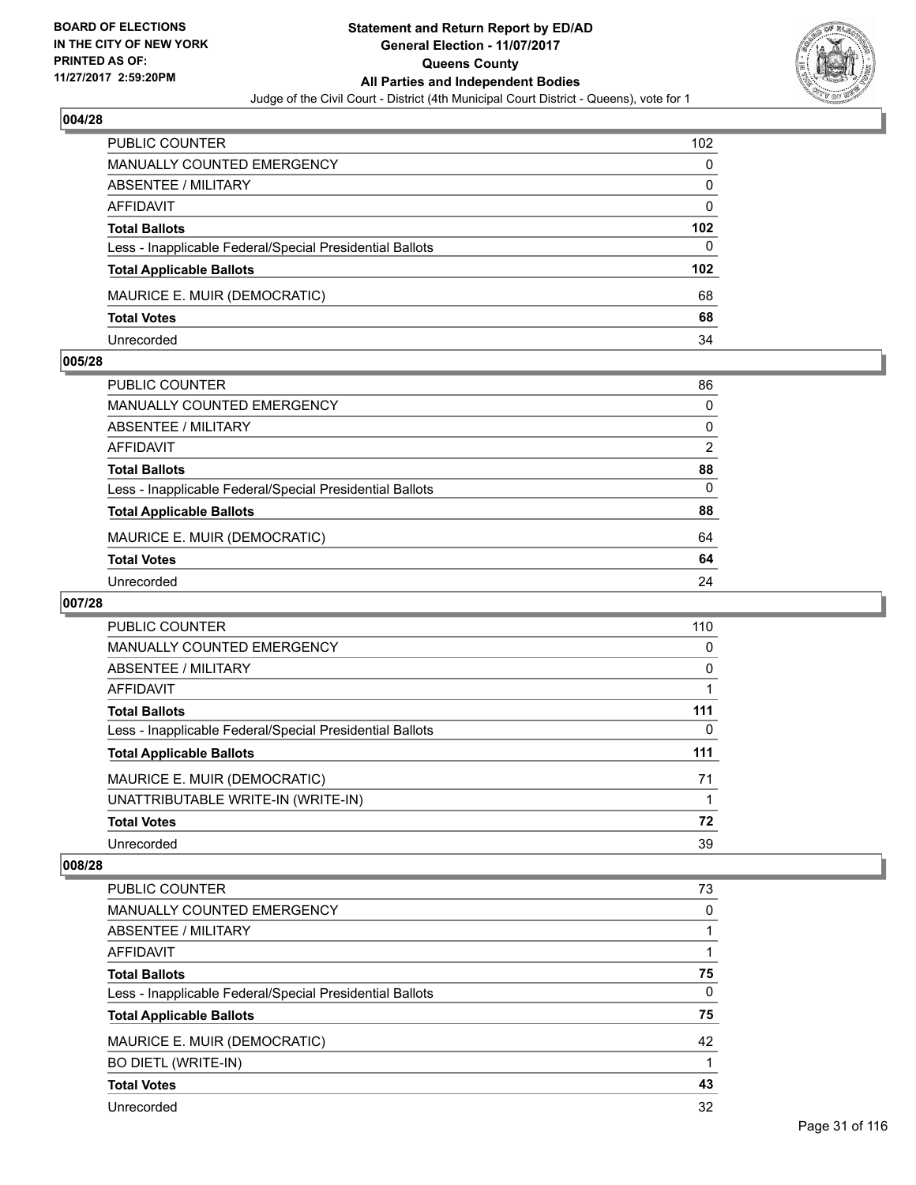### 004/28

| | |
|---|---|
| PUBLIC COUNTER | 102 |
| MANUALLY COUNTED EMERGENCY | 0 |
| ABSENTEE / MILITARY | 0 |
| AFFIDAVIT | 0 |
| **Total Ballots** | **102** |
| Less - Inapplicable Federal/Special Presidential Ballots | 0 |
| **Total Applicable Ballots** | **102** |
| MAURICE E. MUIR (DEMOCRATIC) | 68 |
| **Total Votes** | **68** |
| Unrecorded | 34 |

### 005/28

| | |
|---|---|
| PUBLIC COUNTER | 86 |
| MANUALLY COUNTED EMERGENCY | 0 |
| ABSENTEE / MILITARY | 0 |
| AFFIDAVIT | 2 |
| **Total Ballots** | **88** |
| Less - Inapplicable Federal/Special Presidential Ballots | 0 |
| **Total Applicable Ballots** | **88** |
| MAURICE E. MUIR (DEMOCRATIC) | 64 |
| **Total Votes** | **64** |
| Unrecorded | 24 |

### 007/28

| | |
|---|---|
| PUBLIC COUNTER | 110 |
| MANUALLY COUNTED EMERGENCY | 0 |
| ABSENTEE / MILITARY | 0 |
| AFFIDAVIT | 1 |
| **Total Ballots** | **111** |
| Less - Inapplicable Federal/Special Presidential Ballots | 0 |
| **Total Applicable Ballots** | **111** |
| MAURICE E. MUIR (DEMOCRATIC) | 71 |
| UNATTRIBUTABLE WRITE-IN (WRITE-IN) | 1 |
| **Total Votes** | **72** |
| Unrecorded | 39 |

### 008/28

| | |
|---|---|
| PUBLIC COUNTER | 73 |
| MANUALLY COUNTED EMERGENCY | 0 |
| ABSENTEE / MILITARY | 1 |
| AFFIDAVIT | 1 |
| **Total Ballots** | **75** |
| Less - Inapplicable Federal/Special Presidential Ballots | 0 |
| **Total Applicable Ballots** | **75** |
| MAURICE E. MUIR (DEMOCRATIC) | 42 |
| BO DIETL (WRITE-IN) | 1 |
| **Total Votes** | **43** |
| Unrecorded | 32 |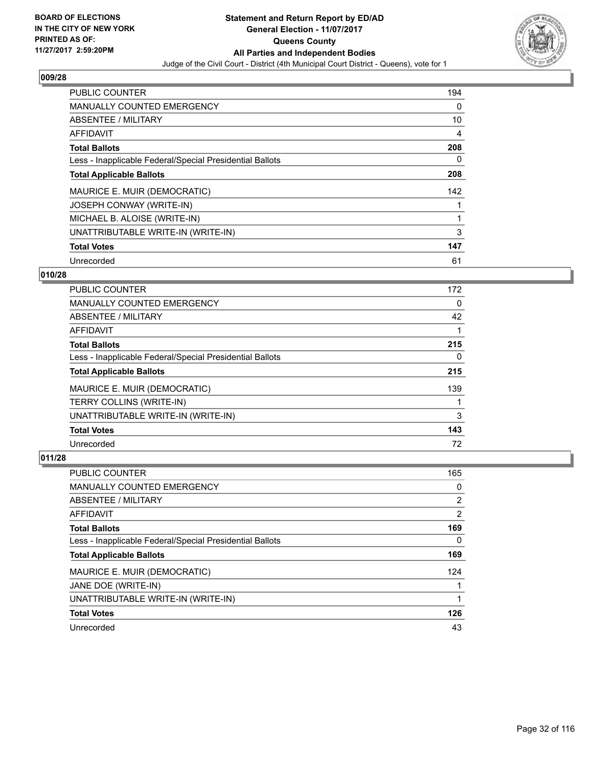**BOARD OF ELECTIONS IN THE CITY OF NEW YORK PRINTED AS OF: 11/27/2017 2:59:20PM**

# Statement and Return Report by ED/AD
## General Election - 11/07/2017
## Queens County
## All Parties and Independent Bodies
Judge of the Civil Court - District (4th Municipal Court District - Queens), vote for 1

### 009/28

| | |
|---|---|
| PUBLIC COUNTER | 194 |
| MANUALLY COUNTED EMERGENCY | 0 |
| ABSENTEE / MILITARY | 10 |
| AFFIDAVIT | 4 |
| **Total Ballots** | **208** |
| Less - Inapplicable Federal/Special Presidential Ballots | 0 |
| **Total Applicable Ballots** | **208** |
| MAURICE E. MUIR (DEMOCRATIC) | 142 |
| JOSEPH CONWAY (WRITE-IN) | 1 |
| MICHAEL B. ALOISE (WRITE-IN) | 1 |
| UNATTRIBUTABLE WRITE-IN (WRITE-IN) | 3 |
| **Total Votes** | **147** |
| Unrecorded | 61 |

### 010/28

| | |
|---|---|
| PUBLIC COUNTER | 172 |
| MANUALLY COUNTED EMERGENCY | 0 |
| ABSENTEE / MILITARY | 42 |
| AFFIDAVIT | 1 |
| **Total Ballots** | **215** |
| Less - Inapplicable Federal/Special Presidential Ballots | 0 |
| **Total Applicable Ballots** | **215** |
| MAURICE E. MUIR (DEMOCRATIC) | 139 |
| TERRY COLLINS (WRITE-IN) | 1 |
| UNATTRIBUTABLE WRITE-IN (WRITE-IN) | 3 |
| **Total Votes** | **143** |
| Unrecorded | 72 |

### 011/28

| | |
|---|---|
| PUBLIC COUNTER | 165 |
| MANUALLY COUNTED EMERGENCY | 0 |
| ABSENTEE / MILITARY | 2 |
| AFFIDAVIT | 2 |
| **Total Ballots** | **169** |
| Less - Inapplicable Federal/Special Presidential Ballots | 0 |
| **Total Applicable Ballots** | **169** |
| MAURICE E. MUIR (DEMOCRATIC) | 124 |
| JANE DOE (WRITE-IN) | 1 |
| UNATTRIBUTABLE WRITE-IN (WRITE-IN) | 1 |
| **Total Votes** | **126** |
| Unrecorded | 43 |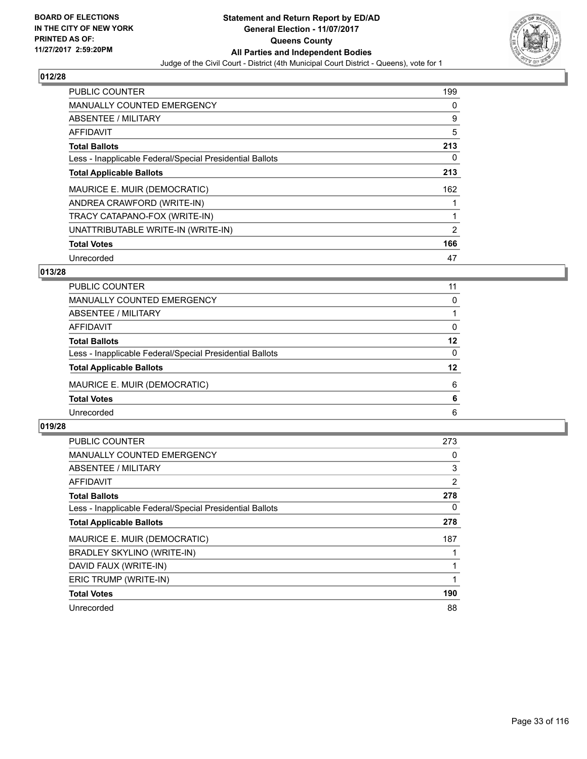BOARD OF ELECTIONS
IN THE CITY OF NEW YORK
PRINTED AS OF:
11/27/2017 2:59:20PM

**Statement and Return Report by ED/AD**
**General Election - 11/07/2017**
**Queens County**
**All Parties and Independent Bodies**
Judge of the Civil Court - District (4th Municipal Court District - Queens), vote for 1

### 012/28

| | |
|---|---|
| PUBLIC COUNTER | 199 |
| MANUALLY COUNTED EMERGENCY | 0 |
| ABSENTEE / MILITARY | 9 |
| AFFIDAVIT | 5 |
| **Total Ballots** | **213** |
| Less - Inapplicable Federal/Special Presidential Ballots | 0 |
| **Total Applicable Ballots** | **213** |
| MAURICE E. MUIR (DEMOCRATIC) | 162 |
| ANDREA CRAWFORD (WRITE-IN) | 1 |
| TRACY CATAPANO-FOX (WRITE-IN) | 1 |
| UNATTRIBUTABLE WRITE-IN (WRITE-IN) | 2 |
| **Total Votes** | **166** |
| Unrecorded | 47 |

### 013/28

| | |
|---|---|
| PUBLIC COUNTER | 11 |
| MANUALLY COUNTED EMERGENCY | 0 |
| ABSENTEE / MILITARY | 1 |
| AFFIDAVIT | 0 |
| **Total Ballots** | **12** |
| Less - Inapplicable Federal/Special Presidential Ballots | 0 |
| **Total Applicable Ballots** | **12** |
| MAURICE E. MUIR (DEMOCRATIC) | 6 |
| **Total Votes** | **6** |
| Unrecorded | 6 |

### 019/28

| | |
|---|---|
| PUBLIC COUNTER | 273 |
| MANUALLY COUNTED EMERGENCY | 0 |
| ABSENTEE / MILITARY | 3 |
| AFFIDAVIT | 2 |
| **Total Ballots** | **278** |
| Less - Inapplicable Federal/Special Presidential Ballots | 0 |
| **Total Applicable Ballots** | **278** |
| MAURICE E. MUIR (DEMOCRATIC) | 187 |
| BRADLEY SKYLINO (WRITE-IN) | 1 |
| DAVID FAUX (WRITE-IN) | 1 |
| ERIC TRUMP (WRITE-IN) | 1 |
| **Total Votes** | **190** |
| Unrecorded | 88 |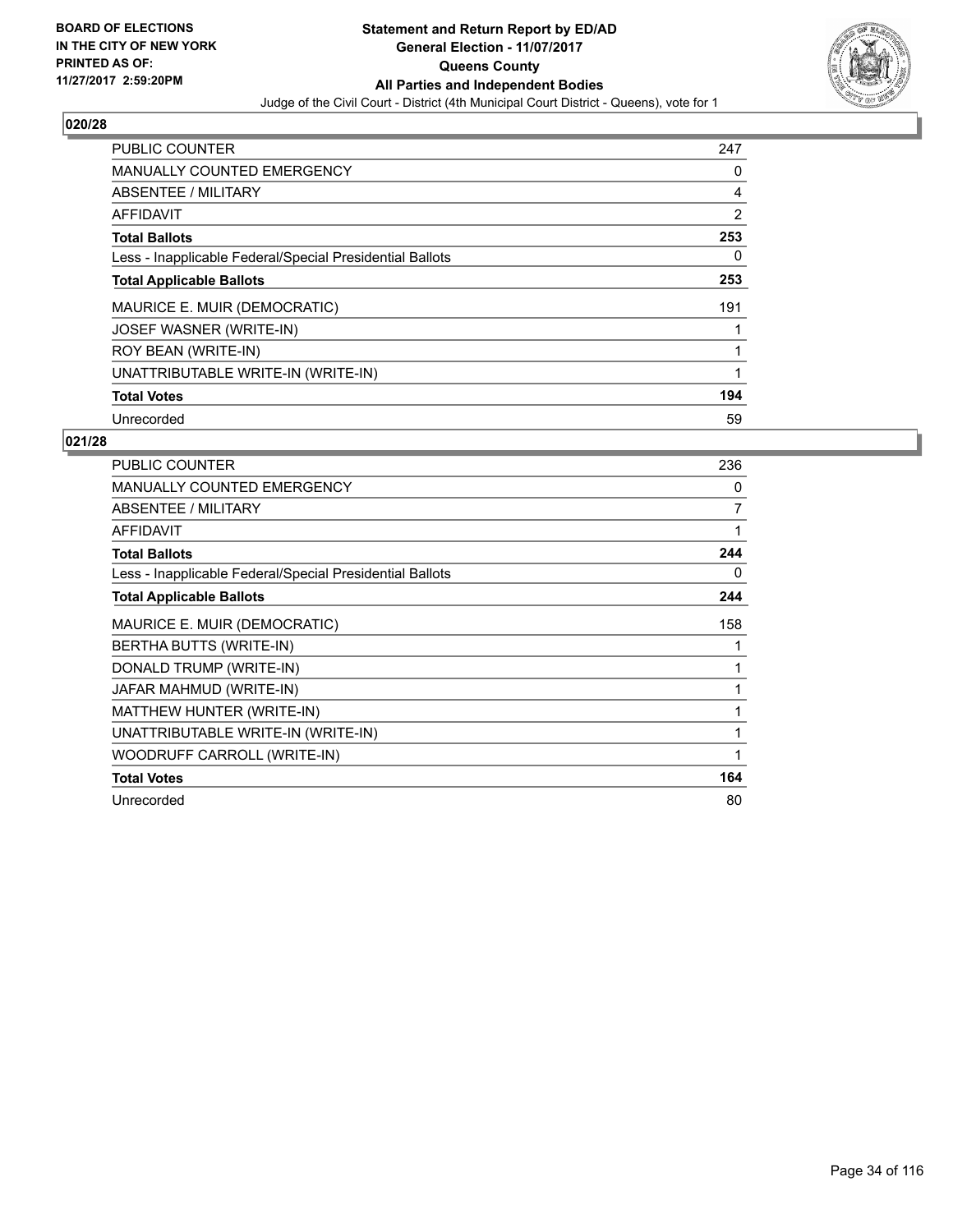**BOARD OF ELECTIONS IN THE CITY OF NEW YORK PRINTED AS OF: 11/27/2017 2:59:20PM**

**Statement and Return Report by ED/AD General Election - 11/07/2017 Queens County All Parties and Independent Bodies**

Judge of the Civil Court - District (4th Municipal Court District - Queens), vote for 1

## 020/28

| | |
|---|---|
| PUBLIC COUNTER | 247 |
| MANUALLY COUNTED EMERGENCY | 0 |
| ABSENTEE / MILITARY | 4 |
| AFFIDAVIT | 2 |
| **Total Ballots** | **253** |
| Less - Inapplicable Federal/Special Presidential Ballots | 0 |
| **Total Applicable Ballots** | **253** |
| MAURICE E. MUIR (DEMOCRATIC) | 191 |
| JOSEF WASNER (WRITE-IN) | 1 |
| ROY BEAN (WRITE-IN) | 1 |
| UNATTRIBUTABLE WRITE-IN (WRITE-IN) | 1 |
| **Total Votes** | **194** |
| Unrecorded | 59 |

## 021/28

| | |
|---|---|
| PUBLIC COUNTER | 236 |
| MANUALLY COUNTED EMERGENCY | 0 |
| ABSENTEE / MILITARY | 7 |
| AFFIDAVIT | 1 |
| **Total Ballots** | **244** |
| Less - Inapplicable Federal/Special Presidential Ballots | 0 |
| **Total Applicable Ballots** | **244** |
| MAURICE E. MUIR (DEMOCRATIC) | 158 |
| BERTHA BUTTS (WRITE-IN) | 1 |
| DONALD TRUMP (WRITE-IN) | 1 |
| JAFAR MAHMUD (WRITE-IN) | 1 |
| MATTHEW HUNTER (WRITE-IN) | 1 |
| UNATTRIBUTABLE WRITE-IN (WRITE-IN) | 1 |
| WOODRUFF CARROLL (WRITE-IN) | 1 |
| **Total Votes** | **164** |
| Unrecorded | 80 |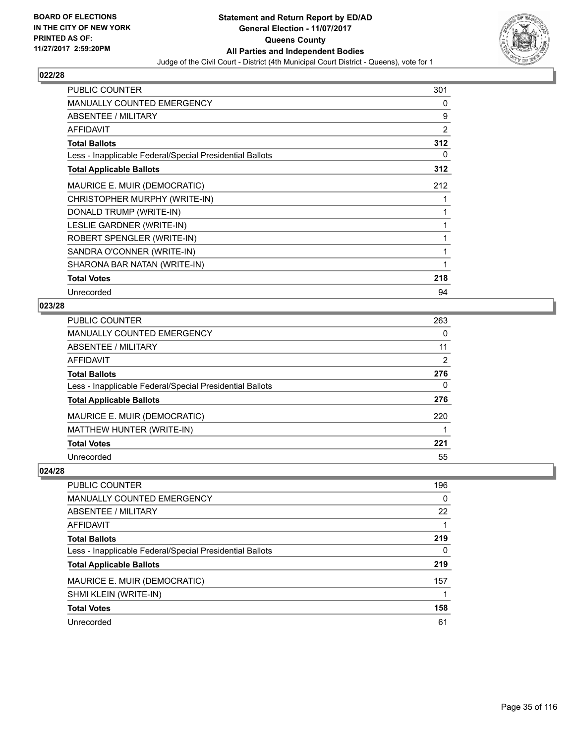**BOARD OF ELECTIONS IN THE CITY OF NEW YORK PRINTED AS OF: 11/27/2017 2:59:20PM**

# Statement and Return Report by ED/AD
## General Election - 11/07/2017
## Queens County
## All Parties and Independent Bodies

Judge of the Civil Court - District (4th Municipal Court District - Queens), vote for 1

### 022/28

| | |
|---|---|
| PUBLIC COUNTER | 301 |
| MANUALLY COUNTED EMERGENCY | 0 |
| ABSENTEE / MILITARY | 9 |
| AFFIDAVIT | 2 |
| **Total Ballots** | **312** |
| Less - Inapplicable Federal/Special Presidential Ballots | 0 |
| **Total Applicable Ballots** | **312** |
| MAURICE E. MUIR (DEMOCRATIC) | 212 |
| CHRISTOPHER MURPHY (WRITE-IN) | 1 |
| DONALD TRUMP (WRITE-IN) | 1 |
| LESLIE GARDNER (WRITE-IN) | 1 |
| ROBERT SPENGLER (WRITE-IN) | 1 |
| SANDRA O'CONNER (WRITE-IN) | 1 |
| SHARONA BAR NATAN (WRITE-IN) | 1 |
| **Total Votes** | **218** |
| Unrecorded | 94 |

### 023/28

| | |
|---|---|
| PUBLIC COUNTER | 263 |
| MANUALLY COUNTED EMERGENCY | 0 |
| ABSENTEE / MILITARY | 11 |
| AFFIDAVIT | 2 |
| **Total Ballots** | **276** |
| Less - Inapplicable Federal/Special Presidential Ballots | 0 |
| **Total Applicable Ballots** | **276** |
| MAURICE E. MUIR (DEMOCRATIC) | 220 |
| MATTHEW HUNTER (WRITE-IN) | 1 |
| **Total Votes** | **221** |
| Unrecorded | 55 |

### 024/28

| | |
|---|---|
| PUBLIC COUNTER | 196 |
| MANUALLY COUNTED EMERGENCY | 0 |
| ABSENTEE / MILITARY | 22 |
| AFFIDAVIT | 1 |
| **Total Ballots** | **219** |
| Less - Inapplicable Federal/Special Presidential Ballots | 0 |
| **Total Applicable Ballots** | **219** |
| MAURICE E. MUIR (DEMOCRATIC) | 157 |
| SHMI KLEIN (WRITE-IN) | 1 |
| **Total Votes** | **158** |
| Unrecorded | 61 |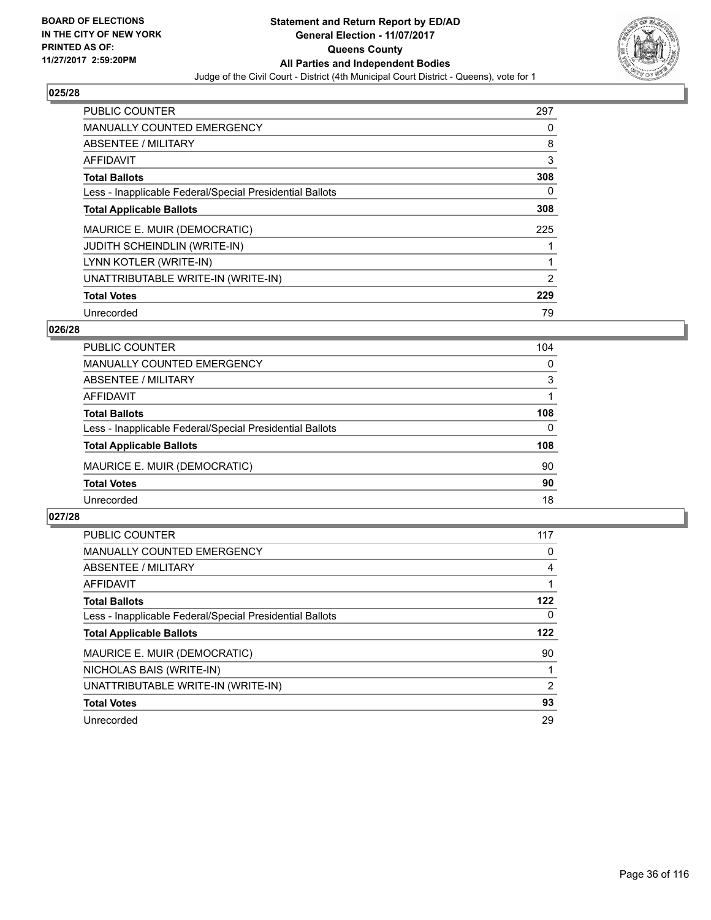**BOARD OF ELECTIONS IN THE CITY OF NEW YORK PRINTED AS OF: 11/27/2017 2:59:20PM**

# Statement and Return Report by ED/AD
## General Election - 11/07/2017
## Queens County
## All Parties and Independent Bodies
Judge of the Civil Court - District (4th Municipal Court District - Queens), vote for 1

### 025/28

| | |
|---|---|
| PUBLIC COUNTER | 297 |
| MANUALLY COUNTED EMERGENCY | 0 |
| ABSENTEE / MILITARY | 8 |
| AFFIDAVIT | 3 |
| **Total Ballots** | **308** |
| Less - Inapplicable Federal/Special Presidential Ballots | 0 |
| **Total Applicable Ballots** | **308** |
| MAURICE E. MUIR (DEMOCRATIC) | 225 |
| JUDITH SCHEINDLIN (WRITE-IN) | 1 |
| LYNN KOTLER (WRITE-IN) | 1 |
| UNATTRIBUTABLE WRITE-IN (WRITE-IN) | 2 |
| **Total Votes** | **229** |
| Unrecorded | 79 |

### 026/28

| | |
|---|---|
| PUBLIC COUNTER | 104 |
| MANUALLY COUNTED EMERGENCY | 0 |
| ABSENTEE / MILITARY | 3 |
| AFFIDAVIT | 1 |
| **Total Ballots** | **108** |
| Less - Inapplicable Federal/Special Presidential Ballots | 0 |
| **Total Applicable Ballots** | **108** |
| MAURICE E. MUIR (DEMOCRATIC) | 90 |
| **Total Votes** | **90** |
| Unrecorded | 18 |

### 027/28

| | |
|---|---|
| PUBLIC COUNTER | 117 |
| MANUALLY COUNTED EMERGENCY | 0 |
| ABSENTEE / MILITARY | 4 |
| AFFIDAVIT | 1 |
| **Total Ballots** | **122** |
| Less - Inapplicable Federal/Special Presidential Ballots | 0 |
| **Total Applicable Ballots** | **122** |
| MAURICE E. MUIR (DEMOCRATIC) | 90 |
| NICHOLAS BAIS (WRITE-IN) | 1 |
| UNATTRIBUTABLE WRITE-IN (WRITE-IN) | 2 |
| **Total Votes** | **93** |
| Unrecorded | 29 |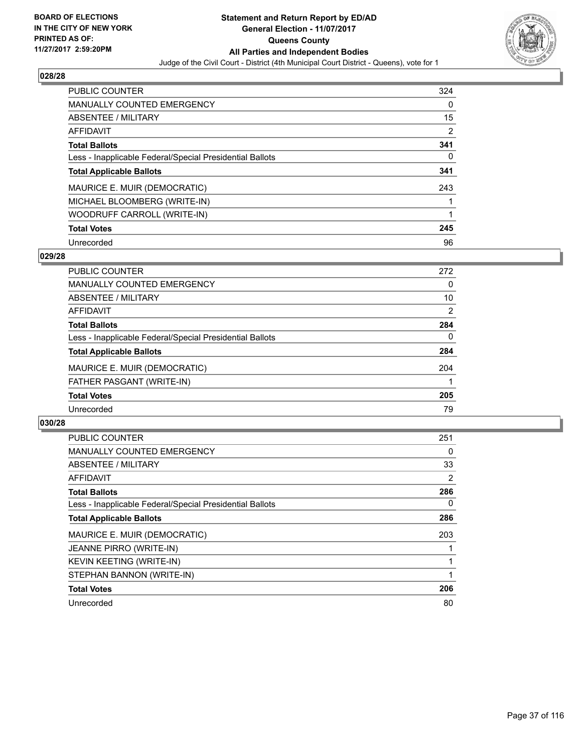BOARD OF ELECTIONS
IN THE CITY OF NEW YORK
PRINTED AS OF:
11/27/2017 2:59:20PM

# Statement and Return Report by ED/AD
## General Election - 11/07/2017
## Queens County
## All Parties and Independent Bodies
Judge of the Civil Court - District (4th Municipal Court District - Queens), vote for 1

### 028/28

| | |
|---|---|
| PUBLIC COUNTER | 324 |
| MANUALLY COUNTED EMERGENCY | 0 |
| ABSENTEE / MILITARY | 15 |
| AFFIDAVIT | 2 |
| **Total Ballots** | **341** |
| Less - Inapplicable Federal/Special Presidential Ballots | 0 |
| **Total Applicable Ballots** | **341** |
| MAURICE E. MUIR (DEMOCRATIC) | 243 |
| MICHAEL BLOOMBERG (WRITE-IN) | 1 |
| WOODRUFF CARROLL (WRITE-IN) | 1 |
| **Total Votes** | **245** |
| Unrecorded | 96 |

### 029/28

| | |
|---|---|
| PUBLIC COUNTER | 272 |
| MANUALLY COUNTED EMERGENCY | 0 |
| ABSENTEE / MILITARY | 10 |
| AFFIDAVIT | 2 |
| **Total Ballots** | **284** |
| Less - Inapplicable Federal/Special Presidential Ballots | 0 |
| **Total Applicable Ballots** | **284** |
| MAURICE E. MUIR (DEMOCRATIC) | 204 |
| FATHER PASGANT (WRITE-IN) | 1 |
| **Total Votes** | **205** |
| Unrecorded | 79 |

### 030/28

| | |
|---|---|
| PUBLIC COUNTER | 251 |
| MANUALLY COUNTED EMERGENCY | 0 |
| ABSENTEE / MILITARY | 33 |
| AFFIDAVIT | 2 |
| **Total Ballots** | **286** |
| Less - Inapplicable Federal/Special Presidential Ballots | 0 |
| **Total Applicable Ballots** | **286** |
| MAURICE E. MUIR (DEMOCRATIC) | 203 |
| JEANNE PIRRO (WRITE-IN) | 1 |
| KEVIN KEETING (WRITE-IN) | 1 |
| STEPHAN BANNON (WRITE-IN) | 1 |
| **Total Votes** | **206** |
| Unrecorded | 80 |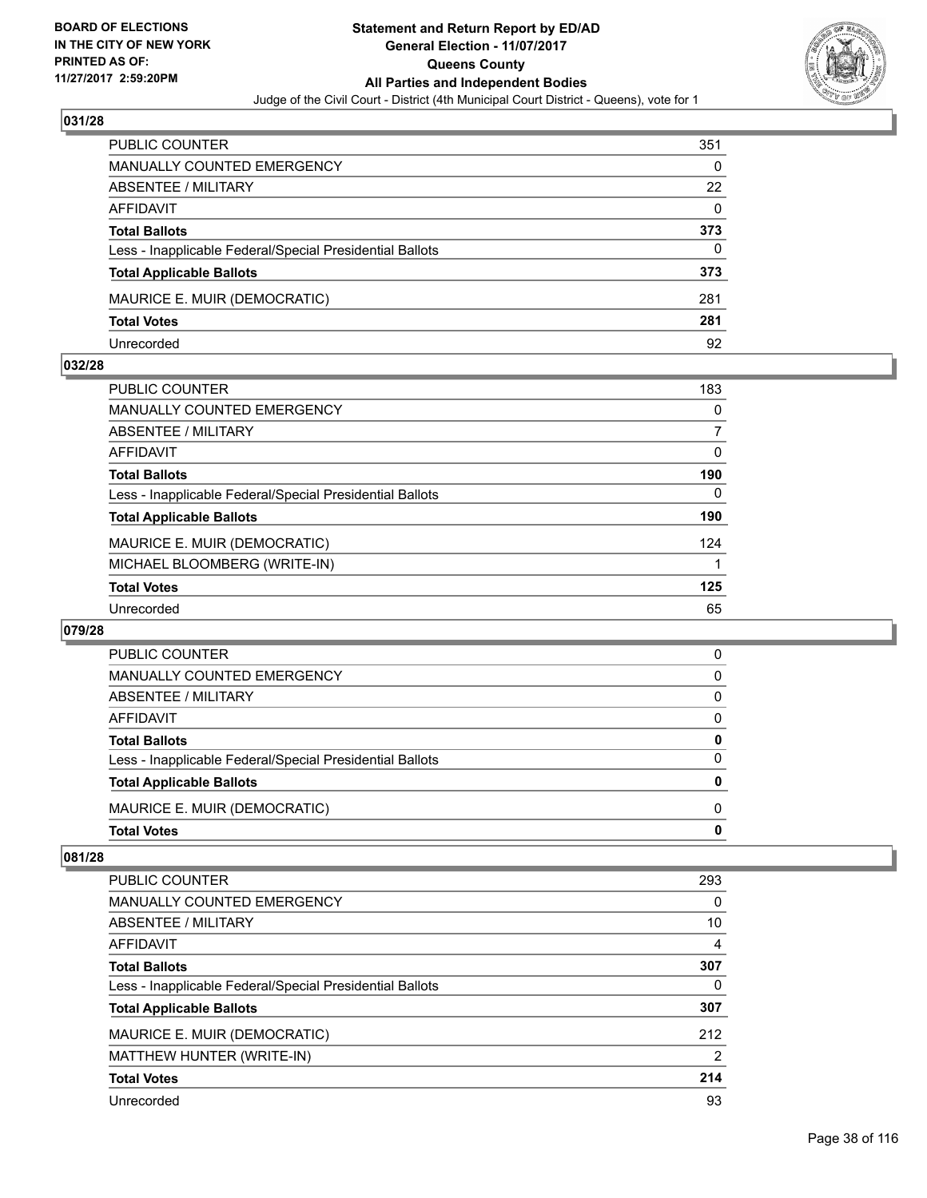**BOARD OF ELECTIONS IN THE CITY OF NEW YORK PRINTED AS OF: 11/27/2017 2:59:20PM**

# Statement and Return Report by ED/AD
## General Election - 11/07/2017
## Queens County
## All Parties and Independent Bodies
Judge of the Civil Court - District (4th Municipal Court District - Queens), vote for 1

### 031/28

| | |
|---|---|
| PUBLIC COUNTER | 351 |
| MANUALLY COUNTED EMERGENCY | 0 |
| ABSENTEE / MILITARY | 22 |
| AFFIDAVIT | 0 |
| **Total Ballots** | **373** |
| Less - Inapplicable Federal/Special Presidential Ballots | 0 |
| **Total Applicable Ballots** | **373** |
| MAURICE E. MUIR (DEMOCRATIC) | 281 |
| **Total Votes** | **281** |
| Unrecorded | 92 |

### 032/28

| | |
|---|---|
| PUBLIC COUNTER | 183 |
| MANUALLY COUNTED EMERGENCY | 0 |
| ABSENTEE / MILITARY | 7 |
| AFFIDAVIT | 0 |
| **Total Ballots** | **190** |
| Less - Inapplicable Federal/Special Presidential Ballots | 0 |
| **Total Applicable Ballots** | **190** |
| MAURICE E. MUIR (DEMOCRATIC) | 124 |
| MICHAEL BLOOMBERG (WRITE-IN) | 1 |
| **Total Votes** | **125** |
| Unrecorded | 65 |

### 079/28

| | |
|---|---|
| PUBLIC COUNTER | 0 |
| MANUALLY COUNTED EMERGENCY | 0 |
| ABSENTEE / MILITARY | 0 |
| AFFIDAVIT | 0 |
| **Total Ballots** | **0** |
| Less - Inapplicable Federal/Special Presidential Ballots | 0 |
| **Total Applicable Ballots** | **0** |
| MAURICE E. MUIR (DEMOCRATIC) | 0 |
| **Total Votes** | **0** |

### 081/28

| | |
|---|---|
| PUBLIC COUNTER | 293 |
| MANUALLY COUNTED EMERGENCY | 0 |
| ABSENTEE / MILITARY | 10 |
| AFFIDAVIT | 4 |
| **Total Ballots** | **307** |
| Less - Inapplicable Federal/Special Presidential Ballots | 0 |
| **Total Applicable Ballots** | **307** |
| MAURICE E. MUIR (DEMOCRATIC) | 212 |
| MATTHEW HUNTER (WRITE-IN) | 2 |
| **Total Votes** | **214** |
| Unrecorded | 93 |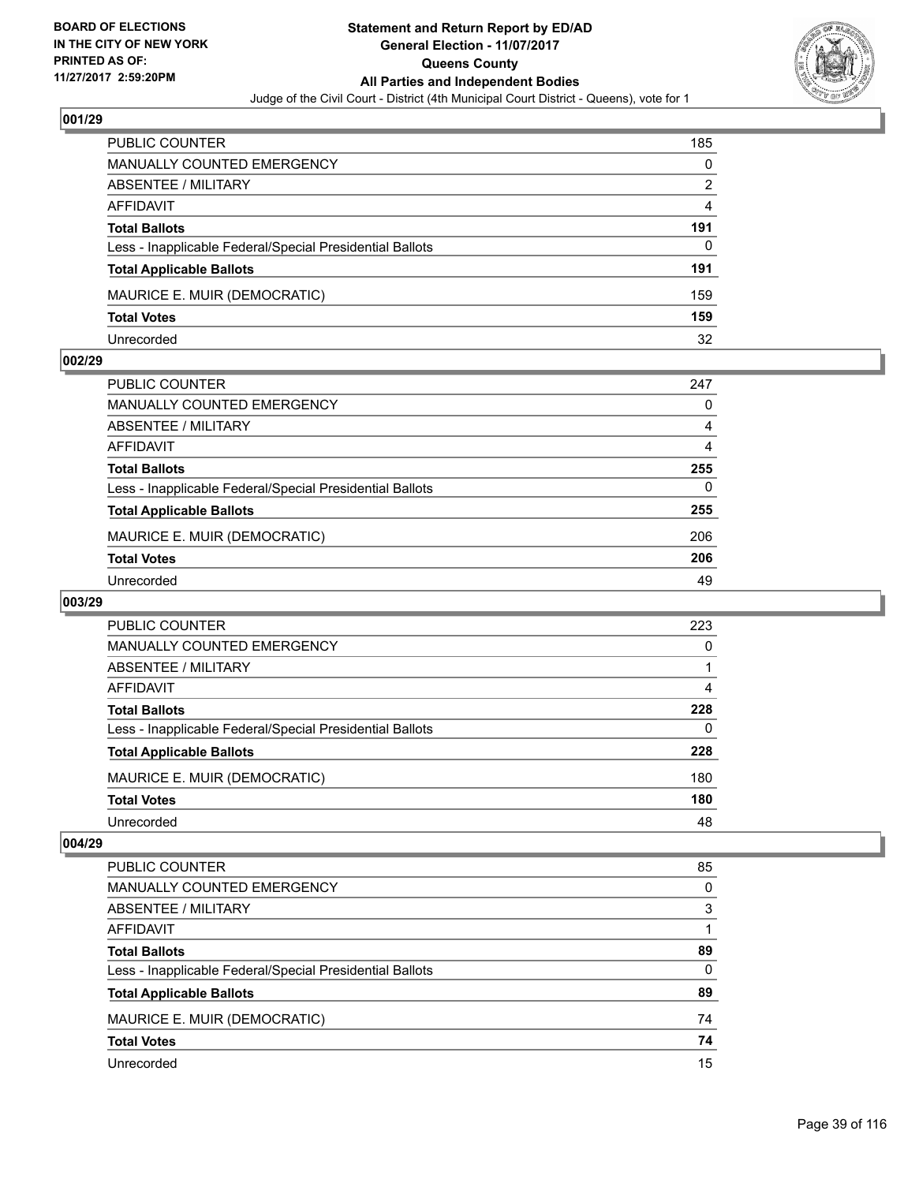**BOARD OF ELECTIONS IN THE CITY OF NEW YORK PRINTED AS OF: 11/27/2017 2:59:20PM**

# Statement and Return Report by ED/AD
## General Election - 11/07/2017
## Queens County
## All Parties and Independent Bodies
Judge of the Civil Court - District (4th Municipal Court District - Queens), vote for 1

### 001/29

| | |
|---|---|
| PUBLIC COUNTER | 185 |
| MANUALLY COUNTED EMERGENCY | 0 |
| ABSENTEE / MILITARY | 2 |
| AFFIDAVIT | 4 |
| **Total Ballots** | **191** |
| Less - Inapplicable Federal/Special Presidential Ballots | 0 |
| **Total Applicable Ballots** | **191** |
| MAURICE E. MUIR (DEMOCRATIC) | 159 |
| **Total Votes** | **159** |
| Unrecorded | 32 |

### 002/29

| | |
|---|---|
| PUBLIC COUNTER | 247 |
| MANUALLY COUNTED EMERGENCY | 0 |
| ABSENTEE / MILITARY | 4 |
| AFFIDAVIT | 4 |
| **Total Ballots** | **255** |
| Less - Inapplicable Federal/Special Presidential Ballots | 0 |
| **Total Applicable Ballots** | **255** |
| MAURICE E. MUIR (DEMOCRATIC) | 206 |
| **Total Votes** | **206** |
| Unrecorded | 49 |

### 003/29

| | |
|---|---|
| PUBLIC COUNTER | 223 |
| MANUALLY COUNTED EMERGENCY | 0 |
| ABSENTEE / MILITARY | 1 |
| AFFIDAVIT | 4 |
| **Total Ballots** | **228** |
| Less - Inapplicable Federal/Special Presidential Ballots | 0 |
| **Total Applicable Ballots** | **228** |
| MAURICE E. MUIR (DEMOCRATIC) | 180 |
| **Total Votes** | **180** |
| Unrecorded | 48 |

### 004/29

| | |
|---|---|
| PUBLIC COUNTER | 85 |
| MANUALLY COUNTED EMERGENCY | 0 |
| ABSENTEE / MILITARY | 3 |
| AFFIDAVIT | 1 |
| **Total Ballots** | **89** |
| Less - Inapplicable Federal/Special Presidential Ballots | 0 |
| **Total Applicable Ballots** | **89** |
| MAURICE E. MUIR (DEMOCRATIC) | 74 |
| **Total Votes** | **74** |
| Unrecorded | 15 |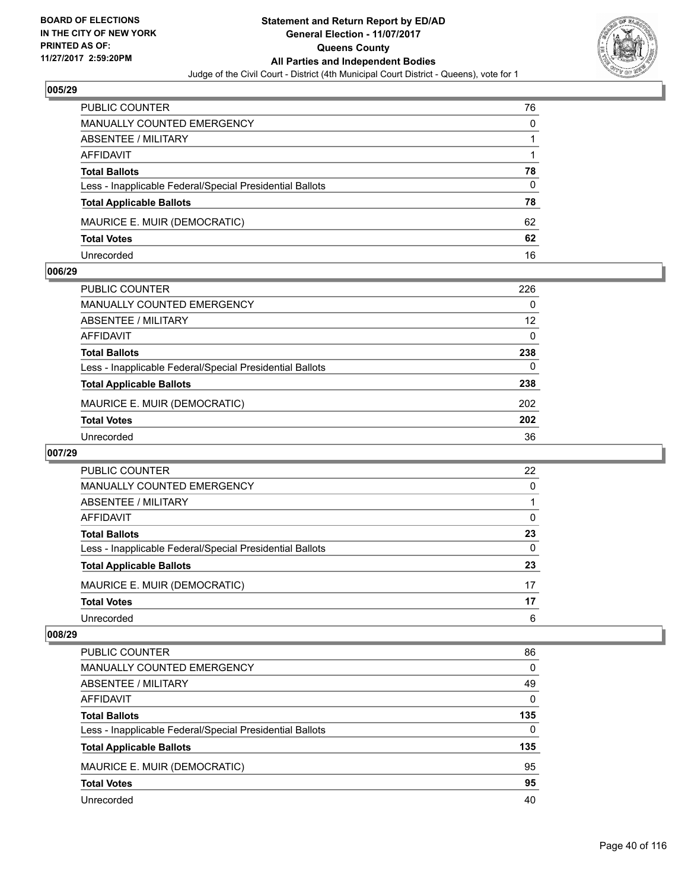## 005/29

| | |
|---|---|
| PUBLIC COUNTER | 76 |
| MANUALLY COUNTED EMERGENCY | 0 |
| ABSENTEE / MILITARY | 1 |
| AFFIDAVIT | 1 |
| **Total Ballots** | **78** |
| Less - Inapplicable Federal/Special Presidential Ballots | 0 |
| **Total Applicable Ballots** | **78** |
| MAURICE E. MUIR (DEMOCRATIC) | 62 |
| **Total Votes** | **62** |
| Unrecorded | 16 |

## 006/29

| | |
|---|---|
| PUBLIC COUNTER | 226 |
| MANUALLY COUNTED EMERGENCY | 0 |
| ABSENTEE / MILITARY | 12 |
| AFFIDAVIT | 0 |
| **Total Ballots** | **238** |
| Less - Inapplicable Federal/Special Presidential Ballots | 0 |
| **Total Applicable Ballots** | **238** |
| MAURICE E. MUIR (DEMOCRATIC) | 202 |
| **Total Votes** | **202** |
| Unrecorded | 36 |

## 007/29

| | |
|---|---|
| PUBLIC COUNTER | 22 |
| MANUALLY COUNTED EMERGENCY | 0 |
| ABSENTEE / MILITARY | 1 |
| AFFIDAVIT | 0 |
| **Total Ballots** | **23** |
| Less - Inapplicable Federal/Special Presidential Ballots | 0 |
| **Total Applicable Ballots** | **23** |
| MAURICE E. MUIR (DEMOCRATIC) | 17 |
| **Total Votes** | **17** |
| Unrecorded | 6 |

## 008/29

| | |
|---|---|
| PUBLIC COUNTER | 86 |
| MANUALLY COUNTED EMERGENCY | 0 |
| ABSENTEE / MILITARY | 49 |
| AFFIDAVIT | 0 |
| **Total Ballots** | **135** |
| Less - Inapplicable Federal/Special Presidential Ballots | 0 |
| **Total Applicable Ballots** | **135** |
| MAURICE E. MUIR (DEMOCRATIC) | 95 |
| **Total Votes** | **95** |
| Unrecorded | 40 |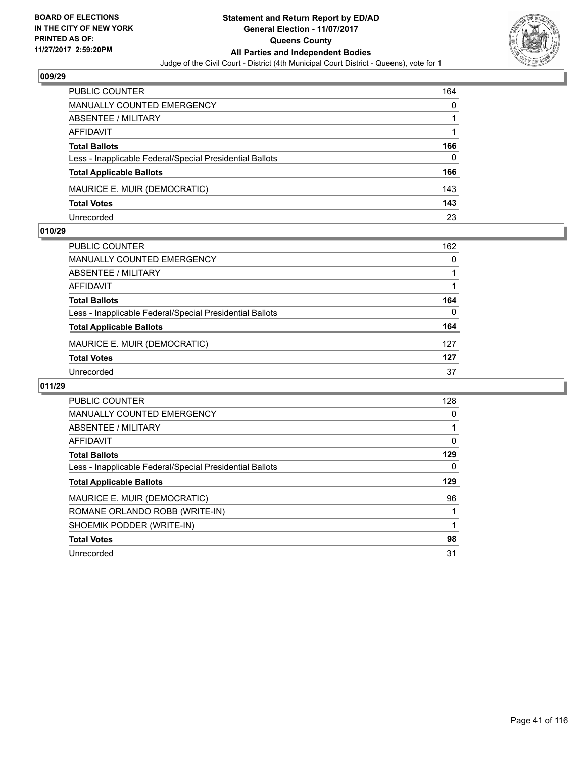BOARD OF ELECTIONS
IN THE CITY OF NEW YORK
PRINTED AS OF:
11/27/2017 2:59:20PM

**Statement and Return Report by ED/AD**
**General Election - 11/07/2017**
**Queens County**
**All Parties and Independent Bodies**
Judge of the Civil Court - District (4th Municipal Court District - Queens), vote for 1

### 009/29

| | |
|---|---|
| PUBLIC COUNTER | 164 |
| MANUALLY COUNTED EMERGENCY | 0 |
| ABSENTEE / MILITARY | 1 |
| AFFIDAVIT | 1 |
| **Total Ballots** | **166** |
| Less - Inapplicable Federal/Special Presidential Ballots | 0 |
| **Total Applicable Ballots** | **166** |
| MAURICE E. MUIR (DEMOCRATIC) | 143 |
| **Total Votes** | **143** |
| Unrecorded | 23 |

### 010/29

| | |
|---|---|
| PUBLIC COUNTER | 162 |
| MANUALLY COUNTED EMERGENCY | 0 |
| ABSENTEE / MILITARY | 1 |
| AFFIDAVIT | 1 |
| **Total Ballots** | **164** |
| Less - Inapplicable Federal/Special Presidential Ballots | 0 |
| **Total Applicable Ballots** | **164** |
| MAURICE E. MUIR (DEMOCRATIC) | 127 |
| **Total Votes** | **127** |
| Unrecorded | 37 |

### 011/29

| | |
|---|---|
| PUBLIC COUNTER | 128 |
| MANUALLY COUNTED EMERGENCY | 0 |
| ABSENTEE / MILITARY | 1 |
| AFFIDAVIT | 0 |
| **Total Ballots** | **129** |
| Less - Inapplicable Federal/Special Presidential Ballots | 0 |
| **Total Applicable Ballots** | **129** |
| MAURICE E. MUIR (DEMOCRATIC) | 96 |
| ROMANE ORLANDO ROBB (WRITE-IN) | 1 |
| SHOEMIK PODDER (WRITE-IN) | 1 |
| **Total Votes** | **98** |
| Unrecorded | 31 |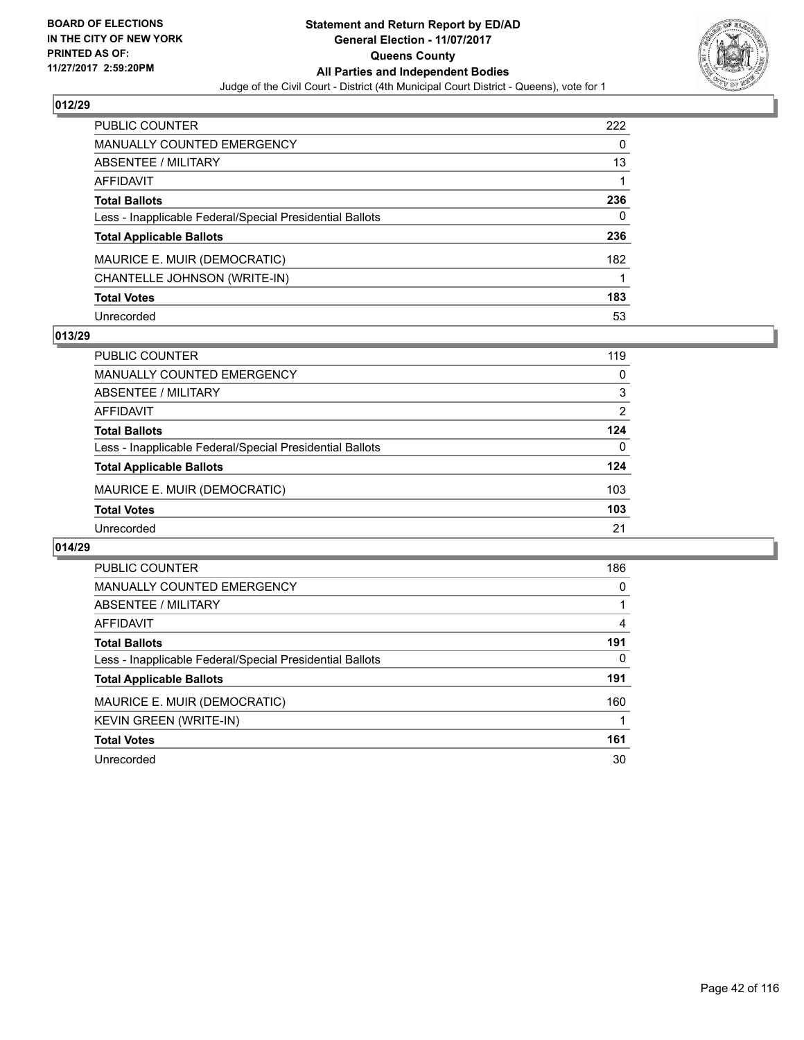BOARD OF ELECTIONS
IN THE CITY OF NEW YORK
PRINTED AS OF:
11/27/2017 2:59:20PM

# Statement and Return Report by ED/AD
## General Election - 11/07/2017
## Queens County
## All Parties and Independent Bodies

Judge of the Civil Court - District (4th Municipal Court District - Queens), vote for 1

### 012/29

| | |
|---|---|
| PUBLIC COUNTER | 222 |
| MANUALLY COUNTED EMERGENCY | 0 |
| ABSENTEE / MILITARY | 13 |
| AFFIDAVIT | 1 |
| **Total Ballots** | **236** |
| Less - Inapplicable Federal/Special Presidential Ballots | 0 |
| **Total Applicable Ballots** | **236** |
| MAURICE E. MUIR (DEMOCRATIC) | 182 |
| CHANTELLE JOHNSON (WRITE-IN) | 1 |
| **Total Votes** | **183** |
| Unrecorded | 53 |

### 013/29

| | |
|---|---|
| PUBLIC COUNTER | 119 |
| MANUALLY COUNTED EMERGENCY | 0 |
| ABSENTEE / MILITARY | 3 |
| AFFIDAVIT | 2 |
| **Total Ballots** | **124** |
| Less - Inapplicable Federal/Special Presidential Ballots | 0 |
| **Total Applicable Ballots** | **124** |
| MAURICE E. MUIR (DEMOCRATIC) | 103 |
| **Total Votes** | **103** |
| Unrecorded | 21 |

### 014/29

| | |
|---|---|
| PUBLIC COUNTER | 186 |
| MANUALLY COUNTED EMERGENCY | 0 |
| ABSENTEE / MILITARY | 1 |
| AFFIDAVIT | 4 |
| **Total Ballots** | **191** |
| Less - Inapplicable Federal/Special Presidential Ballots | 0 |
| **Total Applicable Ballots** | **191** |
| MAURICE E. MUIR (DEMOCRATIC) | 160 |
| KEVIN GREEN (WRITE-IN) | 1 |
| **Total Votes** | **161** |
| Unrecorded | 30 |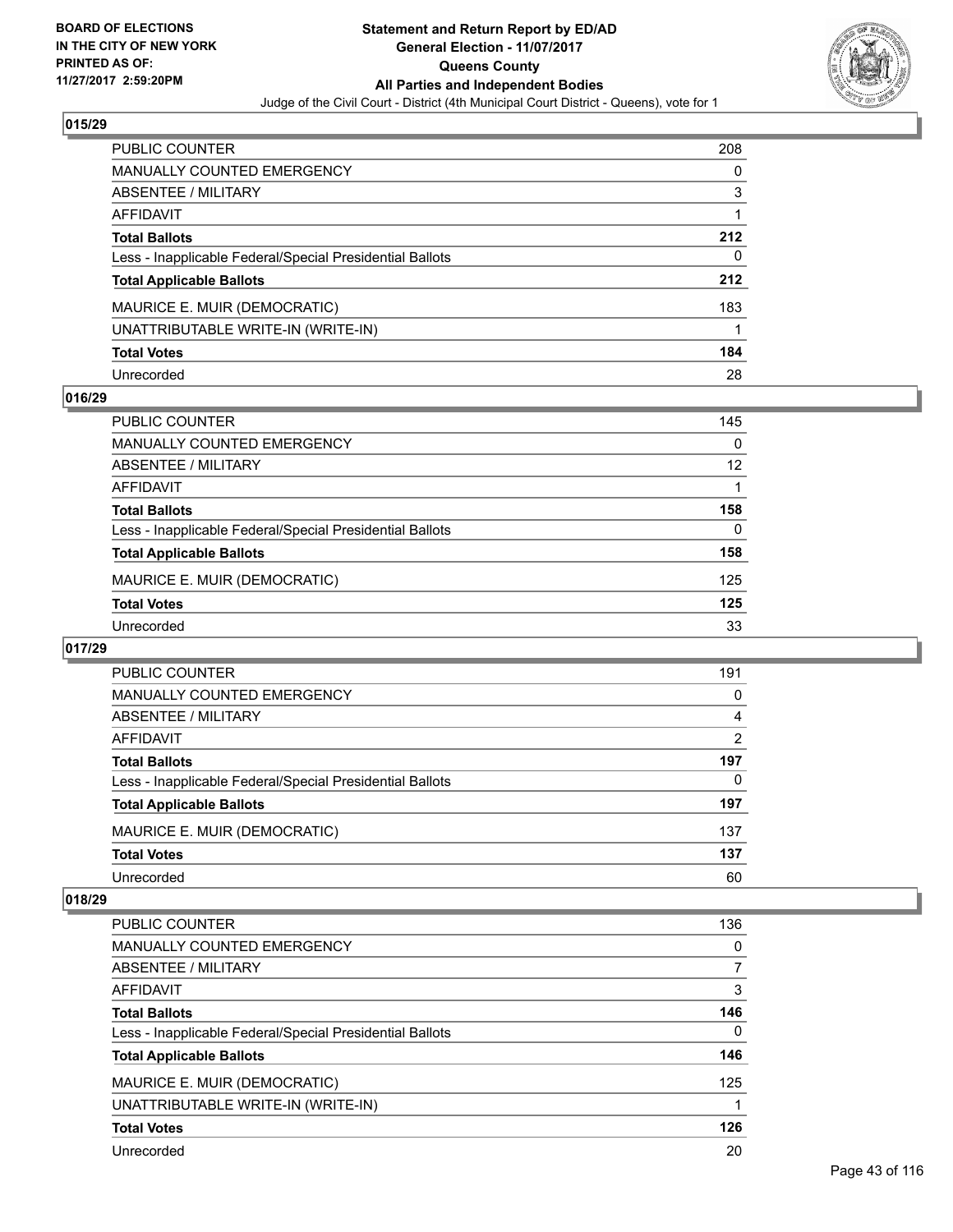## 015/29

| | |
|---|---|
| PUBLIC COUNTER | 208 |
| MANUALLY COUNTED EMERGENCY | 0 |
| ABSENTEE / MILITARY | 3 |
| AFFIDAVIT | 1 |
| **Total Ballots** | **212** |
| Less - Inapplicable Federal/Special Presidential Ballots | 0 |
| **Total Applicable Ballots** | **212** |
| MAURICE E. MUIR (DEMOCRATIC) | 183 |
| UNATTRIBUTABLE WRITE-IN (WRITE-IN) | 1 |
| **Total Votes** | **184** |
| Unrecorded | 28 |

## 016/29

| | |
|---|---|
| PUBLIC COUNTER | 145 |
| MANUALLY COUNTED EMERGENCY | 0 |
| ABSENTEE / MILITARY | 12 |
| AFFIDAVIT | 1 |
| **Total Ballots** | **158** |
| Less - Inapplicable Federal/Special Presidential Ballots | 0 |
| **Total Applicable Ballots** | **158** |
| MAURICE E. MUIR (DEMOCRATIC) | 125 |
| **Total Votes** | **125** |
| Unrecorded | 33 |

## 017/29

| | |
|---|---|
| PUBLIC COUNTER | 191 |
| MANUALLY COUNTED EMERGENCY | 0 |
| ABSENTEE / MILITARY | 4 |
| AFFIDAVIT | 2 |
| **Total Ballots** | **197** |
| Less - Inapplicable Federal/Special Presidential Ballots | 0 |
| **Total Applicable Ballots** | **197** |
| MAURICE E. MUIR (DEMOCRATIC) | 137 |
| **Total Votes** | **137** |
| Unrecorded | 60 |

## 018/29

| | |
|---|---|
| PUBLIC COUNTER | 136 |
| MANUALLY COUNTED EMERGENCY | 0 |
| ABSENTEE / MILITARY | 7 |
| AFFIDAVIT | 3 |
| **Total Ballots** | **146** |
| Less - Inapplicable Federal/Special Presidential Ballots | 0 |
| **Total Applicable Ballots** | **146** |
| MAURICE E. MUIR (DEMOCRATIC) | 125 |
| UNATTRIBUTABLE WRITE-IN (WRITE-IN) | 1 |
| **Total Votes** | **126** |
| Unrecorded | 20 |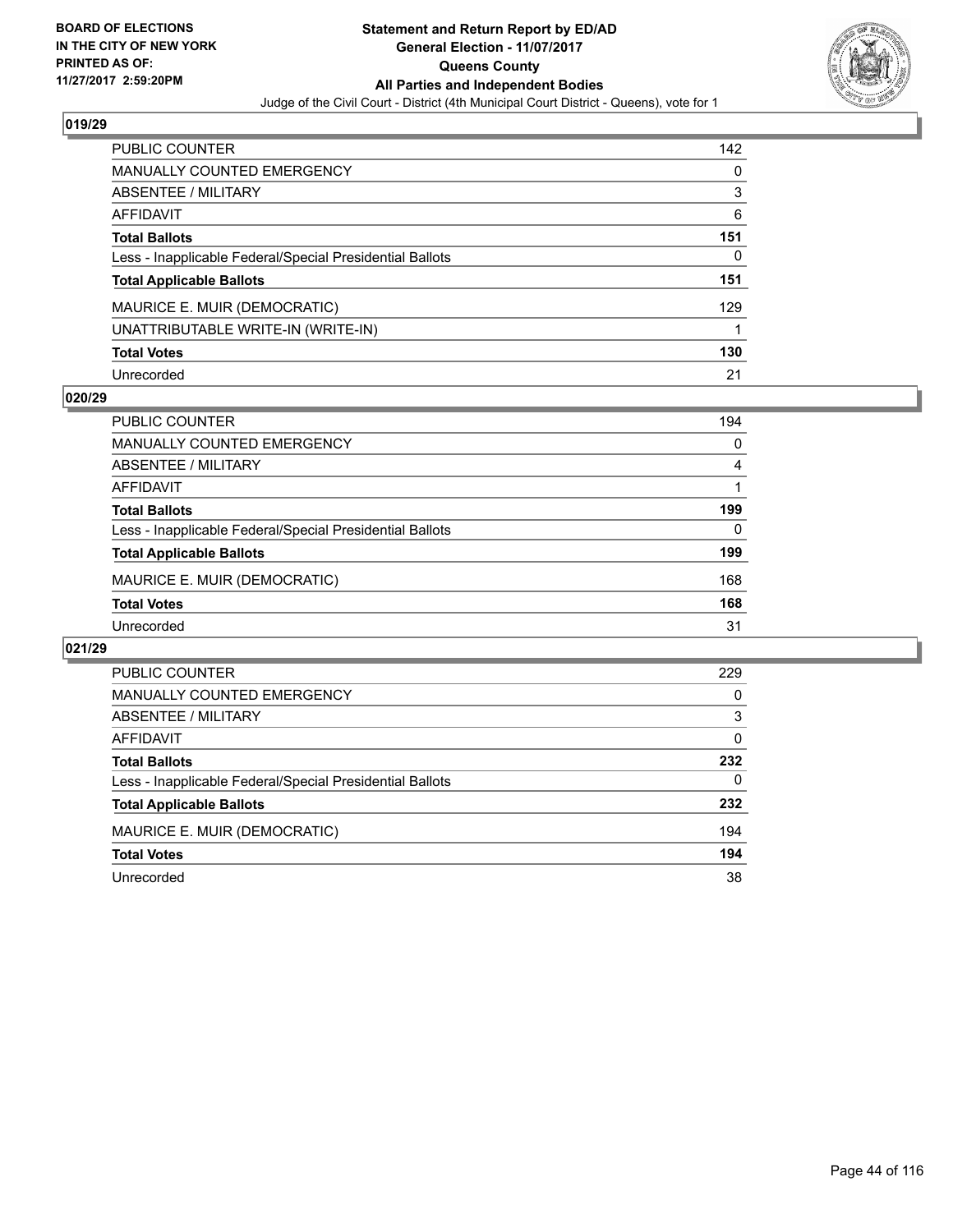## 019/29

| | |
|---|---|
| PUBLIC COUNTER | 142 |
| MANUALLY COUNTED EMERGENCY | 0 |
| ABSENTEE / MILITARY | 3 |
| AFFIDAVIT | 6 |
| **Total Ballots** | **151** |
| Less - Inapplicable Federal/Special Presidential Ballots | 0 |
| **Total Applicable Ballots** | **151** |
| MAURICE E. MUIR (DEMOCRATIC) | 129 |
| UNATTRIBUTABLE WRITE-IN (WRITE-IN) | 1 |
| **Total Votes** | **130** |
| Unrecorded | 21 |

## 020/29

| | |
|---|---|
| PUBLIC COUNTER | 194 |
| MANUALLY COUNTED EMERGENCY | 0 |
| ABSENTEE / MILITARY | 4 |
| AFFIDAVIT | 1 |
| **Total Ballots** | **199** |
| Less - Inapplicable Federal/Special Presidential Ballots | 0 |
| **Total Applicable Ballots** | **199** |
| MAURICE E. MUIR (DEMOCRATIC) | 168 |
| **Total Votes** | **168** |
| Unrecorded | 31 |

## 021/29

| | |
|---|---|
| PUBLIC COUNTER | 229 |
| MANUALLY COUNTED EMERGENCY | 0 |
| ABSENTEE / MILITARY | 3 |
| AFFIDAVIT | 0 |
| **Total Ballots** | **232** |
| Less - Inapplicable Federal/Special Presidential Ballots | 0 |
| **Total Applicable Ballots** | **232** |
| MAURICE E. MUIR (DEMOCRATIC) | 194 |
| **Total Votes** | **194** |
| Unrecorded | 38 |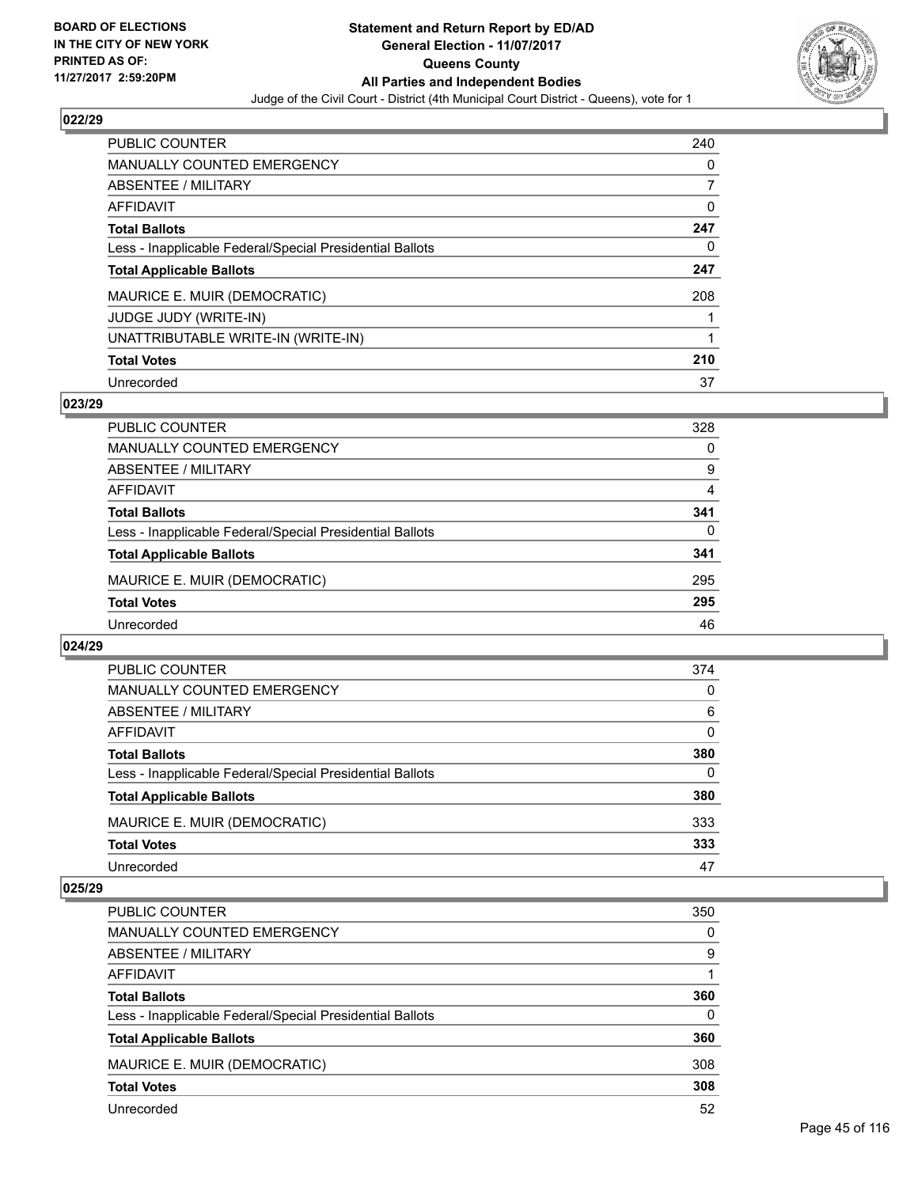**BOARD OF ELECTIONS IN THE CITY OF NEW YORK PRINTED AS OF: 11/27/2017 2:59:20PM**

**Statement and Return Report by ED/AD General Election - 11/07/2017 Queens County All Parties and Independent Bodies**

Judge of the Civil Court - District (4th Municipal Court District - Queens), vote for 1

### 022/29

| | |
|---|---|
| PUBLIC COUNTER | 240 |
| MANUALLY COUNTED EMERGENCY | 0 |
| ABSENTEE / MILITARY | 7 |
| AFFIDAVIT | 0 |
| **Total Ballots** | **247** |
| Less - Inapplicable Federal/Special Presidential Ballots | 0 |
| **Total Applicable Ballots** | **247** |
| MAURICE E. MUIR (DEMOCRATIC) | 208 |
| JUDGE JUDY (WRITE-IN) | 1 |
| UNATTRIBUTABLE WRITE-IN (WRITE-IN) | 1 |
| **Total Votes** | **210** |
| Unrecorded | 37 |

### 023/29

| | |
|---|---|
| PUBLIC COUNTER | 328 |
| MANUALLY COUNTED EMERGENCY | 0 |
| ABSENTEE / MILITARY | 9 |
| AFFIDAVIT | 4 |
| **Total Ballots** | **341** |
| Less - Inapplicable Federal/Special Presidential Ballots | 0 |
| **Total Applicable Ballots** | **341** |
| MAURICE E. MUIR (DEMOCRATIC) | 295 |
| **Total Votes** | **295** |
| Unrecorded | 46 |

### 024/29

| | |
|---|---|
| PUBLIC COUNTER | 374 |
| MANUALLY COUNTED EMERGENCY | 0 |
| ABSENTEE / MILITARY | 6 |
| AFFIDAVIT | 0 |
| **Total Ballots** | **380** |
| Less - Inapplicable Federal/Special Presidential Ballots | 0 |
| **Total Applicable Ballots** | **380** |
| MAURICE E. MUIR (DEMOCRATIC) | 333 |
| **Total Votes** | **333** |
| Unrecorded | 47 |

### 025/29

| | |
|---|---|
| PUBLIC COUNTER | 350 |
| MANUALLY COUNTED EMERGENCY | 0 |
| ABSENTEE / MILITARY | 9 |
| AFFIDAVIT | 1 |
| **Total Ballots** | **360** |
| Less - Inapplicable Federal/Special Presidential Ballots | 0 |
| **Total Applicable Ballots** | **360** |
| MAURICE E. MUIR (DEMOCRATIC) | 308 |
| **Total Votes** | **308** |
| Unrecorded | 52 |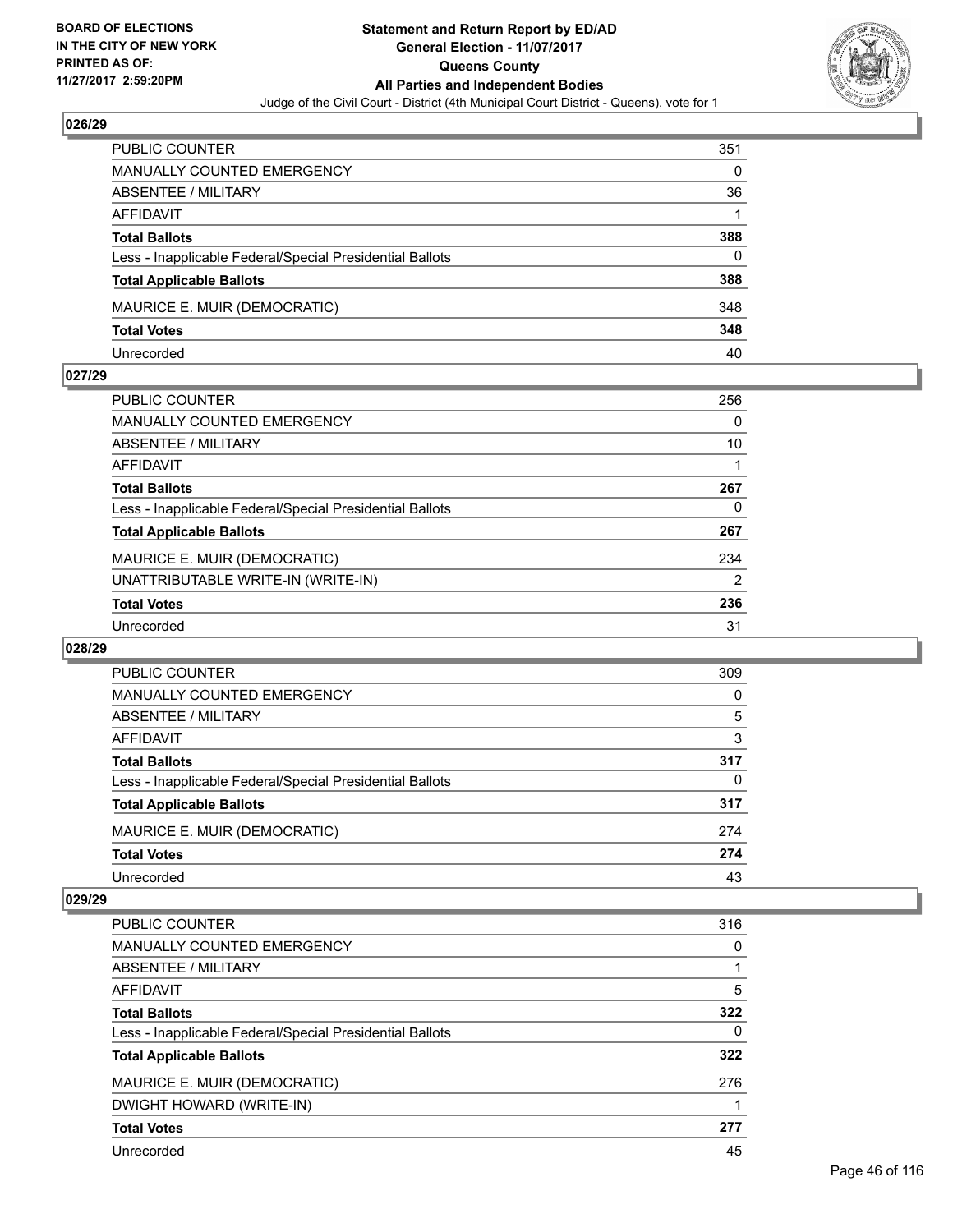**BOARD OF ELECTIONS IN THE CITY OF NEW YORK PRINTED AS OF: 11/27/2017 2:59:20PM**

# Statement and Return Report by ED/AD
## General Election - 11/07/2017
## Queens County
## All Parties and Independent Bodies
### Judge of the Civil Court - District (4th Municipal Court District - Queens), vote for 1

**026/29**

| | |
|---|---|
| PUBLIC COUNTER | 351 |
| MANUALLY COUNTED EMERGENCY | 0 |
| ABSENTEE / MILITARY | 36 |
| AFFIDAVIT | 1 |
| **Total Ballots** | **388** |
| Less - Inapplicable Federal/Special Presidential Ballots | 0 |
| **Total Applicable Ballots** | **388** |
| MAURICE E. MUIR (DEMOCRATIC) | 348 |
| **Total Votes** | **348** |
| Unrecorded | 40 |

**027/29**

| | |
|---|---|
| PUBLIC COUNTER | 256 |
| MANUALLY COUNTED EMERGENCY | 0 |
| ABSENTEE / MILITARY | 10 |
| AFFIDAVIT | 1 |
| **Total Ballots** | **267** |
| Less - Inapplicable Federal/Special Presidential Ballots | 0 |
| **Total Applicable Ballots** | **267** |
| MAURICE E. MUIR (DEMOCRATIC) | 234 |
| UNATTRIBUTABLE WRITE-IN (WRITE-IN) | 2 |
| **Total Votes** | **236** |
| Unrecorded | 31 |

**028/29**

| | |
|---|---|
| PUBLIC COUNTER | 309 |
| MANUALLY COUNTED EMERGENCY | 0 |
| ABSENTEE / MILITARY | 5 |
| AFFIDAVIT | 3 |
| **Total Ballots** | **317** |
| Less - Inapplicable Federal/Special Presidential Ballots | 0 |
| **Total Applicable Ballots** | **317** |
| MAURICE E. MUIR (DEMOCRATIC) | 274 |
| **Total Votes** | **274** |
| Unrecorded | 43 |

**029/29**

| | |
|---|---|
| PUBLIC COUNTER | 316 |
| MANUALLY COUNTED EMERGENCY | 0 |
| ABSENTEE / MILITARY | 1 |
| AFFIDAVIT | 5 |
| **Total Ballots** | **322** |
| Less - Inapplicable Federal/Special Presidential Ballots | 0 |
| **Total Applicable Ballots** | **322** |
| MAURICE E. MUIR (DEMOCRATIC) | 276 |
| DWIGHT HOWARD (WRITE-IN) | 1 |
| **Total Votes** | **277** |
| Unrecorded | 45 |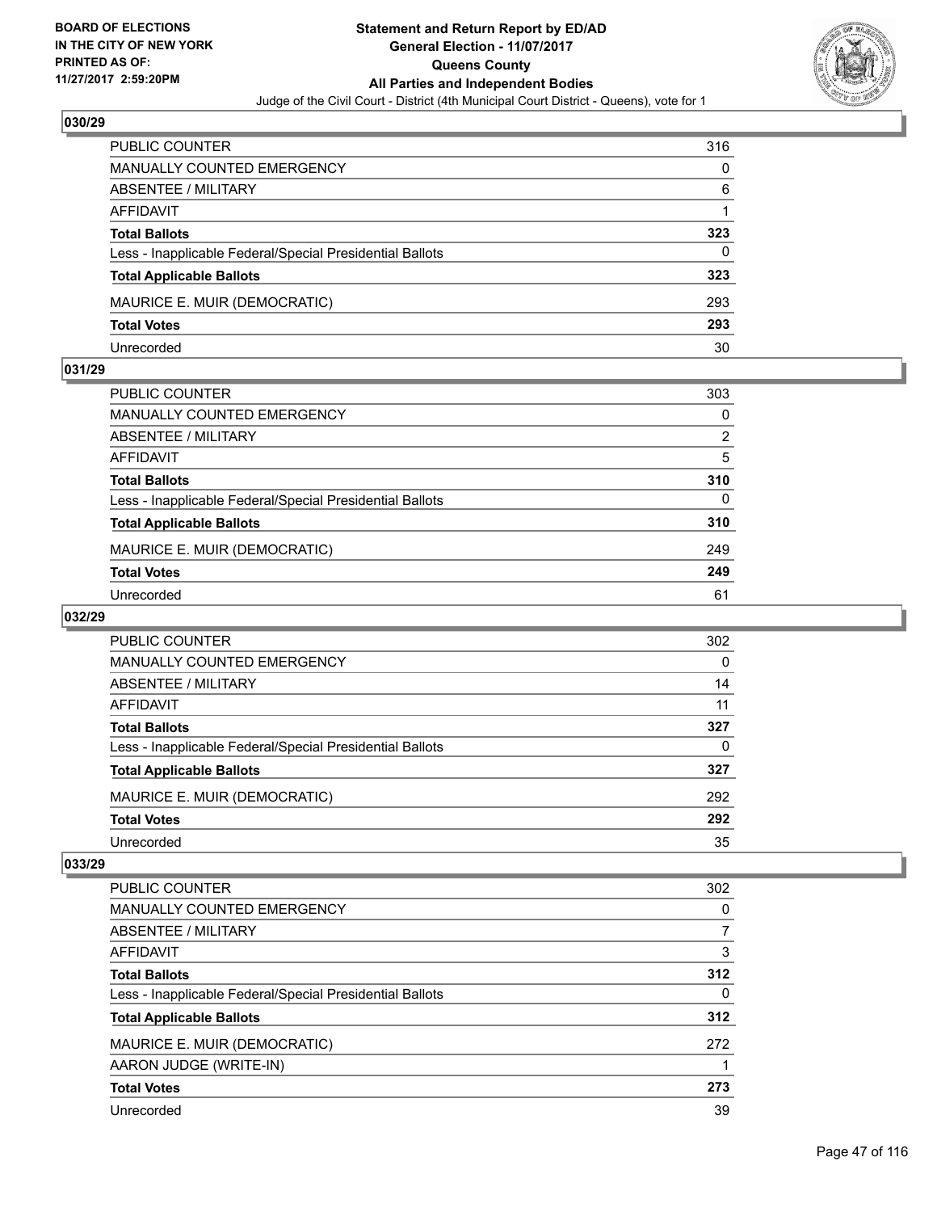**BOARD OF ELECTIONS IN THE CITY OF NEW YORK PRINTED AS OF: 11/27/2017 2:59:20PM**

# Statement and Return Report by ED/AD
## General Election - 11/07/2017
## Queens County
## All Parties and Independent Bodies

Judge of the Civil Court - District (4th Municipal Court District - Queens), vote for 1

### 030/29

| | |
|---|---|
| PUBLIC COUNTER | 316 |
| MANUALLY COUNTED EMERGENCY | 0 |
| ABSENTEE / MILITARY | 6 |
| AFFIDAVIT | 1 |
| **Total Ballots** | **323** |
| Less - Inapplicable Federal/Special Presidential Ballots | 0 |
| **Total Applicable Ballots** | **323** |
| MAURICE E. MUIR (DEMOCRATIC) | 293 |
| **Total Votes** | **293** |
| Unrecorded | 30 |

### 031/29

| | |
|---|---|
| PUBLIC COUNTER | 303 |
| MANUALLY COUNTED EMERGENCY | 0 |
| ABSENTEE / MILITARY | 2 |
| AFFIDAVIT | 5 |
| **Total Ballots** | **310** |
| Less - Inapplicable Federal/Special Presidential Ballots | 0 |
| **Total Applicable Ballots** | **310** |
| MAURICE E. MUIR (DEMOCRATIC) | 249 |
| **Total Votes** | **249** |
| Unrecorded | 61 |

### 032/29

| | |
|---|---|
| PUBLIC COUNTER | 302 |
| MANUALLY COUNTED EMERGENCY | 0 |
| ABSENTEE / MILITARY | 14 |
| AFFIDAVIT | 11 |
| **Total Ballots** | **327** |
| Less - Inapplicable Federal/Special Presidential Ballots | 0 |
| **Total Applicable Ballots** | **327** |
| MAURICE E. MUIR (DEMOCRATIC) | 292 |
| **Total Votes** | **292** |
| Unrecorded | 35 |

### 033/29

| | |
|---|---|
| PUBLIC COUNTER | 302 |
| MANUALLY COUNTED EMERGENCY | 0 |
| ABSENTEE / MILITARY | 7 |
| AFFIDAVIT | 3 |
| **Total Ballots** | **312** |
| Less - Inapplicable Federal/Special Presidential Ballots | 0 |
| **Total Applicable Ballots** | **312** |
| MAURICE E. MUIR (DEMOCRATIC) | 272 |
| AARON JUDGE (WRITE-IN) | 1 |
| **Total Votes** | **273** |
| Unrecorded | 39 |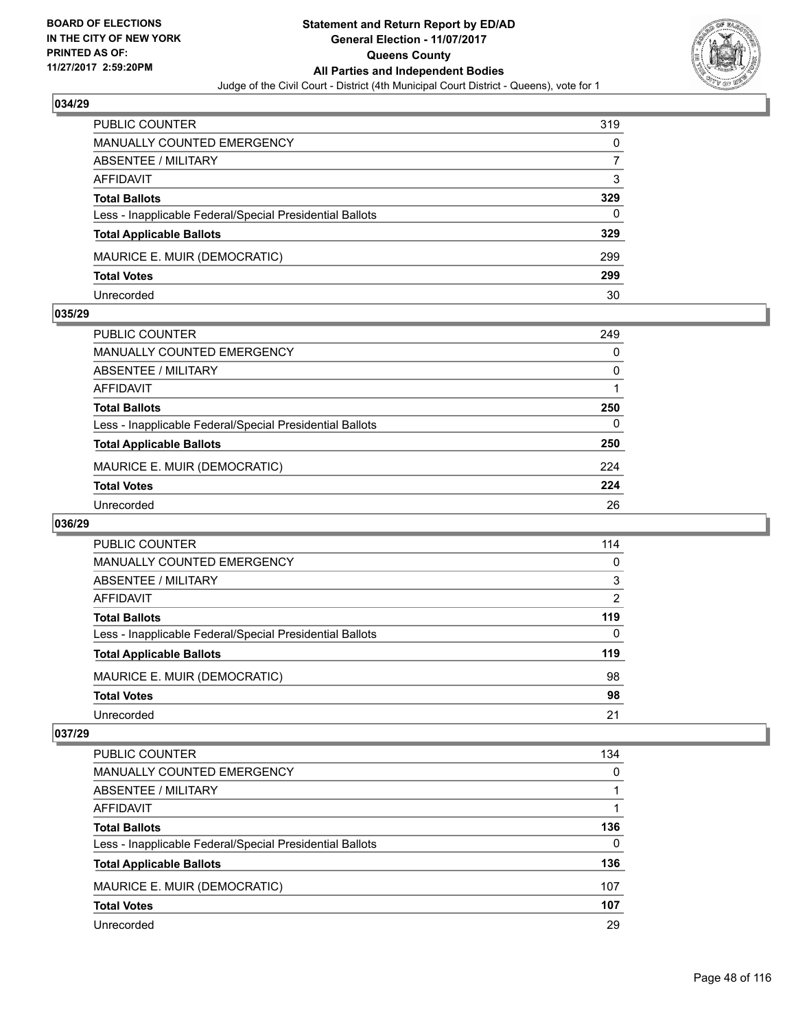## 034/29

| | |
|---|---|
| PUBLIC COUNTER | 319 |
| MANUALLY COUNTED EMERGENCY | 0 |
| ABSENTEE / MILITARY | 7 |
| AFFIDAVIT | 3 |
| **Total Ballots** | **329** |
| Less - Inapplicable Federal/Special Presidential Ballots | 0 |
| **Total Applicable Ballots** | **329** |
| MAURICE E. MUIR (DEMOCRATIC) | 299 |
| **Total Votes** | **299** |
| Unrecorded | 30 |

## 035/29

| | |
|---|---|
| PUBLIC COUNTER | 249 |
| MANUALLY COUNTED EMERGENCY | 0 |
| ABSENTEE / MILITARY | 0 |
| AFFIDAVIT | 1 |
| **Total Ballots** | **250** |
| Less - Inapplicable Federal/Special Presidential Ballots | 0 |
| **Total Applicable Ballots** | **250** |
| MAURICE E. MUIR (DEMOCRATIC) | 224 |
| **Total Votes** | **224** |
| Unrecorded | 26 |

## 036/29

| | |
|---|---|
| PUBLIC COUNTER | 114 |
| MANUALLY COUNTED EMERGENCY | 0 |
| ABSENTEE / MILITARY | 3 |
| AFFIDAVIT | 2 |
| **Total Ballots** | **119** |
| Less - Inapplicable Federal/Special Presidential Ballots | 0 |
| **Total Applicable Ballots** | **119** |
| MAURICE E. MUIR (DEMOCRATIC) | 98 |
| **Total Votes** | **98** |
| Unrecorded | 21 |

## 037/29

| | |
|---|---|
| PUBLIC COUNTER | 134 |
| MANUALLY COUNTED EMERGENCY | 0 |
| ABSENTEE / MILITARY | 1 |
| AFFIDAVIT | 1 |
| **Total Ballots** | **136** |
| Less - Inapplicable Federal/Special Presidential Ballots | 0 |
| **Total Applicable Ballots** | **136** |
| MAURICE E. MUIR (DEMOCRATIC) | 107 |
| **Total Votes** | **107** |
| Unrecorded | 29 |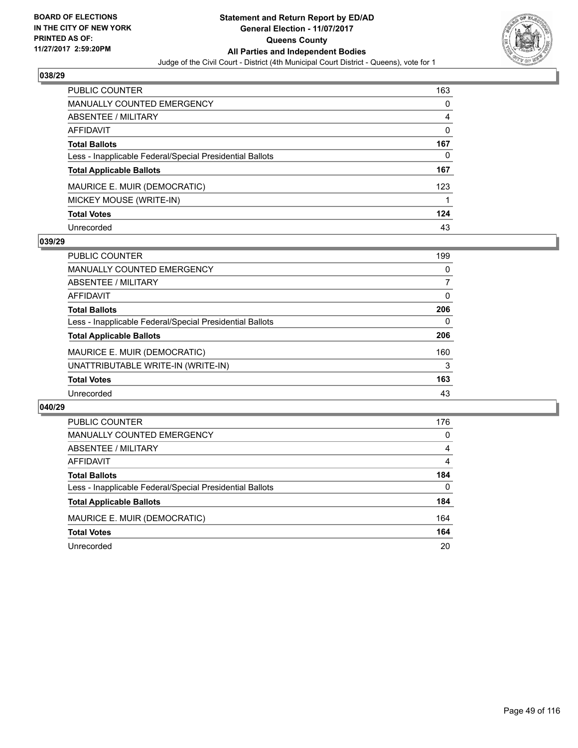## 038/29

| | |
|---|---|
| PUBLIC COUNTER | 163 |
| MANUALLY COUNTED EMERGENCY | 0 |
| ABSENTEE / MILITARY | 4 |
| AFFIDAVIT | 0 |
| **Total Ballots** | **167** |
| Less - Inapplicable Federal/Special Presidential Ballots | 0 |
| **Total Applicable Ballots** | **167** |
| MAURICE E. MUIR (DEMOCRATIC) | 123 |
| MICKEY MOUSE (WRITE-IN) | 1 |
| **Total Votes** | **124** |
| Unrecorded | 43 |

## 039/29

| | |
|---|---|
| PUBLIC COUNTER | 199 |
| MANUALLY COUNTED EMERGENCY | 0 |
| ABSENTEE / MILITARY | 7 |
| AFFIDAVIT | 0 |
| **Total Ballots** | **206** |
| Less - Inapplicable Federal/Special Presidential Ballots | 0 |
| **Total Applicable Ballots** | **206** |
| MAURICE E. MUIR (DEMOCRATIC) | 160 |
| UNATTRIBUTABLE WRITE-IN (WRITE-IN) | 3 |
| **Total Votes** | **163** |
| Unrecorded | 43 |

## 040/29

| | |
|---|---|
| PUBLIC COUNTER | 176 |
| MANUALLY COUNTED EMERGENCY | 0 |
| ABSENTEE / MILITARY | 4 |
| AFFIDAVIT | 4 |
| **Total Ballots** | **184** |
| Less - Inapplicable Federal/Special Presidential Ballots | 0 |
| **Total Applicable Ballots** | **184** |
| MAURICE E. MUIR (DEMOCRATIC) | 164 |
| **Total Votes** | **164** |
| Unrecorded | 20 |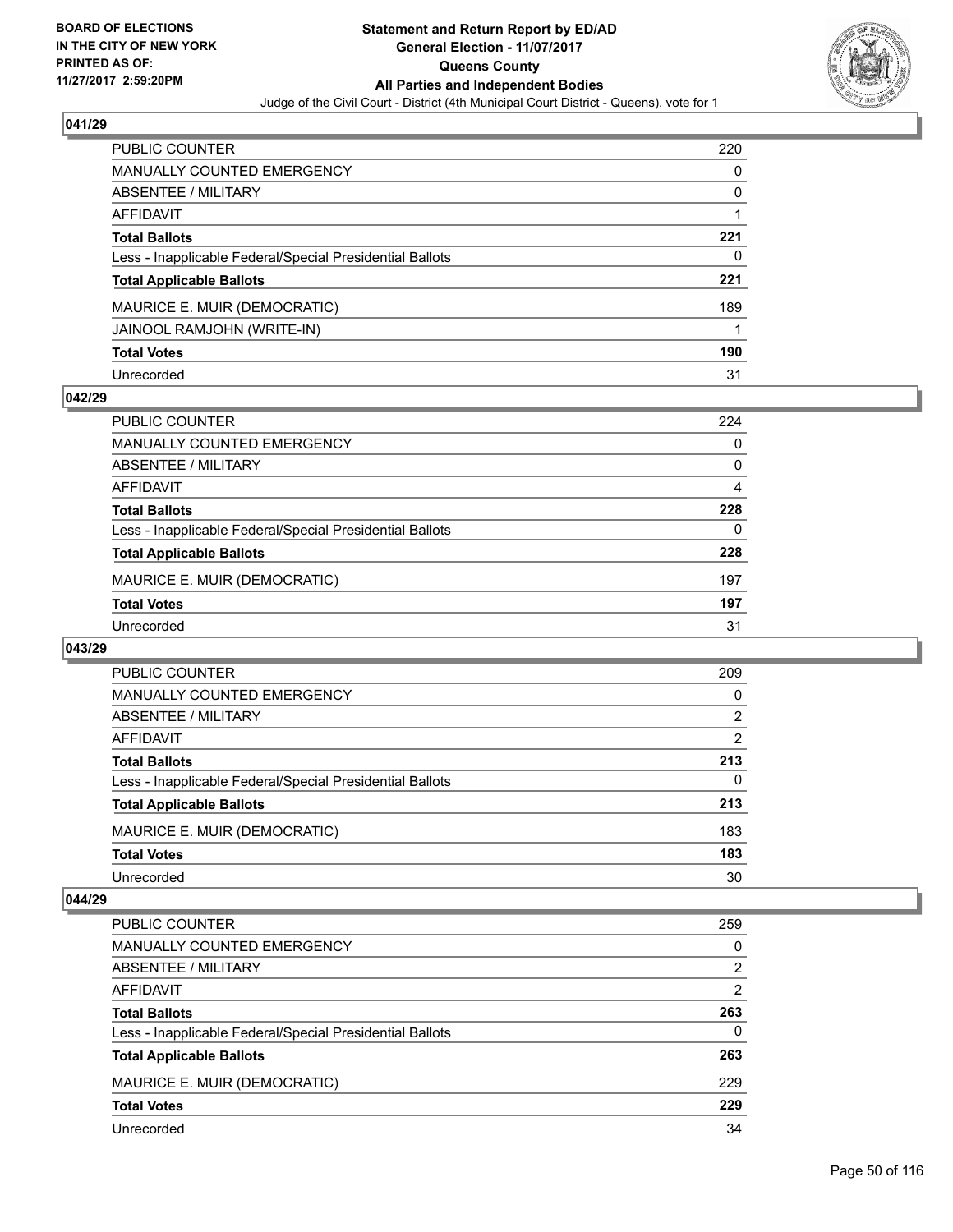**BOARD OF ELECTIONS IN THE CITY OF NEW YORK PRINTED AS OF: 11/27/2017 2:59:20PM**

# Statement and Return Report by ED/AD
## General Election - 11/07/2017
## Queens County
## All Parties and Independent Bodies
Judge of the Civil Court - District (4th Municipal Court District - Queens), vote for 1

### 041/29

| | |
|---|---|
| PUBLIC COUNTER | 220 |
| MANUALLY COUNTED EMERGENCY | 0 |
| ABSENTEE / MILITARY | 0 |
| AFFIDAVIT | 1 |
| **Total Ballots** | **221** |
| Less - Inapplicable Federal/Special Presidential Ballots | 0 |
| **Total Applicable Ballots** | **221** |
| MAURICE E. MUIR (DEMOCRATIC) | 189 |
| JAINOOL RAMJOHN (WRITE-IN) | 1 |
| **Total Votes** | **190** |
| Unrecorded | 31 |

### 042/29

| | |
|---|---|
| PUBLIC COUNTER | 224 |
| MANUALLY COUNTED EMERGENCY | 0 |
| ABSENTEE / MILITARY | 0 |
| AFFIDAVIT | 4 |
| **Total Ballots** | **228** |
| Less - Inapplicable Federal/Special Presidential Ballots | 0 |
| **Total Applicable Ballots** | **228** |
| MAURICE E. MUIR (DEMOCRATIC) | 197 |
| **Total Votes** | **197** |
| Unrecorded | 31 |

### 043/29

| | |
|---|---|
| PUBLIC COUNTER | 209 |
| MANUALLY COUNTED EMERGENCY | 0 |
| ABSENTEE / MILITARY | 2 |
| AFFIDAVIT | 2 |
| **Total Ballots** | **213** |
| Less - Inapplicable Federal/Special Presidential Ballots | 0 |
| **Total Applicable Ballots** | **213** |
| MAURICE E. MUIR (DEMOCRATIC) | 183 |
| **Total Votes** | **183** |
| Unrecorded | 30 |

### 044/29

| | |
|---|---|
| PUBLIC COUNTER | 259 |
| MANUALLY COUNTED EMERGENCY | 0 |
| ABSENTEE / MILITARY | 2 |
| AFFIDAVIT | 2 |
| **Total Ballots** | **263** |
| Less - Inapplicable Federal/Special Presidential Ballots | 0 |
| **Total Applicable Ballots** | **263** |
| MAURICE E. MUIR (DEMOCRATIC) | 229 |
| **Total Votes** | **229** |
| Unrecorded | 34 |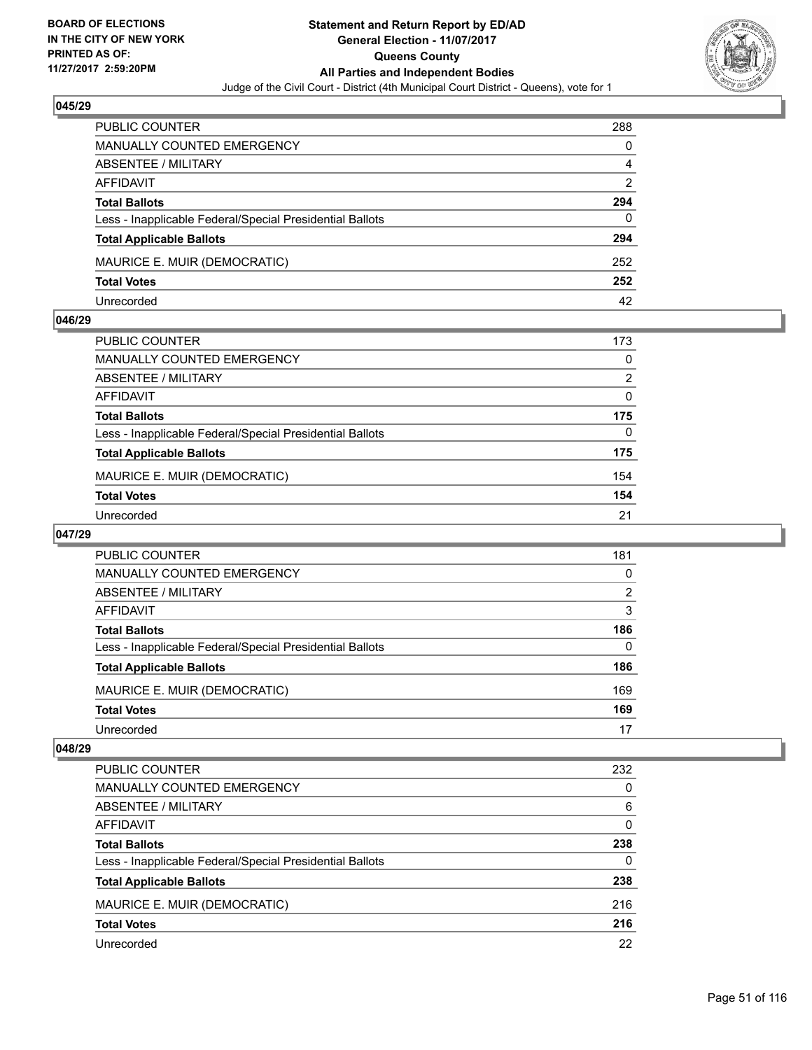## 045/29

| | |
|---|---|
| PUBLIC COUNTER | 288 |
| MANUALLY COUNTED EMERGENCY | 0 |
| ABSENTEE / MILITARY | 4 |
| AFFIDAVIT | 2 |
| **Total Ballots** | **294** |
| Less - Inapplicable Federal/Special Presidential Ballots | 0 |
| **Total Applicable Ballots** | **294** |
| MAURICE E. MUIR (DEMOCRATIC) | 252 |
| **Total Votes** | **252** |
| Unrecorded | 42 |

## 046/29

| | |
|---|---|
| PUBLIC COUNTER | 173 |
| MANUALLY COUNTED EMERGENCY | 0 |
| ABSENTEE / MILITARY | 2 |
| AFFIDAVIT | 0 |
| **Total Ballots** | **175** |
| Less - Inapplicable Federal/Special Presidential Ballots | 0 |
| **Total Applicable Ballots** | **175** |
| MAURICE E. MUIR (DEMOCRATIC) | 154 |
| **Total Votes** | **154** |
| Unrecorded | 21 |

## 047/29

| | |
|---|---|
| PUBLIC COUNTER | 181 |
| MANUALLY COUNTED EMERGENCY | 0 |
| ABSENTEE / MILITARY | 2 |
| AFFIDAVIT | 3 |
| **Total Ballots** | **186** |
| Less - Inapplicable Federal/Special Presidential Ballots | 0 |
| **Total Applicable Ballots** | **186** |
| MAURICE E. MUIR (DEMOCRATIC) | 169 |
| **Total Votes** | **169** |
| Unrecorded | 17 |

## 048/29

| | |
|---|---|
| PUBLIC COUNTER | 232 |
| MANUALLY COUNTED EMERGENCY | 0 |
| ABSENTEE / MILITARY | 6 |
| AFFIDAVIT | 0 |
| **Total Ballots** | **238** |
| Less - Inapplicable Federal/Special Presidential Ballots | 0 |
| **Total Applicable Ballots** | **238** |
| MAURICE E. MUIR (DEMOCRATIC) | 216 |
| **Total Votes** | **216** |
| Unrecorded | 22 |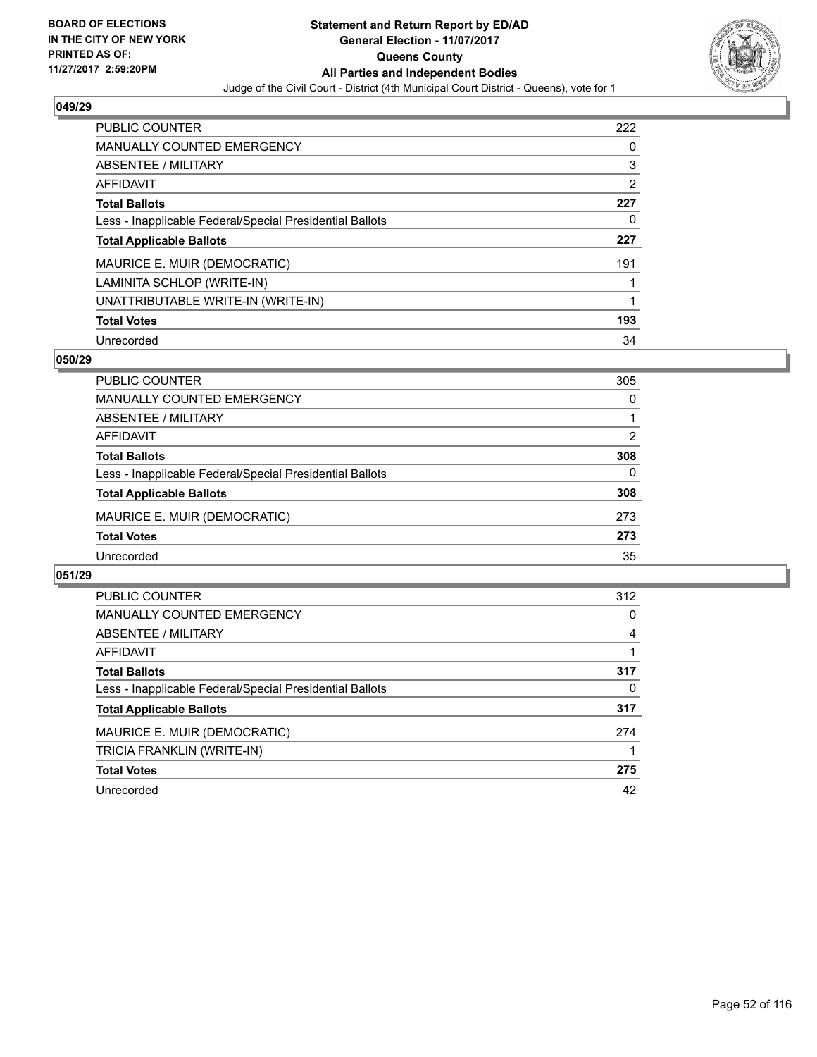BOARD OF ELECTIONS
IN THE CITY OF NEW YORK
PRINTED AS OF:
11/27/2017 2:59:20PM

# Statement and Return Report by ED/AD
## General Election - 11/07/2017
## Queens County
## All Parties and Independent Bodies
Judge of the Civil Court - District (4th Municipal Court District - Queens), vote for 1

### 049/29

| | |
|---|---|
| PUBLIC COUNTER | 222 |
| MANUALLY COUNTED EMERGENCY | 0 |
| ABSENTEE / MILITARY | 3 |
| AFFIDAVIT | 2 |
| **Total Ballots** | **227** |
| Less - Inapplicable Federal/Special Presidential Ballots | 0 |
| **Total Applicable Ballots** | **227** |
| MAURICE E. MUIR (DEMOCRATIC) | 191 |
| LAMINITA SCHLOP (WRITE-IN) | 1 |
| UNATTRIBUTABLE WRITE-IN (WRITE-IN) | 1 |
| **Total Votes** | **193** |
| Unrecorded | 34 |

### 050/29

| | |
|---|---|
| PUBLIC COUNTER | 305 |
| MANUALLY COUNTED EMERGENCY | 0 |
| ABSENTEE / MILITARY | 1 |
| AFFIDAVIT | 2 |
| **Total Ballots** | **308** |
| Less - Inapplicable Federal/Special Presidential Ballots | 0 |
| **Total Applicable Ballots** | **308** |
| MAURICE E. MUIR (DEMOCRATIC) | 273 |
| **Total Votes** | **273** |
| Unrecorded | 35 |

### 051/29

| | |
|---|---|
| PUBLIC COUNTER | 312 |
| MANUALLY COUNTED EMERGENCY | 0 |
| ABSENTEE / MILITARY | 4 |
| AFFIDAVIT | 1 |
| **Total Ballots** | **317** |
| Less - Inapplicable Federal/Special Presidential Ballots | 0 |
| **Total Applicable Ballots** | **317** |
| MAURICE E. MUIR (DEMOCRATIC) | 274 |
| TRICIA FRANKLIN (WRITE-IN) | 1 |
| **Total Votes** | **275** |
| Unrecorded | 42 |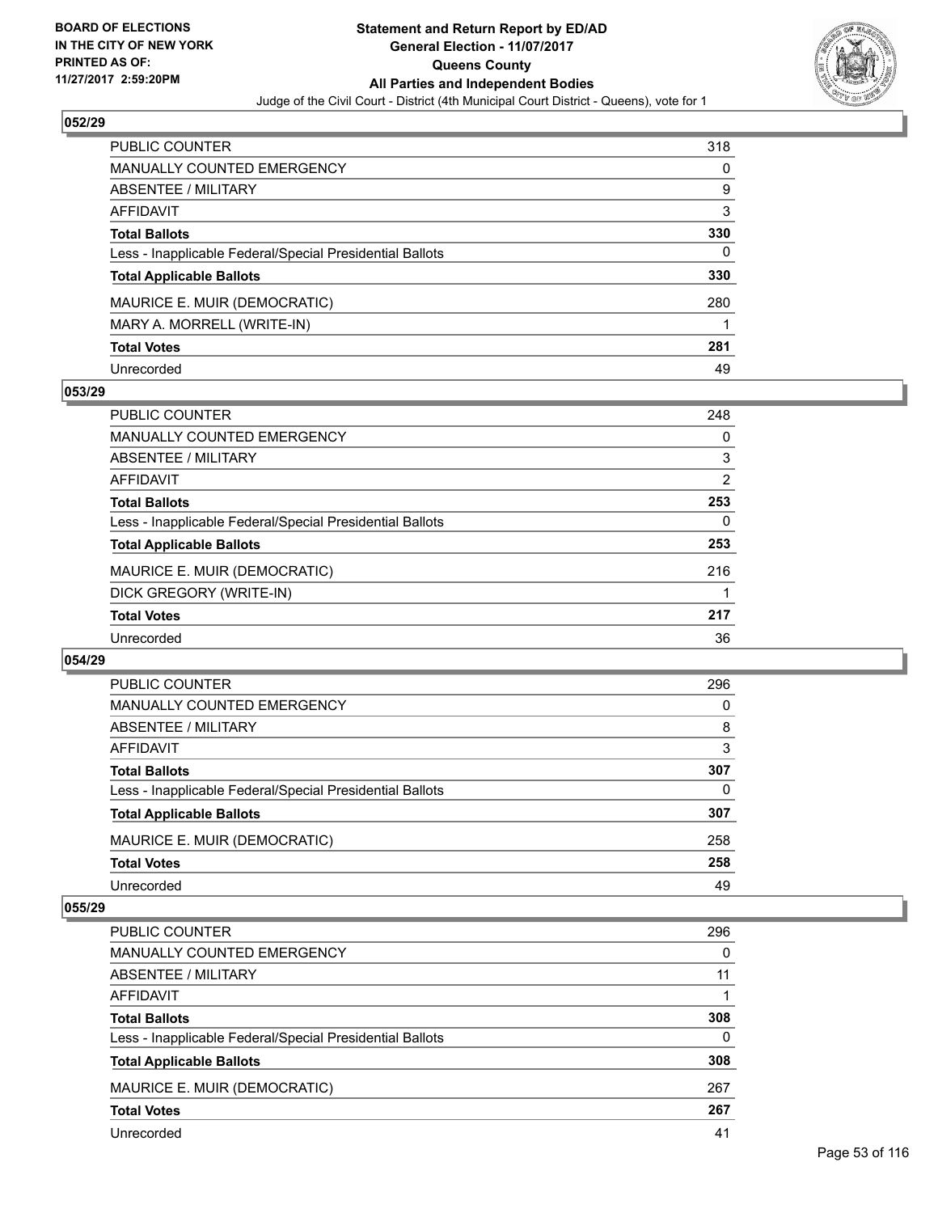**BOARD OF ELECTIONS IN THE CITY OF NEW YORK PRINTED AS OF: 11/27/2017 2:59:20PM**

**Statement and Return Report by ED/AD**
**General Election - 11/07/2017**
**Queens County**
**All Parties and Independent Bodies**
Judge of the Civil Court - District (4th Municipal Court District - Queens), vote for 1

## 052/29

| | |
|---|---|
| PUBLIC COUNTER | 318 |
| MANUALLY COUNTED EMERGENCY | 0 |
| ABSENTEE / MILITARY | 9 |
| AFFIDAVIT | 3 |
| **Total Ballots** | **330** |
| Less - Inapplicable Federal/Special Presidential Ballots | 0 |
| **Total Applicable Ballots** | **330** |
| MAURICE E. MUIR (DEMOCRATIC) | 280 |
| MARY A. MORRELL (WRITE-IN) | 1 |
| **Total Votes** | **281** |
| Unrecorded | 49 |

## 053/29

| | |
|---|---|
| PUBLIC COUNTER | 248 |
| MANUALLY COUNTED EMERGENCY | 0 |
| ABSENTEE / MILITARY | 3 |
| AFFIDAVIT | 2 |
| **Total Ballots** | **253** |
| Less - Inapplicable Federal/Special Presidential Ballots | 0 |
| **Total Applicable Ballots** | **253** |
| MAURICE E. MUIR (DEMOCRATIC) | 216 |
| DICK GREGORY (WRITE-IN) | 1 |
| **Total Votes** | **217** |
| Unrecorded | 36 |

## 054/29

| | |
|---|---|
| PUBLIC COUNTER | 296 |
| MANUALLY COUNTED EMERGENCY | 0 |
| ABSENTEE / MILITARY | 8 |
| AFFIDAVIT | 3 |
| **Total Ballots** | **307** |
| Less - Inapplicable Federal/Special Presidential Ballots | 0 |
| **Total Applicable Ballots** | **307** |
| MAURICE E. MUIR (DEMOCRATIC) | 258 |
| **Total Votes** | **258** |
| Unrecorded | 49 |

## 055/29

| | |
|---|---|
| PUBLIC COUNTER | 296 |
| MANUALLY COUNTED EMERGENCY | 0 |
| ABSENTEE / MILITARY | 11 |
| AFFIDAVIT | 1 |
| **Total Ballots** | **308** |
| Less - Inapplicable Federal/Special Presidential Ballots | 0 |
| **Total Applicable Ballots** | **308** |
| MAURICE E. MUIR (DEMOCRATIC) | 267 |
| **Total Votes** | **267** |
| Unrecorded | 41 |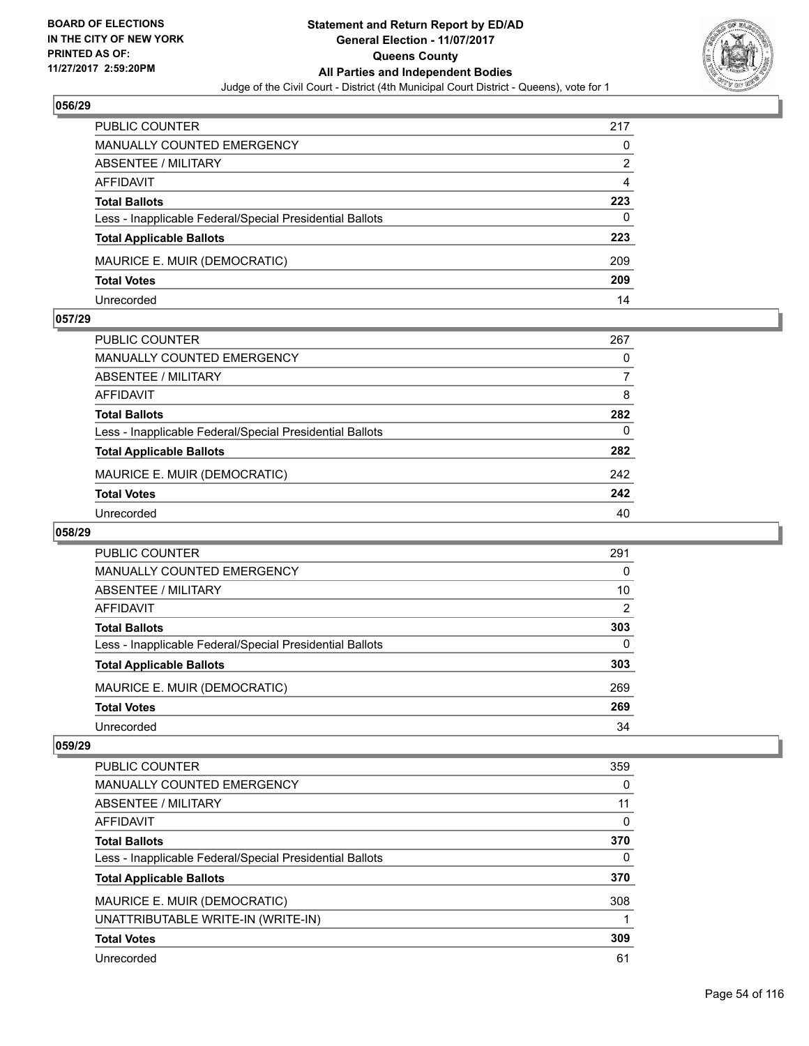## 056/29

| | |
|---|---|
| PUBLIC COUNTER | 217 |
| MANUALLY COUNTED EMERGENCY | 0 |
| ABSENTEE / MILITARY | 2 |
| AFFIDAVIT | 4 |
| **Total Ballots** | **223** |
| Less - Inapplicable Federal/Special Presidential Ballots | 0 |
| **Total Applicable Ballots** | **223** |
| MAURICE E. MUIR (DEMOCRATIC) | 209 |
| **Total Votes** | **209** |
| Unrecorded | 14 |

## 057/29

| | |
|---|---|
| PUBLIC COUNTER | 267 |
| MANUALLY COUNTED EMERGENCY | 0 |
| ABSENTEE / MILITARY | 7 |
| AFFIDAVIT | 8 |
| **Total Ballots** | **282** |
| Less - Inapplicable Federal/Special Presidential Ballots | 0 |
| **Total Applicable Ballots** | **282** |
| MAURICE E. MUIR (DEMOCRATIC) | 242 |
| **Total Votes** | **242** |
| Unrecorded | 40 |

## 058/29

| | |
|---|---|
| PUBLIC COUNTER | 291 |
| MANUALLY COUNTED EMERGENCY | 0 |
| ABSENTEE / MILITARY | 10 |
| AFFIDAVIT | 2 |
| **Total Ballots** | **303** |
| Less - Inapplicable Federal/Special Presidential Ballots | 0 |
| **Total Applicable Ballots** | **303** |
| MAURICE E. MUIR (DEMOCRATIC) | 269 |
| **Total Votes** | **269** |
| Unrecorded | 34 |

## 059/29

| | |
|---|---|
| PUBLIC COUNTER | 359 |
| MANUALLY COUNTED EMERGENCY | 0 |
| ABSENTEE / MILITARY | 11 |
| AFFIDAVIT | 0 |
| **Total Ballots** | **370** |
| Less - Inapplicable Federal/Special Presidential Ballots | 0 |
| **Total Applicable Ballots** | **370** |
| MAURICE E. MUIR (DEMOCRATIC) | 308 |
| UNATTRIBUTABLE WRITE-IN (WRITE-IN) | 1 |
| **Total Votes** | **309** |
| Unrecorded | 61 |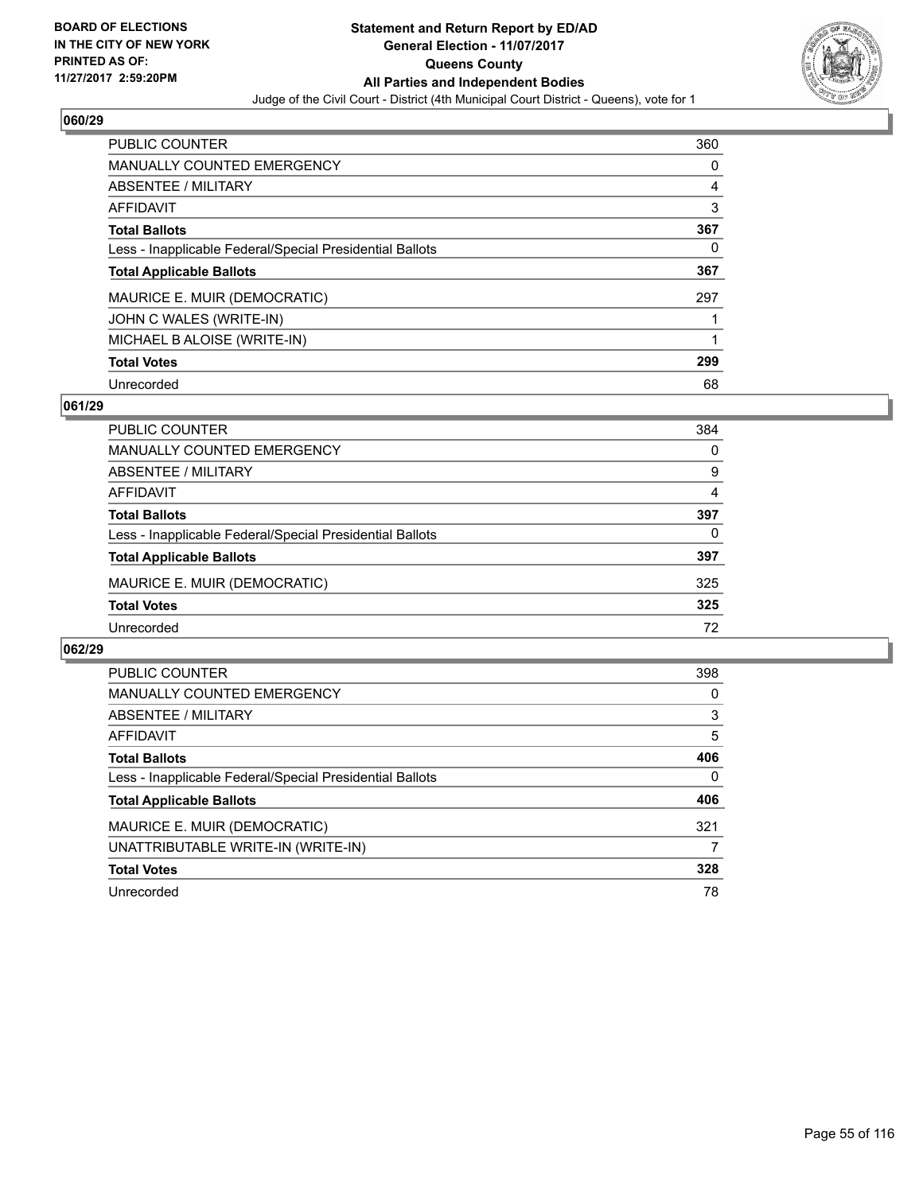BOARD OF ELECTIONS
IN THE CITY OF NEW YORK
PRINTED AS OF:
11/27/2017 2:59:20PM

**Statement and Return Report by ED/AD**
**General Election - 11/07/2017**
**Queens County**
**All Parties and Independent Bodies**
Judge of the Civil Court - District (4th Municipal Court District - Queens), vote for 1

## 060/29

| | |
|---|---|
| PUBLIC COUNTER | 360 |
| MANUALLY COUNTED EMERGENCY | 0 |
| ABSENTEE / MILITARY | 4 |
| AFFIDAVIT | 3 |
| **Total Ballots** | **367** |
| Less - Inapplicable Federal/Special Presidential Ballots | 0 |
| **Total Applicable Ballots** | **367** |
| MAURICE E. MUIR (DEMOCRATIC) | 297 |
| JOHN C WALES (WRITE-IN) | 1 |
| MICHAEL B ALOISE (WRITE-IN) | 1 |
| **Total Votes** | **299** |
| Unrecorded | 68 |

## 061/29

| | |
|---|---|
| PUBLIC COUNTER | 384 |
| MANUALLY COUNTED EMERGENCY | 0 |
| ABSENTEE / MILITARY | 9 |
| AFFIDAVIT | 4 |
| **Total Ballots** | **397** |
| Less - Inapplicable Federal/Special Presidential Ballots | 0 |
| **Total Applicable Ballots** | **397** |
| MAURICE E. MUIR (DEMOCRATIC) | 325 |
| **Total Votes** | **325** |
| Unrecorded | 72 |

## 062/29

| | |
|---|---|
| PUBLIC COUNTER | 398 |
| MANUALLY COUNTED EMERGENCY | 0 |
| ABSENTEE / MILITARY | 3 |
| AFFIDAVIT | 5 |
| **Total Ballots** | **406** |
| Less - Inapplicable Federal/Special Presidential Ballots | 0 |
| **Total Applicable Ballots** | **406** |
| MAURICE E. MUIR (DEMOCRATIC) | 321 |
| UNATTRIBUTABLE WRITE-IN (WRITE-IN) | 7 |
| **Total Votes** | **328** |
| Unrecorded | 78 |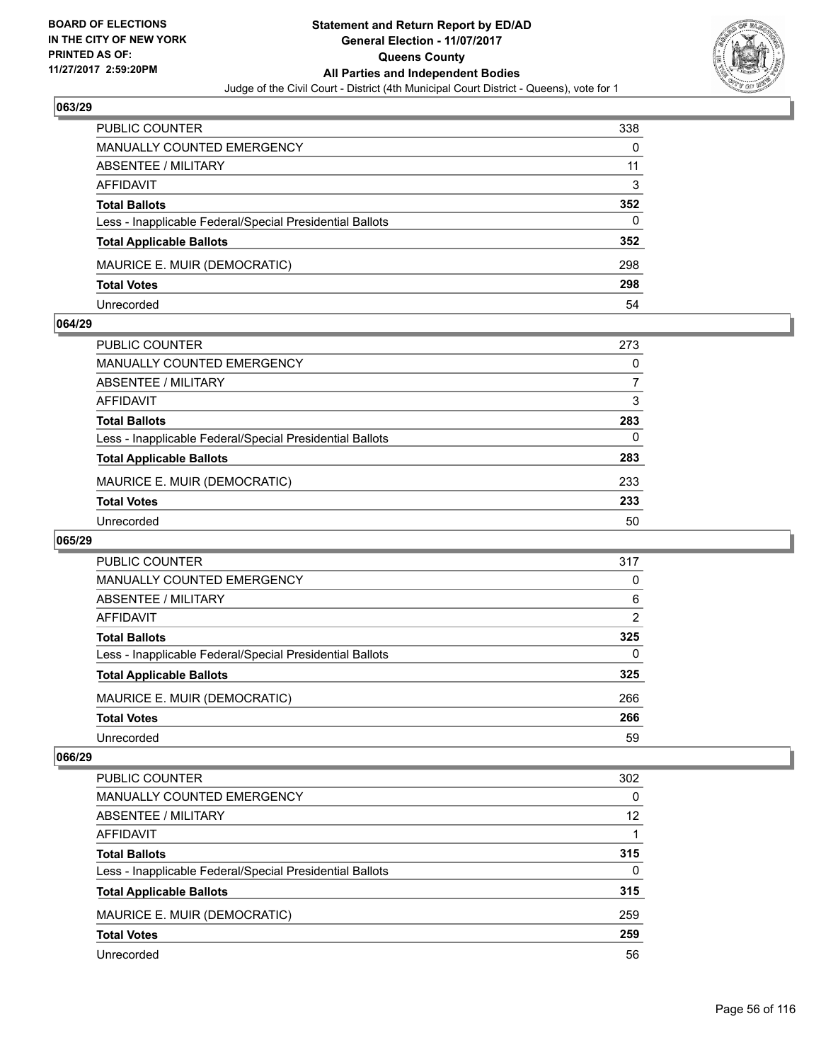**BOARD OF ELECTIONS IN THE CITY OF NEW YORK PRINTED AS OF: 11/27/2017 2:59:20PM**

**Statement and Return Report by ED/AD General Election - 11/07/2017 Queens County All Parties and Independent Bodies**

Judge of the Civil Court - District (4th Municipal Court District - Queens), vote for 1

### 063/29

| | |
|---|---|
| PUBLIC COUNTER | 338 |
| MANUALLY COUNTED EMERGENCY | 0 |
| ABSENTEE / MILITARY | 11 |
| AFFIDAVIT | 3 |
| **Total Ballots** | **352** |
| Less - Inapplicable Federal/Special Presidential Ballots | 0 |
| **Total Applicable Ballots** | **352** |
| MAURICE E. MUIR (DEMOCRATIC) | 298 |
| **Total Votes** | **298** |
| Unrecorded | 54 |

### 064/29

| | |
|---|---|
| PUBLIC COUNTER | 273 |
| MANUALLY COUNTED EMERGENCY | 0 |
| ABSENTEE / MILITARY | 7 |
| AFFIDAVIT | 3 |
| **Total Ballots** | **283** |
| Less - Inapplicable Federal/Special Presidential Ballots | 0 |
| **Total Applicable Ballots** | **283** |
| MAURICE E. MUIR (DEMOCRATIC) | 233 |
| **Total Votes** | **233** |
| Unrecorded | 50 |

### 065/29

| | |
|---|---|
| PUBLIC COUNTER | 317 |
| MANUALLY COUNTED EMERGENCY | 0 |
| ABSENTEE / MILITARY | 6 |
| AFFIDAVIT | 2 |
| **Total Ballots** | **325** |
| Less - Inapplicable Federal/Special Presidential Ballots | 0 |
| **Total Applicable Ballots** | **325** |
| MAURICE E. MUIR (DEMOCRATIC) | 266 |
| **Total Votes** | **266** |
| Unrecorded | 59 |

### 066/29

| | |
|---|---|
| PUBLIC COUNTER | 302 |
| MANUALLY COUNTED EMERGENCY | 0 |
| ABSENTEE / MILITARY | 12 |
| AFFIDAVIT | 1 |
| **Total Ballots** | **315** |
| Less - Inapplicable Federal/Special Presidential Ballots | 0 |
| **Total Applicable Ballots** | **315** |
| MAURICE E. MUIR (DEMOCRATIC) | 259 |
| **Total Votes** | **259** |
| Unrecorded | 56 |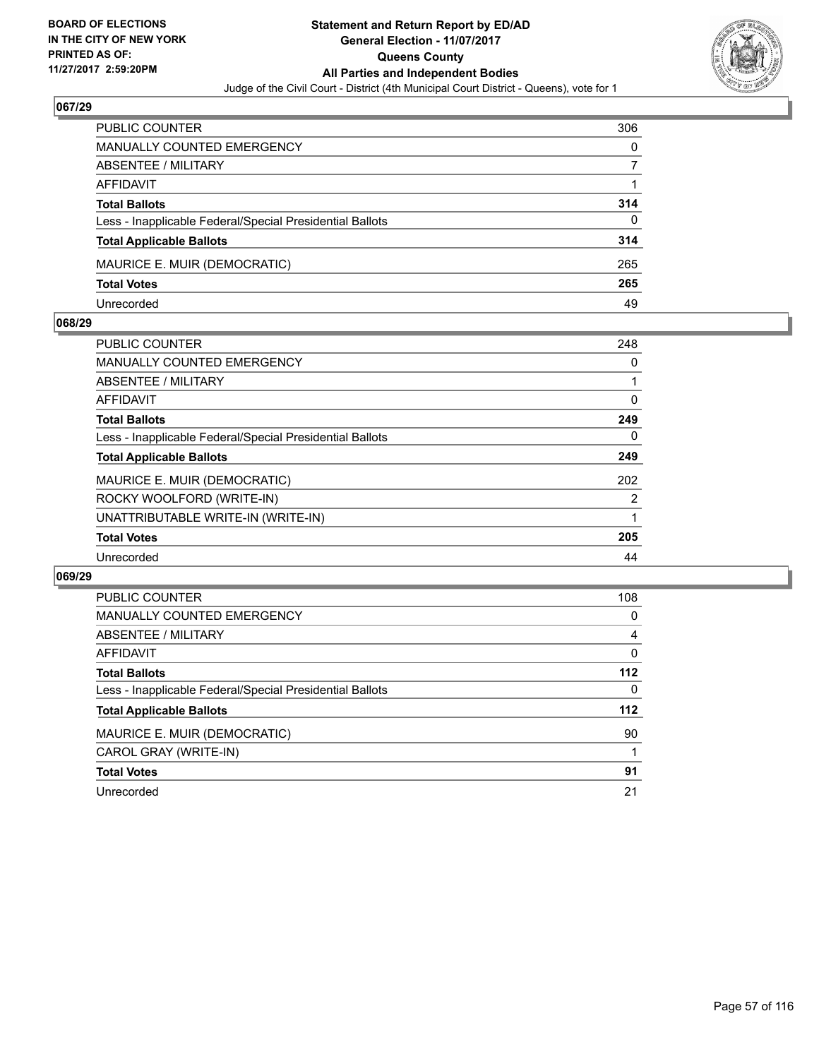**BOARD OF ELECTIONS IN THE CITY OF NEW YORK PRINTED AS OF: 11/27/2017 2:59:20PM**

# Statement and Return Report by ED/AD
## General Election - 11/07/2017
## Queens County
## All Parties and Independent Bodies
### Judge of the Civil Court - District (4th Municipal Court District - Queens), vote for 1

### 067/29

| | |
|---|---|
| PUBLIC COUNTER | 306 |
| MANUALLY COUNTED EMERGENCY | 0 |
| ABSENTEE / MILITARY | 7 |
| AFFIDAVIT | 1 |
| **Total Ballots** | **314** |
| Less - Inapplicable Federal/Special Presidential Ballots | 0 |
| **Total Applicable Ballots** | **314** |
| MAURICE E. MUIR (DEMOCRATIC) | 265 |
| **Total Votes** | **265** |
| Unrecorded | 49 |

### 068/29

| | |
|---|---|
| PUBLIC COUNTER | 248 |
| MANUALLY COUNTED EMERGENCY | 0 |
| ABSENTEE / MILITARY | 1 |
| AFFIDAVIT | 0 |
| **Total Ballots** | **249** |
| Less - Inapplicable Federal/Special Presidential Ballots | 0 |
| **Total Applicable Ballots** | **249** |
| MAURICE E. MUIR (DEMOCRATIC) | 202 |
| ROCKY WOOLFORD (WRITE-IN) | 2 |
| UNATTRIBUTABLE WRITE-IN (WRITE-IN) | 1 |
| **Total Votes** | **205** |
| Unrecorded | 44 |

### 069/29

| | |
|---|---|
| PUBLIC COUNTER | 108 |
| MANUALLY COUNTED EMERGENCY | 0 |
| ABSENTEE / MILITARY | 4 |
| AFFIDAVIT | 0 |
| **Total Ballots** | **112** |
| Less - Inapplicable Federal/Special Presidential Ballots | 0 |
| **Total Applicable Ballots** | **112** |
| MAURICE E. MUIR (DEMOCRATIC) | 90 |
| CAROL GRAY (WRITE-IN) | 1 |
| **Total Votes** | **91** |
| Unrecorded | 21 |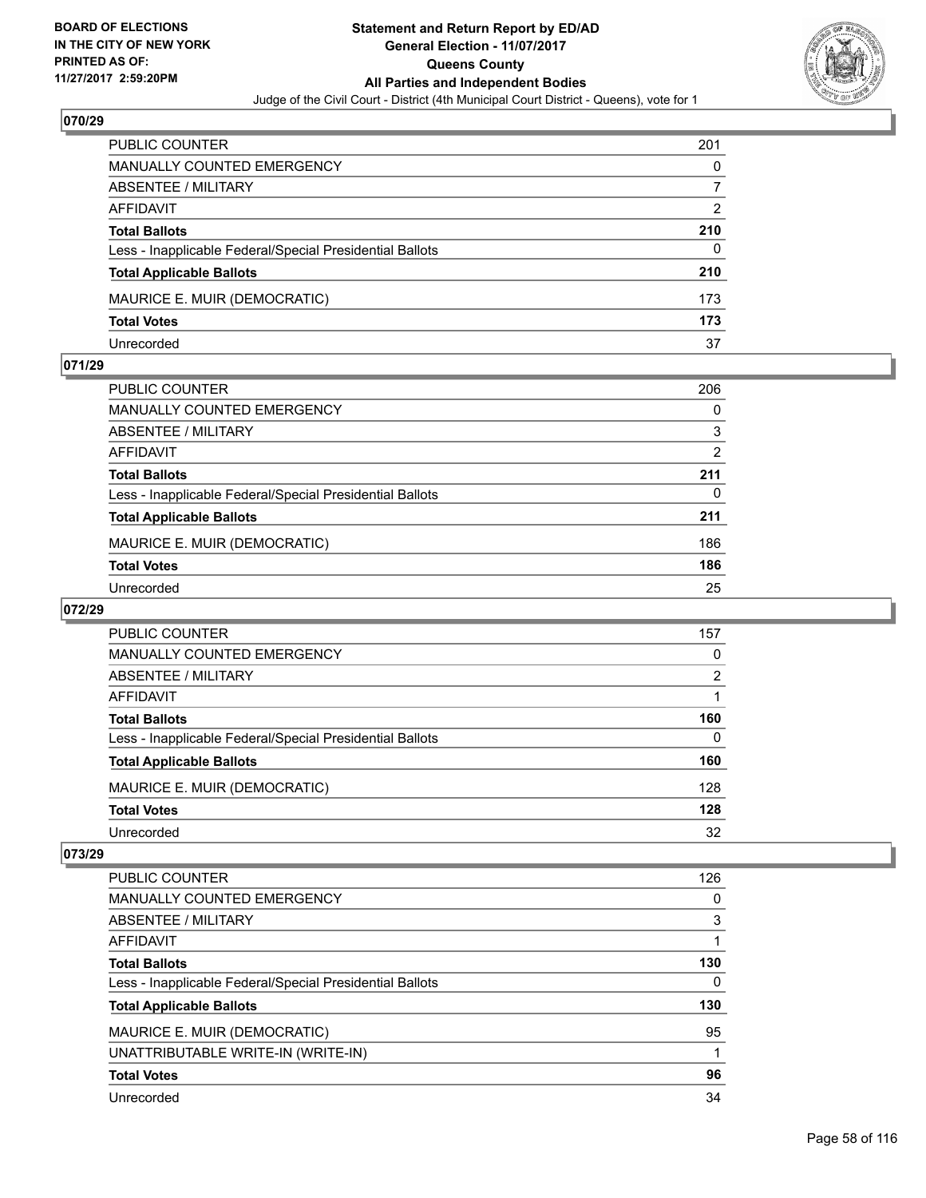**BOARD OF ELECTIONS IN THE CITY OF NEW YORK PRINTED AS OF: 11/27/2017 2:59:20PM**

# Statement and Return Report by ED/AD
## General Election - 11/07/2017
## Queens County
## All Parties and Independent Bodies
### Judge of the Civil Court - District (4th Municipal Court District - Queens), vote for 1

### 070/29

| | |
|---|---|
| PUBLIC COUNTER | 201 |
| MANUALLY COUNTED EMERGENCY | 0 |
| ABSENTEE / MILITARY | 7 |
| AFFIDAVIT | 2 |
| **Total Ballots** | **210** |
| Less - Inapplicable Federal/Special Presidential Ballots | 0 |
| **Total Applicable Ballots** | **210** |
| MAURICE E. MUIR (DEMOCRATIC) | 173 |
| **Total Votes** | **173** |
| Unrecorded | 37 |

### 071/29

| | |
|---|---|
| PUBLIC COUNTER | 206 |
| MANUALLY COUNTED EMERGENCY | 0 |
| ABSENTEE / MILITARY | 3 |
| AFFIDAVIT | 2 |
| **Total Ballots** | **211** |
| Less - Inapplicable Federal/Special Presidential Ballots | 0 |
| **Total Applicable Ballots** | **211** |
| MAURICE E. MUIR (DEMOCRATIC) | 186 |
| **Total Votes** | **186** |
| Unrecorded | 25 |

### 072/29

| | |
|---|---|
| PUBLIC COUNTER | 157 |
| MANUALLY COUNTED EMERGENCY | 0 |
| ABSENTEE / MILITARY | 2 |
| AFFIDAVIT | 1 |
| **Total Ballots** | **160** |
| Less - Inapplicable Federal/Special Presidential Ballots | 0 |
| **Total Applicable Ballots** | **160** |
| MAURICE E. MUIR (DEMOCRATIC) | 128 |
| **Total Votes** | **128** |
| Unrecorded | 32 |

### 073/29

| | |
|---|---|
| PUBLIC COUNTER | 126 |
| MANUALLY COUNTED EMERGENCY | 0 |
| ABSENTEE / MILITARY | 3 |
| AFFIDAVIT | 1 |
| **Total Ballots** | **130** |
| Less - Inapplicable Federal/Special Presidential Ballots | 0 |
| **Total Applicable Ballots** | **130** |
| MAURICE E. MUIR (DEMOCRATIC) | 95 |
| UNATTRIBUTABLE WRITE-IN (WRITE-IN) | 1 |
| **Total Votes** | **96** |
| Unrecorded | 34 |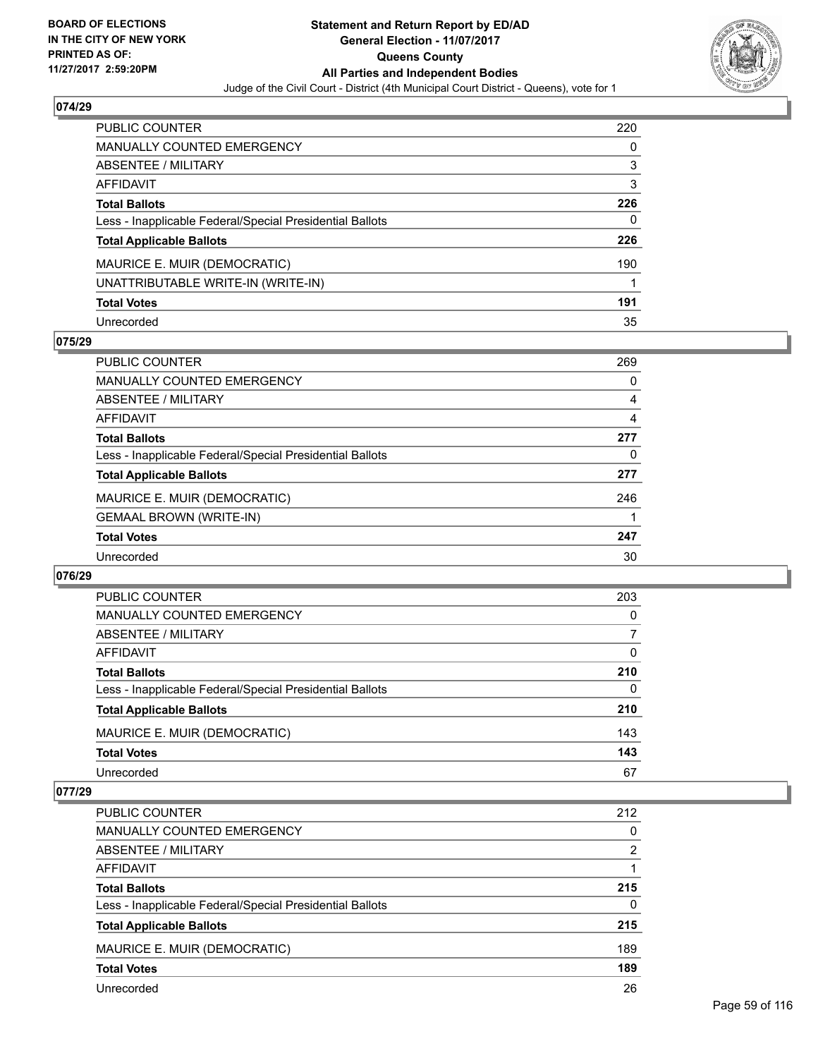**BOARD OF ELECTIONS IN THE CITY OF NEW YORK PRINTED AS OF: 11/27/2017 2:59:20PM**

# Statement and Return Report by ED/AD
## General Election - 11/07/2017
## Queens County
## All Parties and Independent Bodies
Judge of the Civil Court - District (4th Municipal Court District - Queens), vote for 1

### 074/29

| | |
|---|---|
| PUBLIC COUNTER | 220 |
| MANUALLY COUNTED EMERGENCY | 0 |
| ABSENTEE / MILITARY | 3 |
| AFFIDAVIT | 3 |
| **Total Ballots** | **226** |
| Less - Inapplicable Federal/Special Presidential Ballots | 0 |
| **Total Applicable Ballots** | **226** |
| MAURICE E. MUIR (DEMOCRATIC) | 190 |
| UNATTRIBUTABLE WRITE-IN (WRITE-IN) | 1 |
| **Total Votes** | **191** |
| Unrecorded | 35 |

### 075/29

| | |
|---|---|
| PUBLIC COUNTER | 269 |
| MANUALLY COUNTED EMERGENCY | 0 |
| ABSENTEE / MILITARY | 4 |
| AFFIDAVIT | 4 |
| **Total Ballots** | **277** |
| Less - Inapplicable Federal/Special Presidential Ballots | 0 |
| **Total Applicable Ballots** | **277** |
| MAURICE E. MUIR (DEMOCRATIC) | 246 |
| GEMAAL BROWN (WRITE-IN) | 1 |
| **Total Votes** | **247** |
| Unrecorded | 30 |

### 076/29

| | |
|---|---|
| PUBLIC COUNTER | 203 |
| MANUALLY COUNTED EMERGENCY | 0 |
| ABSENTEE / MILITARY | 7 |
| AFFIDAVIT | 0 |
| **Total Ballots** | **210** |
| Less - Inapplicable Federal/Special Presidential Ballots | 0 |
| **Total Applicable Ballots** | **210** |
| MAURICE E. MUIR (DEMOCRATIC) | 143 |
| **Total Votes** | **143** |
| Unrecorded | 67 |

### 077/29

| | |
|---|---|
| PUBLIC COUNTER | 212 |
| MANUALLY COUNTED EMERGENCY | 0 |
| ABSENTEE / MILITARY | 2 |
| AFFIDAVIT | 1 |
| **Total Ballots** | **215** |
| Less - Inapplicable Federal/Special Presidential Ballots | 0 |
| **Total Applicable Ballots** | **215** |
| MAURICE E. MUIR (DEMOCRATIC) | 189 |
| **Total Votes** | **189** |
| Unrecorded | 26 |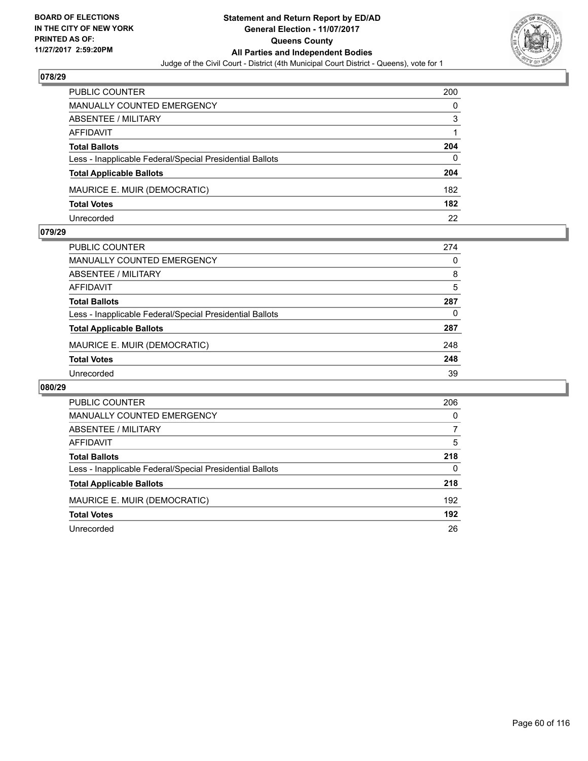BOARD OF ELECTIONS
IN THE CITY OF NEW YORK
PRINTED AS OF:
11/27/2017 2:59:20PM

# Statement and Return Report by ED/AD
## General Election - 11/07/2017
## Queens County
## All Parties and Independent Bodies

Judge of the Civil Court - District (4th Municipal Court District - Queens), vote for 1

### 078/29

| | |
|---|---|
| PUBLIC COUNTER | 200 |
| MANUALLY COUNTED EMERGENCY | 0 |
| ABSENTEE / MILITARY | 3 |
| AFFIDAVIT | 1 |
| **Total Ballots** | **204** |
| Less - Inapplicable Federal/Special Presidential Ballots | 0 |
| **Total Applicable Ballots** | **204** |
| MAURICE E. MUIR (DEMOCRATIC) | 182 |
| **Total Votes** | **182** |
| Unrecorded | 22 |

### 079/29

| | |
|---|---|
| PUBLIC COUNTER | 274 |
| MANUALLY COUNTED EMERGENCY | 0 |
| ABSENTEE / MILITARY | 8 |
| AFFIDAVIT | 5 |
| **Total Ballots** | **287** |
| Less - Inapplicable Federal/Special Presidential Ballots | 0 |
| **Total Applicable Ballots** | **287** |
| MAURICE E. MUIR (DEMOCRATIC) | 248 |
| **Total Votes** | **248** |
| Unrecorded | 39 |

### 080/29

| | |
|---|---|
| PUBLIC COUNTER | 206 |
| MANUALLY COUNTED EMERGENCY | 0 |
| ABSENTEE / MILITARY | 7 |
| AFFIDAVIT | 5 |
| **Total Ballots** | **218** |
| Less - Inapplicable Federal/Special Presidential Ballots | 0 |
| **Total Applicable Ballots** | **218** |
| MAURICE E. MUIR (DEMOCRATIC) | 192 |
| **Total Votes** | **192** |
| Unrecorded | 26 |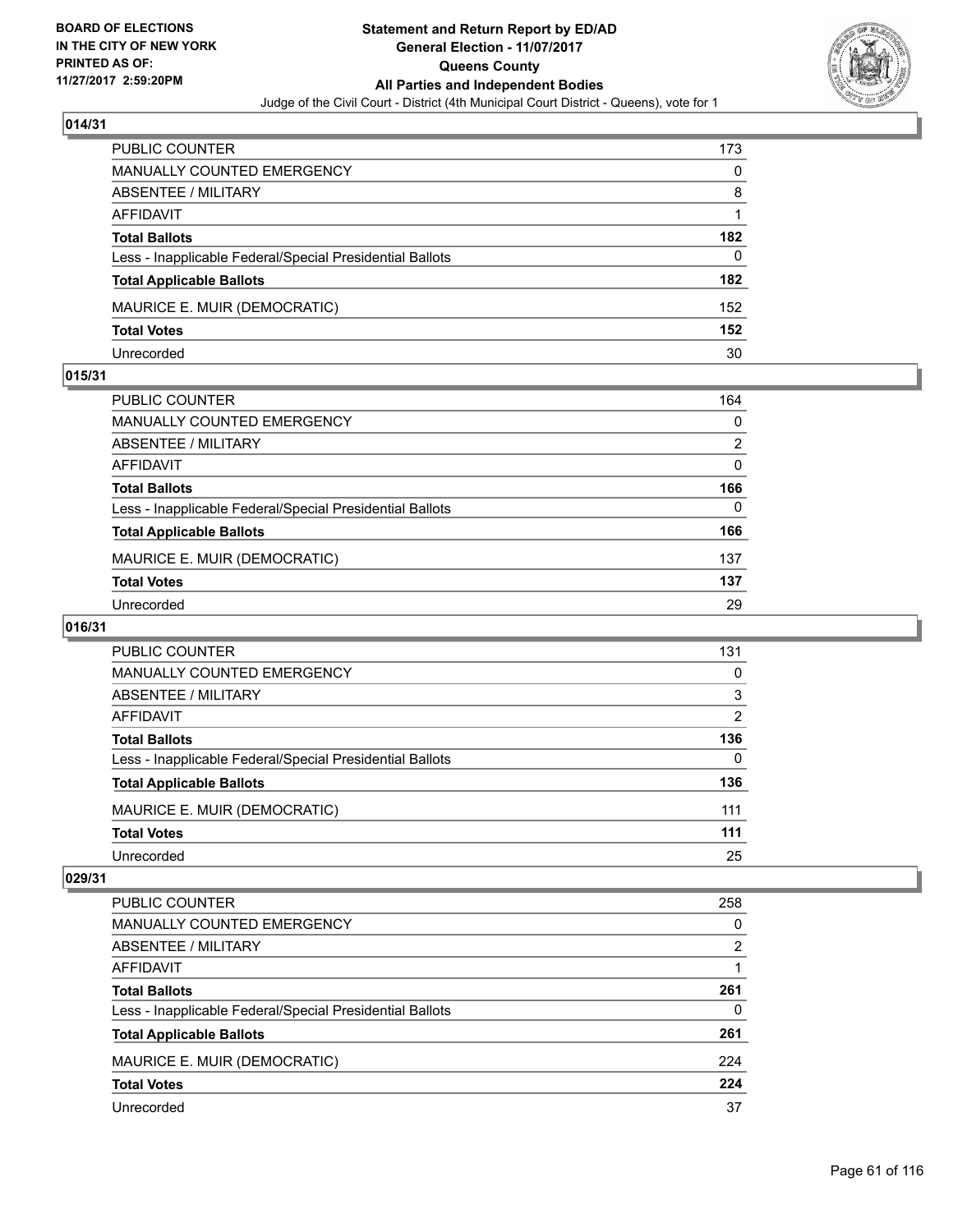## 014/31

| | |
|---|---|
| PUBLIC COUNTER | 173 |
| MANUALLY COUNTED EMERGENCY | 0 |
| ABSENTEE / MILITARY | 8 |
| AFFIDAVIT | 1 |
| **Total Ballots** | **182** |
| Less - Inapplicable Federal/Special Presidential Ballots | 0 |
| **Total Applicable Ballots** | **182** |
| MAURICE E. MUIR (DEMOCRATIC) | 152 |
| **Total Votes** | **152** |
| Unrecorded | 30 |

## 015/31

| | |
|---|---|
| PUBLIC COUNTER | 164 |
| MANUALLY COUNTED EMERGENCY | 0 |
| ABSENTEE / MILITARY | 2 |
| AFFIDAVIT | 0 |
| **Total Ballots** | **166** |
| Less - Inapplicable Federal/Special Presidential Ballots | 0 |
| **Total Applicable Ballots** | **166** |
| MAURICE E. MUIR (DEMOCRATIC) | 137 |
| **Total Votes** | **137** |
| Unrecorded | 29 |

## 016/31

| | |
|---|---|
| PUBLIC COUNTER | 131 |
| MANUALLY COUNTED EMERGENCY | 0 |
| ABSENTEE / MILITARY | 3 |
| AFFIDAVIT | 2 |
| **Total Ballots** | **136** |
| Less - Inapplicable Federal/Special Presidential Ballots | 0 |
| **Total Applicable Ballots** | **136** |
| MAURICE E. MUIR (DEMOCRATIC) | 111 |
| **Total Votes** | **111** |
| Unrecorded | 25 |

## 029/31

| | |
|---|---|
| PUBLIC COUNTER | 258 |
| MANUALLY COUNTED EMERGENCY | 0 |
| ABSENTEE / MILITARY | 2 |
| AFFIDAVIT | 1 |
| **Total Ballots** | **261** |
| Less - Inapplicable Federal/Special Presidential Ballots | 0 |
| **Total Applicable Ballots** | **261** |
| MAURICE E. MUIR (DEMOCRATIC) | 224 |
| **Total Votes** | **224** |
| Unrecorded | 37 |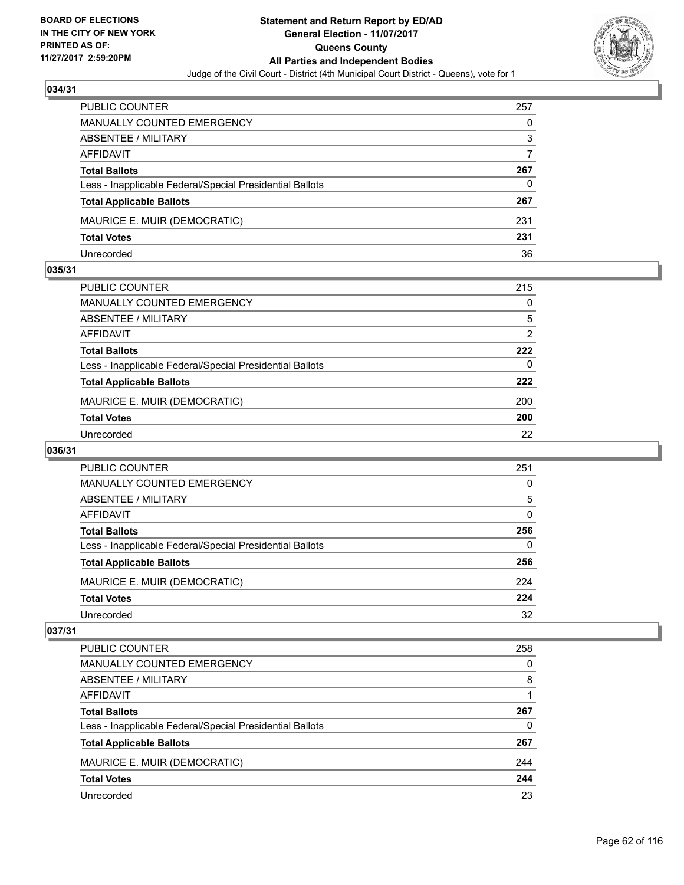## 034/31

| | |
|---|---|
| PUBLIC COUNTER | 257 |
| MANUALLY COUNTED EMERGENCY | 0 |
| ABSENTEE / MILITARY | 3 |
| AFFIDAVIT | 7 |
| **Total Ballots** | **267** |
| Less - Inapplicable Federal/Special Presidential Ballots | 0 |
| **Total Applicable Ballots** | **267** |
| MAURICE E. MUIR (DEMOCRATIC) | 231 |
| **Total Votes** | **231** |
| Unrecorded | 36 |

## 035/31

| | |
|---|---|
| PUBLIC COUNTER | 215 |
| MANUALLY COUNTED EMERGENCY | 0 |
| ABSENTEE / MILITARY | 5 |
| AFFIDAVIT | 2 |
| **Total Ballots** | **222** |
| Less - Inapplicable Federal/Special Presidential Ballots | 0 |
| **Total Applicable Ballots** | **222** |
| MAURICE E. MUIR (DEMOCRATIC) | 200 |
| **Total Votes** | **200** |
| Unrecorded | 22 |

## 036/31

| | |
|---|---|
| PUBLIC COUNTER | 251 |
| MANUALLY COUNTED EMERGENCY | 0 |
| ABSENTEE / MILITARY | 5 |
| AFFIDAVIT | 0 |
| **Total Ballots** | **256** |
| Less - Inapplicable Federal/Special Presidential Ballots | 0 |
| **Total Applicable Ballots** | **256** |
| MAURICE E. MUIR (DEMOCRATIC) | 224 |
| **Total Votes** | **224** |
| Unrecorded | 32 |

## 037/31

| | |
|---|---|
| PUBLIC COUNTER | 258 |
| MANUALLY COUNTED EMERGENCY | 0 |
| ABSENTEE / MILITARY | 8 |
| AFFIDAVIT | 1 |
| **Total Ballots** | **267** |
| Less - Inapplicable Federal/Special Presidential Ballots | 0 |
| **Total Applicable Ballots** | **267** |
| MAURICE E. MUIR (DEMOCRATIC) | 244 |
| **Total Votes** | **244** |
| Unrecorded | 23 |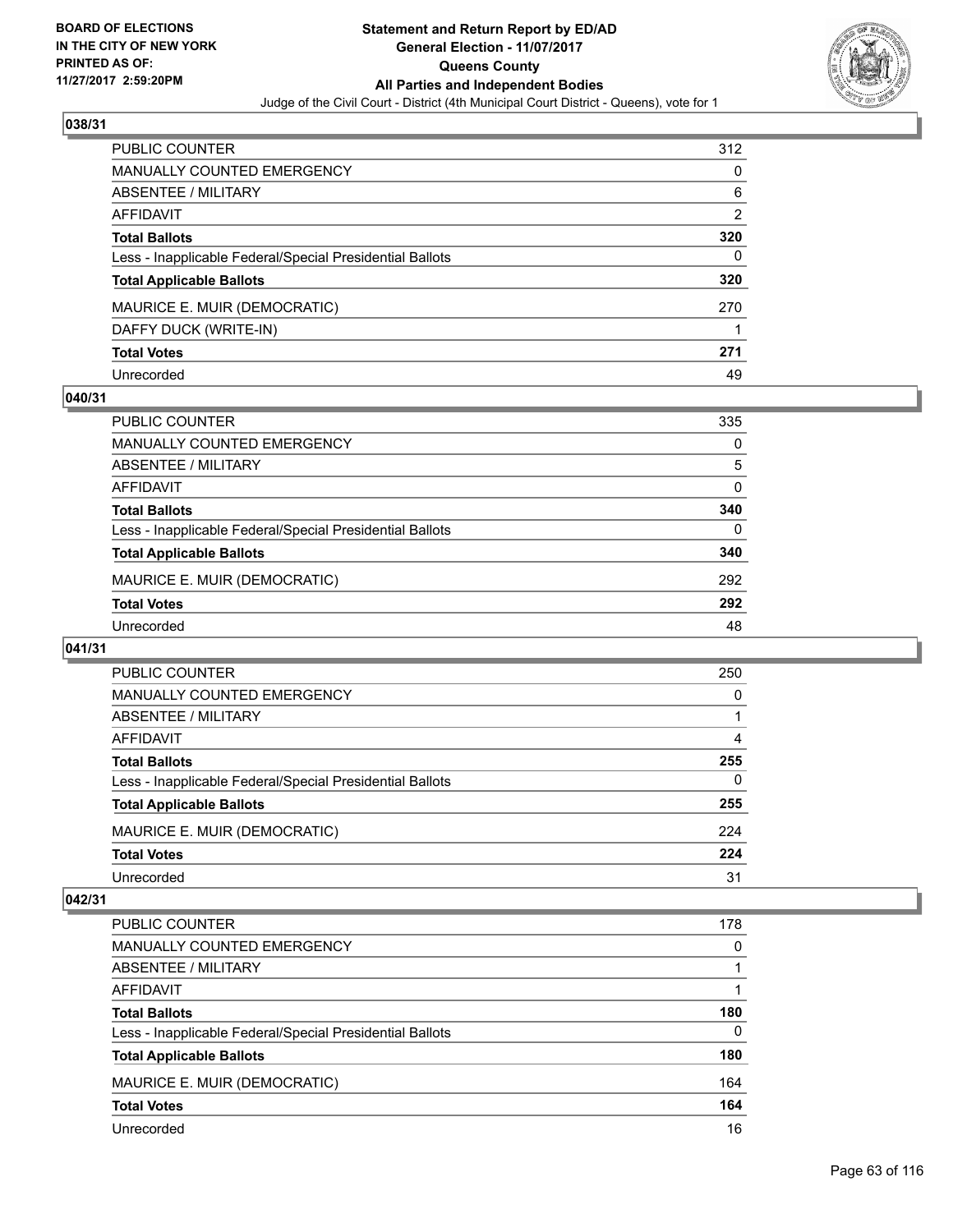**BOARD OF ELECTIONS IN THE CITY OF NEW YORK PRINTED AS OF: 11/27/2017 2:59:20PM**

# Statement and Return Report by ED/AD
## General Election - 11/07/2017
## Queens County
## All Parties and Independent Bodies
Judge of the Civil Court - District (4th Municipal Court District - Queens), vote for 1

### 038/31

| | |
|---|---|
| PUBLIC COUNTER | 312 |
| MANUALLY COUNTED EMERGENCY | 0 |
| ABSENTEE / MILITARY | 6 |
| AFFIDAVIT | 2 |
| **Total Ballots** | **320** |
| Less - Inapplicable Federal/Special Presidential Ballots | 0 |
| **Total Applicable Ballots** | **320** |
| MAURICE E. MUIR (DEMOCRATIC) | 270 |
| DAFFY DUCK (WRITE-IN) | 1 |
| **Total Votes** | **271** |
| Unrecorded | 49 |

### 040/31

| | |
|---|---|
| PUBLIC COUNTER | 335 |
| MANUALLY COUNTED EMERGENCY | 0 |
| ABSENTEE / MILITARY | 5 |
| AFFIDAVIT | 0 |
| **Total Ballots** | **340** |
| Less - Inapplicable Federal/Special Presidential Ballots | 0 |
| **Total Applicable Ballots** | **340** |
| MAURICE E. MUIR (DEMOCRATIC) | 292 |
| **Total Votes** | **292** |
| Unrecorded | 48 |

### 041/31

| | |
|---|---|
| PUBLIC COUNTER | 250 |
| MANUALLY COUNTED EMERGENCY | 0 |
| ABSENTEE / MILITARY | 1 |
| AFFIDAVIT | 4 |
| **Total Ballots** | **255** |
| Less - Inapplicable Federal/Special Presidential Ballots | 0 |
| **Total Applicable Ballots** | **255** |
| MAURICE E. MUIR (DEMOCRATIC) | 224 |
| **Total Votes** | **224** |
| Unrecorded | 31 |

### 042/31

| | |
|---|---|
| PUBLIC COUNTER | 178 |
| MANUALLY COUNTED EMERGENCY | 0 |
| ABSENTEE / MILITARY | 1 |
| AFFIDAVIT | 1 |
| **Total Ballots** | **180** |
| Less - Inapplicable Federal/Special Presidential Ballots | 0 |
| **Total Applicable Ballots** | **180** |
| MAURICE E. MUIR (DEMOCRATIC) | 164 |
| **Total Votes** | **164** |
| Unrecorded | 16 |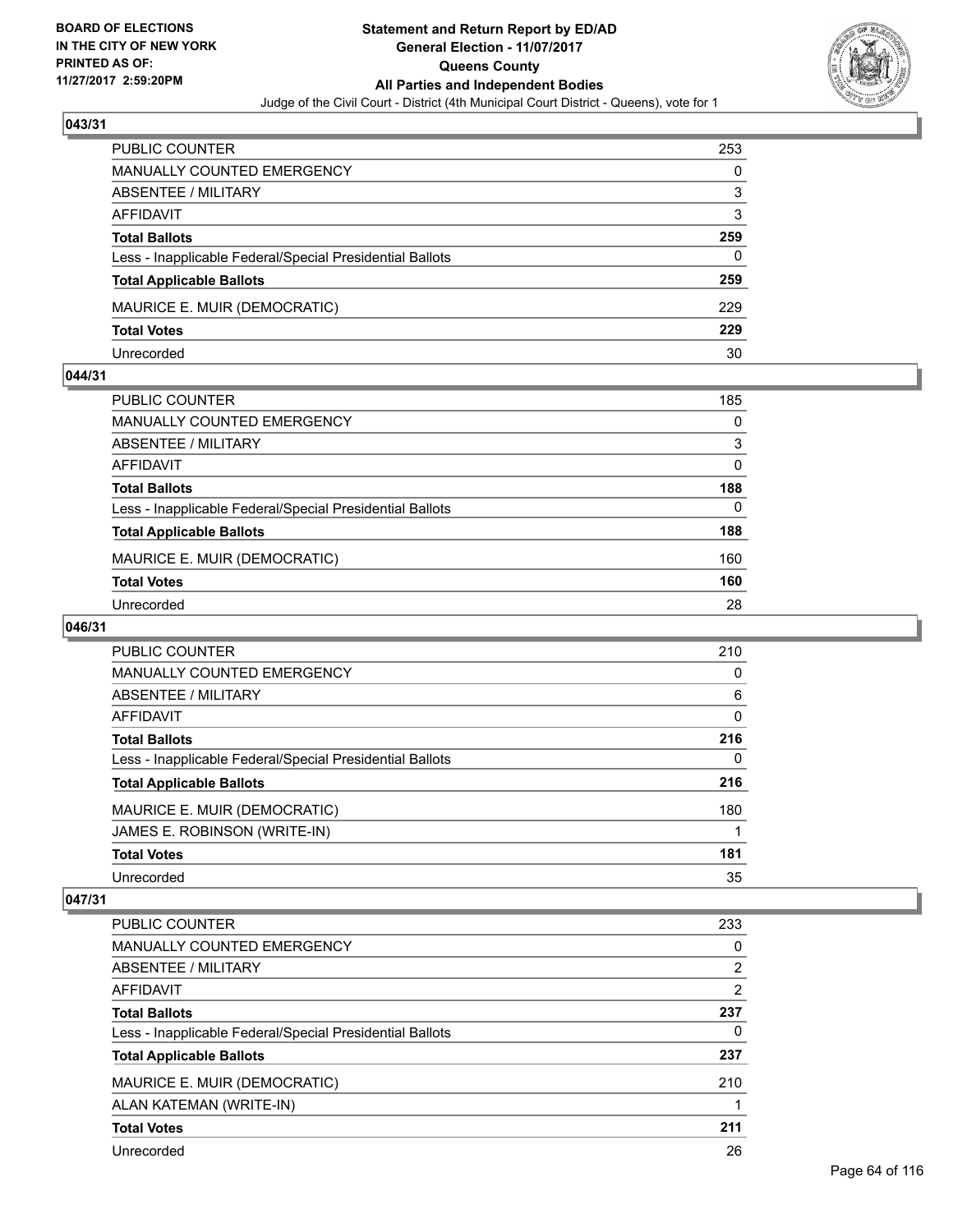**BOARD OF ELECTIONS IN THE CITY OF NEW YORK PRINTED AS OF: 11/27/2017 2:59:20PM**

# Statement and Return Report by ED/AD
## General Election - 11/07/2017
## Queens County
## All Parties and Independent Bodies

Judge of the Civil Court - District (4th Municipal Court District - Queens), vote for 1

### 043/31

| | |
|---|---|
| PUBLIC COUNTER | 253 |
| MANUALLY COUNTED EMERGENCY | 0 |
| ABSENTEE / MILITARY | 3 |
| AFFIDAVIT | 3 |
| **Total Ballots** | **259** |
| Less - Inapplicable Federal/Special Presidential Ballots | 0 |
| **Total Applicable Ballots** | **259** |
| MAURICE E. MUIR (DEMOCRATIC) | 229 |
| **Total Votes** | **229** |
| Unrecorded | 30 |

### 044/31

| | |
|---|---|
| PUBLIC COUNTER | 185 |
| MANUALLY COUNTED EMERGENCY | 0 |
| ABSENTEE / MILITARY | 3 |
| AFFIDAVIT | 0 |
| **Total Ballots** | **188** |
| Less - Inapplicable Federal/Special Presidential Ballots | 0 |
| **Total Applicable Ballots** | **188** |
| MAURICE E. MUIR (DEMOCRATIC) | 160 |
| **Total Votes** | **160** |
| Unrecorded | 28 |

### 046/31

| | |
|---|---|
| PUBLIC COUNTER | 210 |
| MANUALLY COUNTED EMERGENCY | 0 |
| ABSENTEE / MILITARY | 6 |
| AFFIDAVIT | 0 |
| **Total Ballots** | **216** |
| Less - Inapplicable Federal/Special Presidential Ballots | 0 |
| **Total Applicable Ballots** | **216** |
| MAURICE E. MUIR (DEMOCRATIC) | 180 |
| JAMES E. ROBINSON (WRITE-IN) | 1 |
| **Total Votes** | **181** |
| Unrecorded | 35 |

### 047/31

| | |
|---|---|
| PUBLIC COUNTER | 233 |
| MANUALLY COUNTED EMERGENCY | 0 |
| ABSENTEE / MILITARY | 2 |
| AFFIDAVIT | 2 |
| **Total Ballots** | **237** |
| Less - Inapplicable Federal/Special Presidential Ballots | 0 |
| **Total Applicable Ballots** | **237** |
| MAURICE E. MUIR (DEMOCRATIC) | 210 |
| ALAN KATEMAN (WRITE-IN) | 1 |
| **Total Votes** | **211** |
| Unrecorded | 26 |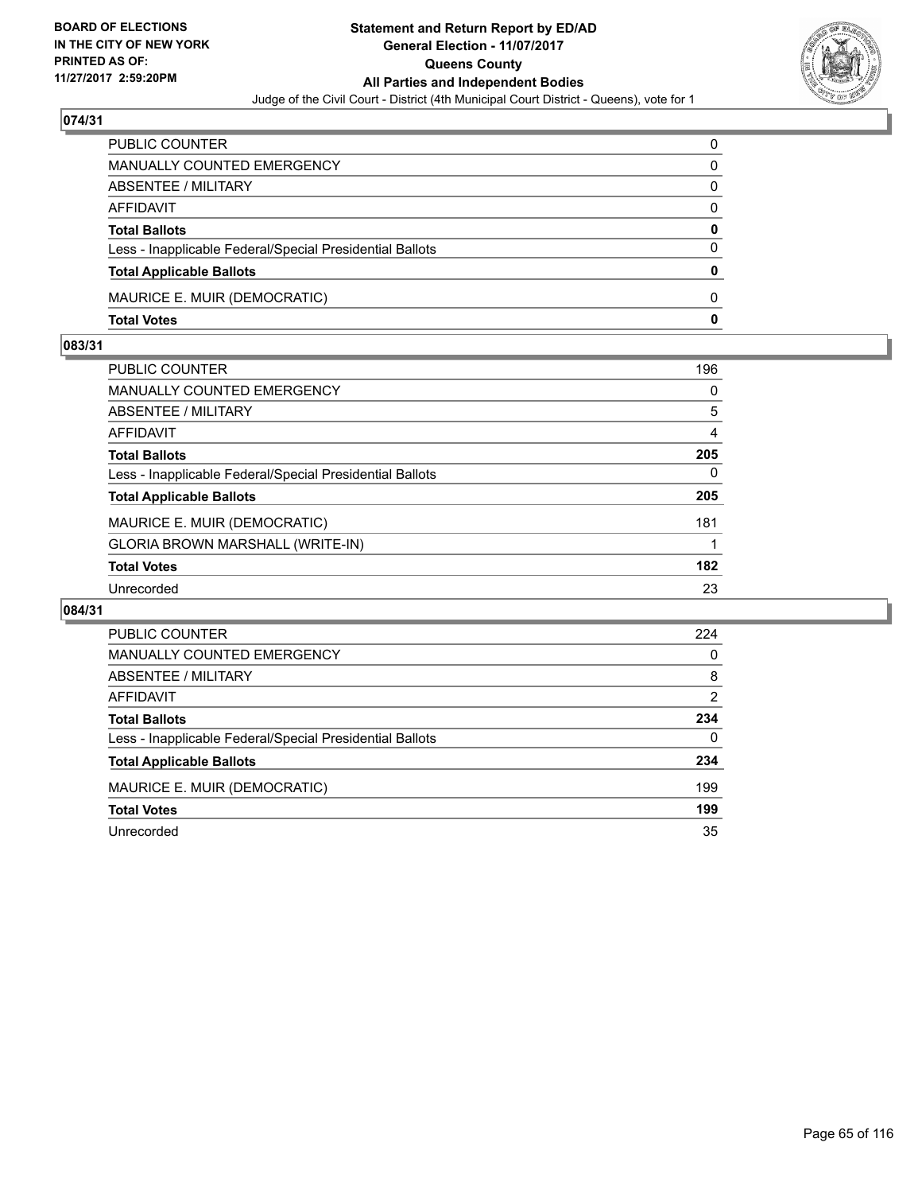## 074/31

| | |
|---|---|
| PUBLIC COUNTER | 0 |
| MANUALLY COUNTED EMERGENCY | 0 |
| ABSENTEE / MILITARY | 0 |
| AFFIDAVIT | 0 |
| **Total Ballots** | **0** |
| Less - Inapplicable Federal/Special Presidential Ballots | 0 |
| **Total Applicable Ballots** | **0** |
| MAURICE E. MUIR (DEMOCRATIC) | 0 |
| **Total Votes** | **0** |

## 083/31

| | |
|---|---|
| PUBLIC COUNTER | 196 |
| MANUALLY COUNTED EMERGENCY | 0 |
| ABSENTEE / MILITARY | 5 |
| AFFIDAVIT | 4 |
| **Total Ballots** | **205** |
| Less - Inapplicable Federal/Special Presidential Ballots | 0 |
| **Total Applicable Ballots** | **205** |
| MAURICE E. MUIR (DEMOCRATIC) | 181 |
| GLORIA BROWN MARSHALL (WRITE-IN) | 1 |
| **Total Votes** | **182** |
| Unrecorded | 23 |

## 084/31

| | |
|---|---|
| PUBLIC COUNTER | 224 |
| MANUALLY COUNTED EMERGENCY | 0 |
| ABSENTEE / MILITARY | 8 |
| AFFIDAVIT | 2 |
| **Total Ballots** | **234** |
| Less - Inapplicable Federal/Special Presidential Ballots | 0 |
| **Total Applicable Ballots** | **234** |
| MAURICE E. MUIR (DEMOCRATIC) | 199 |
| **Total Votes** | **199** |
| Unrecorded | 35 |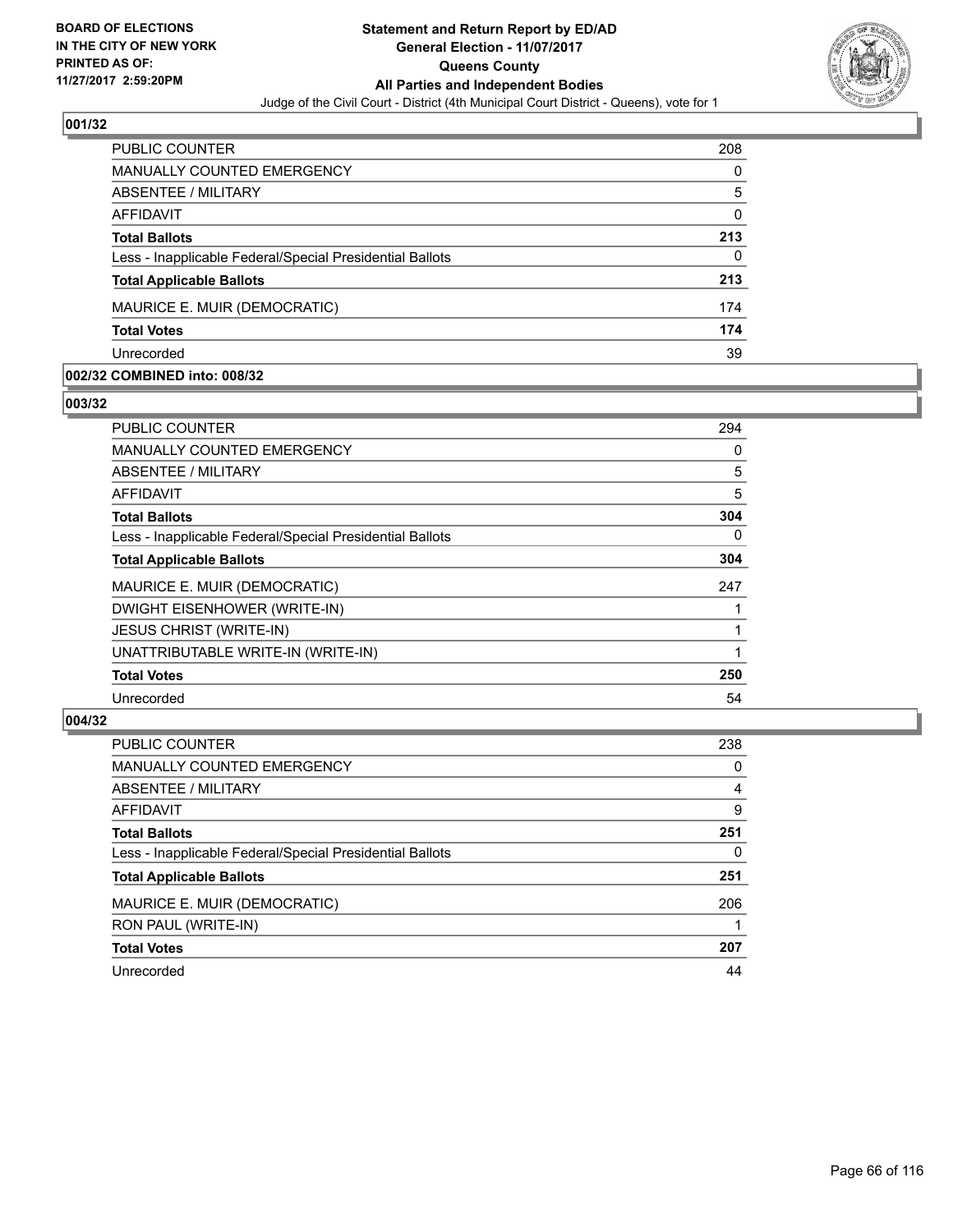BOARD OF ELECTIONS
IN THE CITY OF NEW YORK
PRINTED AS OF:
11/27/2017 2:59:20PM

**Statement and Return Report by ED/AD**
**General Election - 11/07/2017**
**Queens County**
**All Parties and Independent Bodies**
Judge of the Civil Court - District (4th Municipal Court District - Queens), vote for 1

### 001/32

| | |
|---|---|
| PUBLIC COUNTER | 208 |
| MANUALLY COUNTED EMERGENCY | 0 |
| ABSENTEE / MILITARY | 5 |
| AFFIDAVIT | 0 |
| **Total Ballots** | **213** |
| Less - Inapplicable Federal/Special Presidential Ballots | 0 |
| **Total Applicable Ballots** | **213** |
| MAURICE E. MUIR (DEMOCRATIC) | 174 |
| **Total Votes** | **174** |
| Unrecorded | 39 |

### 002/32 COMBINED into: 008/32

### 003/32

| | |
|---|---|
| PUBLIC COUNTER | 294 |
| MANUALLY COUNTED EMERGENCY | 0 |
| ABSENTEE / MILITARY | 5 |
| AFFIDAVIT | 5 |
| **Total Ballots** | **304** |
| Less - Inapplicable Federal/Special Presidential Ballots | 0 |
| **Total Applicable Ballots** | **304** |
| MAURICE E. MUIR (DEMOCRATIC) | 247 |
| DWIGHT EISENHOWER (WRITE-IN) | 1 |
| JESUS CHRIST (WRITE-IN) | 1 |
| UNATTRIBUTABLE WRITE-IN (WRITE-IN) | 1 |
| **Total Votes** | **250** |
| Unrecorded | 54 |

### 004/32

| | |
|---|---|
| PUBLIC COUNTER | 238 |
| MANUALLY COUNTED EMERGENCY | 0 |
| ABSENTEE / MILITARY | 4 |
| AFFIDAVIT | 9 |
| **Total Ballots** | **251** |
| Less - Inapplicable Federal/Special Presidential Ballots | 0 |
| **Total Applicable Ballots** | **251** |
| MAURICE E. MUIR (DEMOCRATIC) | 206 |
| RON PAUL (WRITE-IN) | 1 |
| **Total Votes** | **207** |
| Unrecorded | 44 |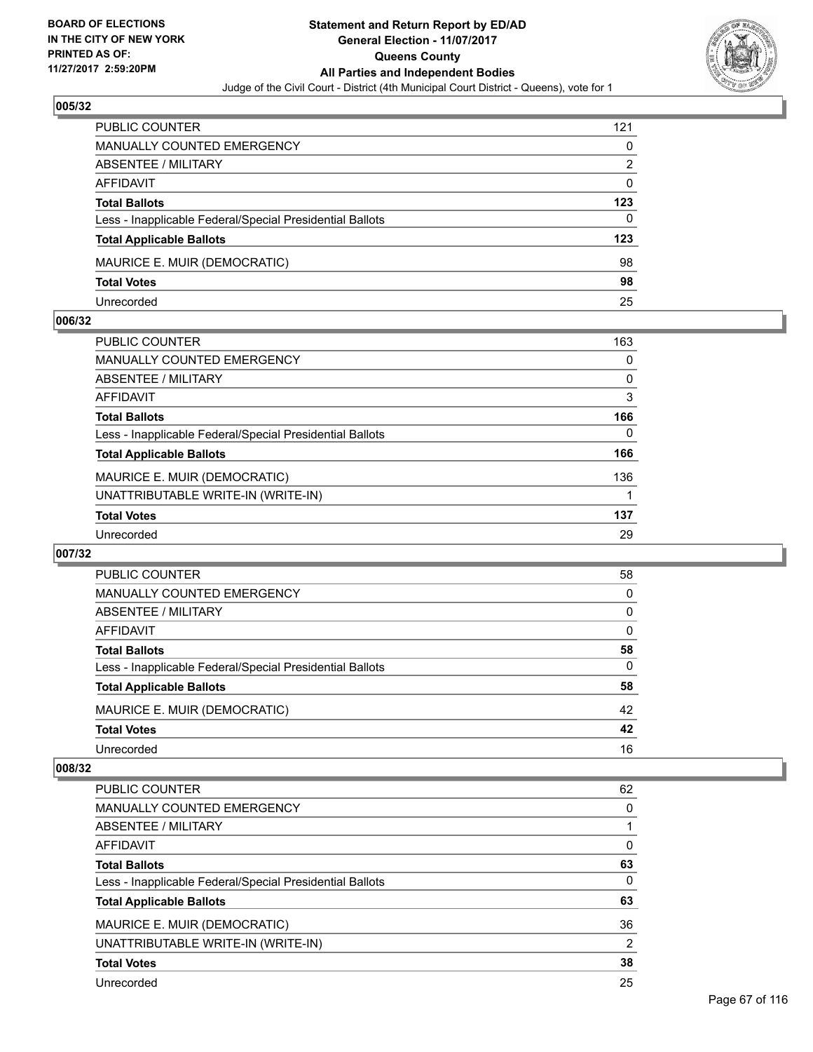**BOARD OF ELECTIONS IN THE CITY OF NEW YORK PRINTED AS OF: 11/27/2017 2:59:20PM**

# Statement and Return Report by ED/AD
## General Election - 11/07/2017
## Queens County
## All Parties and Independent Bodies
Judge of the Civil Court - District (4th Municipal Court District - Queens), vote for 1

### 005/32

| | |
|---|---|
| PUBLIC COUNTER | 121 |
| MANUALLY COUNTED EMERGENCY | 0 |
| ABSENTEE / MILITARY | 2 |
| AFFIDAVIT | 0 |
| **Total Ballots** | **123** |
| Less - Inapplicable Federal/Special Presidential Ballots | 0 |
| **Total Applicable Ballots** | **123** |
| MAURICE E. MUIR (DEMOCRATIC) | 98 |
| **Total Votes** | **98** |
| Unrecorded | 25 |

### 006/32

| | |
|---|---|
| PUBLIC COUNTER | 163 |
| MANUALLY COUNTED EMERGENCY | 0 |
| ABSENTEE / MILITARY | 0 |
| AFFIDAVIT | 3 |
| **Total Ballots** | **166** |
| Less - Inapplicable Federal/Special Presidential Ballots | 0 |
| **Total Applicable Ballots** | **166** |
| MAURICE E. MUIR (DEMOCRATIC) | 136 |
| UNATTRIBUTABLE WRITE-IN (WRITE-IN) | 1 |
| **Total Votes** | **137** |
| Unrecorded | 29 |

### 007/32

| | |
|---|---|
| PUBLIC COUNTER | 58 |
| MANUALLY COUNTED EMERGENCY | 0 |
| ABSENTEE / MILITARY | 0 |
| AFFIDAVIT | 0 |
| **Total Ballots** | **58** |
| Less - Inapplicable Federal/Special Presidential Ballots | 0 |
| **Total Applicable Ballots** | **58** |
| MAURICE E. MUIR (DEMOCRATIC) | 42 |
| **Total Votes** | **42** |
| Unrecorded | 16 |

### 008/32

| | |
|---|---|
| PUBLIC COUNTER | 62 |
| MANUALLY COUNTED EMERGENCY | 0 |
| ABSENTEE / MILITARY | 1 |
| AFFIDAVIT | 0 |
| **Total Ballots** | **63** |
| Less - Inapplicable Federal/Special Presidential Ballots | 0 |
| **Total Applicable Ballots** | **63** |
| MAURICE E. MUIR (DEMOCRATIC) | 36 |
| UNATTRIBUTABLE WRITE-IN (WRITE-IN) | 2 |
| **Total Votes** | **38** |
| Unrecorded | 25 |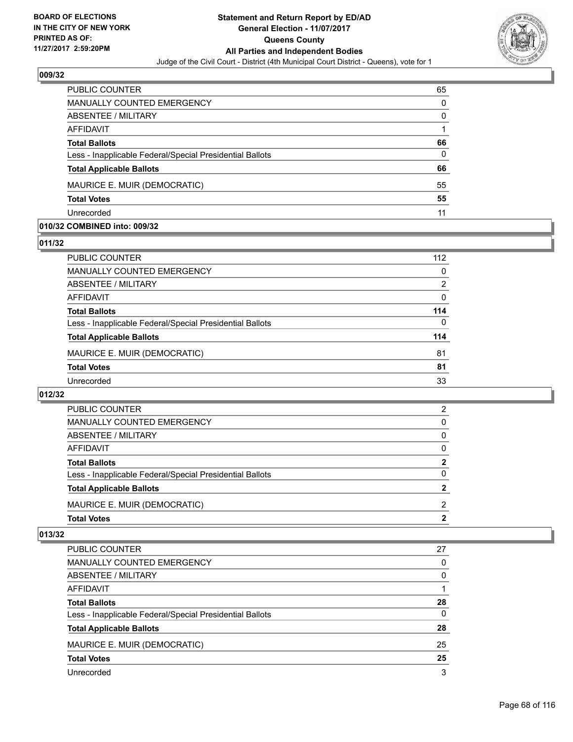**BOARD OF ELECTIONS IN THE CITY OF NEW YORK PRINTED AS OF: 11/27/2017 2:59:20PM**

**Statement and Return Report by ED/AD**
**General Election - 11/07/2017**
**Queens County**
**All Parties and Independent Bodies**
Judge of the Civil Court - District (4th Municipal Court District - Queens), vote for 1

### 009/32

| | |
|---|---|
| PUBLIC COUNTER | 65 |
| MANUALLY COUNTED EMERGENCY | 0 |
| ABSENTEE / MILITARY | 0 |
| AFFIDAVIT | 1 |
| **Total Ballots** | **66** |
| Less - Inapplicable Federal/Special Presidential Ballots | 0 |
| **Total Applicable Ballots** | **66** |
| MAURICE E. MUIR (DEMOCRATIC) | 55 |
| **Total Votes** | **55** |
| Unrecorded | 11 |

### 010/32 COMBINED into: 009/32

### 011/32

| | |
|---|---|
| PUBLIC COUNTER | 112 |
| MANUALLY COUNTED EMERGENCY | 0 |
| ABSENTEE / MILITARY | 2 |
| AFFIDAVIT | 0 |
| **Total Ballots** | **114** |
| Less - Inapplicable Federal/Special Presidential Ballots | 0 |
| **Total Applicable Ballots** | **114** |
| MAURICE E. MUIR (DEMOCRATIC) | 81 |
| **Total Votes** | **81** |
| Unrecorded | 33 |

### 012/32

| | |
|---|---|
| PUBLIC COUNTER | 2 |
| MANUALLY COUNTED EMERGENCY | 0 |
| ABSENTEE / MILITARY | 0 |
| AFFIDAVIT | 0 |
| **Total Ballots** | **2** |
| Less - Inapplicable Federal/Special Presidential Ballots | 0 |
| **Total Applicable Ballots** | **2** |
| MAURICE E. MUIR (DEMOCRATIC) | 2 |
| **Total Votes** | **2** |

### 013/32

| | |
|---|---|
| PUBLIC COUNTER | 27 |
| MANUALLY COUNTED EMERGENCY | 0 |
| ABSENTEE / MILITARY | 0 |
| AFFIDAVIT | 1 |
| **Total Ballots** | **28** |
| Less - Inapplicable Federal/Special Presidential Ballots | 0 |
| **Total Applicable Ballots** | **28** |
| MAURICE E. MUIR (DEMOCRATIC) | 25 |
| **Total Votes** | **25** |
| Unrecorded | 3 |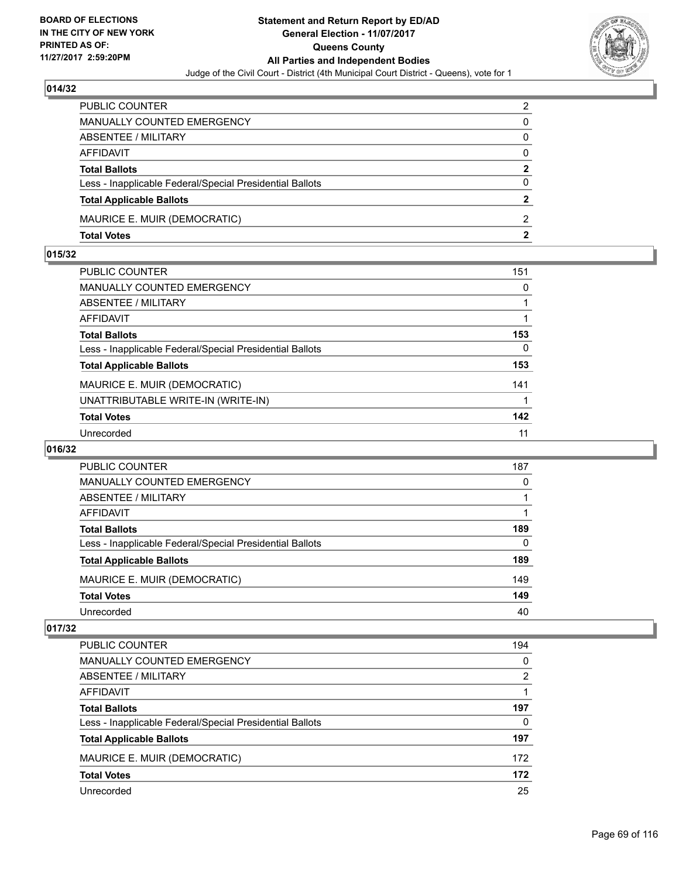## 014/32

| | |
|---|---|
| PUBLIC COUNTER | 2 |
| MANUALLY COUNTED EMERGENCY | 0 |
| ABSENTEE / MILITARY | 0 |
| AFFIDAVIT | 0 |
| **Total Ballots** | **2** |
| Less - Inapplicable Federal/Special Presidential Ballots | 0 |
| **Total Applicable Ballots** | **2** |
| MAURICE E. MUIR (DEMOCRATIC) | 2 |
| **Total Votes** | **2** |

## 015/32

| | |
|---|---|
| PUBLIC COUNTER | 151 |
| MANUALLY COUNTED EMERGENCY | 0 |
| ABSENTEE / MILITARY | 1 |
| AFFIDAVIT | 1 |
| **Total Ballots** | **153** |
| Less - Inapplicable Federal/Special Presidential Ballots | 0 |
| **Total Applicable Ballots** | **153** |
| MAURICE E. MUIR (DEMOCRATIC) | 141 |
| UNATTRIBUTABLE WRITE-IN (WRITE-IN) | 1 |
| **Total Votes** | **142** |
| Unrecorded | 11 |

## 016/32

| | |
|---|---|
| PUBLIC COUNTER | 187 |
| MANUALLY COUNTED EMERGENCY | 0 |
| ABSENTEE / MILITARY | 1 |
| AFFIDAVIT | 1 |
| **Total Ballots** | **189** |
| Less - Inapplicable Federal/Special Presidential Ballots | 0 |
| **Total Applicable Ballots** | **189** |
| MAURICE E. MUIR (DEMOCRATIC) | 149 |
| **Total Votes** | **149** |
| Unrecorded | 40 |

## 017/32

| | |
|---|---|
| PUBLIC COUNTER | 194 |
| MANUALLY COUNTED EMERGENCY | 0 |
| ABSENTEE / MILITARY | 2 |
| AFFIDAVIT | 1 |
| **Total Ballots** | **197** |
| Less - Inapplicable Federal/Special Presidential Ballots | 0 |
| **Total Applicable Ballots** | **197** |
| MAURICE E. MUIR (DEMOCRATIC) | 172 |
| **Total Votes** | **172** |
| Unrecorded | 25 |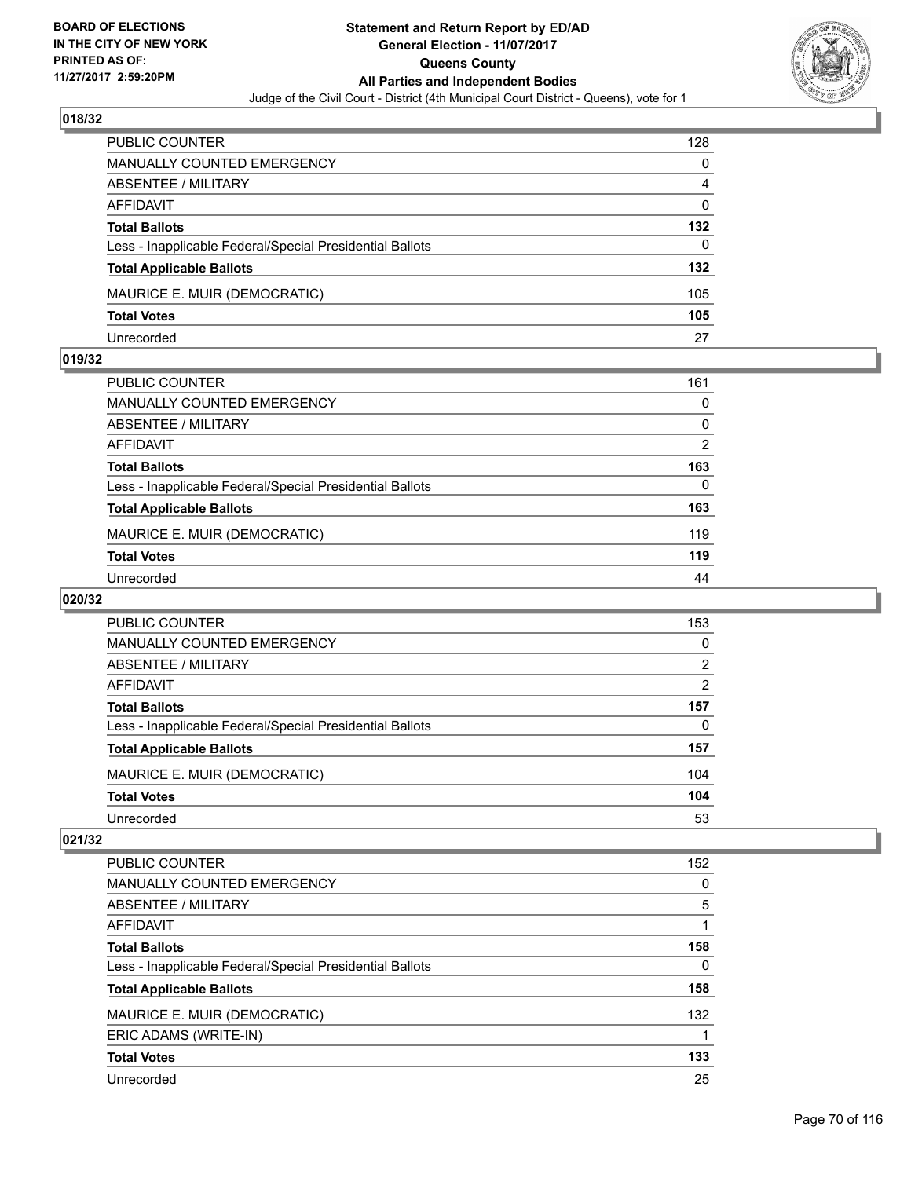BOARD OF ELECTIONS
IN THE CITY OF NEW YORK
PRINTED AS OF:
11/27/2017 2:59:20PM

**Statement and Return Report by ED/AD**
**General Election - 11/07/2017**
**Queens County**
**All Parties and Independent Bodies**
Judge of the Civil Court - District (4th Municipal Court District - Queens), vote for 1

## 018/32

| | |
|---|---|
| PUBLIC COUNTER | 128 |
| MANUALLY COUNTED EMERGENCY | 0 |
| ABSENTEE / MILITARY | 4 |
| AFFIDAVIT | 0 |
| **Total Ballots** | **132** |
| Less - Inapplicable Federal/Special Presidential Ballots | 0 |
| **Total Applicable Ballots** | **132** |
| MAURICE E. MUIR (DEMOCRATIC) | 105 |
| **Total Votes** | **105** |
| Unrecorded | 27 |

## 019/32

| | |
|---|---|
| PUBLIC COUNTER | 161 |
| MANUALLY COUNTED EMERGENCY | 0 |
| ABSENTEE / MILITARY | 0 |
| AFFIDAVIT | 2 |
| **Total Ballots** | **163** |
| Less - Inapplicable Federal/Special Presidential Ballots | 0 |
| **Total Applicable Ballots** | **163** |
| MAURICE E. MUIR (DEMOCRATIC) | 119 |
| **Total Votes** | **119** |
| Unrecorded | 44 |

## 020/32

| | |
|---|---|
| PUBLIC COUNTER | 153 |
| MANUALLY COUNTED EMERGENCY | 0 |
| ABSENTEE / MILITARY | 2 |
| AFFIDAVIT | 2 |
| **Total Ballots** | **157** |
| Less - Inapplicable Federal/Special Presidential Ballots | 0 |
| **Total Applicable Ballots** | **157** |
| MAURICE E. MUIR (DEMOCRATIC) | 104 |
| **Total Votes** | **104** |
| Unrecorded | 53 |

## 021/32

| | |
|---|---|
| PUBLIC COUNTER | 152 |
| MANUALLY COUNTED EMERGENCY | 0 |
| ABSENTEE / MILITARY | 5 |
| AFFIDAVIT | 1 |
| **Total Ballots** | **158** |
| Less - Inapplicable Federal/Special Presidential Ballots | 0 |
| **Total Applicable Ballots** | **158** |
| MAURICE E. MUIR (DEMOCRATIC) | 132 |
| ERIC ADAMS (WRITE-IN) | 1 |
| **Total Votes** | **133** |
| Unrecorded | 25 |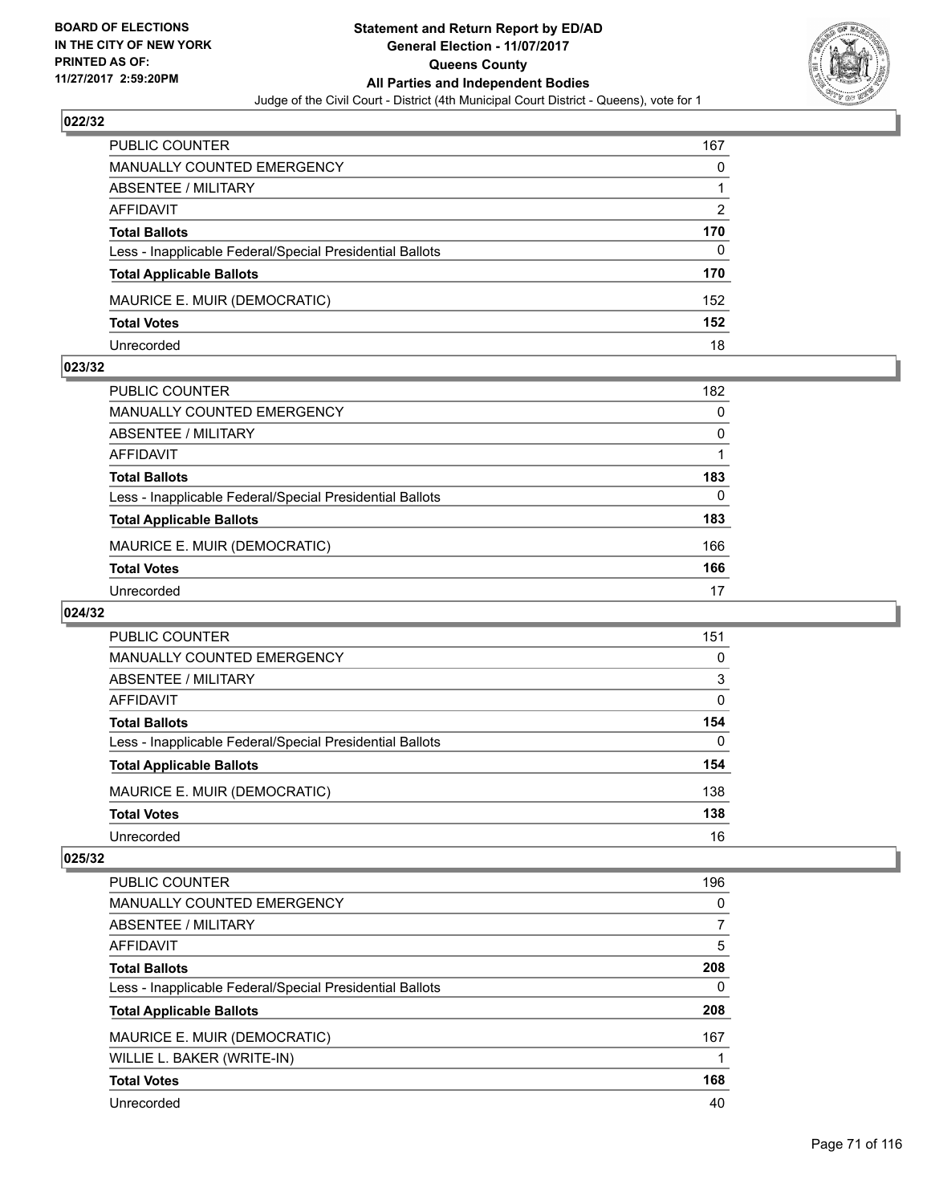**BOARD OF ELECTIONS IN THE CITY OF NEW YORK PRINTED AS OF: 11/27/2017 2:59:20PM**

**Statement and Return Report by ED/AD General Election - 11/07/2017 Queens County All Parties and Independent Bodies**

Judge of the Civil Court - District (4th Municipal Court District - Queens), vote for 1

**022/32**

| | |
|---|---|
| PUBLIC COUNTER | 167 |
| MANUALLY COUNTED EMERGENCY | 0 |
| ABSENTEE / MILITARY | 1 |
| AFFIDAVIT | 2 |
| **Total Ballots** | **170** |
| Less - Inapplicable Federal/Special Presidential Ballots | 0 |
| **Total Applicable Ballots** | **170** |
| MAURICE E. MUIR (DEMOCRATIC) | 152 |
| **Total Votes** | **152** |
| Unrecorded | 18 |

**023/32**

| | |
|---|---|
| PUBLIC COUNTER | 182 |
| MANUALLY COUNTED EMERGENCY | 0 |
| ABSENTEE / MILITARY | 0 |
| AFFIDAVIT | 1 |
| **Total Ballots** | **183** |
| Less - Inapplicable Federal/Special Presidential Ballots | 0 |
| **Total Applicable Ballots** | **183** |
| MAURICE E. MUIR (DEMOCRATIC) | 166 |
| **Total Votes** | **166** |
| Unrecorded | 17 |

**024/32**

| | |
|---|---|
| PUBLIC COUNTER | 151 |
| MANUALLY COUNTED EMERGENCY | 0 |
| ABSENTEE / MILITARY | 3 |
| AFFIDAVIT | 0 |
| **Total Ballots** | **154** |
| Less - Inapplicable Federal/Special Presidential Ballots | 0 |
| **Total Applicable Ballots** | **154** |
| MAURICE E. MUIR (DEMOCRATIC) | 138 |
| **Total Votes** | **138** |
| Unrecorded | 16 |

**025/32**

| | |
|---|---|
| PUBLIC COUNTER | 196 |
| MANUALLY COUNTED EMERGENCY | 0 |
| ABSENTEE / MILITARY | 7 |
| AFFIDAVIT | 5 |
| **Total Ballots** | **208** |
| Less - Inapplicable Federal/Special Presidential Ballots | 0 |
| **Total Applicable Ballots** | **208** |
| MAURICE E. MUIR (DEMOCRATIC) | 167 |
| WILLIE L. BAKER (WRITE-IN) | 1 |
| **Total Votes** | **168** |
| Unrecorded | 40 |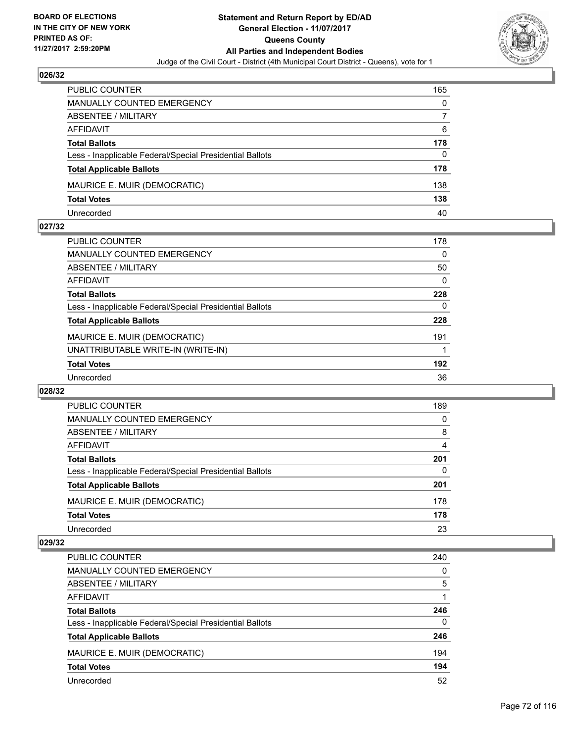## 026/32

| | |
|---|---|
| PUBLIC COUNTER | 165 |
| MANUALLY COUNTED EMERGENCY | 0 |
| ABSENTEE / MILITARY | 7 |
| AFFIDAVIT | 6 |
| **Total Ballots** | **178** |
| Less - Inapplicable Federal/Special Presidential Ballots | 0 |
| **Total Applicable Ballots** | **178** |
| MAURICE E. MUIR (DEMOCRATIC) | 138 |
| **Total Votes** | **138** |
| Unrecorded | 40 |

## 027/32

| | |
|---|---|
| PUBLIC COUNTER | 178 |
| MANUALLY COUNTED EMERGENCY | 0 |
| ABSENTEE / MILITARY | 50 |
| AFFIDAVIT | 0 |
| **Total Ballots** | **228** |
| Less - Inapplicable Federal/Special Presidential Ballots | 0 |
| **Total Applicable Ballots** | **228** |
| MAURICE E. MUIR (DEMOCRATIC) | 191 |
| UNATTRIBUTABLE WRITE-IN (WRITE-IN) | 1 |
| **Total Votes** | **192** |
| Unrecorded | 36 |

## 028/32

| | |
|---|---|
| PUBLIC COUNTER | 189 |
| MANUALLY COUNTED EMERGENCY | 0 |
| ABSENTEE / MILITARY | 8 |
| AFFIDAVIT | 4 |
| **Total Ballots** | **201** |
| Less - Inapplicable Federal/Special Presidential Ballots | 0 |
| **Total Applicable Ballots** | **201** |
| MAURICE E. MUIR (DEMOCRATIC) | 178 |
| **Total Votes** | **178** |
| Unrecorded | 23 |

## 029/32

| | |
|---|---|
| PUBLIC COUNTER | 240 |
| MANUALLY COUNTED EMERGENCY | 0 |
| ABSENTEE / MILITARY | 5 |
| AFFIDAVIT | 1 |
| **Total Ballots** | **246** |
| Less - Inapplicable Federal/Special Presidential Ballots | 0 |
| **Total Applicable Ballots** | **246** |
| MAURICE E. MUIR (DEMOCRATIC) | 194 |
| **Total Votes** | **194** |
| Unrecorded | 52 |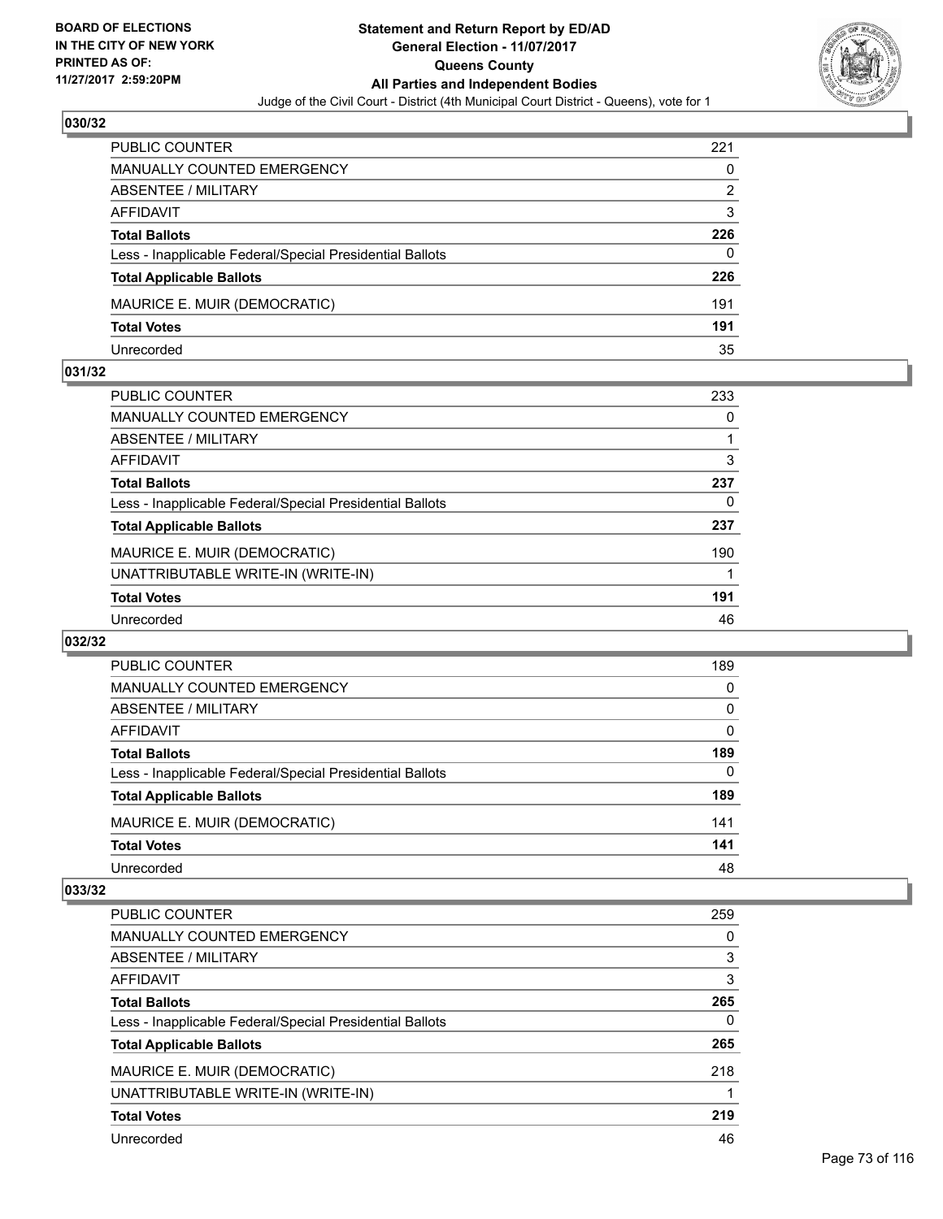**BOARD OF ELECTIONS IN THE CITY OF NEW YORK PRINTED AS OF: 11/27/2017 2:59:20PM**

# Statement and Return Report by ED/AD
## General Election - 11/07/2017
## Queens County
## All Parties and Independent Bodies
### Judge of the Civil Court - District (4th Municipal Court District - Queens), vote for 1

### 030/32

| | |
|---|---|
| PUBLIC COUNTER | 221 |
| MANUALLY COUNTED EMERGENCY | 0 |
| ABSENTEE / MILITARY | 2 |
| AFFIDAVIT | 3 |
| **Total Ballots** | **226** |
| Less - Inapplicable Federal/Special Presidential Ballots | 0 |
| **Total Applicable Ballots** | **226** |
| MAURICE E. MUIR (DEMOCRATIC) | 191 |
| **Total Votes** | **191** |
| Unrecorded | 35 |

### 031/32

| | |
|---|---|
| PUBLIC COUNTER | 233 |
| MANUALLY COUNTED EMERGENCY | 0 |
| ABSENTEE / MILITARY | 1 |
| AFFIDAVIT | 3 |
| **Total Ballots** | **237** |
| Less - Inapplicable Federal/Special Presidential Ballots | 0 |
| **Total Applicable Ballots** | **237** |
| MAURICE E. MUIR (DEMOCRATIC) | 190 |
| UNATTRIBUTABLE WRITE-IN (WRITE-IN) | 1 |
| **Total Votes** | **191** |
| Unrecorded | 46 |

### 032/32

| | |
|---|---|
| PUBLIC COUNTER | 189 |
| MANUALLY COUNTED EMERGENCY | 0 |
| ABSENTEE / MILITARY | 0 |
| AFFIDAVIT | 0 |
| **Total Ballots** | **189** |
| Less - Inapplicable Federal/Special Presidential Ballots | 0 |
| **Total Applicable Ballots** | **189** |
| MAURICE E. MUIR (DEMOCRATIC) | 141 |
| **Total Votes** | **141** |
| Unrecorded | 48 |

### 033/32

| | |
|---|---|
| PUBLIC COUNTER | 259 |
| MANUALLY COUNTED EMERGENCY | 0 |
| ABSENTEE / MILITARY | 3 |
| AFFIDAVIT | 3 |
| **Total Ballots** | **265** |
| Less - Inapplicable Federal/Special Presidential Ballots | 0 |
| **Total Applicable Ballots** | **265** |
| MAURICE E. MUIR (DEMOCRATIC) | 218 |
| UNATTRIBUTABLE WRITE-IN (WRITE-IN) | 1 |
| **Total Votes** | **219** |
| Unrecorded | 46 |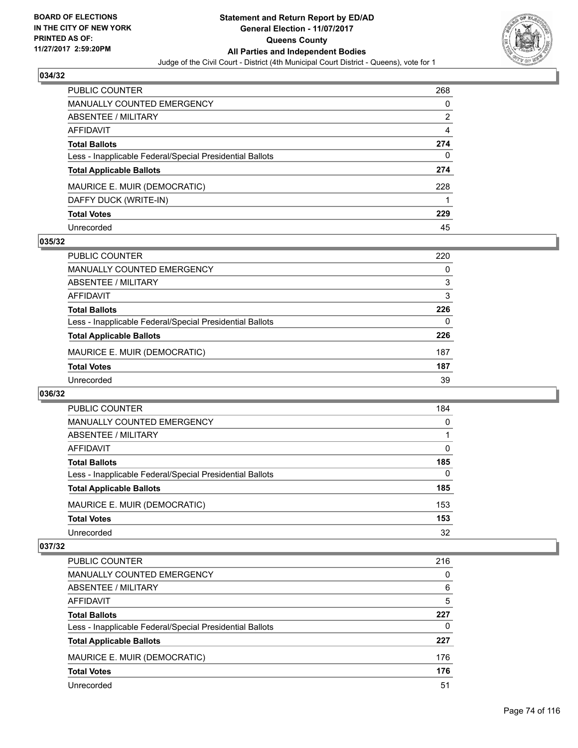## 034/32

| | |
|---|---|
| PUBLIC COUNTER | 268 |
| MANUALLY COUNTED EMERGENCY | 0 |
| ABSENTEE / MILITARY | 2 |
| AFFIDAVIT | 4 |
| **Total Ballots** | **274** |
| Less - Inapplicable Federal/Special Presidential Ballots | 0 |
| **Total Applicable Ballots** | **274** |
| MAURICE E. MUIR (DEMOCRATIC) | 228 |
| DAFFY DUCK (WRITE-IN) | 1 |
| **Total Votes** | **229** |
| Unrecorded | 45 |

## 035/32

| | |
|---|---|
| PUBLIC COUNTER | 220 |
| MANUALLY COUNTED EMERGENCY | 0 |
| ABSENTEE / MILITARY | 3 |
| AFFIDAVIT | 3 |
| **Total Ballots** | **226** |
| Less - Inapplicable Federal/Special Presidential Ballots | 0 |
| **Total Applicable Ballots** | **226** |
| MAURICE E. MUIR (DEMOCRATIC) | 187 |
| **Total Votes** | **187** |
| Unrecorded | 39 |

## 036/32

| | |
|---|---|
| PUBLIC COUNTER | 184 |
| MANUALLY COUNTED EMERGENCY | 0 |
| ABSENTEE / MILITARY | 1 |
| AFFIDAVIT | 0 |
| **Total Ballots** | **185** |
| Less - Inapplicable Federal/Special Presidential Ballots | 0 |
| **Total Applicable Ballots** | **185** |
| MAURICE E. MUIR (DEMOCRATIC) | 153 |
| **Total Votes** | **153** |
| Unrecorded | 32 |

## 037/32

| | |
|---|---|
| PUBLIC COUNTER | 216 |
| MANUALLY COUNTED EMERGENCY | 0 |
| ABSENTEE / MILITARY | 6 |
| AFFIDAVIT | 5 |
| **Total Ballots** | **227** |
| Less - Inapplicable Federal/Special Presidential Ballots | 0 |
| **Total Applicable Ballots** | **227** |
| MAURICE E. MUIR (DEMOCRATIC) | 176 |
| **Total Votes** | **176** |
| Unrecorded | 51 |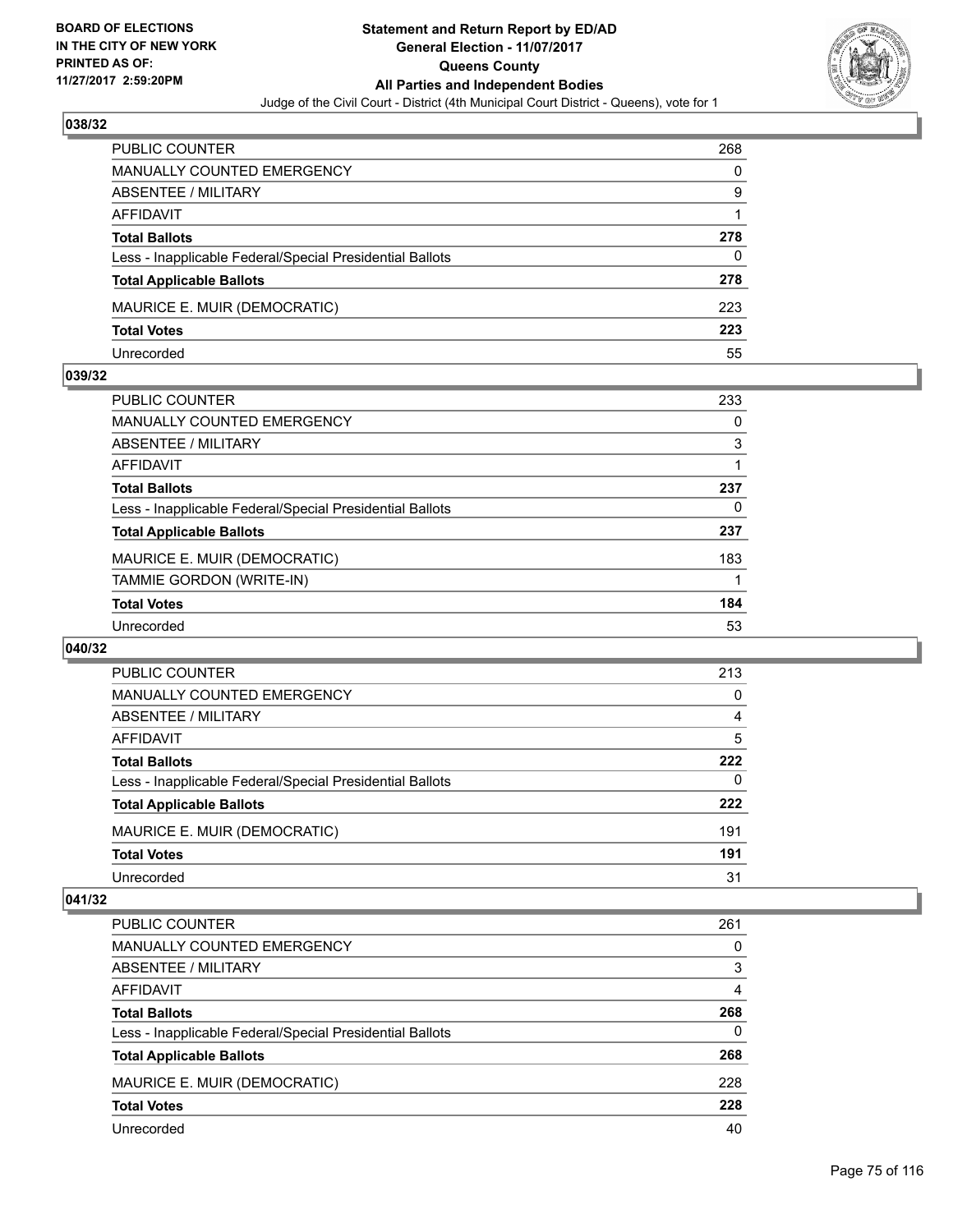**BOARD OF ELECTIONS IN THE CITY OF NEW YORK PRINTED AS OF: 11/27/2017 2:59:20PM**

# Statement and Return Report by ED/AD
## General Election - 11/07/2017
## Queens County
## All Parties and Independent Bodies

Judge of the Civil Court - District (4th Municipal Court District - Queens), vote for 1

### 038/32

| | |
|---|---|
| PUBLIC COUNTER | 268 |
| MANUALLY COUNTED EMERGENCY | 0 |
| ABSENTEE / MILITARY | 9 |
| AFFIDAVIT | 1 |
| **Total Ballots** | **278** |
| Less - Inapplicable Federal/Special Presidential Ballots | 0 |
| **Total Applicable Ballots** | **278** |
| MAURICE E. MUIR (DEMOCRATIC) | 223 |
| **Total Votes** | **223** |
| Unrecorded | 55 |

### 039/32

| | |
|---|---|
| PUBLIC COUNTER | 233 |
| MANUALLY COUNTED EMERGENCY | 0 |
| ABSENTEE / MILITARY | 3 |
| AFFIDAVIT | 1 |
| **Total Ballots** | **237** |
| Less - Inapplicable Federal/Special Presidential Ballots | 0 |
| **Total Applicable Ballots** | **237** |
| MAURICE E. MUIR (DEMOCRATIC) | 183 |
| TAMMIE GORDON (WRITE-IN) | 1 |
| **Total Votes** | **184** |
| Unrecorded | 53 |

### 040/32

| | |
|---|---|
| PUBLIC COUNTER | 213 |
| MANUALLY COUNTED EMERGENCY | 0 |
| ABSENTEE / MILITARY | 4 |
| AFFIDAVIT | 5 |
| **Total Ballots** | **222** |
| Less - Inapplicable Federal/Special Presidential Ballots | 0 |
| **Total Applicable Ballots** | **222** |
| MAURICE E. MUIR (DEMOCRATIC) | 191 |
| **Total Votes** | **191** |
| Unrecorded | 31 |

### 041/32

| | |
|---|---|
| PUBLIC COUNTER | 261 |
| MANUALLY COUNTED EMERGENCY | 0 |
| ABSENTEE / MILITARY | 3 |
| AFFIDAVIT | 4 |
| **Total Ballots** | **268** |
| Less - Inapplicable Federal/Special Presidential Ballots | 0 |
| **Total Applicable Ballots** | **268** |
| MAURICE E. MUIR (DEMOCRATIC) | 228 |
| **Total Votes** | **228** |
| Unrecorded | 40 |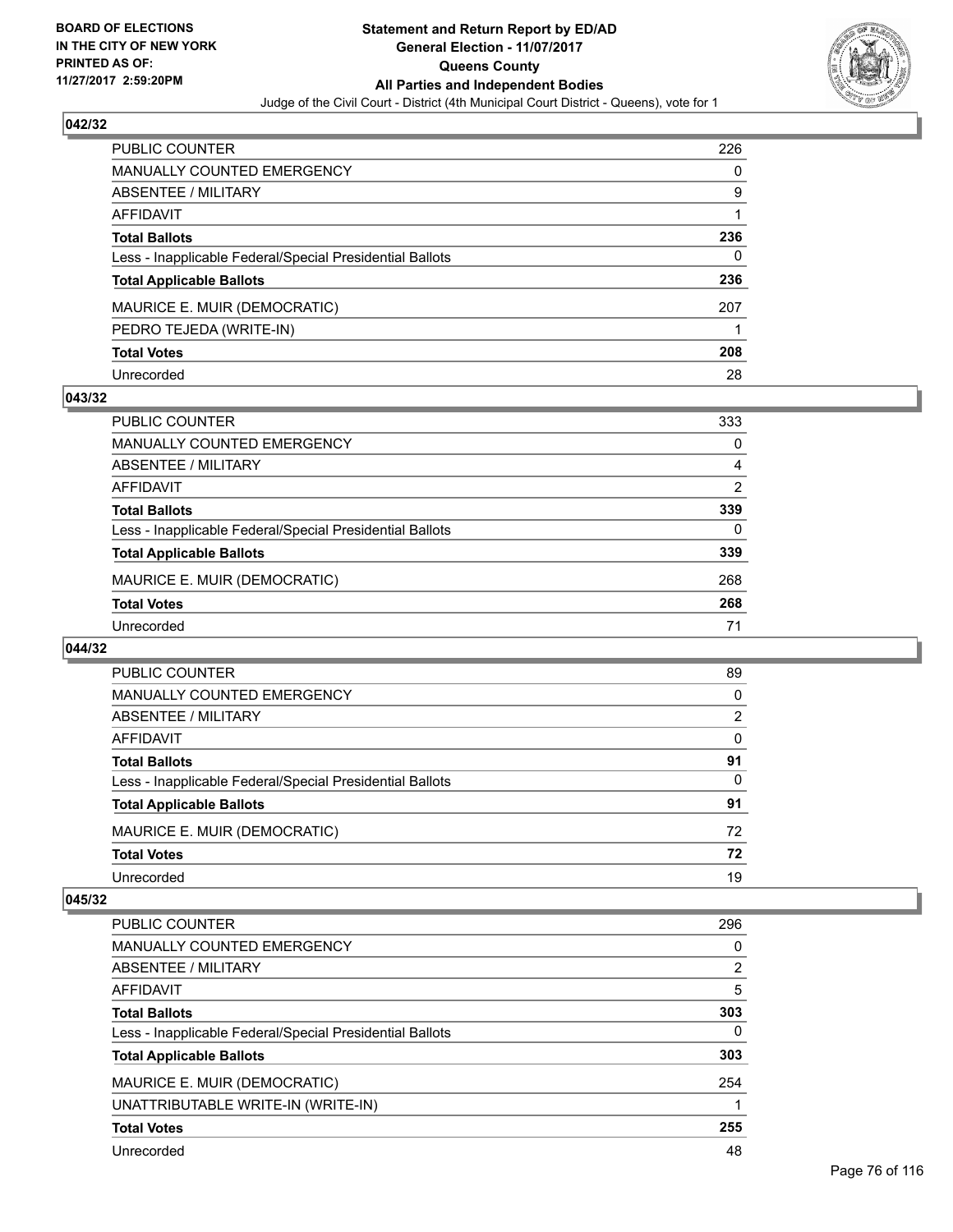BOARD OF ELECTIONS
IN THE CITY OF NEW YORK
PRINTED AS OF:
11/27/2017 2:59:20PM

**Statement and Return Report by ED/AD**
**General Election - 11/07/2017**
**Queens County**
**All Parties and Independent Bodies**
Judge of the Civil Court - District (4th Municipal Court District - Queens), vote for 1

### 042/32

| | |
|---|---|
| PUBLIC COUNTER | 226 |
| MANUALLY COUNTED EMERGENCY | 0 |
| ABSENTEE / MILITARY | 9 |
| AFFIDAVIT | 1 |
| **Total Ballots** | **236** |
| Less - Inapplicable Federal/Special Presidential Ballots | 0 |
| **Total Applicable Ballots** | **236** |
| MAURICE E. MUIR (DEMOCRATIC) | 207 |
| PEDRO TEJEDA (WRITE-IN) | 1 |
| **Total Votes** | **208** |
| Unrecorded | 28 |

### 043/32

| | |
|---|---|
| PUBLIC COUNTER | 333 |
| MANUALLY COUNTED EMERGENCY | 0 |
| ABSENTEE / MILITARY | 4 |
| AFFIDAVIT | 2 |
| **Total Ballots** | **339** |
| Less - Inapplicable Federal/Special Presidential Ballots | 0 |
| **Total Applicable Ballots** | **339** |
| MAURICE E. MUIR (DEMOCRATIC) | 268 |
| **Total Votes** | **268** |
| Unrecorded | 71 |

### 044/32

| | |
|---|---|
| PUBLIC COUNTER | 89 |
| MANUALLY COUNTED EMERGENCY | 0 |
| ABSENTEE / MILITARY | 2 |
| AFFIDAVIT | 0 |
| **Total Ballots** | **91** |
| Less - Inapplicable Federal/Special Presidential Ballots | 0 |
| **Total Applicable Ballots** | **91** |
| MAURICE E. MUIR (DEMOCRATIC) | 72 |
| **Total Votes** | **72** |
| Unrecorded | 19 |

### 045/32

| | |
|---|---|
| PUBLIC COUNTER | 296 |
| MANUALLY COUNTED EMERGENCY | 0 |
| ABSENTEE / MILITARY | 2 |
| AFFIDAVIT | 5 |
| **Total Ballots** | **303** |
| Less - Inapplicable Federal/Special Presidential Ballots | 0 |
| **Total Applicable Ballots** | **303** |
| MAURICE E. MUIR (DEMOCRATIC) | 254 |
| UNATTRIBUTABLE WRITE-IN (WRITE-IN) | 1 |
| **Total Votes** | **255** |
| Unrecorded | 48 |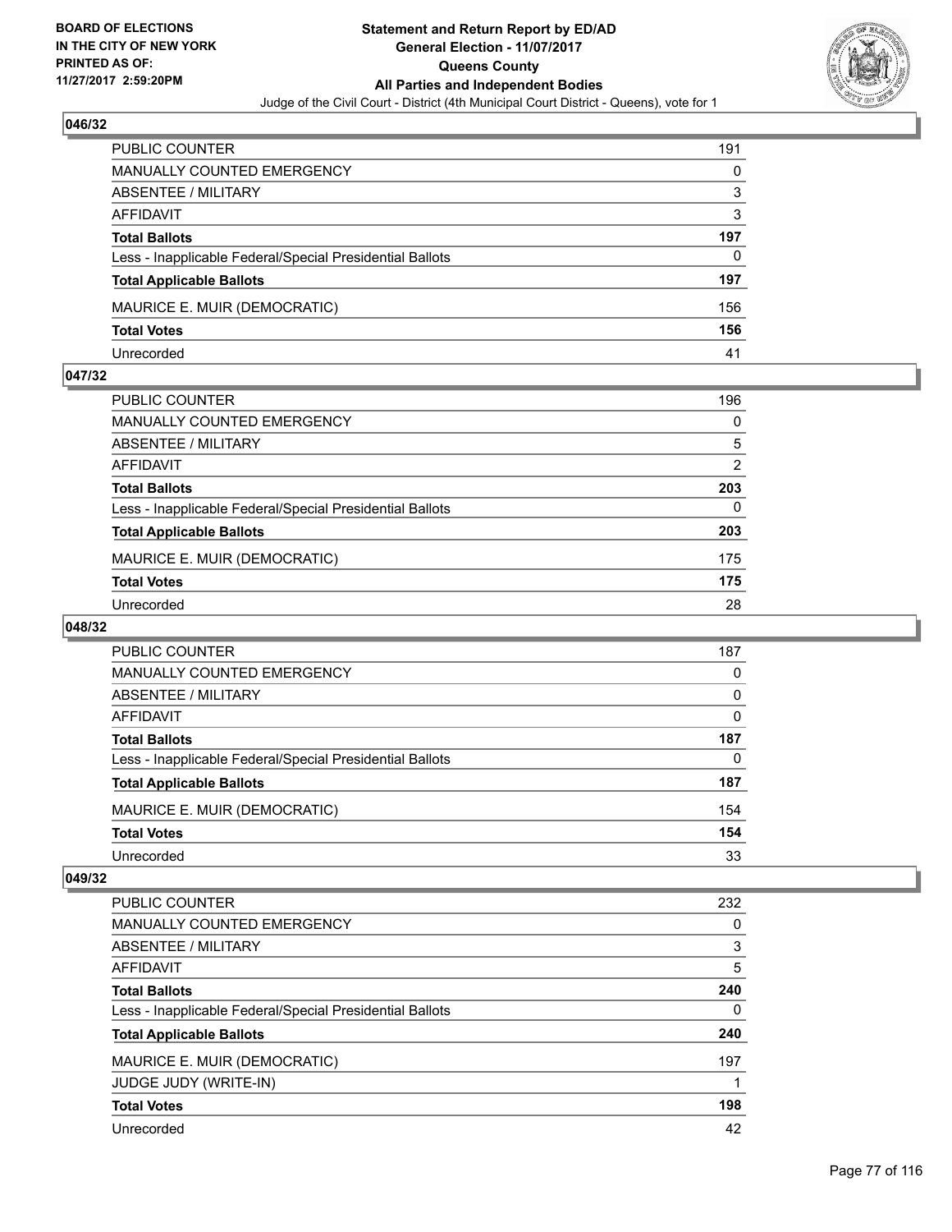**BOARD OF ELECTIONS IN THE CITY OF NEW YORK PRINTED AS OF: 11/27/2017 2:59:20PM**

**Statement and Return Report by ED/AD General Election - 11/07/2017 Queens County All Parties and Independent Bodies**

Judge of the Civil Court - District (4th Municipal Court District - Queens), vote for 1

### 046/32

| | |
|---|---|
| PUBLIC COUNTER | 191 |
| MANUALLY COUNTED EMERGENCY | 0 |
| ABSENTEE / MILITARY | 3 |
| AFFIDAVIT | 3 |
| **Total Ballots** | **197** |
| Less - Inapplicable Federal/Special Presidential Ballots | 0 |
| **Total Applicable Ballots** | **197** |
| MAURICE E. MUIR (DEMOCRATIC) | 156 |
| **Total Votes** | **156** |
| Unrecorded | 41 |

### 047/32

| | |
|---|---|
| PUBLIC COUNTER | 196 |
| MANUALLY COUNTED EMERGENCY | 0 |
| ABSENTEE / MILITARY | 5 |
| AFFIDAVIT | 2 |
| **Total Ballots** | **203** |
| Less - Inapplicable Federal/Special Presidential Ballots | 0 |
| **Total Applicable Ballots** | **203** |
| MAURICE E. MUIR (DEMOCRATIC) | 175 |
| **Total Votes** | **175** |
| Unrecorded | 28 |

### 048/32

| | |
|---|---|
| PUBLIC COUNTER | 187 |
| MANUALLY COUNTED EMERGENCY | 0 |
| ABSENTEE / MILITARY | 0 |
| AFFIDAVIT | 0 |
| **Total Ballots** | **187** |
| Less - Inapplicable Federal/Special Presidential Ballots | 0 |
| **Total Applicable Ballots** | **187** |
| MAURICE E. MUIR (DEMOCRATIC) | 154 |
| **Total Votes** | **154** |
| Unrecorded | 33 |

### 049/32

| | |
|---|---|
| PUBLIC COUNTER | 232 |
| MANUALLY COUNTED EMERGENCY | 0 |
| ABSENTEE / MILITARY | 3 |
| AFFIDAVIT | 5 |
| **Total Ballots** | **240** |
| Less - Inapplicable Federal/Special Presidential Ballots | 0 |
| **Total Applicable Ballots** | **240** |
| MAURICE E. MUIR (DEMOCRATIC) | 197 |
| JUDGE JUDY (WRITE-IN) | 1 |
| **Total Votes** | **198** |
| Unrecorded | 42 |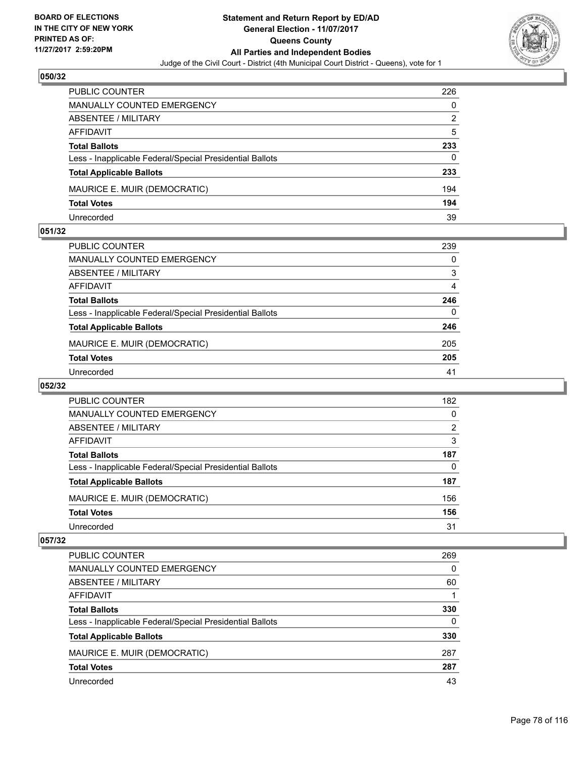**BOARD OF ELECTIONS IN THE CITY OF NEW YORK PRINTED AS OF: 11/27/2017 2:59:20PM**

# Statement and Return Report by ED/AD
## General Election - 11/07/2017
## Queens County
## All Parties and Independent Bodies
Judge of the Civil Court - District (4th Municipal Court District - Queens), vote for 1

### 050/32

| | |
|---|---|
| PUBLIC COUNTER | 226 |
| MANUALLY COUNTED EMERGENCY | 0 |
| ABSENTEE / MILITARY | 2 |
| AFFIDAVIT | 5 |
| **Total Ballots** | **233** |
| Less - Inapplicable Federal/Special Presidential Ballots | 0 |
| **Total Applicable Ballots** | **233** |
| MAURICE E. MUIR (DEMOCRATIC) | 194 |
| **Total Votes** | **194** |
| Unrecorded | 39 |

### 051/32

| | |
|---|---|
| PUBLIC COUNTER | 239 |
| MANUALLY COUNTED EMERGENCY | 0 |
| ABSENTEE / MILITARY | 3 |
| AFFIDAVIT | 4 |
| **Total Ballots** | **246** |
| Less - Inapplicable Federal/Special Presidential Ballots | 0 |
| **Total Applicable Ballots** | **246** |
| MAURICE E. MUIR (DEMOCRATIC) | 205 |
| **Total Votes** | **205** |
| Unrecorded | 41 |

### 052/32

| | |
|---|---|
| PUBLIC COUNTER | 182 |
| MANUALLY COUNTED EMERGENCY | 0 |
| ABSENTEE / MILITARY | 2 |
| AFFIDAVIT | 3 |
| **Total Ballots** | **187** |
| Less - Inapplicable Federal/Special Presidential Ballots | 0 |
| **Total Applicable Ballots** | **187** |
| MAURICE E. MUIR (DEMOCRATIC) | 156 |
| **Total Votes** | **156** |
| Unrecorded | 31 |

### 057/32

| | |
|---|---|
| PUBLIC COUNTER | 269 |
| MANUALLY COUNTED EMERGENCY | 0 |
| ABSENTEE / MILITARY | 60 |
| AFFIDAVIT | 1 |
| **Total Ballots** | **330** |
| Less - Inapplicable Federal/Special Presidential Ballots | 0 |
| **Total Applicable Ballots** | **330** |
| MAURICE E. MUIR (DEMOCRATIC) | 287 |
| **Total Votes** | **287** |
| Unrecorded | 43 |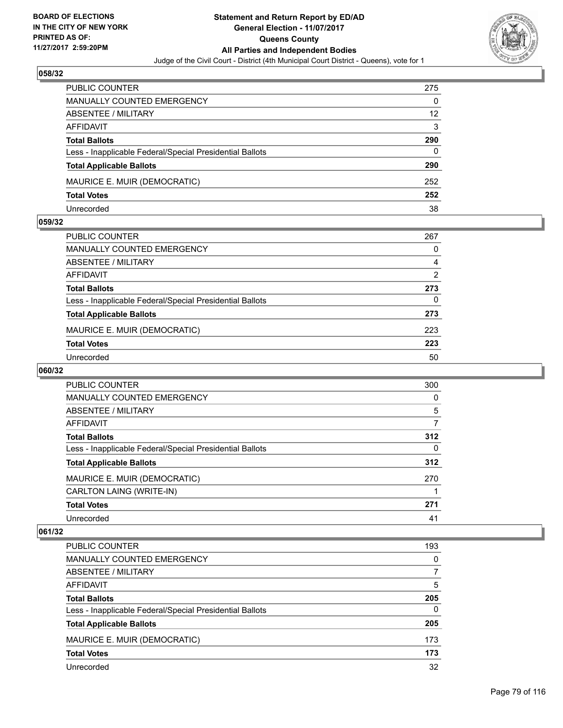**BOARD OF ELECTIONS IN THE CITY OF NEW YORK PRINTED AS OF: 11/27/2017 2:59:20PM**

# Statement and Return Report by ED/AD
## General Election - 11/07/2017
## Queens County
## All Parties and Independent Bodies
Judge of the Civil Court - District (4th Municipal Court District - Queens), vote for 1

### 058/32

| | |
|---|---|
| PUBLIC COUNTER | 275 |
| MANUALLY COUNTED EMERGENCY | 0 |
| ABSENTEE / MILITARY | 12 |
| AFFIDAVIT | 3 |
| **Total Ballots** | **290** |
| Less - Inapplicable Federal/Special Presidential Ballots | 0 |
| **Total Applicable Ballots** | **290** |
| MAURICE E. MUIR (DEMOCRATIC) | 252 |
| **Total Votes** | **252** |
| Unrecorded | 38 |

### 059/32

| | |
|---|---|
| PUBLIC COUNTER | 267 |
| MANUALLY COUNTED EMERGENCY | 0 |
| ABSENTEE / MILITARY | 4 |
| AFFIDAVIT | 2 |
| **Total Ballots** | **273** |
| Less - Inapplicable Federal/Special Presidential Ballots | 0 |
| **Total Applicable Ballots** | **273** |
| MAURICE E. MUIR (DEMOCRATIC) | 223 |
| **Total Votes** | **223** |
| Unrecorded | 50 |

### 060/32

| | |
|---|---|
| PUBLIC COUNTER | 300 |
| MANUALLY COUNTED EMERGENCY | 0 |
| ABSENTEE / MILITARY | 5 |
| AFFIDAVIT | 7 |
| **Total Ballots** | **312** |
| Less - Inapplicable Federal/Special Presidential Ballots | 0 |
| **Total Applicable Ballots** | **312** |
| MAURICE E. MUIR (DEMOCRATIC) | 270 |
| CARLTON LAING (WRITE-IN) | 1 |
| **Total Votes** | **271** |
| Unrecorded | 41 |

### 061/32

| | |
|---|---|
| PUBLIC COUNTER | 193 |
| MANUALLY COUNTED EMERGENCY | 0 |
| ABSENTEE / MILITARY | 7 |
| AFFIDAVIT | 5 |
| **Total Ballots** | **205** |
| Less - Inapplicable Federal/Special Presidential Ballots | 0 |
| **Total Applicable Ballots** | **205** |
| MAURICE E. MUIR (DEMOCRATIC) | 173 |
| **Total Votes** | **173** |
| Unrecorded | 32 |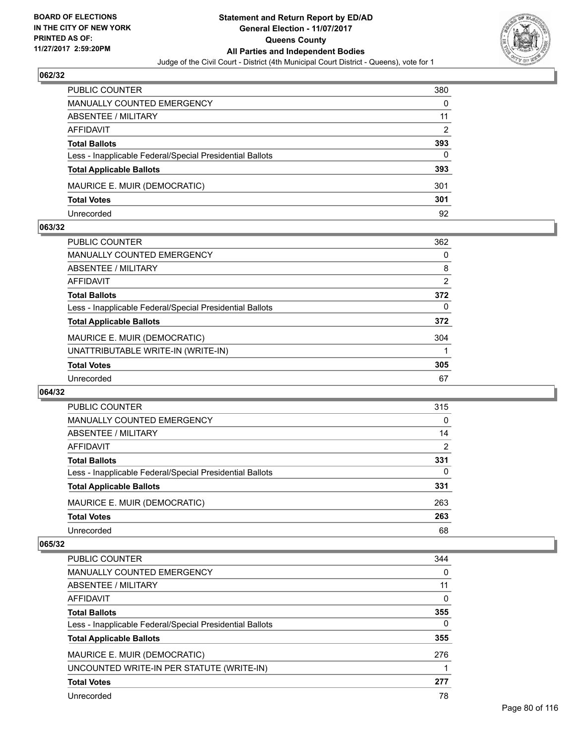**BOARD OF ELECTIONS IN THE CITY OF NEW YORK PRINTED AS OF: 11/27/2017 2:59:20PM**

# Statement and Return Report by ED/AD
## General Election - 11/07/2017
## Queens County
## All Parties and Independent Bodies
Judge of the Civil Court - District (4th Municipal Court District - Queens), vote for 1

### 062/32

| | |
|---|---|
| PUBLIC COUNTER | 380 |
| MANUALLY COUNTED EMERGENCY | 0 |
| ABSENTEE / MILITARY | 11 |
| AFFIDAVIT | 2 |
| **Total Ballots** | **393** |
| Less - Inapplicable Federal/Special Presidential Ballots | 0 |
| **Total Applicable Ballots** | **393** |
| MAURICE E. MUIR (DEMOCRATIC) | 301 |
| **Total Votes** | **301** |
| Unrecorded | 92 |

### 063/32

| | |
|---|---|
| PUBLIC COUNTER | 362 |
| MANUALLY COUNTED EMERGENCY | 0 |
| ABSENTEE / MILITARY | 8 |
| AFFIDAVIT | 2 |
| **Total Ballots** | **372** |
| Less - Inapplicable Federal/Special Presidential Ballots | 0 |
| **Total Applicable Ballots** | **372** |
| MAURICE E. MUIR (DEMOCRATIC) | 304 |
| UNATTRIBUTABLE WRITE-IN (WRITE-IN) | 1 |
| **Total Votes** | **305** |
| Unrecorded | 67 |

### 064/32

| | |
|---|---|
| PUBLIC COUNTER | 315 |
| MANUALLY COUNTED EMERGENCY | 0 |
| ABSENTEE / MILITARY | 14 |
| AFFIDAVIT | 2 |
| **Total Ballots** | **331** |
| Less - Inapplicable Federal/Special Presidential Ballots | 0 |
| **Total Applicable Ballots** | **331** |
| MAURICE E. MUIR (DEMOCRATIC) | 263 |
| **Total Votes** | **263** |
| Unrecorded | 68 |

### 065/32

| | |
|---|---|
| PUBLIC COUNTER | 344 |
| MANUALLY COUNTED EMERGENCY | 0 |
| ABSENTEE / MILITARY | 11 |
| AFFIDAVIT | 0 |
| **Total Ballots** | **355** |
| Less - Inapplicable Federal/Special Presidential Ballots | 0 |
| **Total Applicable Ballots** | **355** |
| MAURICE E. MUIR (DEMOCRATIC) | 276 |
| UNCOUNTED WRITE-IN PER STATUTE (WRITE-IN) | 1 |
| **Total Votes** | **277** |
| Unrecorded | 78 |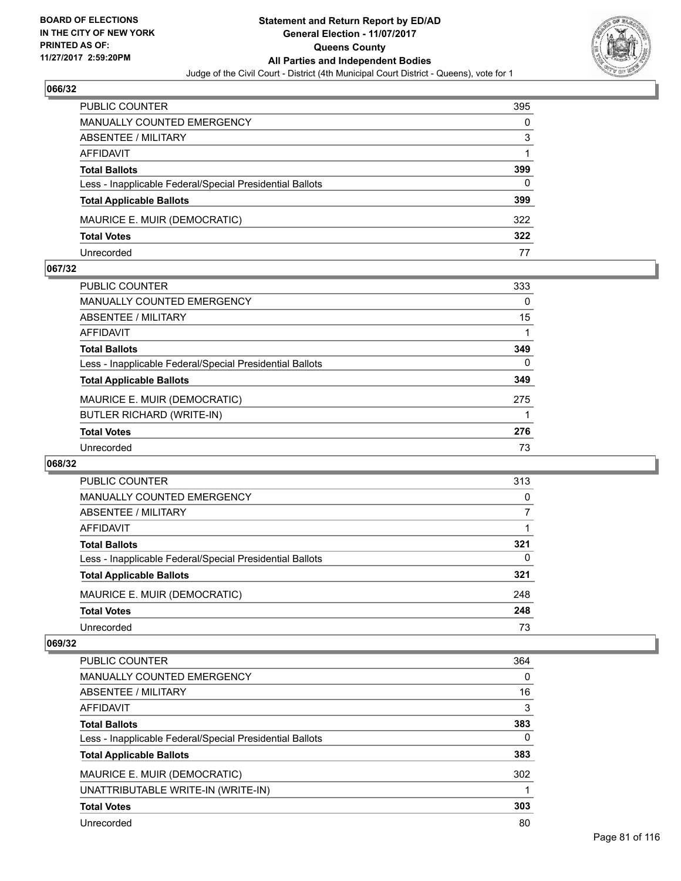BOARD OF ELECTIONS
IN THE CITY OF NEW YORK
PRINTED AS OF:
11/27/2017 2:59:20PM

**Statement and Return Report by ED/AD**
**General Election - 11/07/2017**
**Queens County**
**All Parties and Independent Bodies**
Judge of the Civil Court - District (4th Municipal Court District - Queens), vote for 1

## 066/32

| | |
|---|---|
| PUBLIC COUNTER | 395 |
| MANUALLY COUNTED EMERGENCY | 0 |
| ABSENTEE / MILITARY | 3 |
| AFFIDAVIT | 1 |
| **Total Ballots** | **399** |
| Less - Inapplicable Federal/Special Presidential Ballots | 0 |
| **Total Applicable Ballots** | **399** |
| MAURICE E. MUIR (DEMOCRATIC) | 322 |
| **Total Votes** | **322** |
| Unrecorded | 77 |

## 067/32

| | |
|---|---|
| PUBLIC COUNTER | 333 |
| MANUALLY COUNTED EMERGENCY | 0 |
| ABSENTEE / MILITARY | 15 |
| AFFIDAVIT | 1 |
| **Total Ballots** | **349** |
| Less - Inapplicable Federal/Special Presidential Ballots | 0 |
| **Total Applicable Ballots** | **349** |
| MAURICE E. MUIR (DEMOCRATIC) | 275 |
| BUTLER RICHARD (WRITE-IN) | 1 |
| **Total Votes** | **276** |
| Unrecorded | 73 |

## 068/32

| | |
|---|---|
| PUBLIC COUNTER | 313 |
| MANUALLY COUNTED EMERGENCY | 0 |
| ABSENTEE / MILITARY | 7 |
| AFFIDAVIT | 1 |
| **Total Ballots** | **321** |
| Less - Inapplicable Federal/Special Presidential Ballots | 0 |
| **Total Applicable Ballots** | **321** |
| MAURICE E. MUIR (DEMOCRATIC) | 248 |
| **Total Votes** | **248** |
| Unrecorded | 73 |

## 069/32

| | |
|---|---|
| PUBLIC COUNTER | 364 |
| MANUALLY COUNTED EMERGENCY | 0 |
| ABSENTEE / MILITARY | 16 |
| AFFIDAVIT | 3 |
| **Total Ballots** | **383** |
| Less - Inapplicable Federal/Special Presidential Ballots | 0 |
| **Total Applicable Ballots** | **383** |
| MAURICE E. MUIR (DEMOCRATIC) | 302 |
| UNATTRIBUTABLE WRITE-IN (WRITE-IN) | 1 |
| **Total Votes** | **303** |
| Unrecorded | 80 |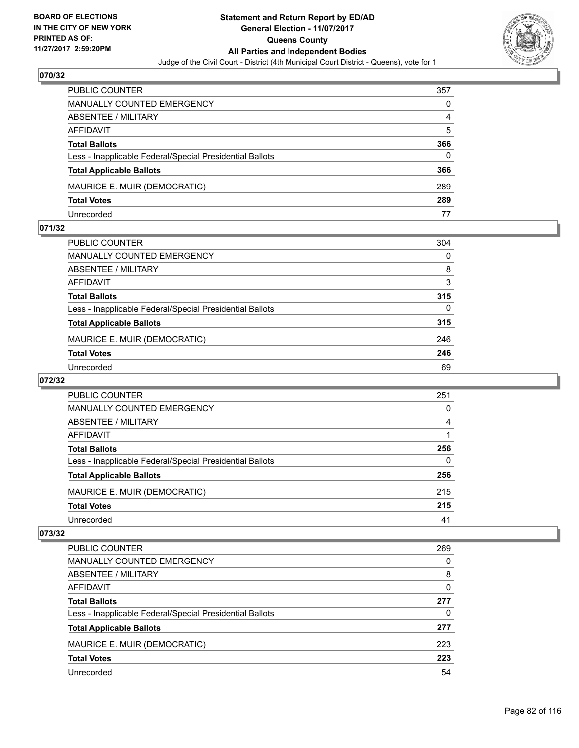BOARD OF ELECTIONS
IN THE CITY OF NEW YORK
PRINTED AS OF:
11/27/2017 2:59:20PM

**Statement and Return Report by ED/AD**
**General Election - 11/07/2017**
**Queens County**
**All Parties and Independent Bodies**
Judge of the Civil Court - District (4th Municipal Court District - Queens), vote for 1

### 070/32

| | |
|---|---|
| PUBLIC COUNTER | 357 |
| MANUALLY COUNTED EMERGENCY | 0 |
| ABSENTEE / MILITARY | 4 |
| AFFIDAVIT | 5 |
| **Total Ballots** | **366** |
| Less - Inapplicable Federal/Special Presidential Ballots | 0 |
| **Total Applicable Ballots** | **366** |
| MAURICE E. MUIR (DEMOCRATIC) | 289 |
| **Total Votes** | **289** |
| Unrecorded | 77 |

### 071/32

| | |
|---|---|
| PUBLIC COUNTER | 304 |
| MANUALLY COUNTED EMERGENCY | 0 |
| ABSENTEE / MILITARY | 8 |
| AFFIDAVIT | 3 |
| **Total Ballots** | **315** |
| Less - Inapplicable Federal/Special Presidential Ballots | 0 |
| **Total Applicable Ballots** | **315** |
| MAURICE E. MUIR (DEMOCRATIC) | 246 |
| **Total Votes** | **246** |
| Unrecorded | 69 |

### 072/32

| | |
|---|---|
| PUBLIC COUNTER | 251 |
| MANUALLY COUNTED EMERGENCY | 0 |
| ABSENTEE / MILITARY | 4 |
| AFFIDAVIT | 1 |
| **Total Ballots** | **256** |
| Less - Inapplicable Federal/Special Presidential Ballots | 0 |
| **Total Applicable Ballots** | **256** |
| MAURICE E. MUIR (DEMOCRATIC) | 215 |
| **Total Votes** | **215** |
| Unrecorded | 41 |

### 073/32

| | |
|---|---|
| PUBLIC COUNTER | 269 |
| MANUALLY COUNTED EMERGENCY | 0 |
| ABSENTEE / MILITARY | 8 |
| AFFIDAVIT | 0 |
| **Total Ballots** | **277** |
| Less - Inapplicable Federal/Special Presidential Ballots | 0 |
| **Total Applicable Ballots** | **277** |
| MAURICE E. MUIR (DEMOCRATIC) | 223 |
| **Total Votes** | **223** |
| Unrecorded | 54 |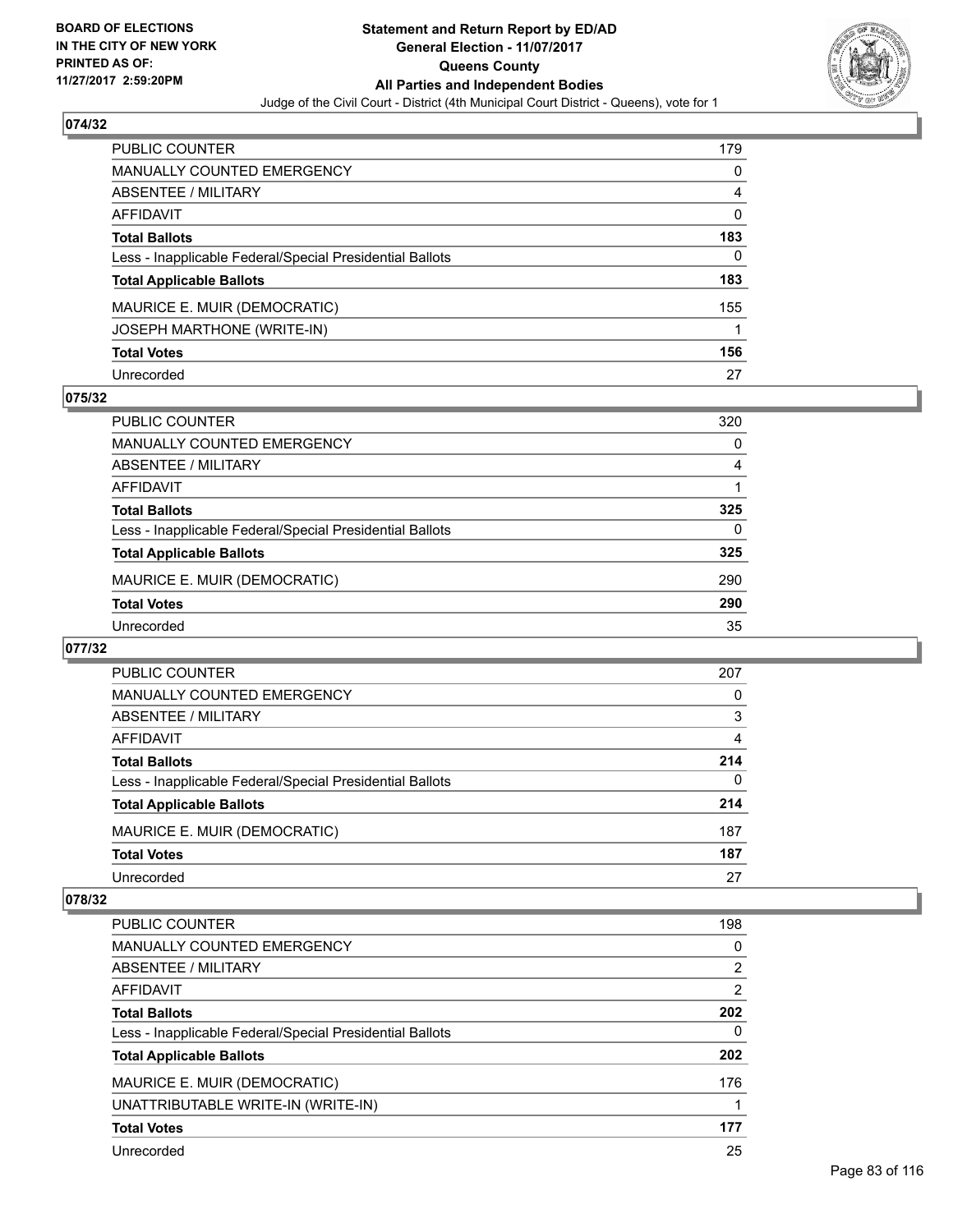### 074/32

| | |
|---|---|
| PUBLIC COUNTER | 179 |
| MANUALLY COUNTED EMERGENCY | 0 |
| ABSENTEE / MILITARY | 4 |
| AFFIDAVIT | 0 |
| **Total Ballots** | **183** |
| Less - Inapplicable Federal/Special Presidential Ballots | 0 |
| **Total Applicable Ballots** | **183** |
| MAURICE E. MUIR (DEMOCRATIC) | 155 |
| JOSEPH MARTHONE (WRITE-IN) | 1 |
| **Total Votes** | **156** |
| Unrecorded | 27 |

### 075/32

| | |
|---|---|
| PUBLIC COUNTER | 320 |
| MANUALLY COUNTED EMERGENCY | 0 |
| ABSENTEE / MILITARY | 4 |
| AFFIDAVIT | 1 |
| **Total Ballots** | **325** |
| Less - Inapplicable Federal/Special Presidential Ballots | 0 |
| **Total Applicable Ballots** | **325** |
| MAURICE E. MUIR (DEMOCRATIC) | 290 |
| **Total Votes** | **290** |
| Unrecorded | 35 |

### 077/32

| | |
|---|---|
| PUBLIC COUNTER | 207 |
| MANUALLY COUNTED EMERGENCY | 0 |
| ABSENTEE / MILITARY | 3 |
| AFFIDAVIT | 4 |
| **Total Ballots** | **214** |
| Less - Inapplicable Federal/Special Presidential Ballots | 0 |
| **Total Applicable Ballots** | **214** |
| MAURICE E. MUIR (DEMOCRATIC) | 187 |
| **Total Votes** | **187** |
| Unrecorded | 27 |

### 078/32

| | |
|---|---|
| PUBLIC COUNTER | 198 |
| MANUALLY COUNTED EMERGENCY | 0 |
| ABSENTEE / MILITARY | 2 |
| AFFIDAVIT | 2 |
| **Total Ballots** | **202** |
| Less - Inapplicable Federal/Special Presidential Ballots | 0 |
| **Total Applicable Ballots** | **202** |
| MAURICE E. MUIR (DEMOCRATIC) | 176 |
| UNATTRIBUTABLE WRITE-IN (WRITE-IN) | 1 |
| **Total Votes** | **177** |
| Unrecorded | 25 |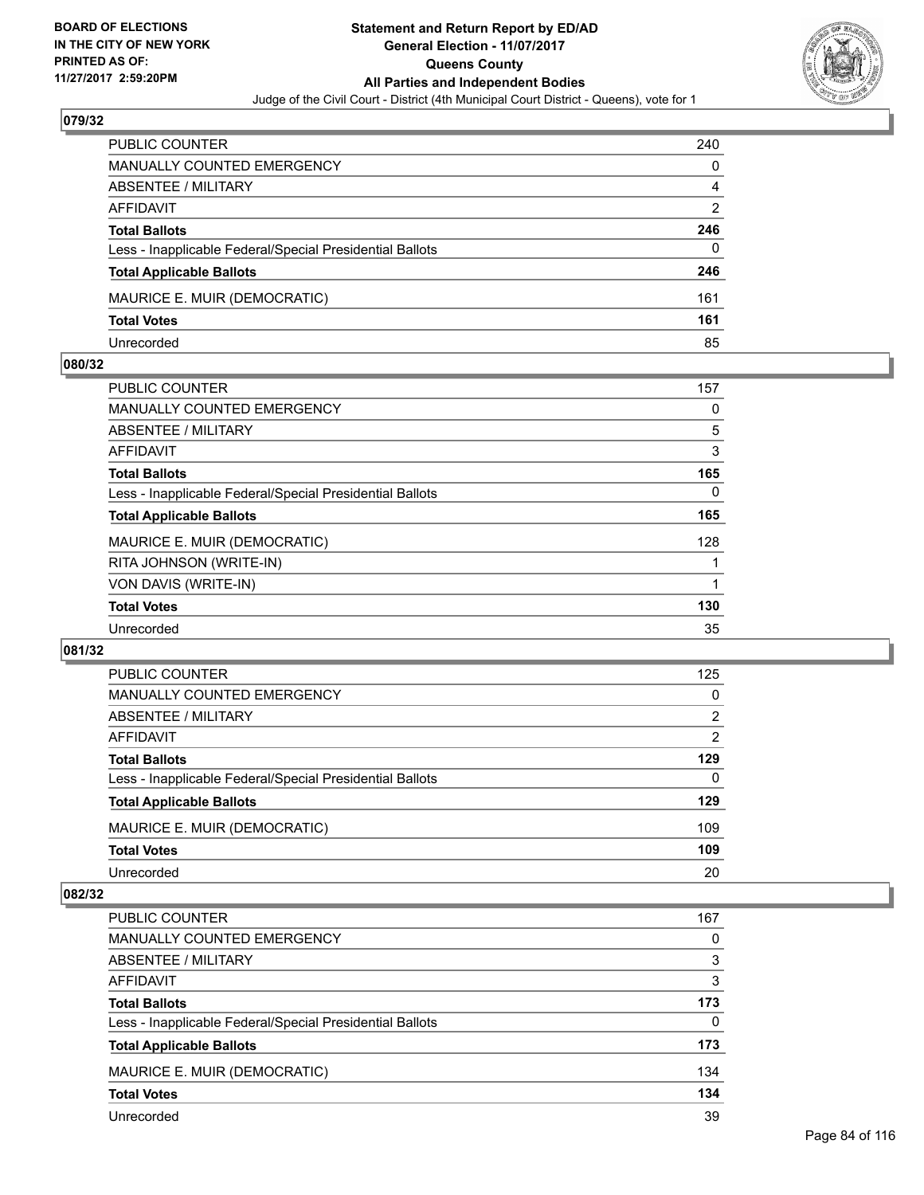**BOARD OF ELECTIONS IN THE CITY OF NEW YORK PRINTED AS OF: 11/27/2017 2:59:20PM**

# Statement and Return Report by ED/AD
## General Election - 11/07/2017
## Queens County
## All Parties and Independent Bodies

Judge of the Civil Court - District (4th Municipal Court District - Queens), vote for 1

### 079/32

| | |
|---|---|
| PUBLIC COUNTER | 240 |
| MANUALLY COUNTED EMERGENCY | 0 |
| ABSENTEE / MILITARY | 4 |
| AFFIDAVIT | 2 |
| **Total Ballots** | **246** |
| Less - Inapplicable Federal/Special Presidential Ballots | 0 |
| **Total Applicable Ballots** | **246** |
| MAURICE E. MUIR (DEMOCRATIC) | 161 |
| **Total Votes** | **161** |
| Unrecorded | 85 |

### 080/32

| | |
|---|---|
| PUBLIC COUNTER | 157 |
| MANUALLY COUNTED EMERGENCY | 0 |
| ABSENTEE / MILITARY | 5 |
| AFFIDAVIT | 3 |
| **Total Ballots** | **165** |
| Less - Inapplicable Federal/Special Presidential Ballots | 0 |
| **Total Applicable Ballots** | **165** |
| MAURICE E. MUIR (DEMOCRATIC) | 128 |
| RITA JOHNSON (WRITE-IN) | 1 |
| VON DAVIS (WRITE-IN) | 1 |
| **Total Votes** | **130** |
| Unrecorded | 35 |

### 081/32

| | |
|---|---|
| PUBLIC COUNTER | 125 |
| MANUALLY COUNTED EMERGENCY | 0 |
| ABSENTEE / MILITARY | 2 |
| AFFIDAVIT | 2 |
| **Total Ballots** | **129** |
| Less - Inapplicable Federal/Special Presidential Ballots | 0 |
| **Total Applicable Ballots** | **129** |
| MAURICE E. MUIR (DEMOCRATIC) | 109 |
| **Total Votes** | **109** |
| Unrecorded | 20 |

### 082/32

| | |
|---|---|
| PUBLIC COUNTER | 167 |
| MANUALLY COUNTED EMERGENCY | 0 |
| ABSENTEE / MILITARY | 3 |
| AFFIDAVIT | 3 |
| **Total Ballots** | **173** |
| Less - Inapplicable Federal/Special Presidential Ballots | 0 |
| **Total Applicable Ballots** | **173** |
| MAURICE E. MUIR (DEMOCRATIC) | 134 |
| **Total Votes** | **134** |
| Unrecorded | 39 |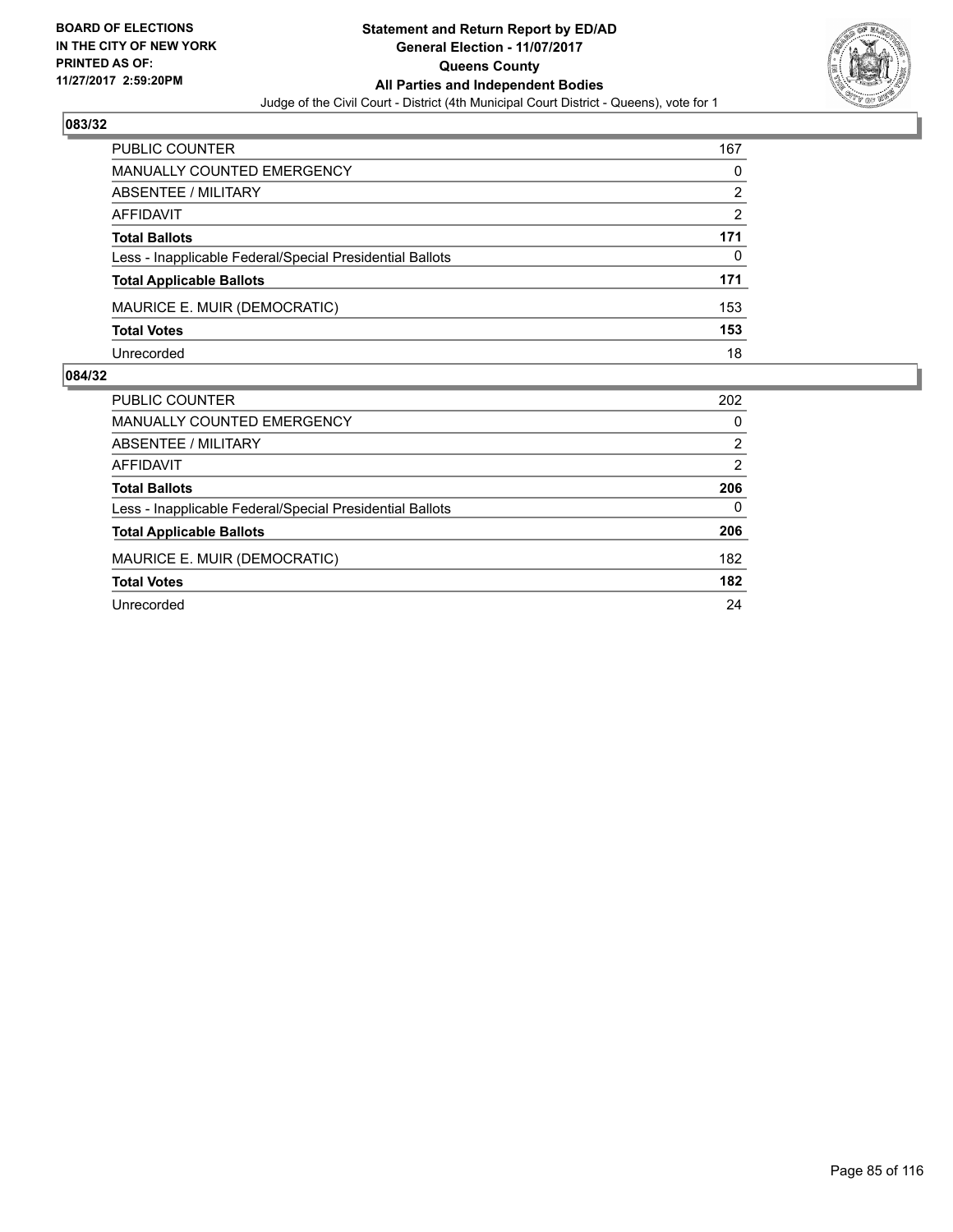BOARD OF ELECTIONS
IN THE CITY OF NEW YORK
PRINTED AS OF:
11/27/2017 2:59:20PM

# Statement and Return Report by ED/AD
## General Election - 11/07/2017
## Queens County
## All Parties and Independent Bodies

Judge of the Civil Court - District (4th Municipal Court District - Queens), vote for 1

### 083/32

| | |
|---|---|
| PUBLIC COUNTER | 167 |
| MANUALLY COUNTED EMERGENCY | 0 |
| ABSENTEE / MILITARY | 2 |
| AFFIDAVIT | 2 |
| **Total Ballots** | **171** |
| Less - Inapplicable Federal/Special Presidential Ballots | 0 |
| **Total Applicable Ballots** | **171** |
| MAURICE E. MUIR (DEMOCRATIC) | 153 |
| **Total Votes** | **153** |
| Unrecorded | 18 |

### 084/32

| | |
|---|---|
| PUBLIC COUNTER | 202 |
| MANUALLY COUNTED EMERGENCY | 0 |
| ABSENTEE / MILITARY | 2 |
| AFFIDAVIT | 2 |
| **Total Ballots** | **206** |
| Less - Inapplicable Federal/Special Presidential Ballots | 0 |
| **Total Applicable Ballots** | **206** |
| MAURICE E. MUIR (DEMOCRATIC) | 182 |
| **Total Votes** | **182** |
| Unrecorded | 24 |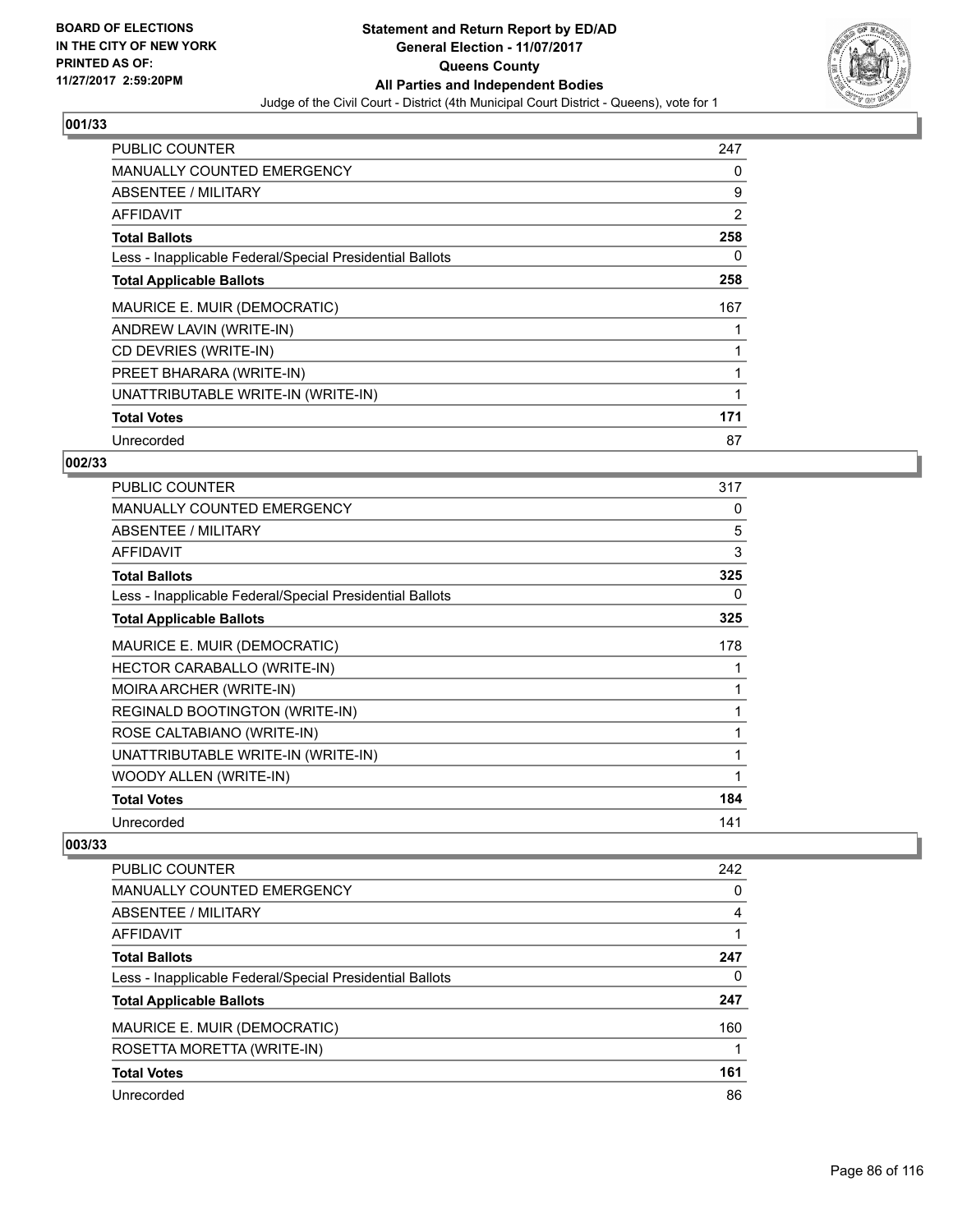BOARD OF ELECTIONS
IN THE CITY OF NEW YORK
PRINTED AS OF:
11/27/2017 2:59:20PM

**Statement and Return Report by ED/AD**
**General Election - 11/07/2017**
**Queens County**
**All Parties and Independent Bodies**
Judge of the Civil Court - District (4th Municipal Court District - Queens), vote for 1

### 001/33

| | |
|---|---|
| PUBLIC COUNTER | 247 |
| MANUALLY COUNTED EMERGENCY | 0 |
| ABSENTEE / MILITARY | 9 |
| AFFIDAVIT | 2 |
| **Total Ballots** | **258** |
| Less - Inapplicable Federal/Special Presidential Ballots | 0 |
| **Total Applicable Ballots** | **258** |
| MAURICE E. MUIR (DEMOCRATIC) | 167 |
| ANDREW LAVIN (WRITE-IN) | 1 |
| CD DEVRIES (WRITE-IN) | 1 |
| PREET BHARARA (WRITE-IN) | 1 |
| UNATTRIBUTABLE WRITE-IN (WRITE-IN) | 1 |
| **Total Votes** | **171** |
| Unrecorded | 87 |

### 002/33

| | |
|---|---|
| PUBLIC COUNTER | 317 |
| MANUALLY COUNTED EMERGENCY | 0 |
| ABSENTEE / MILITARY | 5 |
| AFFIDAVIT | 3 |
| **Total Ballots** | **325** |
| Less - Inapplicable Federal/Special Presidential Ballots | 0 |
| **Total Applicable Ballots** | **325** |
| MAURICE E. MUIR (DEMOCRATIC) | 178 |
| HECTOR CARABALLO (WRITE-IN) | 1 |
| MOIRA ARCHER (WRITE-IN) | 1 |
| REGINALD BOOTINGTON (WRITE-IN) | 1 |
| ROSE CALTABIANO (WRITE-IN) | 1 |
| UNATTRIBUTABLE WRITE-IN (WRITE-IN) | 1 |
| WOODY ALLEN (WRITE-IN) | 1 |
| **Total Votes** | **184** |
| Unrecorded | 141 |

### 003/33

| | |
|---|---|
| PUBLIC COUNTER | 242 |
| MANUALLY COUNTED EMERGENCY | 0 |
| ABSENTEE / MILITARY | 4 |
| AFFIDAVIT | 1 |
| **Total Ballots** | **247** |
| Less - Inapplicable Federal/Special Presidential Ballots | 0 |
| **Total Applicable Ballots** | **247** |
| MAURICE E. MUIR (DEMOCRATIC) | 160 |
| ROSETTA MORETTA (WRITE-IN) | 1 |
| **Total Votes** | **161** |
| Unrecorded | 86 |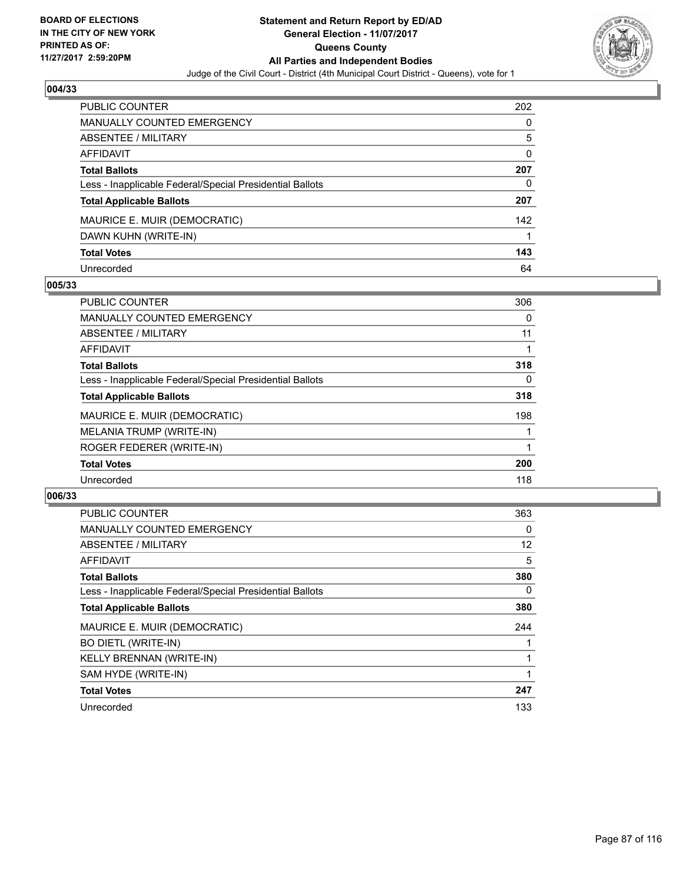## 004/33

| | |
|---|---|
| PUBLIC COUNTER | 202 |
| MANUALLY COUNTED EMERGENCY | 0 |
| ABSENTEE / MILITARY | 5 |
| AFFIDAVIT | 0 |
| **Total Ballots** | **207** |
| Less - Inapplicable Federal/Special Presidential Ballots | 0 |
| **Total Applicable Ballots** | **207** |
| MAURICE E. MUIR (DEMOCRATIC) | 142 |
| DAWN KUHN (WRITE-IN) | 1 |
| **Total Votes** | **143** |
| Unrecorded | 64 |

## 005/33

| | |
|---|---|
| PUBLIC COUNTER | 306 |
| MANUALLY COUNTED EMERGENCY | 0 |
| ABSENTEE / MILITARY | 11 |
| AFFIDAVIT | 1 |
| **Total Ballots** | **318** |
| Less - Inapplicable Federal/Special Presidential Ballots | 0 |
| **Total Applicable Ballots** | **318** |
| MAURICE E. MUIR (DEMOCRATIC) | 198 |
| MELANIA TRUMP (WRITE-IN) | 1 |
| ROGER FEDERER (WRITE-IN) | 1 |
| **Total Votes** | **200** |
| Unrecorded | 118 |

## 006/33

| | |
|---|---|
| PUBLIC COUNTER | 363 |
| MANUALLY COUNTED EMERGENCY | 0 |
| ABSENTEE / MILITARY | 12 |
| AFFIDAVIT | 5 |
| **Total Ballots** | **380** |
| Less - Inapplicable Federal/Special Presidential Ballots | 0 |
| **Total Applicable Ballots** | **380** |
| MAURICE E. MUIR (DEMOCRATIC) | 244 |
| BO DIETL (WRITE-IN) | 1 |
| KELLY BRENNAN (WRITE-IN) | 1 |
| SAM HYDE (WRITE-IN) | 1 |
| **Total Votes** | **247** |
| Unrecorded | 133 |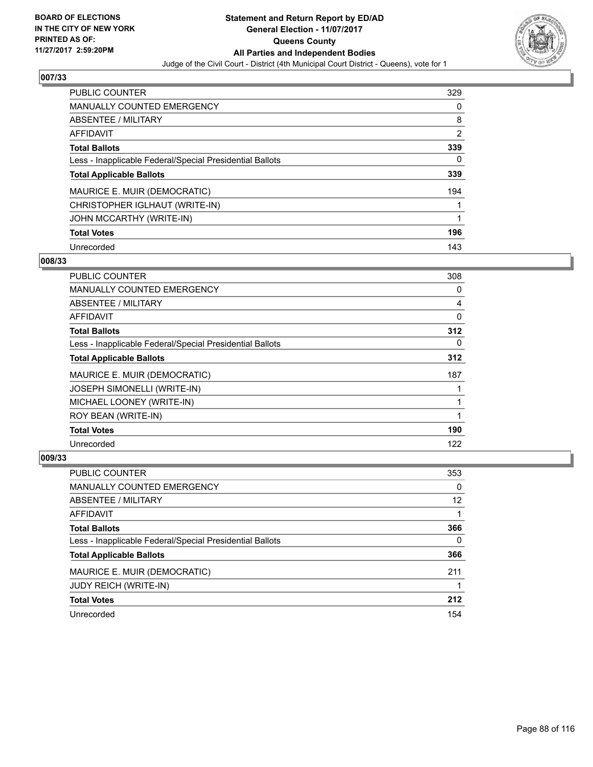**BOARD OF ELECTIONS IN THE CITY OF NEW YORK PRINTED AS OF: 11/27/2017 2:59:20PM**

# Statement and Return Report by ED/AD
## General Election - 11/07/2017
## Queens County
## All Parties and Independent Bodies
Judge of the Civil Court - District (4th Municipal Court District - Queens), vote for 1

### 007/33

| | |
|---|---|
| PUBLIC COUNTER | 329 |
| MANUALLY COUNTED EMERGENCY | 0 |
| ABSENTEE / MILITARY | 8 |
| AFFIDAVIT | 2 |
| **Total Ballots** | **339** |
| Less - Inapplicable Federal/Special Presidential Ballots | 0 |
| **Total Applicable Ballots** | **339** |
| MAURICE E. MUIR (DEMOCRATIC) | 194 |
| CHRISTOPHER IGLHAUT (WRITE-IN) | 1 |
| JOHN MCCARTHY (WRITE-IN) | 1 |
| **Total Votes** | **196** |
| Unrecorded | 143 |

### 008/33

| | |
|---|---|
| PUBLIC COUNTER | 308 |
| MANUALLY COUNTED EMERGENCY | 0 |
| ABSENTEE / MILITARY | 4 |
| AFFIDAVIT | 0 |
| **Total Ballots** | **312** |
| Less - Inapplicable Federal/Special Presidential Ballots | 0 |
| **Total Applicable Ballots** | **312** |
| MAURICE E. MUIR (DEMOCRATIC) | 187 |
| JOSEPH SIMONELLI (WRITE-IN) | 1 |
| MICHAEL LOONEY (WRITE-IN) | 1 |
| ROY BEAN (WRITE-IN) | 1 |
| **Total Votes** | **190** |
| Unrecorded | 122 |

### 009/33

| | |
|---|---|
| PUBLIC COUNTER | 353 |
| MANUALLY COUNTED EMERGENCY | 0 |
| ABSENTEE / MILITARY | 12 |
| AFFIDAVIT | 1 |
| **Total Ballots** | **366** |
| Less - Inapplicable Federal/Special Presidential Ballots | 0 |
| **Total Applicable Ballots** | **366** |
| MAURICE E. MUIR (DEMOCRATIC) | 211 |
| JUDY REICH (WRITE-IN) | 1 |
| **Total Votes** | **212** |
| Unrecorded | 154 |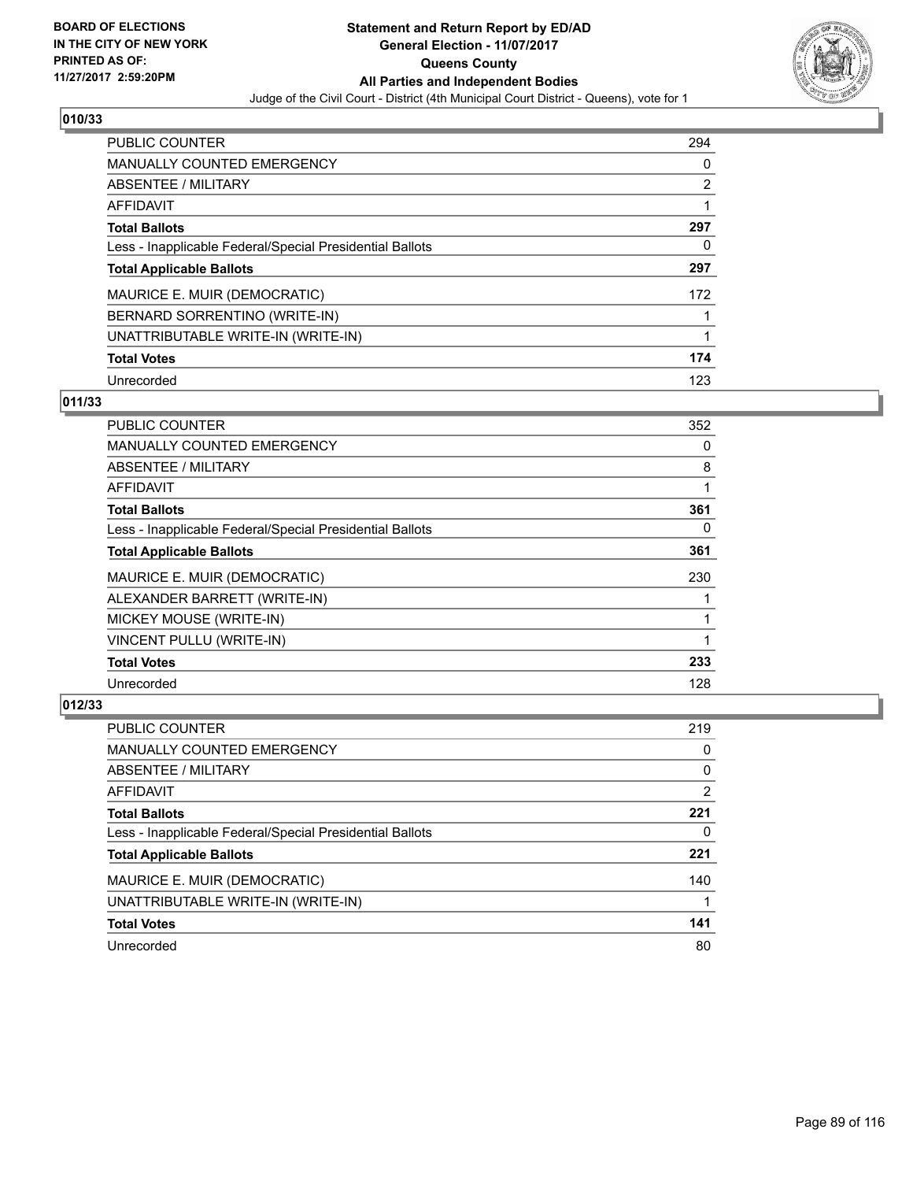**BOARD OF ELECTIONS IN THE CITY OF NEW YORK PRINTED AS OF: 11/27/2017 2:59:20PM**

# Statement and Return Report by ED/AD
## General Election - 11/07/2017
## Queens County
## All Parties and Independent Bodies
Judge of the Civil Court - District (4th Municipal Court District - Queens), vote for 1

### 010/33

| | |
|---|---|
| PUBLIC COUNTER | 294 |
| MANUALLY COUNTED EMERGENCY | 0 |
| ABSENTEE / MILITARY | 2 |
| AFFIDAVIT | 1 |
| **Total Ballots** | **297** |
| Less - Inapplicable Federal/Special Presidential Ballots | 0 |
| **Total Applicable Ballots** | **297** |
| MAURICE E. MUIR (DEMOCRATIC) | 172 |
| BERNARD SORRENTINO (WRITE-IN) | 1 |
| UNATTRIBUTABLE WRITE-IN (WRITE-IN) | 1 |
| **Total Votes** | **174** |
| Unrecorded | 123 |

### 011/33

| | |
|---|---|
| PUBLIC COUNTER | 352 |
| MANUALLY COUNTED EMERGENCY | 0 |
| ABSENTEE / MILITARY | 8 |
| AFFIDAVIT | 1 |
| **Total Ballots** | **361** |
| Less - Inapplicable Federal/Special Presidential Ballots | 0 |
| **Total Applicable Ballots** | **361** |
| MAURICE E. MUIR (DEMOCRATIC) | 230 |
| ALEXANDER BARRETT (WRITE-IN) | 1 |
| MICKEY MOUSE (WRITE-IN) | 1 |
| VINCENT PULLU (WRITE-IN) | 1 |
| **Total Votes** | **233** |
| Unrecorded | 128 |

### 012/33

| | |
|---|---|
| PUBLIC COUNTER | 219 |
| MANUALLY COUNTED EMERGENCY | 0 |
| ABSENTEE / MILITARY | 0 |
| AFFIDAVIT | 2 |
| **Total Ballots** | **221** |
| Less - Inapplicable Federal/Special Presidential Ballots | 0 |
| **Total Applicable Ballots** | **221** |
| MAURICE E. MUIR (DEMOCRATIC) | 140 |
| UNATTRIBUTABLE WRITE-IN (WRITE-IN) | 1 |
| **Total Votes** | **141** |
| Unrecorded | 80 |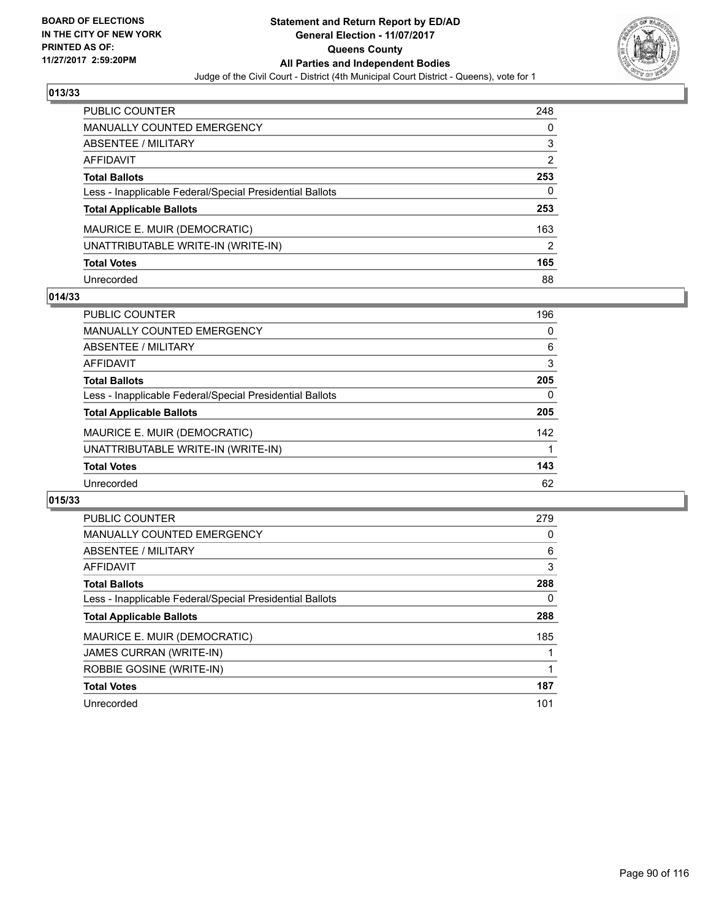BOARD OF ELECTIONS
IN THE CITY OF NEW YORK
PRINTED AS OF:
11/27/2017 2:59:20PM

# Statement and Return Report by ED/AD
## General Election - 11/07/2017
## Queens County
## All Parties and Independent Bodies
Judge of the Civil Court - District (4th Municipal Court District - Queens), vote for 1

### 013/33

| | |
|---|---|
| PUBLIC COUNTER | 248 |
| MANUALLY COUNTED EMERGENCY | 0 |
| ABSENTEE / MILITARY | 3 |
| AFFIDAVIT | 2 |
| **Total Ballots** | **253** |
| Less - Inapplicable Federal/Special Presidential Ballots | 0 |
| **Total Applicable Ballots** | **253** |
| MAURICE E. MUIR (DEMOCRATIC) | 163 |
| UNATTRIBUTABLE WRITE-IN (WRITE-IN) | 2 |
| **Total Votes** | **165** |
| Unrecorded | 88 |

### 014/33

| | |
|---|---|
| PUBLIC COUNTER | 196 |
| MANUALLY COUNTED EMERGENCY | 0 |
| ABSENTEE / MILITARY | 6 |
| AFFIDAVIT | 3 |
| **Total Ballots** | **205** |
| Less - Inapplicable Federal/Special Presidential Ballots | 0 |
| **Total Applicable Ballots** | **205** |
| MAURICE E. MUIR (DEMOCRATIC) | 142 |
| UNATTRIBUTABLE WRITE-IN (WRITE-IN) | 1 |
| **Total Votes** | **143** |
| Unrecorded | 62 |

### 015/33

| | |
|---|---|
| PUBLIC COUNTER | 279 |
| MANUALLY COUNTED EMERGENCY | 0 |
| ABSENTEE / MILITARY | 6 |
| AFFIDAVIT | 3 |
| **Total Ballots** | **288** |
| Less - Inapplicable Federal/Special Presidential Ballots | 0 |
| **Total Applicable Ballots** | **288** |
| MAURICE E. MUIR (DEMOCRATIC) | 185 |
| JAMES CURRAN (WRITE-IN) | 1 |
| ROBBIE GOSINE (WRITE-IN) | 1 |
| **Total Votes** | **187** |
| Unrecorded | 101 |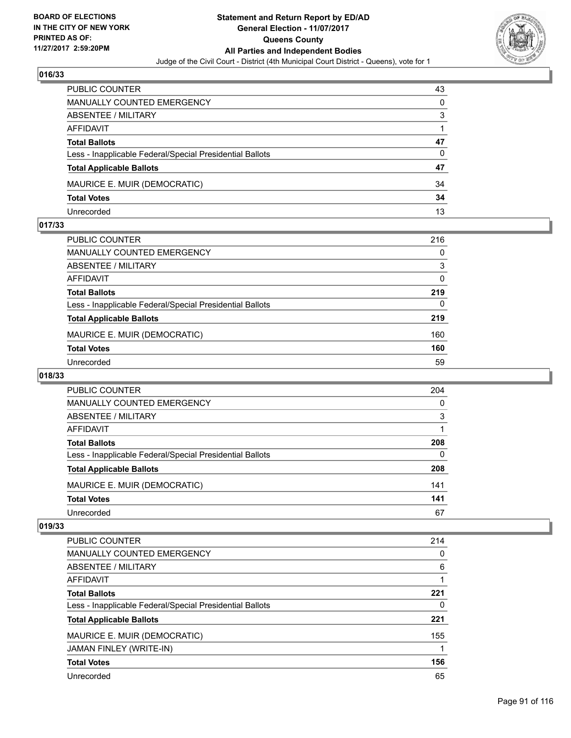**BOARD OF ELECTIONS IN THE CITY OF NEW YORK PRINTED AS OF: 11/27/2017 2:59:20PM**

**Statement and Return Report by ED/AD**
**General Election - 11/07/2017**
**Queens County**
**All Parties and Independent Bodies**
Judge of the Civil Court - District (4th Municipal Court District - Queens), vote for 1

### 016/33

| | |
|---|---|
| PUBLIC COUNTER | 43 |
| MANUALLY COUNTED EMERGENCY | 0 |
| ABSENTEE / MILITARY | 3 |
| AFFIDAVIT | 1 |
| **Total Ballots** | **47** |
| Less - Inapplicable Federal/Special Presidential Ballots | 0 |
| **Total Applicable Ballots** | **47** |
| MAURICE E. MUIR (DEMOCRATIC) | 34 |
| **Total Votes** | **34** |
| Unrecorded | 13 |

### 017/33

| | |
|---|---|
| PUBLIC COUNTER | 216 |
| MANUALLY COUNTED EMERGENCY | 0 |
| ABSENTEE / MILITARY | 3 |
| AFFIDAVIT | 0 |
| **Total Ballots** | **219** |
| Less - Inapplicable Federal/Special Presidential Ballots | 0 |
| **Total Applicable Ballots** | **219** |
| MAURICE E. MUIR (DEMOCRATIC) | 160 |
| **Total Votes** | **160** |
| Unrecorded | 59 |

### 018/33

| | |
|---|---|
| PUBLIC COUNTER | 204 |
| MANUALLY COUNTED EMERGENCY | 0 |
| ABSENTEE / MILITARY | 3 |
| AFFIDAVIT | 1 |
| **Total Ballots** | **208** |
| Less - Inapplicable Federal/Special Presidential Ballots | 0 |
| **Total Applicable Ballots** | **208** |
| MAURICE E. MUIR (DEMOCRATIC) | 141 |
| **Total Votes** | **141** |
| Unrecorded | 67 |

### 019/33

| | |
|---|---|
| PUBLIC COUNTER | 214 |
| MANUALLY COUNTED EMERGENCY | 0 |
| ABSENTEE / MILITARY | 6 |
| AFFIDAVIT | 1 |
| **Total Ballots** | **221** |
| Less - Inapplicable Federal/Special Presidential Ballots | 0 |
| **Total Applicable Ballots** | **221** |
| MAURICE E. MUIR (DEMOCRATIC) | 155 |
| JAMAN FINLEY (WRITE-IN) | 1 |
| **Total Votes** | **156** |
| Unrecorded | 65 |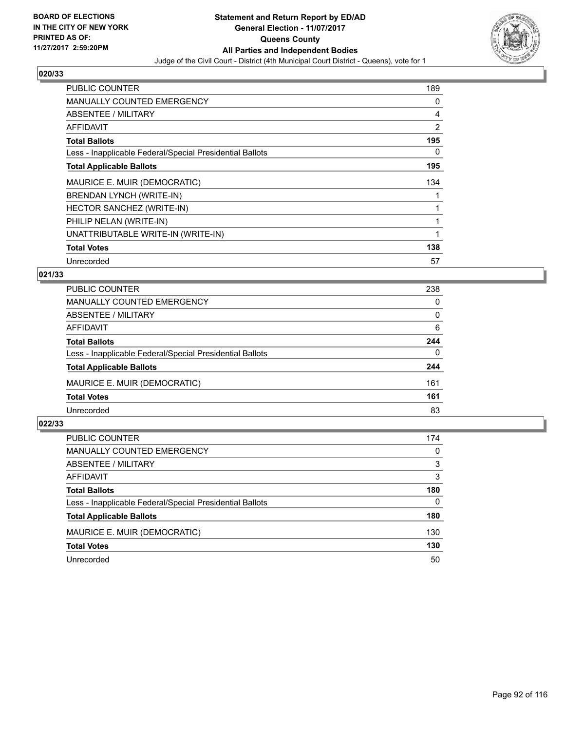BOARD OF ELECTIONS
IN THE CITY OF NEW YORK
PRINTED AS OF:
11/27/2017 2:59:20PM

**Statement and Return Report by ED/AD**
**General Election - 11/07/2017**
**Queens County**
**All Parties and Independent Bodies**
Judge of the Civil Court - District (4th Municipal Court District - Queens), vote for 1

### 020/33

| | |
|---|---|
| PUBLIC COUNTER | 189 |
| MANUALLY COUNTED EMERGENCY | 0 |
| ABSENTEE / MILITARY | 4 |
| AFFIDAVIT | 2 |
| **Total Ballots** | **195** |
| Less - Inapplicable Federal/Special Presidential Ballots | 0 |
| **Total Applicable Ballots** | **195** |
| MAURICE E. MUIR (DEMOCRATIC) | 134 |
| BRENDAN LYNCH (WRITE-IN) | 1 |
| HECTOR SANCHEZ (WRITE-IN) | 1 |
| PHILIP NELAN (WRITE-IN) | 1 |
| UNATTRIBUTABLE WRITE-IN (WRITE-IN) | 1 |
| **Total Votes** | **138** |
| Unrecorded | 57 |

### 021/33

| | |
|---|---|
| PUBLIC COUNTER | 238 |
| MANUALLY COUNTED EMERGENCY | 0 |
| ABSENTEE / MILITARY | 0 |
| AFFIDAVIT | 6 |
| **Total Ballots** | **244** |
| Less - Inapplicable Federal/Special Presidential Ballots | 0 |
| **Total Applicable Ballots** | **244** |
| MAURICE E. MUIR (DEMOCRATIC) | 161 |
| **Total Votes** | **161** |
| Unrecorded | 83 |

### 022/33

| | |
|---|---|
| PUBLIC COUNTER | 174 |
| MANUALLY COUNTED EMERGENCY | 0 |
| ABSENTEE / MILITARY | 3 |
| AFFIDAVIT | 3 |
| **Total Ballots** | **180** |
| Less - Inapplicable Federal/Special Presidential Ballots | 0 |
| **Total Applicable Ballots** | **180** |
| MAURICE E. MUIR (DEMOCRATIC) | 130 |
| **Total Votes** | **130** |
| Unrecorded | 50 |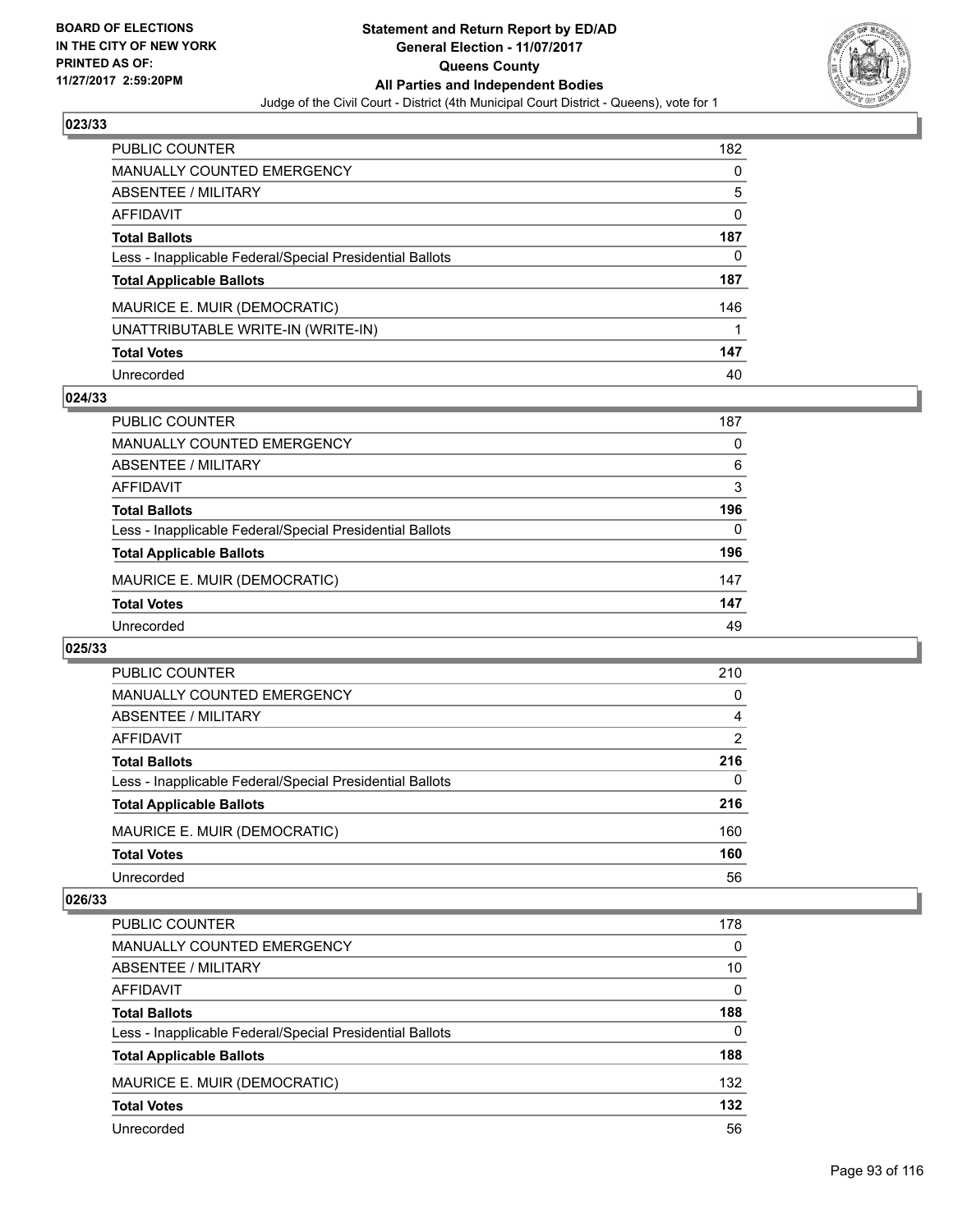BOARD OF ELECTIONS
IN THE CITY OF NEW YORK
PRINTED AS OF:
11/27/2017 2:59:20PM

**Statement and Return Report by ED/AD**
**General Election - 11/07/2017**
**Queens County**
**All Parties and Independent Bodies**
Judge of the Civil Court - District (4th Municipal Court District - Queens), vote for 1

### 023/33

| | |
|---|---|
| PUBLIC COUNTER | 182 |
| MANUALLY COUNTED EMERGENCY | 0 |
| ABSENTEE / MILITARY | 5 |
| AFFIDAVIT | 0 |
| **Total Ballots** | **187** |
| Less - Inapplicable Federal/Special Presidential Ballots | 0 |
| **Total Applicable Ballots** | **187** |
| MAURICE E. MUIR (DEMOCRATIC) | 146 |
| UNATTRIBUTABLE WRITE-IN (WRITE-IN) | 1 |
| **Total Votes** | **147** |
| Unrecorded | 40 |

### 024/33

| | |
|---|---|
| PUBLIC COUNTER | 187 |
| MANUALLY COUNTED EMERGENCY | 0 |
| ABSENTEE / MILITARY | 6 |
| AFFIDAVIT | 3 |
| **Total Ballots** | **196** |
| Less - Inapplicable Federal/Special Presidential Ballots | 0 |
| **Total Applicable Ballots** | **196** |
| MAURICE E. MUIR (DEMOCRATIC) | 147 |
| **Total Votes** | **147** |
| Unrecorded | 49 |

### 025/33

| | |
|---|---|
| PUBLIC COUNTER | 210 |
| MANUALLY COUNTED EMERGENCY | 0 |
| ABSENTEE / MILITARY | 4 |
| AFFIDAVIT | 2 |
| **Total Ballots** | **216** |
| Less - Inapplicable Federal/Special Presidential Ballots | 0 |
| **Total Applicable Ballots** | **216** |
| MAURICE E. MUIR (DEMOCRATIC) | 160 |
| **Total Votes** | **160** |
| Unrecorded | 56 |

### 026/33

| | |
|---|---|
| PUBLIC COUNTER | 178 |
| MANUALLY COUNTED EMERGENCY | 0 |
| ABSENTEE / MILITARY | 10 |
| AFFIDAVIT | 0 |
| **Total Ballots** | **188** |
| Less - Inapplicable Federal/Special Presidential Ballots | 0 |
| **Total Applicable Ballots** | **188** |
| MAURICE E. MUIR (DEMOCRATIC) | 132 |
| **Total Votes** | **132** |
| Unrecorded | 56 |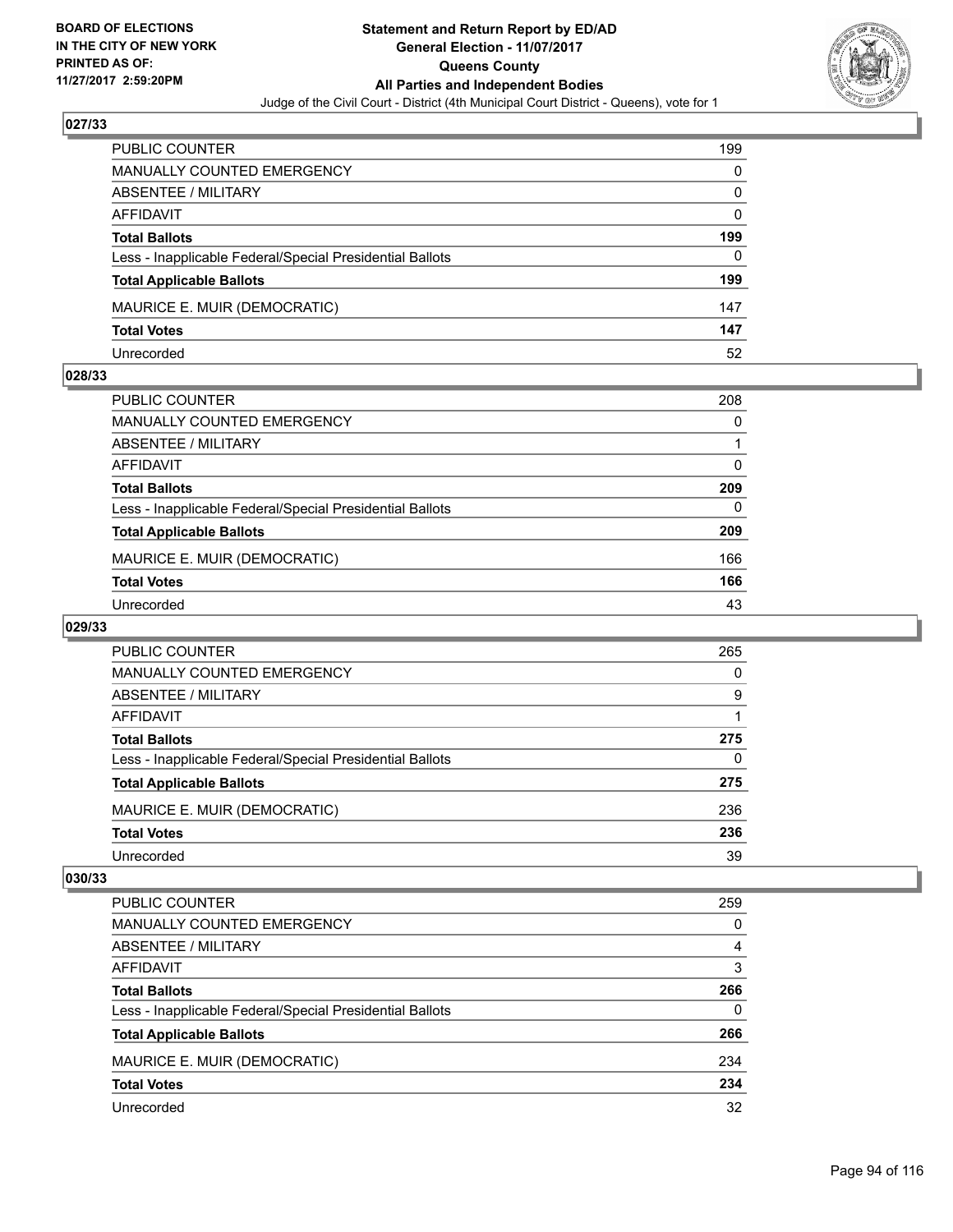BOARD OF ELECTIONS
IN THE CITY OF NEW YORK
PRINTED AS OF:
11/27/2017 2:59:20PM

**Statement and Return Report by ED/AD**
**General Election - 11/07/2017**
**Queens County**
**All Parties and Independent Bodies**
Judge of the Civil Court - District (4th Municipal Court District - Queens), vote for 1

### 027/33

| | |
|---|---|
| PUBLIC COUNTER | 199 |
| MANUALLY COUNTED EMERGENCY | 0 |
| ABSENTEE / MILITARY | 0 |
| AFFIDAVIT | 0 |
| **Total Ballots** | **199** |
| Less - Inapplicable Federal/Special Presidential Ballots | 0 |
| **Total Applicable Ballots** | **199** |
| MAURICE E. MUIR (DEMOCRATIC) | 147 |
| **Total Votes** | **147** |
| Unrecorded | 52 |

### 028/33

| | |
|---|---|
| PUBLIC COUNTER | 208 |
| MANUALLY COUNTED EMERGENCY | 0 |
| ABSENTEE / MILITARY | 1 |
| AFFIDAVIT | 0 |
| **Total Ballots** | **209** |
| Less - Inapplicable Federal/Special Presidential Ballots | 0 |
| **Total Applicable Ballots** | **209** |
| MAURICE E. MUIR (DEMOCRATIC) | 166 |
| **Total Votes** | **166** |
| Unrecorded | 43 |

### 029/33

| | |
|---|---|
| PUBLIC COUNTER | 265 |
| MANUALLY COUNTED EMERGENCY | 0 |
| ABSENTEE / MILITARY | 9 |
| AFFIDAVIT | 1 |
| **Total Ballots** | **275** |
| Less - Inapplicable Federal/Special Presidential Ballots | 0 |
| **Total Applicable Ballots** | **275** |
| MAURICE E. MUIR (DEMOCRATIC) | 236 |
| **Total Votes** | **236** |
| Unrecorded | 39 |

### 030/33

| | |
|---|---|
| PUBLIC COUNTER | 259 |
| MANUALLY COUNTED EMERGENCY | 0 |
| ABSENTEE / MILITARY | 4 |
| AFFIDAVIT | 3 |
| **Total Ballots** | **266** |
| Less - Inapplicable Federal/Special Presidential Ballots | 0 |
| **Total Applicable Ballots** | **266** |
| MAURICE E. MUIR (DEMOCRATIC) | 234 |
| **Total Votes** | **234** |
| Unrecorded | 32 |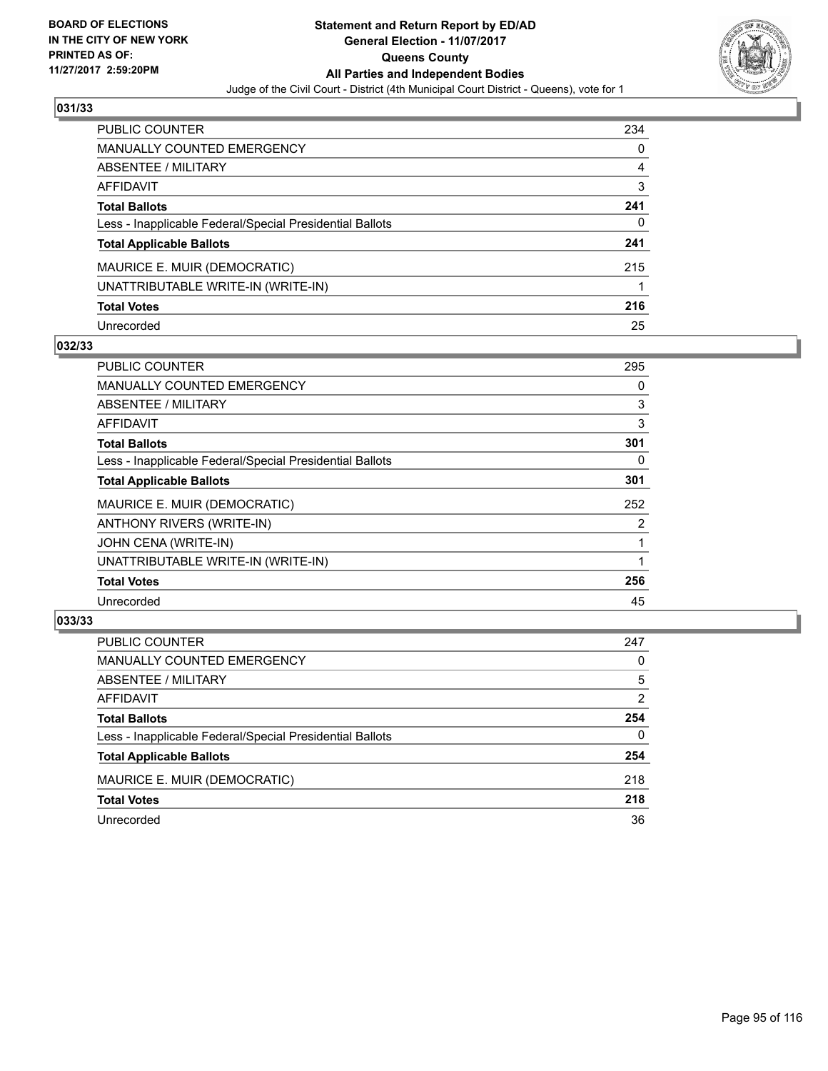**BOARD OF ELECTIONS IN THE CITY OF NEW YORK PRINTED AS OF: 11/27/2017 2:59:20PM**

# Statement and Return Report by ED/AD
## General Election - 11/07/2017
## Queens County
## All Parties and Independent Bodies

Judge of the Civil Court - District (4th Municipal Court District - Queens), vote for 1

### 031/33

| | |
|---|---|
| PUBLIC COUNTER | 234 |
| MANUALLY COUNTED EMERGENCY | 0 |
| ABSENTEE / MILITARY | 4 |
| AFFIDAVIT | 3 |
| **Total Ballots** | **241** |
| Less - Inapplicable Federal/Special Presidential Ballots | 0 |
| **Total Applicable Ballots** | **241** |
| MAURICE E. MUIR (DEMOCRATIC) | 215 |
| UNATTRIBUTABLE WRITE-IN (WRITE-IN) | 1 |
| **Total Votes** | **216** |
| Unrecorded | 25 |

### 032/33

| | |
|---|---|
| PUBLIC COUNTER | 295 |
| MANUALLY COUNTED EMERGENCY | 0 |
| ABSENTEE / MILITARY | 3 |
| AFFIDAVIT | 3 |
| **Total Ballots** | **301** |
| Less - Inapplicable Federal/Special Presidential Ballots | 0 |
| **Total Applicable Ballots** | **301** |
| MAURICE E. MUIR (DEMOCRATIC) | 252 |
| ANTHONY RIVERS (WRITE-IN) | 2 |
| JOHN CENA (WRITE-IN) | 1 |
| UNATTRIBUTABLE WRITE-IN (WRITE-IN) | 1 |
| **Total Votes** | **256** |
| Unrecorded | 45 |

### 033/33

| | |
|---|---|
| PUBLIC COUNTER | 247 |
| MANUALLY COUNTED EMERGENCY | 0 |
| ABSENTEE / MILITARY | 5 |
| AFFIDAVIT | 2 |
| **Total Ballots** | **254** |
| Less - Inapplicable Federal/Special Presidential Ballots | 0 |
| **Total Applicable Ballots** | **254** |
| MAURICE E. MUIR (DEMOCRATIC) | 218 |
| **Total Votes** | **218** |
| Unrecorded | 36 |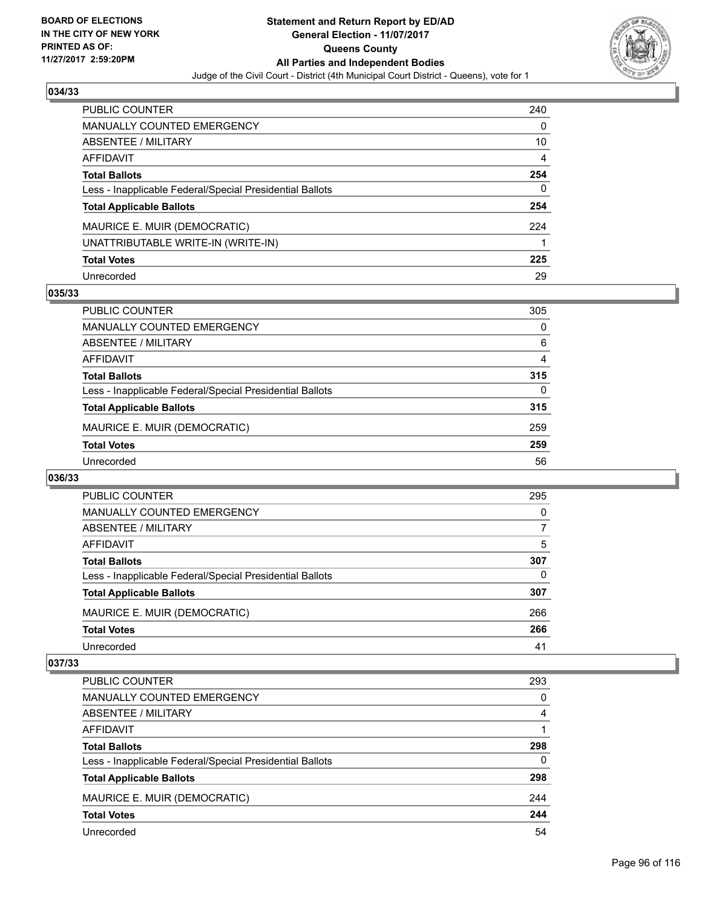**BOARD OF ELECTIONS IN THE CITY OF NEW YORK PRINTED AS OF: 11/27/2017 2:59:20PM**

**Statement and Return Report by ED/AD General Election - 11/07/2017 Queens County All Parties and Independent Bodies**

Judge of the Civil Court - District (4th Municipal Court District - Queens), vote for 1

### 034/33

| | |
|---|---|
| PUBLIC COUNTER | 240 |
| MANUALLY COUNTED EMERGENCY | 0 |
| ABSENTEE / MILITARY | 10 |
| AFFIDAVIT | 4 |
| **Total Ballots** | **254** |
| Less - Inapplicable Federal/Special Presidential Ballots | 0 |
| **Total Applicable Ballots** | **254** |
| MAURICE E. MUIR (DEMOCRATIC) | 224 |
| UNATTRIBUTABLE WRITE-IN (WRITE-IN) | 1 |
| **Total Votes** | **225** |
| Unrecorded | 29 |

### 035/33

| | |
|---|---|
| PUBLIC COUNTER | 305 |
| MANUALLY COUNTED EMERGENCY | 0 |
| ABSENTEE / MILITARY | 6 |
| AFFIDAVIT | 4 |
| **Total Ballots** | **315** |
| Less - Inapplicable Federal/Special Presidential Ballots | 0 |
| **Total Applicable Ballots** | **315** |
| MAURICE E. MUIR (DEMOCRATIC) | 259 |
| **Total Votes** | **259** |
| Unrecorded | 56 |

### 036/33

| | |
|---|---|
| PUBLIC COUNTER | 295 |
| MANUALLY COUNTED EMERGENCY | 0 |
| ABSENTEE / MILITARY | 7 |
| AFFIDAVIT | 5 |
| **Total Ballots** | **307** |
| Less - Inapplicable Federal/Special Presidential Ballots | 0 |
| **Total Applicable Ballots** | **307** |
| MAURICE E. MUIR (DEMOCRATIC) | 266 |
| **Total Votes** | **266** |
| Unrecorded | 41 |

### 037/33

| | |
|---|---|
| PUBLIC COUNTER | 293 |
| MANUALLY COUNTED EMERGENCY | 0 |
| ABSENTEE / MILITARY | 4 |
| AFFIDAVIT | 1 |
| **Total Ballots** | **298** |
| Less - Inapplicable Federal/Special Presidential Ballots | 0 |
| **Total Applicable Ballots** | **298** |
| MAURICE E. MUIR (DEMOCRATIC) | 244 |
| **Total Votes** | **244** |
| Unrecorded | 54 |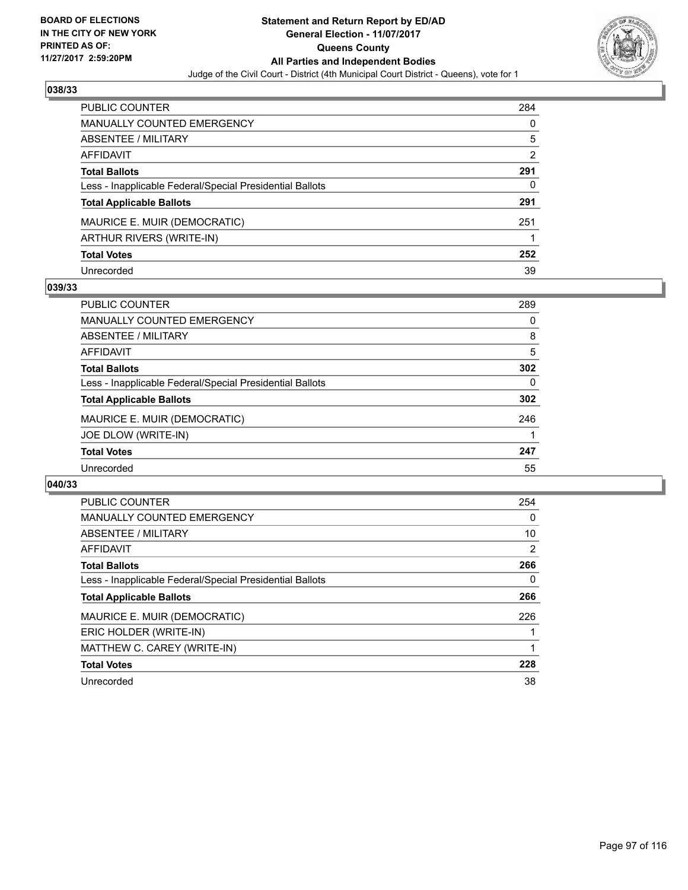BOARD OF ELECTIONS
IN THE CITY OF NEW YORK
PRINTED AS OF:
11/27/2017 2:59:20PM

**Statement and Return Report by ED/AD**
**General Election - 11/07/2017**
**Queens County**
**All Parties and Independent Bodies**
Judge of the Civil Court - District (4th Municipal Court District - Queens), vote for 1

### 038/33

| | |
|---|---|
| PUBLIC COUNTER | 284 |
| MANUALLY COUNTED EMERGENCY | 0 |
| ABSENTEE / MILITARY | 5 |
| AFFIDAVIT | 2 |
| **Total Ballots** | **291** |
| Less - Inapplicable Federal/Special Presidential Ballots | 0 |
| **Total Applicable Ballots** | **291** |
| MAURICE E. MUIR (DEMOCRATIC) | 251 |
| ARTHUR RIVERS (WRITE-IN) | 1 |
| **Total Votes** | **252** |
| Unrecorded | 39 |

### 039/33

| | |
|---|---|
| PUBLIC COUNTER | 289 |
| MANUALLY COUNTED EMERGENCY | 0 |
| ABSENTEE / MILITARY | 8 |
| AFFIDAVIT | 5 |
| **Total Ballots** | **302** |
| Less - Inapplicable Federal/Special Presidential Ballots | 0 |
| **Total Applicable Ballots** | **302** |
| MAURICE E. MUIR (DEMOCRATIC) | 246 |
| JOE DLOW (WRITE-IN) | 1 |
| **Total Votes** | **247** |
| Unrecorded | 55 |

### 040/33

| | |
|---|---|
| PUBLIC COUNTER | 254 |
| MANUALLY COUNTED EMERGENCY | 0 |
| ABSENTEE / MILITARY | 10 |
| AFFIDAVIT | 2 |
| **Total Ballots** | **266** |
| Less - Inapplicable Federal/Special Presidential Ballots | 0 |
| **Total Applicable Ballots** | **266** |
| MAURICE E. MUIR (DEMOCRATIC) | 226 |
| ERIC HOLDER (WRITE-IN) | 1 |
| MATTHEW C. CAREY (WRITE-IN) | 1 |
| **Total Votes** | **228** |
| Unrecorded | 38 |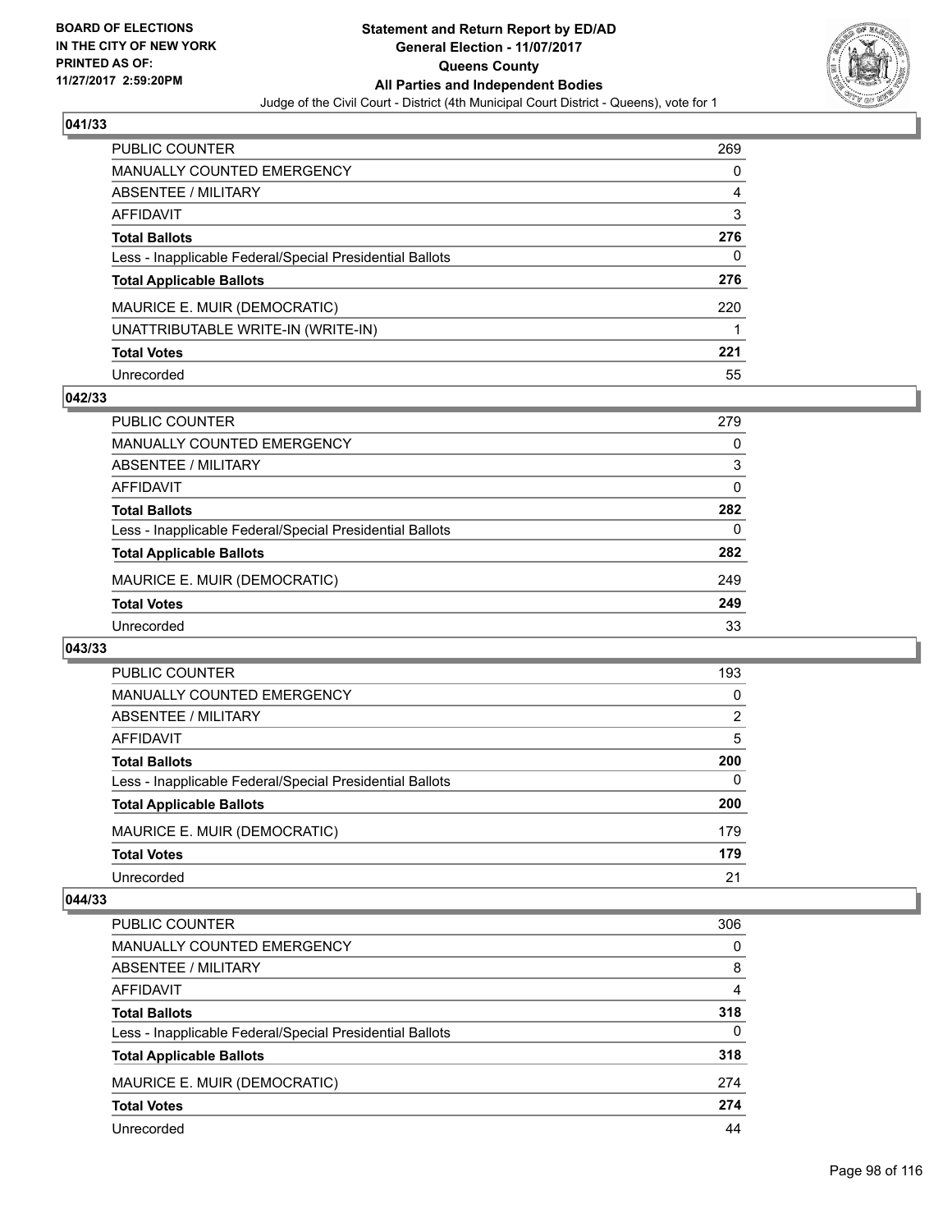**BOARD OF ELECTIONS IN THE CITY OF NEW YORK PRINTED AS OF: 11/27/2017 2:59:20PM**

# Statement and Return Report by ED/AD
## General Election - 11/07/2017
## Queens County
## All Parties and Independent Bodies
Judge of the Civil Court - District (4th Municipal Court District - Queens), vote for 1

### 041/33

| | |
|---|---|
| PUBLIC COUNTER | 269 |
| MANUALLY COUNTED EMERGENCY | 0 |
| ABSENTEE / MILITARY | 4 |
| AFFIDAVIT | 3 |
| **Total Ballots** | **276** |
| Less - Inapplicable Federal/Special Presidential Ballots | 0 |
| **Total Applicable Ballots** | **276** |
| MAURICE E. MUIR (DEMOCRATIC) | 220 |
| UNATTRIBUTABLE WRITE-IN (WRITE-IN) | 1 |
| **Total Votes** | **221** |
| Unrecorded | 55 |

### 042/33

| | |
|---|---|
| PUBLIC COUNTER | 279 |
| MANUALLY COUNTED EMERGENCY | 0 |
| ABSENTEE / MILITARY | 3 |
| AFFIDAVIT | 0 |
| **Total Ballots** | **282** |
| Less - Inapplicable Federal/Special Presidential Ballots | 0 |
| **Total Applicable Ballots** | **282** |
| MAURICE E. MUIR (DEMOCRATIC) | 249 |
| **Total Votes** | **249** |
| Unrecorded | 33 |

### 043/33

| | |
|---|---|
| PUBLIC COUNTER | 193 |
| MANUALLY COUNTED EMERGENCY | 0 |
| ABSENTEE / MILITARY | 2 |
| AFFIDAVIT | 5 |
| **Total Ballots** | **200** |
| Less - Inapplicable Federal/Special Presidential Ballots | 0 |
| **Total Applicable Ballots** | **200** |
| MAURICE E. MUIR (DEMOCRATIC) | 179 |
| **Total Votes** | **179** |
| Unrecorded | 21 |

### 044/33

| | |
|---|---|
| PUBLIC COUNTER | 306 |
| MANUALLY COUNTED EMERGENCY | 0 |
| ABSENTEE / MILITARY | 8 |
| AFFIDAVIT | 4 |
| **Total Ballots** | **318** |
| Less - Inapplicable Federal/Special Presidential Ballots | 0 |
| **Total Applicable Ballots** | **318** |
| MAURICE E. MUIR (DEMOCRATIC) | 274 |
| **Total Votes** | **274** |
| Unrecorded | 44 |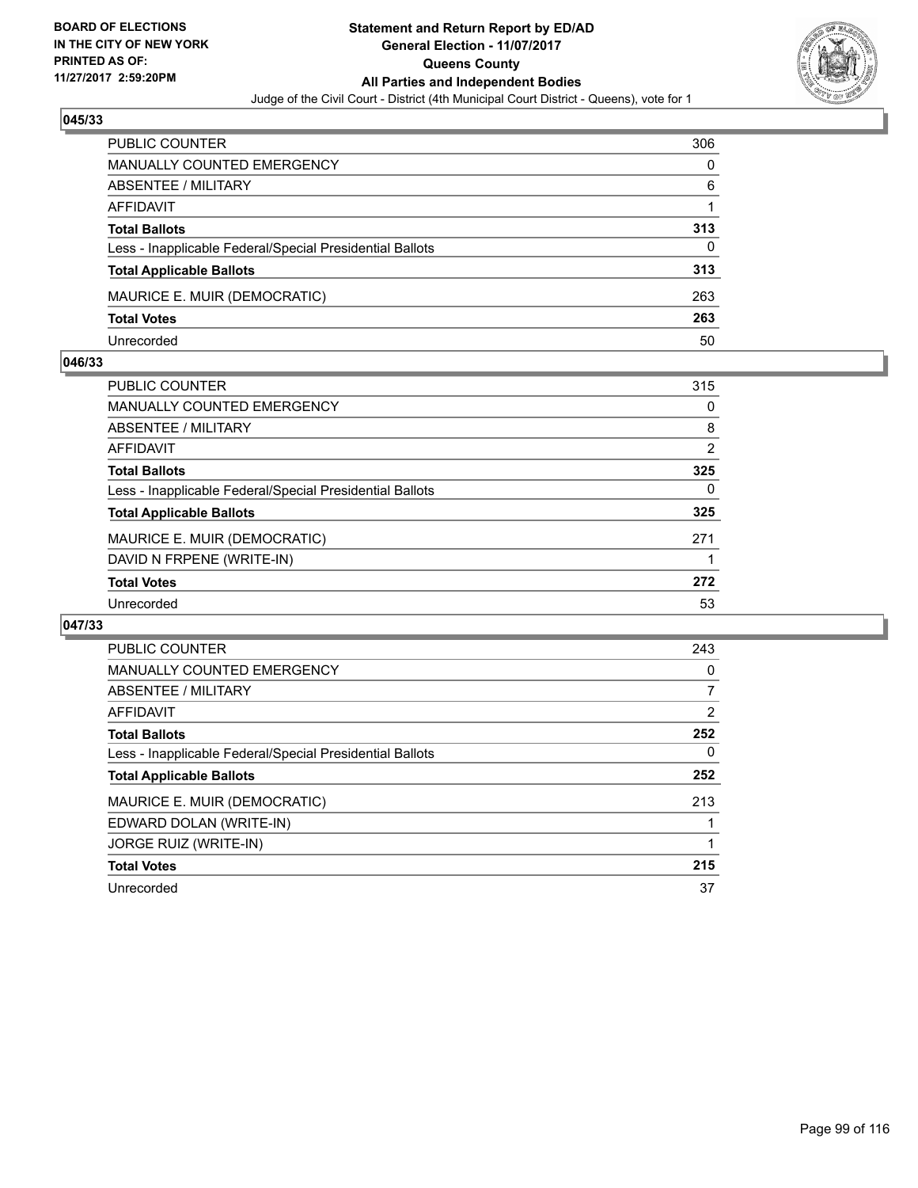BOARD OF ELECTIONS
IN THE CITY OF NEW YORK
PRINTED AS OF:
11/27/2017 2:59:20PM

**Statement and Return Report by ED/AD**
**General Election - 11/07/2017**
**Queens County**
**All Parties and Independent Bodies**
Judge of the Civil Court - District (4th Municipal Court District - Queens), vote for 1

### 045/33

| | |
|---|---|
| PUBLIC COUNTER | 306 |
| MANUALLY COUNTED EMERGENCY | 0 |
| ABSENTEE / MILITARY | 6 |
| AFFIDAVIT | 1 |
| **Total Ballots** | **313** |
| Less - Inapplicable Federal/Special Presidential Ballots | 0 |
| **Total Applicable Ballots** | **313** |
| MAURICE E. MUIR (DEMOCRATIC) | 263 |
| **Total Votes** | **263** |
| Unrecorded | 50 |

### 046/33

| | |
|---|---|
| PUBLIC COUNTER | 315 |
| MANUALLY COUNTED EMERGENCY | 0 |
| ABSENTEE / MILITARY | 8 |
| AFFIDAVIT | 2 |
| **Total Ballots** | **325** |
| Less - Inapplicable Federal/Special Presidential Ballots | 0 |
| **Total Applicable Ballots** | **325** |
| MAURICE E. MUIR (DEMOCRATIC) | 271 |
| DAVID N FRPENE (WRITE-IN) | 1 |
| **Total Votes** | **272** |
| Unrecorded | 53 |

### 047/33

| | |
|---|---|
| PUBLIC COUNTER | 243 |
| MANUALLY COUNTED EMERGENCY | 0 |
| ABSENTEE / MILITARY | 7 |
| AFFIDAVIT | 2 |
| **Total Ballots** | **252** |
| Less - Inapplicable Federal/Special Presidential Ballots | 0 |
| **Total Applicable Ballots** | **252** |
| MAURICE E. MUIR (DEMOCRATIC) | 213 |
| EDWARD DOLAN (WRITE-IN) | 1 |
| JORGE RUIZ (WRITE-IN) | 1 |
| **Total Votes** | **215** |
| Unrecorded | 37 |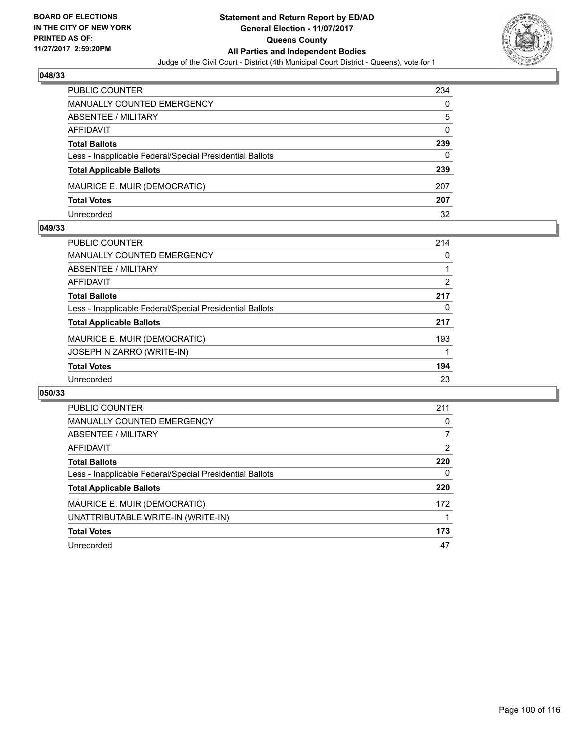BOARD OF ELECTIONS
IN THE CITY OF NEW YORK
PRINTED AS OF:
11/27/2017 2:59:20PM

# Statement and Return Report by ED/AD
## General Election - 11/07/2017
## Queens County
## All Parties and Independent Bodies
Judge of the Civil Court - District (4th Municipal Court District - Queens), vote for 1

### 048/33

| | |
|---|---|
| PUBLIC COUNTER | 234 |
| MANUALLY COUNTED EMERGENCY | 0 |
| ABSENTEE / MILITARY | 5 |
| AFFIDAVIT | 0 |
| **Total Ballots** | **239** |
| Less - Inapplicable Federal/Special Presidential Ballots | 0 |
| **Total Applicable Ballots** | **239** |
| MAURICE E. MUIR (DEMOCRATIC) | 207 |
| **Total Votes** | **207** |
| Unrecorded | 32 |

### 049/33

| | |
|---|---|
| PUBLIC COUNTER | 214 |
| MANUALLY COUNTED EMERGENCY | 0 |
| ABSENTEE / MILITARY | 1 |
| AFFIDAVIT | 2 |
| **Total Ballots** | **217** |
| Less - Inapplicable Federal/Special Presidential Ballots | 0 |
| **Total Applicable Ballots** | **217** |
| MAURICE E. MUIR (DEMOCRATIC) | 193 |
| JOSEPH N ZARRO (WRITE-IN) | 1 |
| **Total Votes** | **194** |
| Unrecorded | 23 |

### 050/33

| | |
|---|---|
| PUBLIC COUNTER | 211 |
| MANUALLY COUNTED EMERGENCY | 0 |
| ABSENTEE / MILITARY | 7 |
| AFFIDAVIT | 2 |
| **Total Ballots** | **220** |
| Less - Inapplicable Federal/Special Presidential Ballots | 0 |
| **Total Applicable Ballots** | **220** |
| MAURICE E. MUIR (DEMOCRATIC) | 172 |
| UNATTRIBUTABLE WRITE-IN (WRITE-IN) | 1 |
| **Total Votes** | **173** |
| Unrecorded | 47 |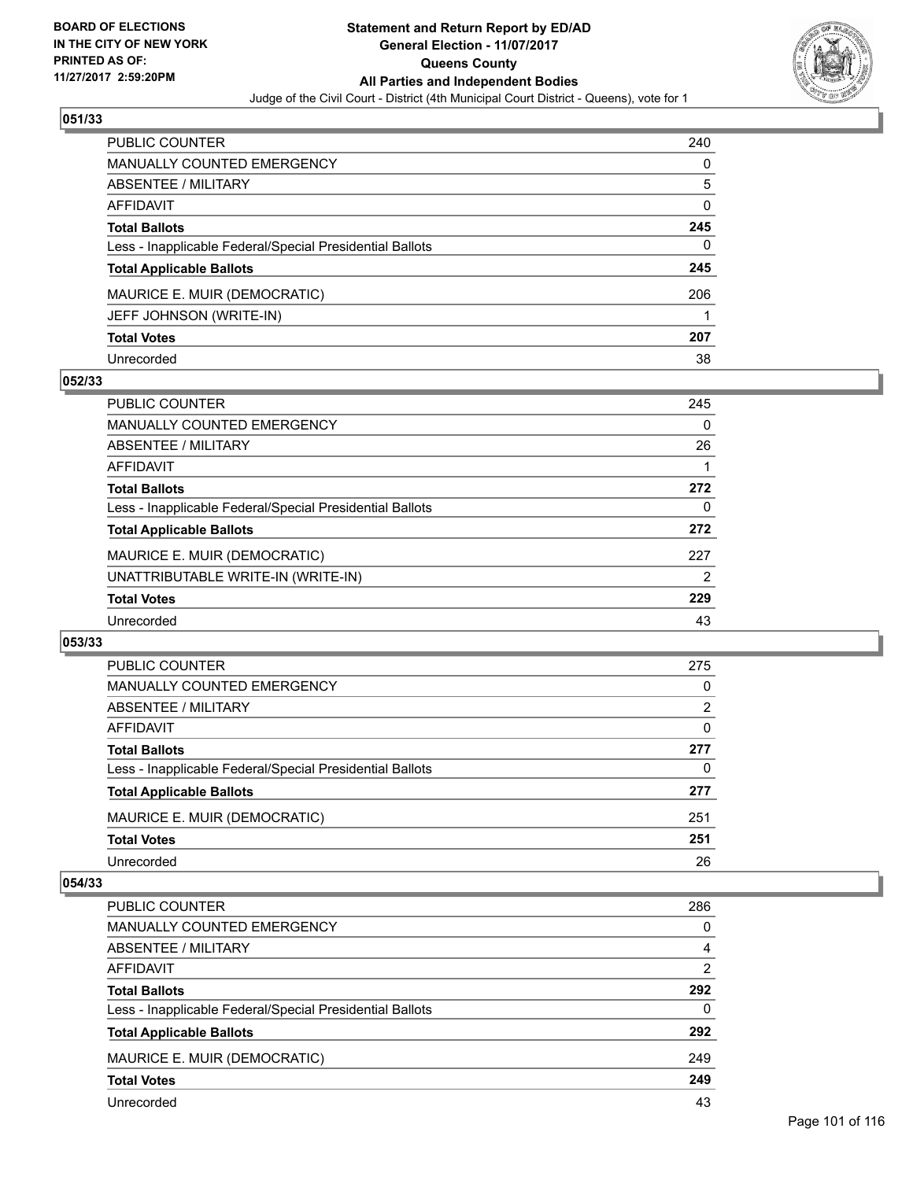**BOARD OF ELECTIONS IN THE CITY OF NEW YORK PRINTED AS OF: 11/27/2017 2:59:20PM**

# Statement and Return Report by ED/AD
## General Election - 11/07/2017
## Queens County
## All Parties and Independent Bodies
Judge of the Civil Court - District (4th Municipal Court District - Queens), vote for 1

### 051/33

| | |
|---|---|
| PUBLIC COUNTER | 240 |
| MANUALLY COUNTED EMERGENCY | 0 |
| ABSENTEE / MILITARY | 5 |
| AFFIDAVIT | 0 |
| **Total Ballots** | **245** |
| Less - Inapplicable Federal/Special Presidential Ballots | 0 |
| **Total Applicable Ballots** | **245** |
| MAURICE E. MUIR (DEMOCRATIC) | 206 |
| JEFF JOHNSON (WRITE-IN) | 1 |
| **Total Votes** | **207** |
| Unrecorded | 38 |

### 052/33

| | |
|---|---|
| PUBLIC COUNTER | 245 |
| MANUALLY COUNTED EMERGENCY | 0 |
| ABSENTEE / MILITARY | 26 |
| AFFIDAVIT | 1 |
| **Total Ballots** | **272** |
| Less - Inapplicable Federal/Special Presidential Ballots | 0 |
| **Total Applicable Ballots** | **272** |
| MAURICE E. MUIR (DEMOCRATIC) | 227 |
| UNATTRIBUTABLE WRITE-IN (WRITE-IN) | 2 |
| **Total Votes** | **229** |
| Unrecorded | 43 |

### 053/33

| | |
|---|---|
| PUBLIC COUNTER | 275 |
| MANUALLY COUNTED EMERGENCY | 0 |
| ABSENTEE / MILITARY | 2 |
| AFFIDAVIT | 0 |
| **Total Ballots** | **277** |
| Less - Inapplicable Federal/Special Presidential Ballots | 0 |
| **Total Applicable Ballots** | **277** |
| MAURICE E. MUIR (DEMOCRATIC) | 251 |
| **Total Votes** | **251** |
| Unrecorded | 26 |

### 054/33

| | |
|---|---|
| PUBLIC COUNTER | 286 |
| MANUALLY COUNTED EMERGENCY | 0 |
| ABSENTEE / MILITARY | 4 |
| AFFIDAVIT | 2 |
| **Total Ballots** | **292** |
| Less - Inapplicable Federal/Special Presidential Ballots | 0 |
| **Total Applicable Ballots** | **292** |
| MAURICE E. MUIR (DEMOCRATIC) | 249 |
| **Total Votes** | **249** |
| Unrecorded | 43 |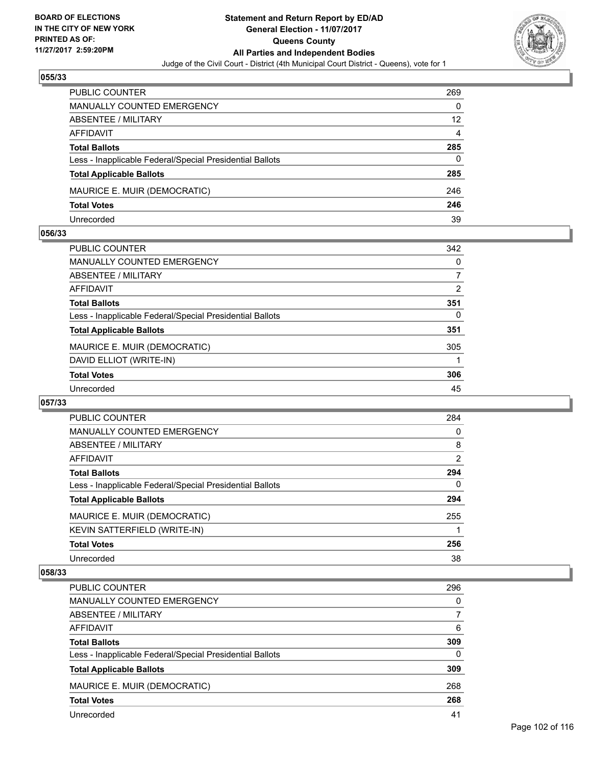**BOARD OF ELECTIONS IN THE CITY OF NEW YORK PRINTED AS OF: 11/27/2017 2:59:20PM**

# Statement and Return Report by ED/AD
## General Election - 11/07/2017
## Queens County
## All Parties and Independent Bodies
Judge of the Civil Court - District (4th Municipal Court District - Queens), vote for 1

### 055/33

| | |
|---|---|
| PUBLIC COUNTER | 269 |
| MANUALLY COUNTED EMERGENCY | 0 |
| ABSENTEE / MILITARY | 12 |
| AFFIDAVIT | 4 |
| **Total Ballots** | **285** |
| Less - Inapplicable Federal/Special Presidential Ballots | 0 |
| **Total Applicable Ballots** | **285** |
| MAURICE E. MUIR (DEMOCRATIC) | 246 |
| **Total Votes** | **246** |
| Unrecorded | 39 |

### 056/33

| | |
|---|---|
| PUBLIC COUNTER | 342 |
| MANUALLY COUNTED EMERGENCY | 0 |
| ABSENTEE / MILITARY | 7 |
| AFFIDAVIT | 2 |
| **Total Ballots** | **351** |
| Less - Inapplicable Federal/Special Presidential Ballots | 0 |
| **Total Applicable Ballots** | **351** |
| MAURICE E. MUIR (DEMOCRATIC) | 305 |
| DAVID ELLIOT (WRITE-IN) | 1 |
| **Total Votes** | **306** |
| Unrecorded | 45 |

### 057/33

| | |
|---|---|
| PUBLIC COUNTER | 284 |
| MANUALLY COUNTED EMERGENCY | 0 |
| ABSENTEE / MILITARY | 8 |
| AFFIDAVIT | 2 |
| **Total Ballots** | **294** |
| Less - Inapplicable Federal/Special Presidential Ballots | 0 |
| **Total Applicable Ballots** | **294** |
| MAURICE E. MUIR (DEMOCRATIC) | 255 |
| KEVIN SATTERFIELD (WRITE-IN) | 1 |
| **Total Votes** | **256** |
| Unrecorded | 38 |

### 058/33

| | |
|---|---|
| PUBLIC COUNTER | 296 |
| MANUALLY COUNTED EMERGENCY | 0 |
| ABSENTEE / MILITARY | 7 |
| AFFIDAVIT | 6 |
| **Total Ballots** | **309** |
| Less - Inapplicable Federal/Special Presidential Ballots | 0 |
| **Total Applicable Ballots** | **309** |
| MAURICE E. MUIR (DEMOCRATIC) | 268 |
| **Total Votes** | **268** |
| Unrecorded | 41 |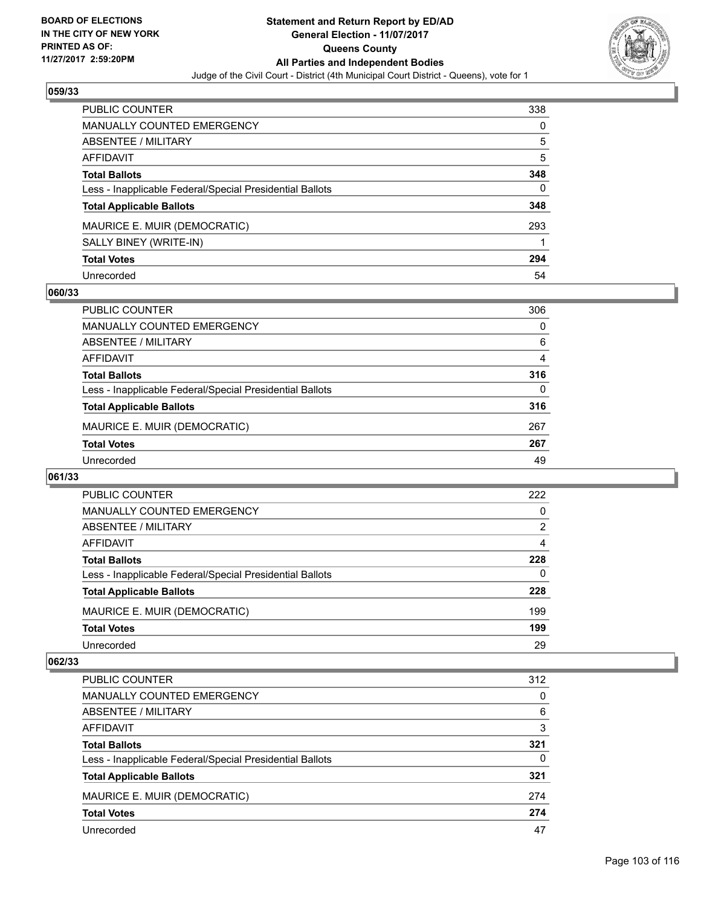BOARD OF ELECTIONS
IN THE CITY OF NEW YORK
PRINTED AS OF:
11/27/2017 2:59:20PM

# Statement and Return Report by ED/AD
## General Election - 11/07/2017
## Queens County
## All Parties and Independent Bodies
Judge of the Civil Court - District (4th Municipal Court District - Queens), vote for 1

### 059/33

| | |
|---|---|
| PUBLIC COUNTER | 338 |
| MANUALLY COUNTED EMERGENCY | 0 |
| ABSENTEE / MILITARY | 5 |
| AFFIDAVIT | 5 |
| **Total Ballots** | **348** |
| Less - Inapplicable Federal/Special Presidential Ballots | 0 |
| **Total Applicable Ballots** | **348** |
| MAURICE E. MUIR (DEMOCRATIC) | 293 |
| SALLY BINEY (WRITE-IN) | 1 |
| **Total Votes** | **294** |
| Unrecorded | 54 |

### 060/33

| | |
|---|---|
| PUBLIC COUNTER | 306 |
| MANUALLY COUNTED EMERGENCY | 0 |
| ABSENTEE / MILITARY | 6 |
| AFFIDAVIT | 4 |
| **Total Ballots** | **316** |
| Less - Inapplicable Federal/Special Presidential Ballots | 0 |
| **Total Applicable Ballots** | **316** |
| MAURICE E. MUIR (DEMOCRATIC) | 267 |
| **Total Votes** | **267** |
| Unrecorded | 49 |

### 061/33

| | |
|---|---|
| PUBLIC COUNTER | 222 |
| MANUALLY COUNTED EMERGENCY | 0 |
| ABSENTEE / MILITARY | 2 |
| AFFIDAVIT | 4 |
| **Total Ballots** | **228** |
| Less - Inapplicable Federal/Special Presidential Ballots | 0 |
| **Total Applicable Ballots** | **228** |
| MAURICE E. MUIR (DEMOCRATIC) | 199 |
| **Total Votes** | **199** |
| Unrecorded | 29 |

### 062/33

| | |
|---|---|
| PUBLIC COUNTER | 312 |
| MANUALLY COUNTED EMERGENCY | 0 |
| ABSENTEE / MILITARY | 6 |
| AFFIDAVIT | 3 |
| **Total Ballots** | **321** |
| Less - Inapplicable Federal/Special Presidential Ballots | 0 |
| **Total Applicable Ballots** | **321** |
| MAURICE E. MUIR (DEMOCRATIC) | 274 |
| **Total Votes** | **274** |
| Unrecorded | 47 |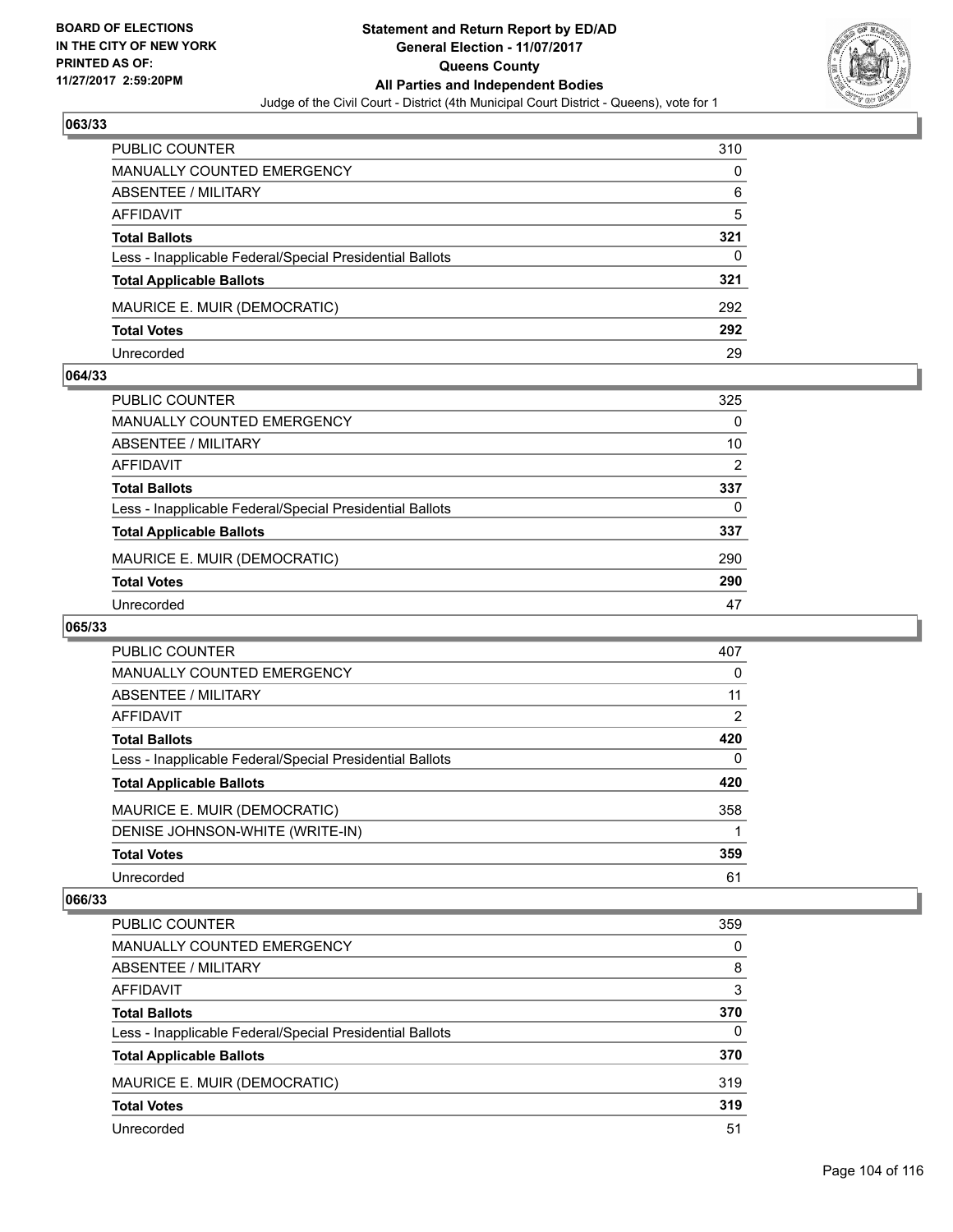## 063/33

| | |
|---|---|
| PUBLIC COUNTER | 310 |
| MANUALLY COUNTED EMERGENCY | 0 |
| ABSENTEE / MILITARY | 6 |
| AFFIDAVIT | 5 |
| **Total Ballots** | **321** |
| Less - Inapplicable Federal/Special Presidential Ballots | 0 |
| **Total Applicable Ballots** | **321** |
| MAURICE E. MUIR (DEMOCRATIC) | 292 |
| **Total Votes** | **292** |
| Unrecorded | 29 |

## 064/33

| | |
|---|---|
| PUBLIC COUNTER | 325 |
| MANUALLY COUNTED EMERGENCY | 0 |
| ABSENTEE / MILITARY | 10 |
| AFFIDAVIT | 2 |
| **Total Ballots** | **337** |
| Less - Inapplicable Federal/Special Presidential Ballots | 0 |
| **Total Applicable Ballots** | **337** |
| MAURICE E. MUIR (DEMOCRATIC) | 290 |
| **Total Votes** | **290** |
| Unrecorded | 47 |

## 065/33

| | |
|---|---|
| PUBLIC COUNTER | 407 |
| MANUALLY COUNTED EMERGENCY | 0 |
| ABSENTEE / MILITARY | 11 |
| AFFIDAVIT | 2 |
| **Total Ballots** | **420** |
| Less - Inapplicable Federal/Special Presidential Ballots | 0 |
| **Total Applicable Ballots** | **420** |
| MAURICE E. MUIR (DEMOCRATIC) | 358 |
| DENISE JOHNSON-WHITE (WRITE-IN) | 1 |
| **Total Votes** | **359** |
| Unrecorded | 61 |

## 066/33

| | |
|---|---|
| PUBLIC COUNTER | 359 |
| MANUALLY COUNTED EMERGENCY | 0 |
| ABSENTEE / MILITARY | 8 |
| AFFIDAVIT | 3 |
| **Total Ballots** | **370** |
| Less - Inapplicable Federal/Special Presidential Ballots | 0 |
| **Total Applicable Ballots** | **370** |
| MAURICE E. MUIR (DEMOCRATIC) | 319 |
| **Total Votes** | **319** |
| Unrecorded | 51 |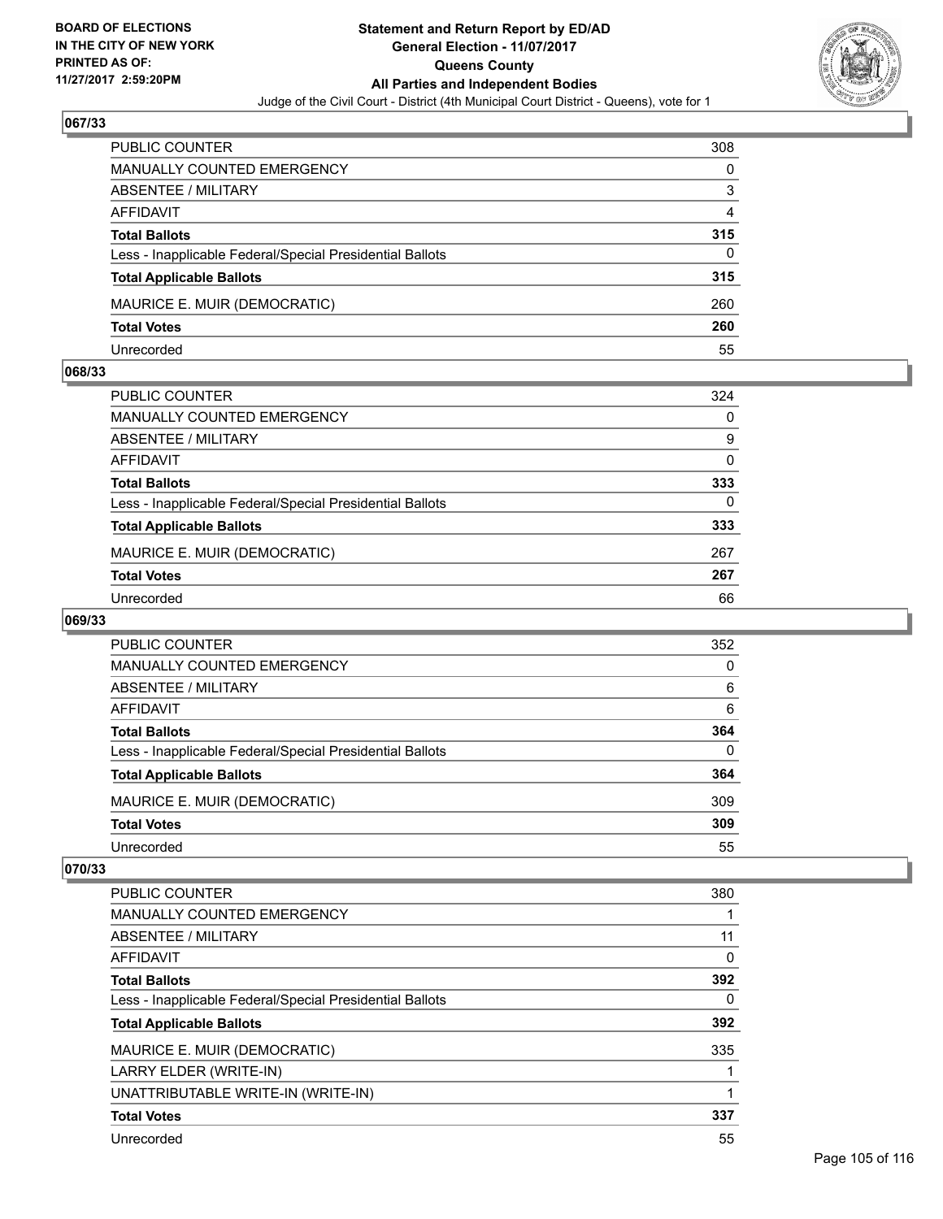BOARD OF ELECTIONS
IN THE CITY OF NEW YORK
PRINTED AS OF:
11/27/2017 2:59:20PM

**Statement and Return Report by ED/AD**
**General Election - 11/07/2017**
**Queens County**
**All Parties and Independent Bodies**
Judge of the Civil Court - District (4th Municipal Court District - Queens), vote for 1

### 067/33

| | |
|---|---|
| PUBLIC COUNTER | 308 |
| MANUALLY COUNTED EMERGENCY | 0 |
| ABSENTEE / MILITARY | 3 |
| AFFIDAVIT | 4 |
| **Total Ballots** | **315** |
| Less - Inapplicable Federal/Special Presidential Ballots | 0 |
| **Total Applicable Ballots** | **315** |
| MAURICE E. MUIR (DEMOCRATIC) | 260 |
| **Total Votes** | **260** |
| Unrecorded | 55 |

### 068/33

| | |
|---|---|
| PUBLIC COUNTER | 324 |
| MANUALLY COUNTED EMERGENCY | 0 |
| ABSENTEE / MILITARY | 9 |
| AFFIDAVIT | 0 |
| **Total Ballots** | **333** |
| Less - Inapplicable Federal/Special Presidential Ballots | 0 |
| **Total Applicable Ballots** | **333** |
| MAURICE E. MUIR (DEMOCRATIC) | 267 |
| **Total Votes** | **267** |
| Unrecorded | 66 |

### 069/33

| | |
|---|---|
| PUBLIC COUNTER | 352 |
| MANUALLY COUNTED EMERGENCY | 0 |
| ABSENTEE / MILITARY | 6 |
| AFFIDAVIT | 6 |
| **Total Ballots** | **364** |
| Less - Inapplicable Federal/Special Presidential Ballots | 0 |
| **Total Applicable Ballots** | **364** |
| MAURICE E. MUIR (DEMOCRATIC) | 309 |
| **Total Votes** | **309** |
| Unrecorded | 55 |

### 070/33

| | |
|---|---|
| PUBLIC COUNTER | 380 |
| MANUALLY COUNTED EMERGENCY | 1 |
| ABSENTEE / MILITARY | 11 |
| AFFIDAVIT | 0 |
| **Total Ballots** | **392** |
| Less - Inapplicable Federal/Special Presidential Ballots | 0 |
| **Total Applicable Ballots** | **392** |
| MAURICE E. MUIR (DEMOCRATIC) | 335 |
| LARRY ELDER (WRITE-IN) | 1 |
| UNATTRIBUTABLE WRITE-IN (WRITE-IN) | 1 |
| **Total Votes** | **337** |
| Unrecorded | 55 |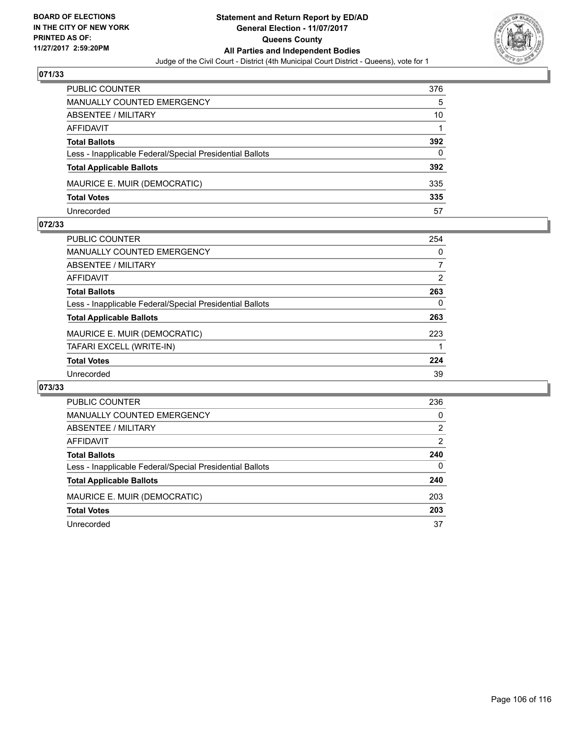**BOARD OF ELECTIONS IN THE CITY OF NEW YORK PRINTED AS OF: 11/27/2017 2:59:20PM**

# Statement and Return Report by ED/AD
## General Election - 11/07/2017
## Queens County
## All Parties and Independent Bodies
Judge of the Civil Court - District (4th Municipal Court District - Queens), vote for 1

### 071/33

| | |
|---|---|
| PUBLIC COUNTER | 376 |
| MANUALLY COUNTED EMERGENCY | 5 |
| ABSENTEE / MILITARY | 10 |
| AFFIDAVIT | 1 |
| **Total Ballots** | **392** |
| Less - Inapplicable Federal/Special Presidential Ballots | 0 |
| **Total Applicable Ballots** | **392** |
| MAURICE E. MUIR (DEMOCRATIC) | 335 |
| **Total Votes** | **335** |
| Unrecorded | 57 |

### 072/33

| | |
|---|---|
| PUBLIC COUNTER | 254 |
| MANUALLY COUNTED EMERGENCY | 0 |
| ABSENTEE / MILITARY | 7 |
| AFFIDAVIT | 2 |
| **Total Ballots** | **263** |
| Less - Inapplicable Federal/Special Presidential Ballots | 0 |
| **Total Applicable Ballots** | **263** |
| MAURICE E. MUIR (DEMOCRATIC) | 223 |
| TAFARI EXCELL (WRITE-IN) | 1 |
| **Total Votes** | **224** |
| Unrecorded | 39 |

### 073/33

| | |
|---|---|
| PUBLIC COUNTER | 236 |
| MANUALLY COUNTED EMERGENCY | 0 |
| ABSENTEE / MILITARY | 2 |
| AFFIDAVIT | 2 |
| **Total Ballots** | **240** |
| Less - Inapplicable Federal/Special Presidential Ballots | 0 |
| **Total Applicable Ballots** | **240** |
| MAURICE E. MUIR (DEMOCRATIC) | 203 |
| **Total Votes** | **203** |
| Unrecorded | 37 |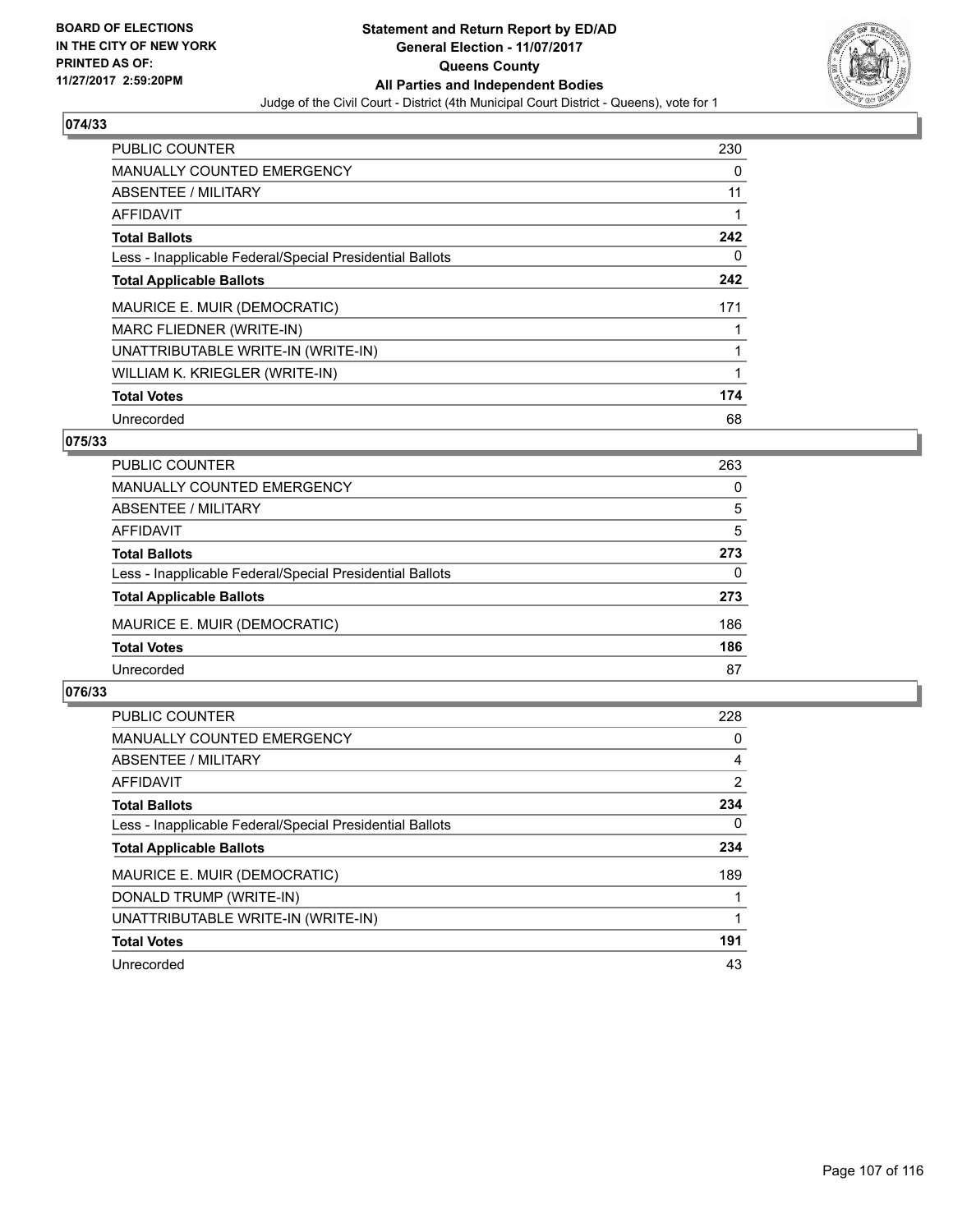BOARD OF ELECTIONS
IN THE CITY OF NEW YORK
PRINTED AS OF:
11/27/2017 2:59:20PM

**Statement and Return Report by ED/AD**
**General Election - 11/07/2017**
**Queens County**
**All Parties and Independent Bodies**
Judge of the Civil Court - District (4th Municipal Court District - Queens), vote for 1

## 074/33

| | |
|---|---|
| PUBLIC COUNTER | 230 |
| MANUALLY COUNTED EMERGENCY | 0 |
| ABSENTEE / MILITARY | 11 |
| AFFIDAVIT | 1 |
| **Total Ballots** | **242** |
| Less - Inapplicable Federal/Special Presidential Ballots | 0 |
| **Total Applicable Ballots** | **242** |
| MAURICE E. MUIR (DEMOCRATIC) | 171 |
| MARC FLIEDNER (WRITE-IN) | 1 |
| UNATTRIBUTABLE WRITE-IN (WRITE-IN) | 1 |
| WILLIAM K. KRIEGLER (WRITE-IN) | 1 |
| **Total Votes** | **174** |
| Unrecorded | 68 |

## 075/33

| | |
|---|---|
| PUBLIC COUNTER | 263 |
| MANUALLY COUNTED EMERGENCY | 0 |
| ABSENTEE / MILITARY | 5 |
| AFFIDAVIT | 5 |
| **Total Ballots** | **273** |
| Less - Inapplicable Federal/Special Presidential Ballots | 0 |
| **Total Applicable Ballots** | **273** |
| MAURICE E. MUIR (DEMOCRATIC) | 186 |
| **Total Votes** | **186** |
| Unrecorded | 87 |

## 076/33

| | |
|---|---|
| PUBLIC COUNTER | 228 |
| MANUALLY COUNTED EMERGENCY | 0 |
| ABSENTEE / MILITARY | 4 |
| AFFIDAVIT | 2 |
| **Total Ballots** | **234** |
| Less - Inapplicable Federal/Special Presidential Ballots | 0 |
| **Total Applicable Ballots** | **234** |
| MAURICE E. MUIR (DEMOCRATIC) | 189 |
| DONALD TRUMP (WRITE-IN) | 1 |
| UNATTRIBUTABLE WRITE-IN (WRITE-IN) | 1 |
| **Total Votes** | **191** |
| Unrecorded | 43 |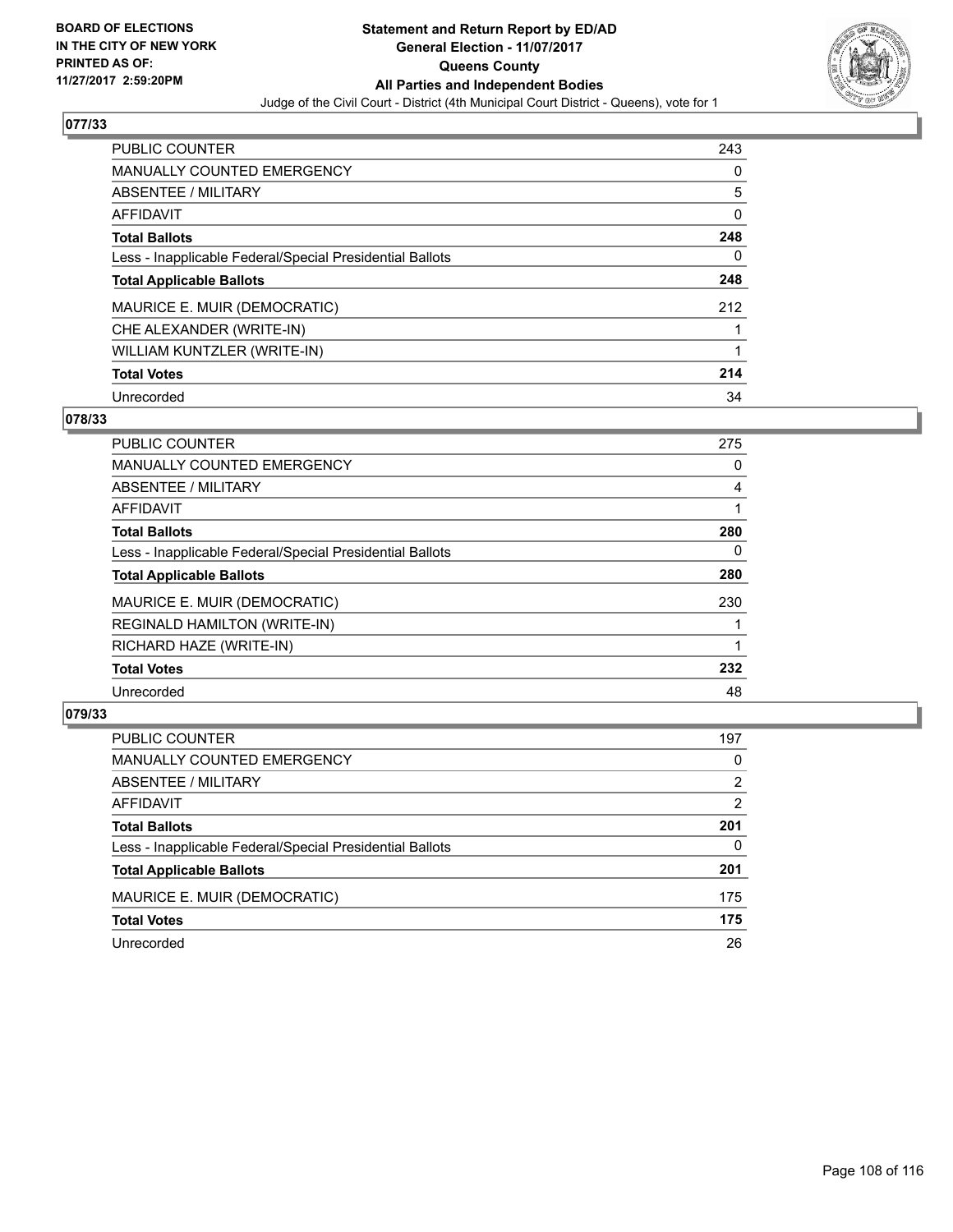BOARD OF ELECTIONS
IN THE CITY OF NEW YORK
PRINTED AS OF:
11/27/2017 2:59:20PM

**Statement and Return Report by ED/AD**
**General Election - 11/07/2017**
**Queens County**
**All Parties and Independent Bodies**
Judge of the Civil Court - District (4th Municipal Court District - Queens), vote for 1

### 077/33

| | |
|---|---|
| PUBLIC COUNTER | 243 |
| MANUALLY COUNTED EMERGENCY | 0 |
| ABSENTEE / MILITARY | 5 |
| AFFIDAVIT | 0 |
| **Total Ballots** | **248** |
| Less - Inapplicable Federal/Special Presidential Ballots | 0 |
| **Total Applicable Ballots** | **248** |
| MAURICE E. MUIR (DEMOCRATIC) | 212 |
| CHE ALEXANDER (WRITE-IN) | 1 |
| WILLIAM KUNTZLER (WRITE-IN) | 1 |
| **Total Votes** | **214** |
| Unrecorded | 34 |

### 078/33

| | |
|---|---|
| PUBLIC COUNTER | 275 |
| MANUALLY COUNTED EMERGENCY | 0 |
| ABSENTEE / MILITARY | 4 |
| AFFIDAVIT | 1 |
| **Total Ballots** | **280** |
| Less - Inapplicable Federal/Special Presidential Ballots | 0 |
| **Total Applicable Ballots** | **280** |
| MAURICE E. MUIR (DEMOCRATIC) | 230 |
| REGINALD HAMILTON (WRITE-IN) | 1 |
| RICHARD HAZE (WRITE-IN) | 1 |
| **Total Votes** | **232** |
| Unrecorded | 48 |

### 079/33

| | |
|---|---|
| PUBLIC COUNTER | 197 |
| MANUALLY COUNTED EMERGENCY | 0 |
| ABSENTEE / MILITARY | 2 |
| AFFIDAVIT | 2 |
| **Total Ballots** | **201** |
| Less - Inapplicable Federal/Special Presidential Ballots | 0 |
| **Total Applicable Ballots** | **201** |
| MAURICE E. MUIR (DEMOCRATIC) | 175 |
| **Total Votes** | **175** |
| Unrecorded | 26 |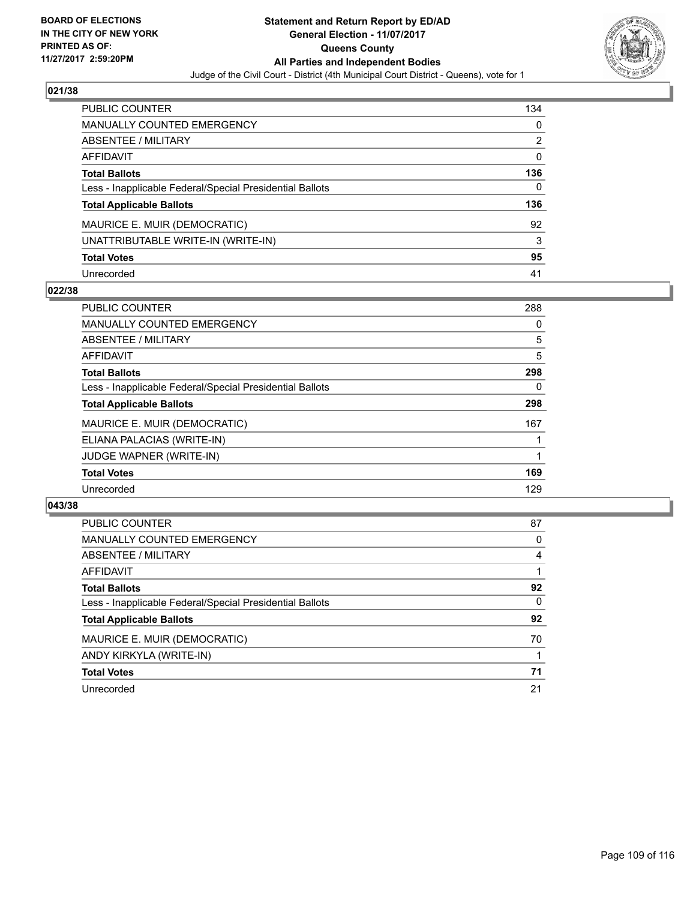**BOARD OF ELECTIONS IN THE CITY OF NEW YORK PRINTED AS OF: 11/27/2017 2:59:20PM**

# Statement and Return Report by ED/AD
## General Election - 11/07/2017
## Queens County
## All Parties and Independent Bodies
Judge of the Civil Court - District (4th Municipal Court District - Queens), vote for 1

### 021/38

| | |
|---|---|
| PUBLIC COUNTER | 134 |
| MANUALLY COUNTED EMERGENCY | 0 |
| ABSENTEE / MILITARY | 2 |
| AFFIDAVIT | 0 |
| **Total Ballots** | **136** |
| Less - Inapplicable Federal/Special Presidential Ballots | 0 |
| **Total Applicable Ballots** | **136** |
| MAURICE E. MUIR (DEMOCRATIC) | 92 |
| UNATTRIBUTABLE WRITE-IN (WRITE-IN) | 3 |
| **Total Votes** | **95** |
| Unrecorded | 41 |

### 022/38

| | |
|---|---|
| PUBLIC COUNTER | 288 |
| MANUALLY COUNTED EMERGENCY | 0 |
| ABSENTEE / MILITARY | 5 |
| AFFIDAVIT | 5 |
| **Total Ballots** | **298** |
| Less - Inapplicable Federal/Special Presidential Ballots | 0 |
| **Total Applicable Ballots** | **298** |
| MAURICE E. MUIR (DEMOCRATIC) | 167 |
| ELIANA PALACIAS (WRITE-IN) | 1 |
| JUDGE WAPNER (WRITE-IN) | 1 |
| **Total Votes** | **169** |
| Unrecorded | 129 |

### 043/38

| | |
|---|---|
| PUBLIC COUNTER | 87 |
| MANUALLY COUNTED EMERGENCY | 0 |
| ABSENTEE / MILITARY | 4 |
| AFFIDAVIT | 1 |
| **Total Ballots** | **92** |
| Less - Inapplicable Federal/Special Presidential Ballots | 0 |
| **Total Applicable Ballots** | **92** |
| MAURICE E. MUIR (DEMOCRATIC) | 70 |
| ANDY KIRKYLA (WRITE-IN) | 1 |
| **Total Votes** | **71** |
| Unrecorded | 21 |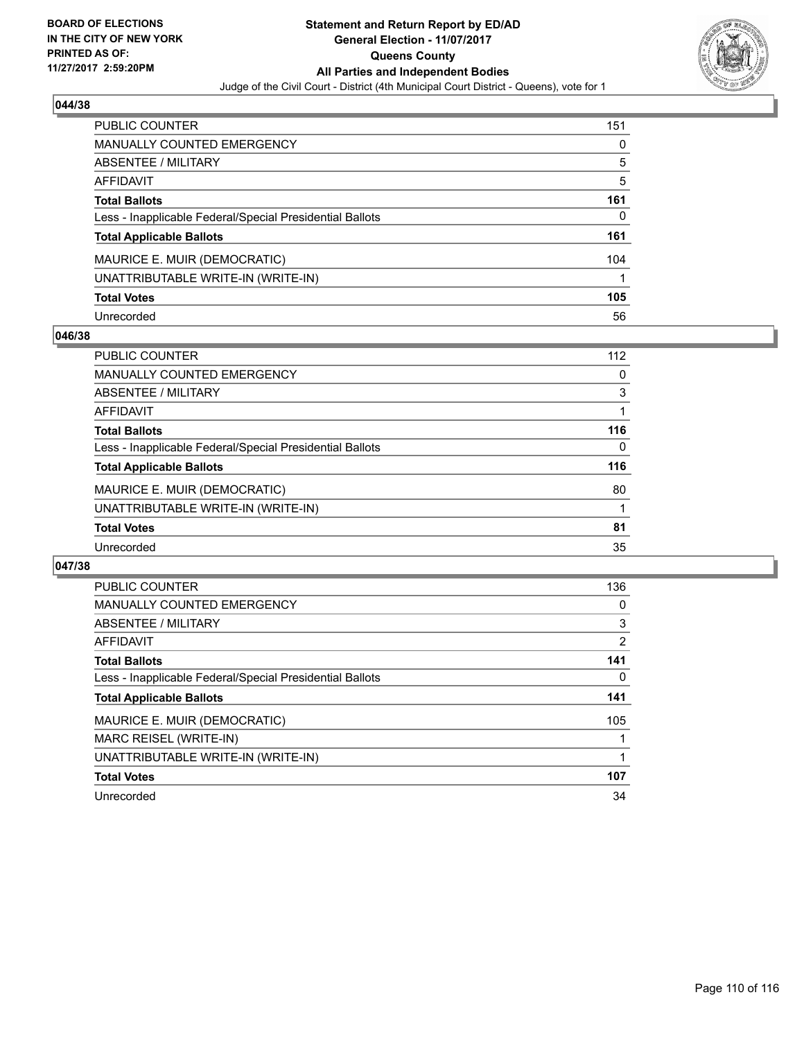BOARD OF ELECTIONS
IN THE CITY OF NEW YORK
PRINTED AS OF:
11/27/2017 2:59:20PM

**Statement and Return Report by ED/AD**
**General Election - 11/07/2017**
**Queens County**
**All Parties and Independent Bodies**
Judge of the Civil Court - District (4th Municipal Court District - Queens), vote for 1

### 044/38

| | |
|---|---|
| PUBLIC COUNTER | 151 |
| MANUALLY COUNTED EMERGENCY | 0 |
| ABSENTEE / MILITARY | 5 |
| AFFIDAVIT | 5 |
| **Total Ballots** | **161** |
| Less - Inapplicable Federal/Special Presidential Ballots | 0 |
| **Total Applicable Ballots** | **161** |
| MAURICE E. MUIR (DEMOCRATIC) | 104 |
| UNATTRIBUTABLE WRITE-IN (WRITE-IN) | 1 |
| **Total Votes** | **105** |
| Unrecorded | 56 |

### 046/38

| | |
|---|---|
| PUBLIC COUNTER | 112 |
| MANUALLY COUNTED EMERGENCY | 0 |
| ABSENTEE / MILITARY | 3 |
| AFFIDAVIT | 1 |
| **Total Ballots** | **116** |
| Less - Inapplicable Federal/Special Presidential Ballots | 0 |
| **Total Applicable Ballots** | **116** |
| MAURICE E. MUIR (DEMOCRATIC) | 80 |
| UNATTRIBUTABLE WRITE-IN (WRITE-IN) | 1 |
| **Total Votes** | **81** |
| Unrecorded | 35 |

### 047/38

| | |
|---|---|
| PUBLIC COUNTER | 136 |
| MANUALLY COUNTED EMERGENCY | 0 |
| ABSENTEE / MILITARY | 3 |
| AFFIDAVIT | 2 |
| **Total Ballots** | **141** |
| Less - Inapplicable Federal/Special Presidential Ballots | 0 |
| **Total Applicable Ballots** | **141** |
| MAURICE E. MUIR (DEMOCRATIC) | 105 |
| MARC REISEL (WRITE-IN) | 1 |
| UNATTRIBUTABLE WRITE-IN (WRITE-IN) | 1 |
| **Total Votes** | **107** |
| Unrecorded | 34 |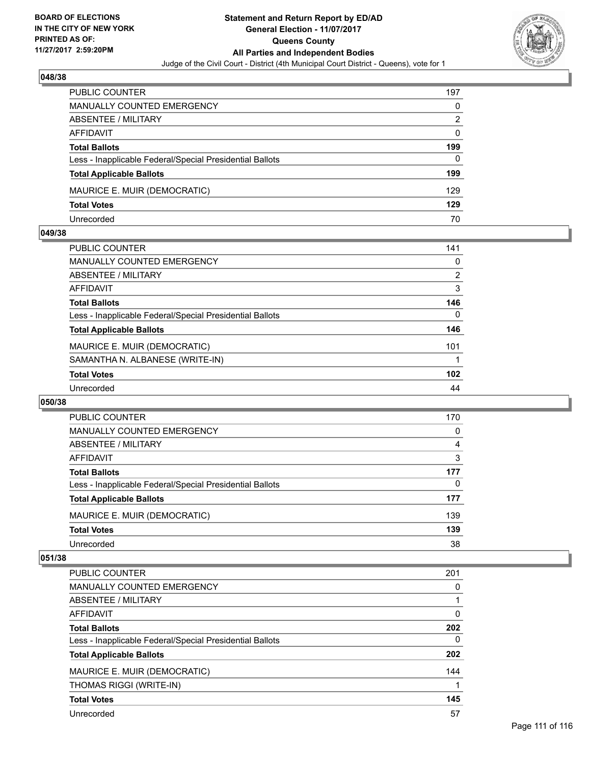**BOARD OF ELECTIONS IN THE CITY OF NEW YORK PRINTED AS OF: 11/27/2017 2:59:20PM**

**Statement and Return Report by ED/AD**
**General Election - 11/07/2017**
**Queens County**
**All Parties and Independent Bodies**
Judge of the Civil Court - District (4th Municipal Court District - Queens), vote for 1

### 048/38

| | |
|---|---|
| PUBLIC COUNTER | 197 |
| MANUALLY COUNTED EMERGENCY | 0 |
| ABSENTEE / MILITARY | 2 |
| AFFIDAVIT | 0 |
| **Total Ballots** | **199** |
| Less - Inapplicable Federal/Special Presidential Ballots | 0 |
| **Total Applicable Ballots** | **199** |
| MAURICE E. MUIR (DEMOCRATIC) | 129 |
| **Total Votes** | **129** |
| Unrecorded | 70 |

### 049/38

| | |
|---|---|
| PUBLIC COUNTER | 141 |
| MANUALLY COUNTED EMERGENCY | 0 |
| ABSENTEE / MILITARY | 2 |
| AFFIDAVIT | 3 |
| **Total Ballots** | **146** |
| Less - Inapplicable Federal/Special Presidential Ballots | 0 |
| **Total Applicable Ballots** | **146** |
| MAURICE E. MUIR (DEMOCRATIC) | 101 |
| SAMANTHA N. ALBANESE (WRITE-IN) | 1 |
| **Total Votes** | **102** |
| Unrecorded | 44 |

### 050/38

| | |
|---|---|
| PUBLIC COUNTER | 170 |
| MANUALLY COUNTED EMERGENCY | 0 |
| ABSENTEE / MILITARY | 4 |
| AFFIDAVIT | 3 |
| **Total Ballots** | **177** |
| Less - Inapplicable Federal/Special Presidential Ballots | 0 |
| **Total Applicable Ballots** | **177** |
| MAURICE E. MUIR (DEMOCRATIC) | 139 |
| **Total Votes** | **139** |
| Unrecorded | 38 |

### 051/38

| | |
|---|---|
| PUBLIC COUNTER | 201 |
| MANUALLY COUNTED EMERGENCY | 0 |
| ABSENTEE / MILITARY | 1 |
| AFFIDAVIT | 0 |
| **Total Ballots** | **202** |
| Less - Inapplicable Federal/Special Presidential Ballots | 0 |
| **Total Applicable Ballots** | **202** |
| MAURICE E. MUIR (DEMOCRATIC) | 144 |
| THOMAS RIGGI (WRITE-IN) | 1 |
| **Total Votes** | **145** |
| Unrecorded | 57 |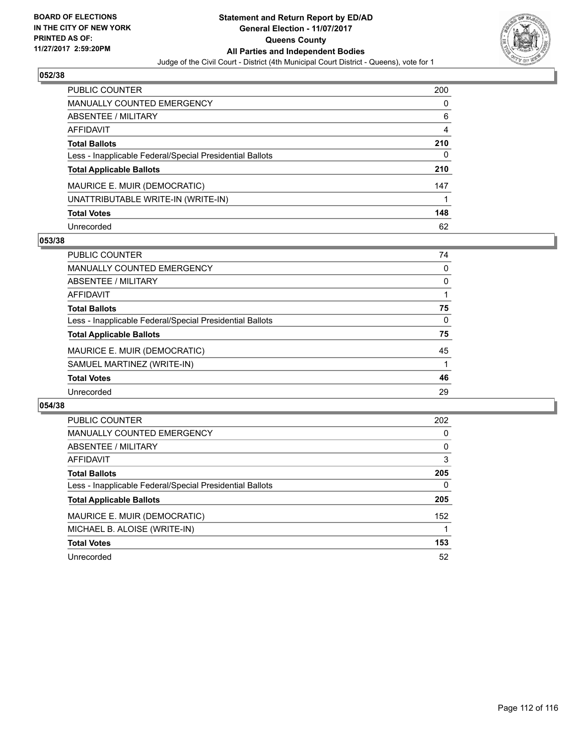**BOARD OF ELECTIONS IN THE CITY OF NEW YORK PRINTED AS OF: 11/27/2017 2:59:20PM**

# Statement and Return Report by ED/AD
## General Election - 11/07/2017
## Queens County
## All Parties and Independent Bodies
Judge of the Civil Court - District (4th Municipal Court District - Queens), vote for 1

### 052/38

| | |
|---|---|
| PUBLIC COUNTER | 200 |
| MANUALLY COUNTED EMERGENCY | 0 |
| ABSENTEE / MILITARY | 6 |
| AFFIDAVIT | 4 |
| **Total Ballots** | **210** |
| Less - Inapplicable Federal/Special Presidential Ballots | 0 |
| **Total Applicable Ballots** | **210** |
| MAURICE E. MUIR (DEMOCRATIC) | 147 |
| UNATTRIBUTABLE WRITE-IN (WRITE-IN) | 1 |
| **Total Votes** | **148** |
| Unrecorded | 62 |

### 053/38

| | |
|---|---|
| PUBLIC COUNTER | 74 |
| MANUALLY COUNTED EMERGENCY | 0 |
| ABSENTEE / MILITARY | 0 |
| AFFIDAVIT | 1 |
| **Total Ballots** | **75** |
| Less - Inapplicable Federal/Special Presidential Ballots | 0 |
| **Total Applicable Ballots** | **75** |
| MAURICE E. MUIR (DEMOCRATIC) | 45 |
| SAMUEL MARTINEZ (WRITE-IN) | 1 |
| **Total Votes** | **46** |
| Unrecorded | 29 |

### 054/38

| | |
|---|---|
| PUBLIC COUNTER | 202 |
| MANUALLY COUNTED EMERGENCY | 0 |
| ABSENTEE / MILITARY | 0 |
| AFFIDAVIT | 3 |
| **Total Ballots** | **205** |
| Less - Inapplicable Federal/Special Presidential Ballots | 0 |
| **Total Applicable Ballots** | **205** |
| MAURICE E. MUIR (DEMOCRATIC) | 152 |
| MICHAEL B. ALOISE (WRITE-IN) | 1 |
| **Total Votes** | **153** |
| Unrecorded | 52 |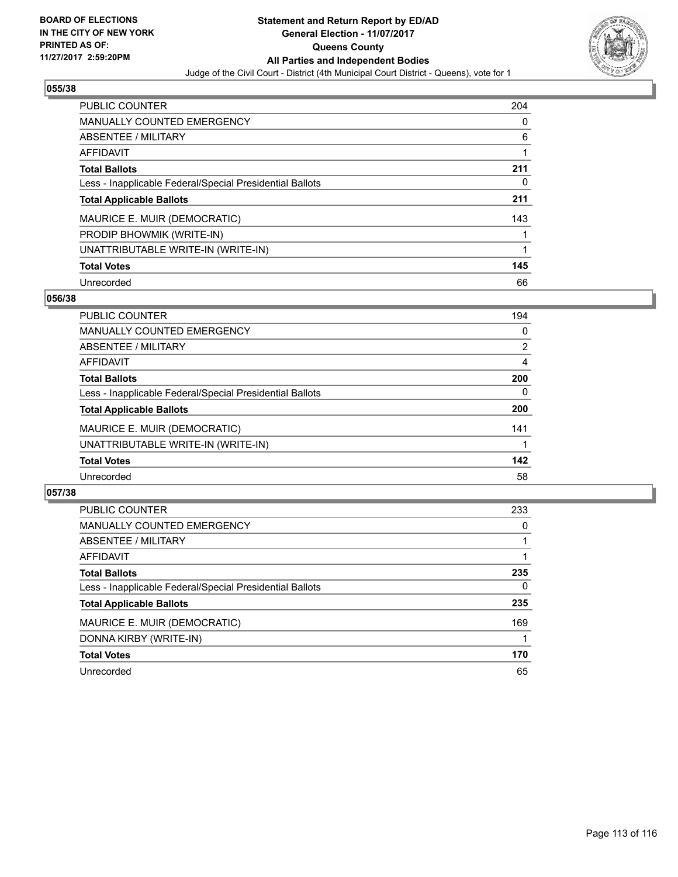**BOARD OF ELECTIONS IN THE CITY OF NEW YORK PRINTED AS OF: 11/27/2017 2:59:20PM**

# Statement and Return Report by ED/AD
## General Election - 11/07/2017
## Queens County
## All Parties and Independent Bodies
Judge of the Civil Court - District (4th Municipal Court District - Queens), vote for 1

### 055/38

| | |
|---|---|
| PUBLIC COUNTER | 204 |
| MANUALLY COUNTED EMERGENCY | 0 |
| ABSENTEE / MILITARY | 6 |
| AFFIDAVIT | 1 |
| **Total Ballots** | **211** |
| Less - Inapplicable Federal/Special Presidential Ballots | 0 |
| **Total Applicable Ballots** | **211** |
| MAURICE E. MUIR (DEMOCRATIC) | 143 |
| PRODIP BHOWMIK (WRITE-IN) | 1 |
| UNATTRIBUTABLE WRITE-IN (WRITE-IN) | 1 |
| **Total Votes** | **145** |
| Unrecorded | 66 |

### 056/38

| | |
|---|---|
| PUBLIC COUNTER | 194 |
| MANUALLY COUNTED EMERGENCY | 0 |
| ABSENTEE / MILITARY | 2 |
| AFFIDAVIT | 4 |
| **Total Ballots** | **200** |
| Less - Inapplicable Federal/Special Presidential Ballots | 0 |
| **Total Applicable Ballots** | **200** |
| MAURICE E. MUIR (DEMOCRATIC) | 141 |
| UNATTRIBUTABLE WRITE-IN (WRITE-IN) | 1 |
| **Total Votes** | **142** |
| Unrecorded | 58 |

### 057/38

| | |
|---|---|
| PUBLIC COUNTER | 233 |
| MANUALLY COUNTED EMERGENCY | 0 |
| ABSENTEE / MILITARY | 1 |
| AFFIDAVIT | 1 |
| **Total Ballots** | **235** |
| Less - Inapplicable Federal/Special Presidential Ballots | 0 |
| **Total Applicable Ballots** | **235** |
| MAURICE E. MUIR (DEMOCRATIC) | 169 |
| DONNA KIRBY (WRITE-IN) | 1 |
| **Total Votes** | **170** |
| Unrecorded | 65 |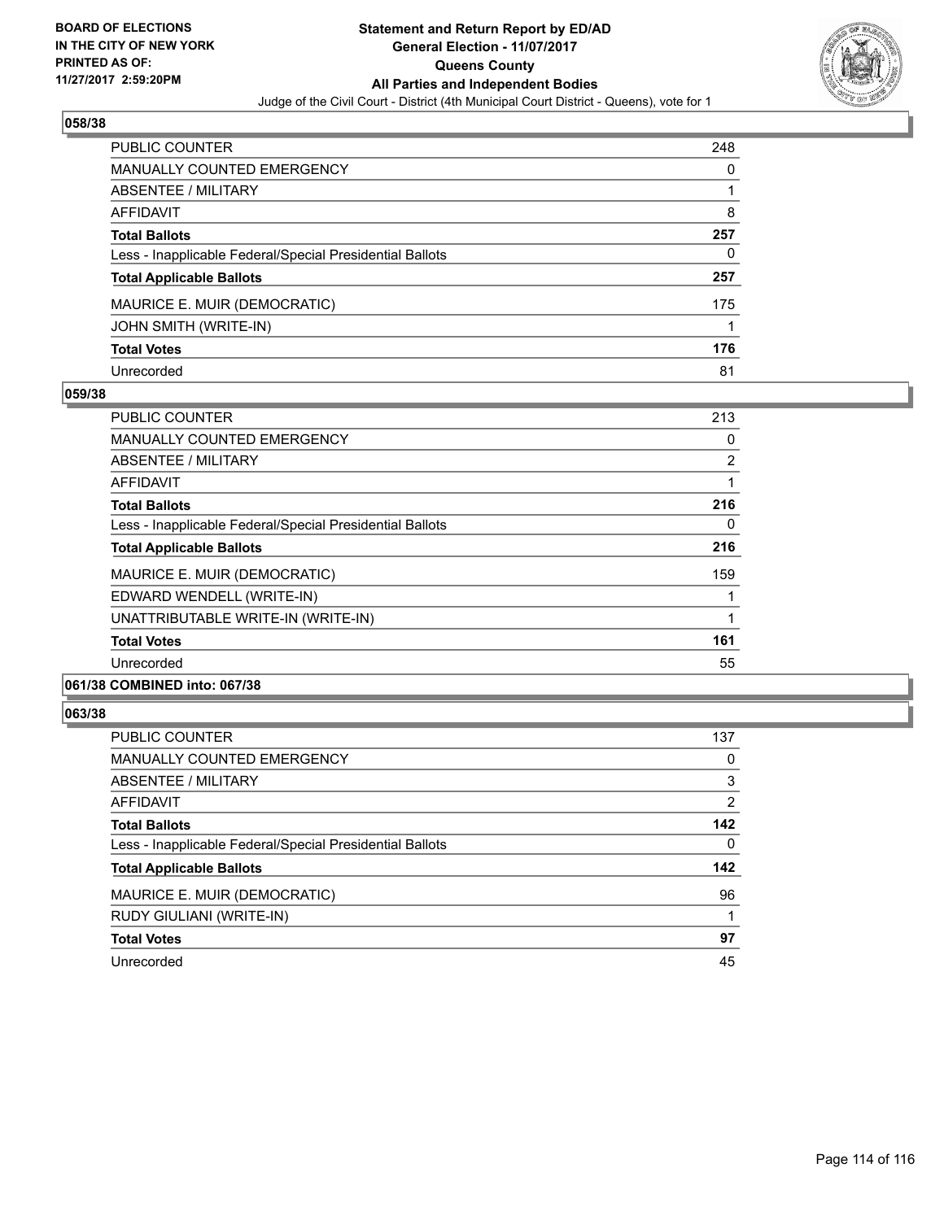## 058/38

| | |
|---|---|
| PUBLIC COUNTER | 248 |
| MANUALLY COUNTED EMERGENCY | 0 |
| ABSENTEE / MILITARY | 1 |
| AFFIDAVIT | 8 |
| **Total Ballots** | **257** |
| Less - Inapplicable Federal/Special Presidential Ballots | 0 |
| **Total Applicable Ballots** | **257** |
| MAURICE E. MUIR (DEMOCRATIC) | 175 |
| JOHN SMITH (WRITE-IN) | 1 |
| **Total Votes** | **176** |
| Unrecorded | 81 |

## 059/38

| | |
|---|---|
| PUBLIC COUNTER | 213 |
| MANUALLY COUNTED EMERGENCY | 0 |
| ABSENTEE / MILITARY | 2 |
| AFFIDAVIT | 1 |
| **Total Ballots** | **216** |
| Less - Inapplicable Federal/Special Presidential Ballots | 0 |
| **Total Applicable Ballots** | **216** |
| MAURICE E. MUIR (DEMOCRATIC) | 159 |
| EDWARD WENDELL (WRITE-IN) | 1 |
| UNATTRIBUTABLE WRITE-IN (WRITE-IN) | 1 |
| **Total Votes** | **161** |
| Unrecorded | 55 |

## 061/38 COMBINED into: 067/38

## 063/38

| | |
|---|---|
| PUBLIC COUNTER | 137 |
| MANUALLY COUNTED EMERGENCY | 0 |
| ABSENTEE / MILITARY | 3 |
| AFFIDAVIT | 2 |
| **Total Ballots** | **142** |
| Less - Inapplicable Federal/Special Presidential Ballots | 0 |
| **Total Applicable Ballots** | **142** |
| MAURICE E. MUIR (DEMOCRATIC) | 96 |
| RUDY GIULIANI (WRITE-IN) | 1 |
| **Total Votes** | **97** |
| Unrecorded | 45 |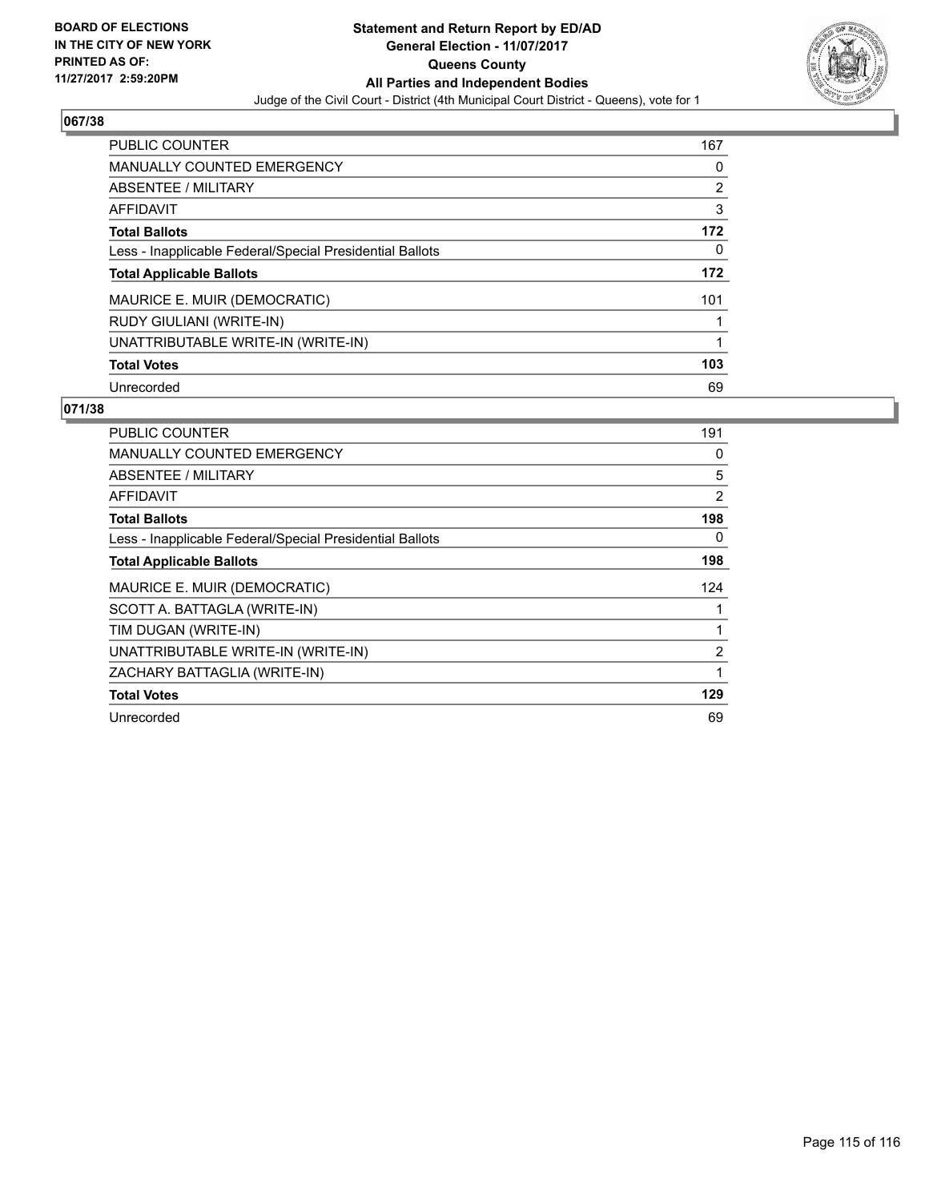BOARD OF ELECTIONS
IN THE CITY OF NEW YORK
PRINTED AS OF:
11/27/2017 2:59:20PM

**Statement and Return Report by ED/AD**
**General Election - 11/07/2017**
**Queens County**
**All Parties and Independent Bodies**
Judge of the Civil Court - District (4th Municipal Court District - Queens), vote for 1

## 067/38

| | |
|---|---|
| PUBLIC COUNTER | 167 |
| MANUALLY COUNTED EMERGENCY | 0 |
| ABSENTEE / MILITARY | 2 |
| AFFIDAVIT | 3 |
| **Total Ballots** | **172** |
| Less - Inapplicable Federal/Special Presidential Ballots | 0 |
| **Total Applicable Ballots** | **172** |
| MAURICE E. MUIR (DEMOCRATIC) | 101 |
| RUDY GIULIANI (WRITE-IN) | 1 |
| UNATTRIBUTABLE WRITE-IN (WRITE-IN) | 1 |
| **Total Votes** | **103** |
| Unrecorded | 69 |

## 071/38

| | |
|---|---|
| PUBLIC COUNTER | 191 |
| MANUALLY COUNTED EMERGENCY | 0 |
| ABSENTEE / MILITARY | 5 |
| AFFIDAVIT | 2 |
| **Total Ballots** | **198** |
| Less - Inapplicable Federal/Special Presidential Ballots | 0 |
| **Total Applicable Ballots** | **198** |
| MAURICE E. MUIR (DEMOCRATIC) | 124 |
| SCOTT A. BATTAGLA (WRITE-IN) | 1 |
| TIM DUGAN (WRITE-IN) | 1 |
| UNATTRIBUTABLE WRITE-IN (WRITE-IN) | 2 |
| ZACHARY BATTAGLIA (WRITE-IN) | 1 |
| **Total Votes** | **129** |
| Unrecorded | 69 |